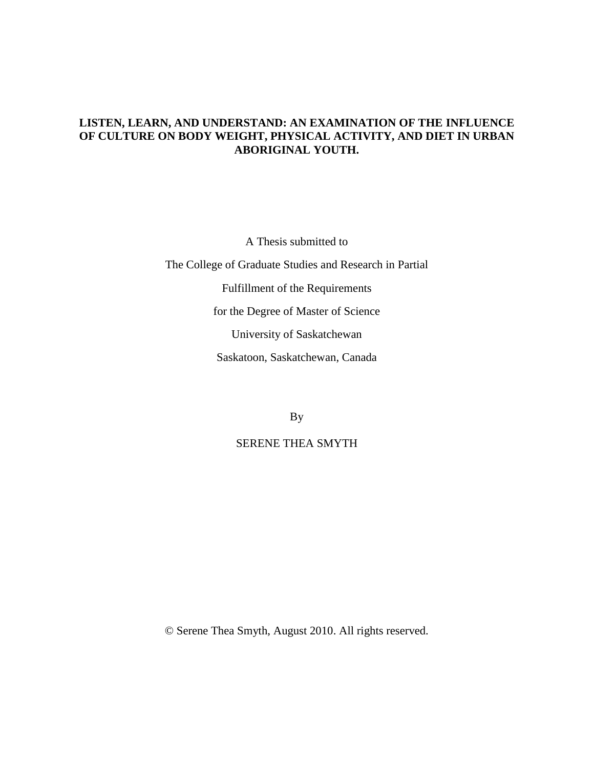# LISTEN, LEARN, AND UNDERSTAND: AN EXAMINATION OF THE INFLUENCE OF CULTURE ON BODY WEIGHT, PHYSICAL ACTIVITY, AND DIET IN URBAN ABORIGINAL YOUTH.

A Thesis submitted to

The College of Graduate Studies and Research in Partial

Fulfillment of the Requirements

for the Degree of Master of Science

University of Saskatchewan

Saskatoon, Saskatchewan, Canada

By

SERENE THEA SMYTH

© Serene Thea Smyth, August 2010. All rights reserved.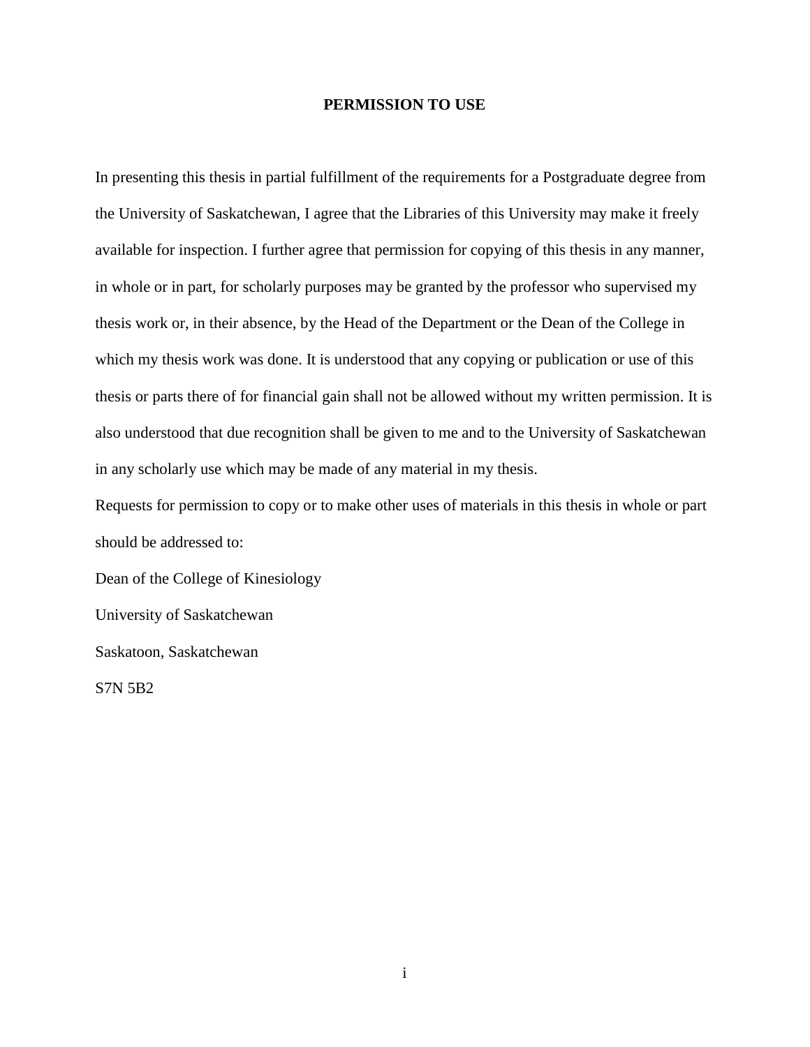# PERMISSION TO USE

In presenting this thesis in partial fulfillment of the requirements for a Postgraduate degree from the University of Saskatchewan, I agree that the Libraries of this University may make it freely available for inspection. I further agree that permission for copying of this thesis in any manner, in whole or in part, for scholarly purposes may be granted by the professor who supervised my thesis work or, in their absence, by the Head of the Department or the Dean of the College in which my thesis work was done. It is understood that any copying or publication or use of this thesis or parts there of for financial gain shall not be allowed without my written permission. It is also understood that due recognition shall be given to me and to the University of Saskatchewan in any scholarly use which may be made of any material in my thesis.

Requests for permission to copy or to make other uses of materials in this thesis in whole or part should be addressed to:

Dean of the College of Kinesiology

University of Saskatchewan

Saskatoon, Saskatchewan

S7N 5B2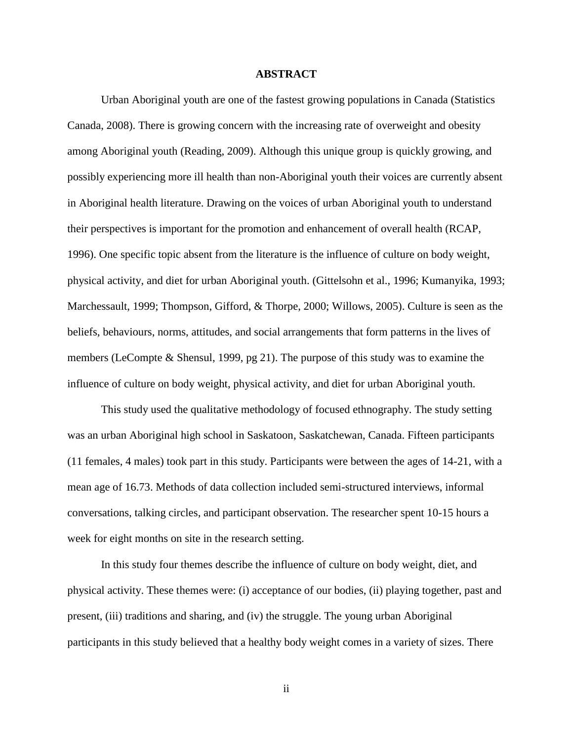# ABSTRACT

Urban Aboriginal youth are one of the fastest growing populations in Canada (Statistics Canada, 2008). There is growing concern with the increasing rate of overweight and obesity among Aboriginal youth (Reading, 2009). Although this unique group is quickly growing, and possibly experiencing more ill health than non-Aboriginal youth their voices are currently absent in Aboriginal health literature. Drawing on the voices of urban Aboriginal youth to understand their perspectives is important for the promotion and enhancement of overall health (RCAP, 1996). One specific topic absent from the literature is the influence of culture on body weight, physical activity, and diet for urban Aboriginal youth. (Gittelsohn et al., 1996; Kumanyika, 1993; Marchessault, 1999; Thompson, Gifford, & Thorpe, 2000; Willows, 2005). Culture is seen as the beliefs, behaviours, norms, attitudes, and social arrangements that form patterns in the lives of members (LeCompte & Shensul, 1999, pg 21). The purpose of this study was to examine the influence of culture on body weight, physical activity, and diet for urban Aboriginal youth.

This study used the qualitative methodology of focused ethnography. The study setting was an urban Aboriginal high school in Saskatoon, Saskatchewan, Canada. Fifteen participants (11 females, 4 males) took part in this study. Participants were between the ages of 14-21, with a mean age of 16.73. Methods of data collection included semi-structured interviews, informal conversations, talking circles, and participant observation. The researcher spent 10-15 hours a week for eight months on site in the research setting.

In this study four themes describe the influence of culture on body weight, diet, and physical activity. These themes were: (i) acceptance of our bodies, (ii) playing together, past and present, (iii) traditions and sharing, and (iv) the struggle. The young urban Aboriginal participants in this study believed that a healthy body weight comes in a variety of sizes. There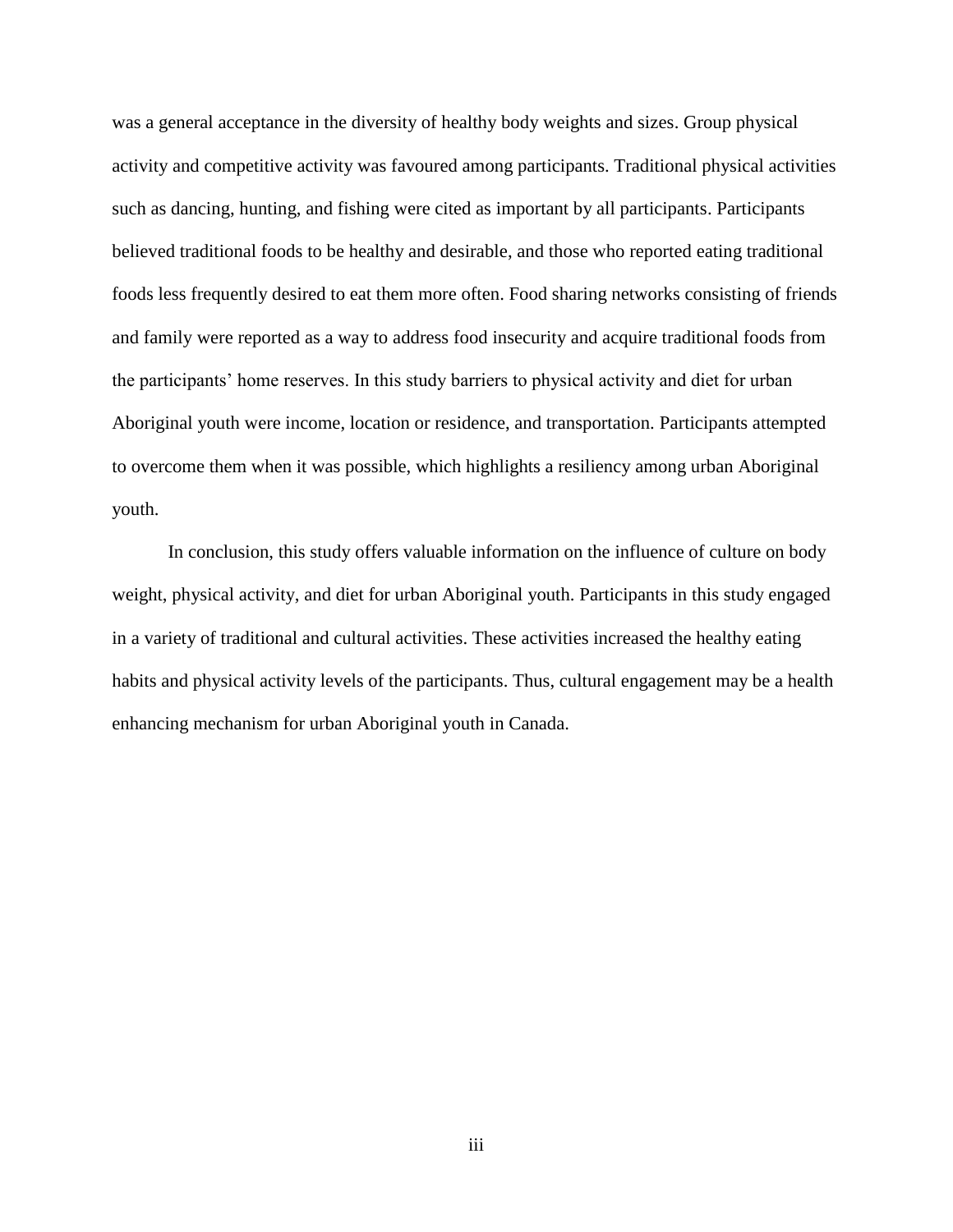was a general acceptance in the diversity of healthy body weights and sizes. Group physical activity and competitive activity was favoured among participants. Traditional physical activities such as dancing, hunting, and fishing were cited as important by all participants. Participants believed traditional foods to be healthy and desirable, and those who reported eating traditional foods less frequently desired to eat them more often. Food sharing networks consisting of friends and family were reported as a way to address food insecurity and acquire traditional foods from the participants' home reserves. In this study barriers to physical activity and diet for urban Aboriginal youth were income, location or residence, and transportation. Participants attempted to overcome them when it was possible, which highlights a resiliency among urban Aboriginal youth.

In conclusion, this study offers valuable information on the influence of culture on body weight, physical activity, and diet for urban Aboriginal youth. Participants in this study engaged in a variety of traditional and cultural activities. These activities increased the healthy eating habits and physical activity levels of the participants. Thus, cultural engagement may be a health enhancing mechanism for urban Aboriginal youth in Canada.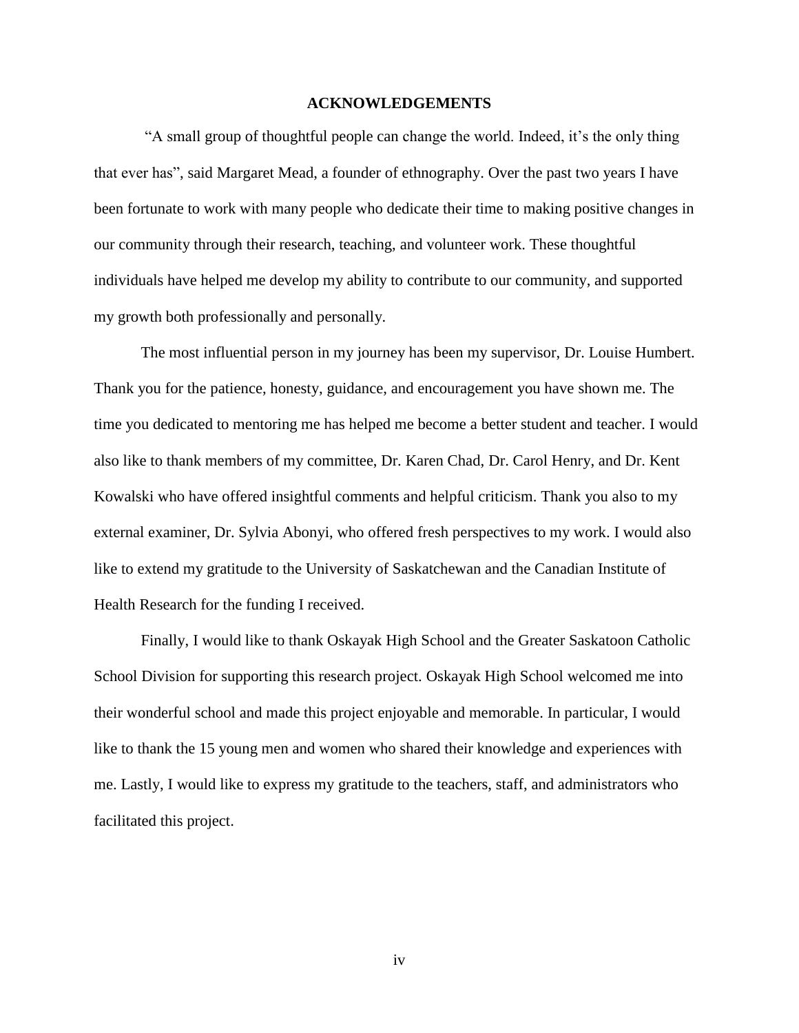# ACKNOWLEDGEMENTS

"A small group of thoughtful people can change the world. Indeed, it's the only thing that ever has", said Margaret Mead, a founder of ethnography. Over the past two years I have been fortunate to work with many people who dedicate their time to making positive changes in our community through their research, teaching, and volunteer work. These thoughtful individuals have helped me develop my ability to contribute to our community, and supported my growth both professionally and personally.

The most influential person in my journey has been my supervisor, Dr. Louise Humbert. Thank you for the patience, honesty, guidance, and encouragement you have shown me. The time you dedicated to mentoring me has helped me become a better student and teacher. I would also like to thank members of my committee, Dr. Karen Chad, Dr. Carol Henry, and Dr. Kent Kowalski who have offered insightful comments and helpful criticism. Thank you also to my external examiner, Dr. Sylvia Abonyi, who offered fresh perspectives to my work. I would also like to extend my gratitude to the University of Saskatchewan and the Canadian Institute of Health Research for the funding I received.

Finally, I would like to thank Oskayak High School and the Greater Saskatoon Catholic School Division for supporting this research project. Oskayak High School welcomed me into their wonderful school and made this project enjoyable and memorable. In particular, I would like to thank the 15 young men and women who shared their knowledge and experiences with me. Lastly, I would like to express my gratitude to the teachers, staff, and administrators who facilitated this project.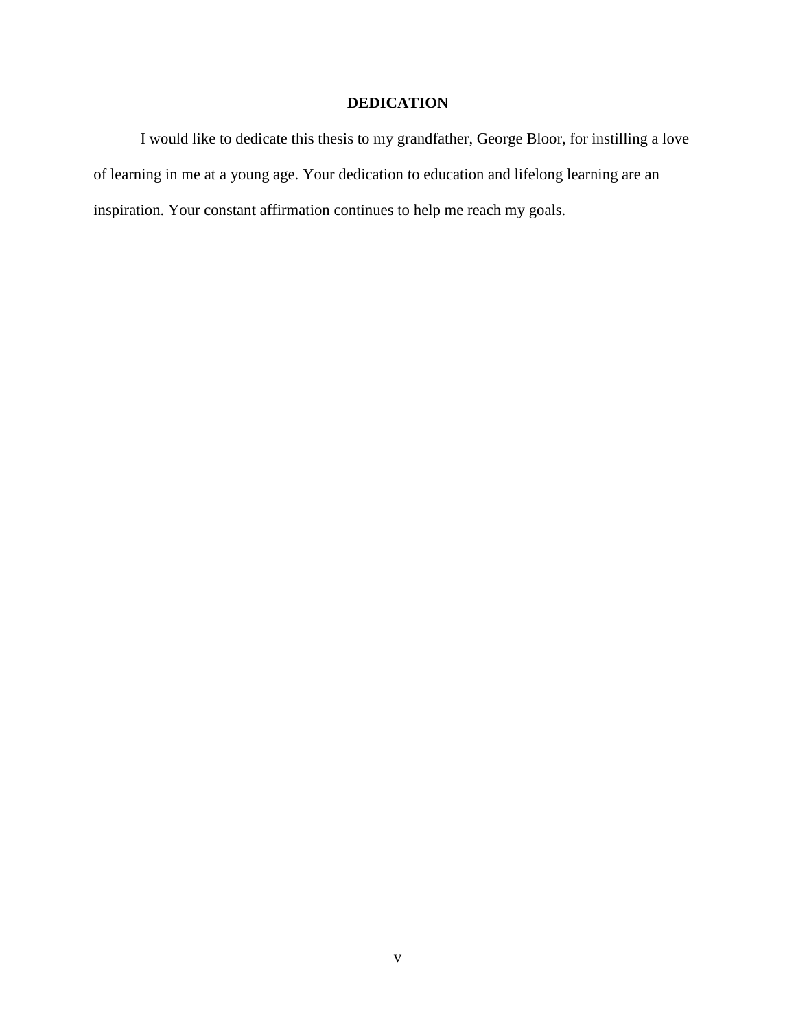## DEDICATION

I would like to dedicate this thesis to my grandfather, George Bloor, for instilling a love of learning in me at a young age. Your dedication to education and lifelong learning are an inspiration. Your constant affirmation continues to help me reach my goals.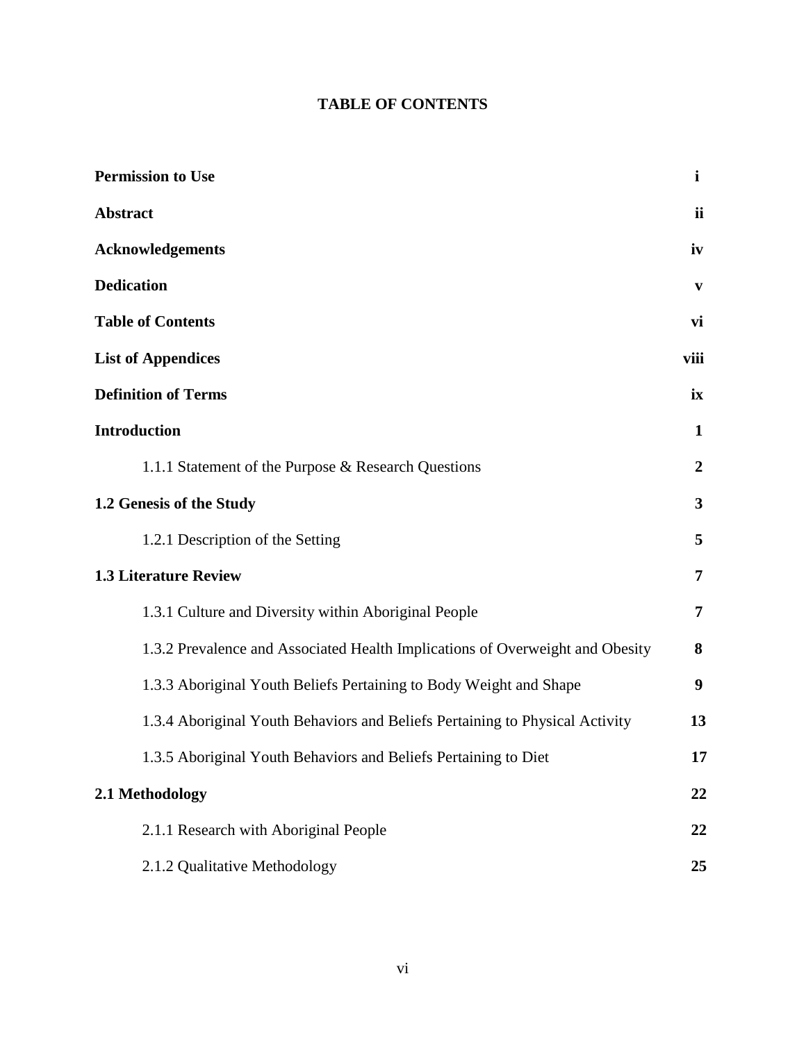# TABLE OF CONTENTS

| | |
|---|---|
| **Permission to Use** | **i** |
| **Abstract** | **ii** |
| **Acknowledgements** | **iv** |
| **Dedication** | **v** |
| **Table of Contents** | **vi** |
| **List of Appendices** | **viii** |
| **Definition of Terms** | **ix** |
| **Introduction** | **1** |
| 1.1.1 Statement of the Purpose & Research Questions | **2** |
| **1.2 Genesis of the Study** | **3** |
| 1.2.1 Description of the Setting | **5** |
| **1.3 Literature Review** | **7** |
| 1.3.1 Culture and Diversity within Aboriginal People | **7** |
| 1.3.2 Prevalence and Associated Health Implications of Overweight and Obesity | **8** |
| 1.3.3 Aboriginal Youth Beliefs Pertaining to Body Weight and Shape | **9** |
| 1.3.4 Aboriginal Youth Behaviors and Beliefs Pertaining to Physical Activity | **13** |
| 1.3.5 Aboriginal Youth Behaviors and Beliefs Pertaining to Diet | **17** |
| **2.1 Methodology** | **22** |
| 2.1.1 Research with Aboriginal People | **22** |
| 2.1.2 Qualitative Methodology | **25** |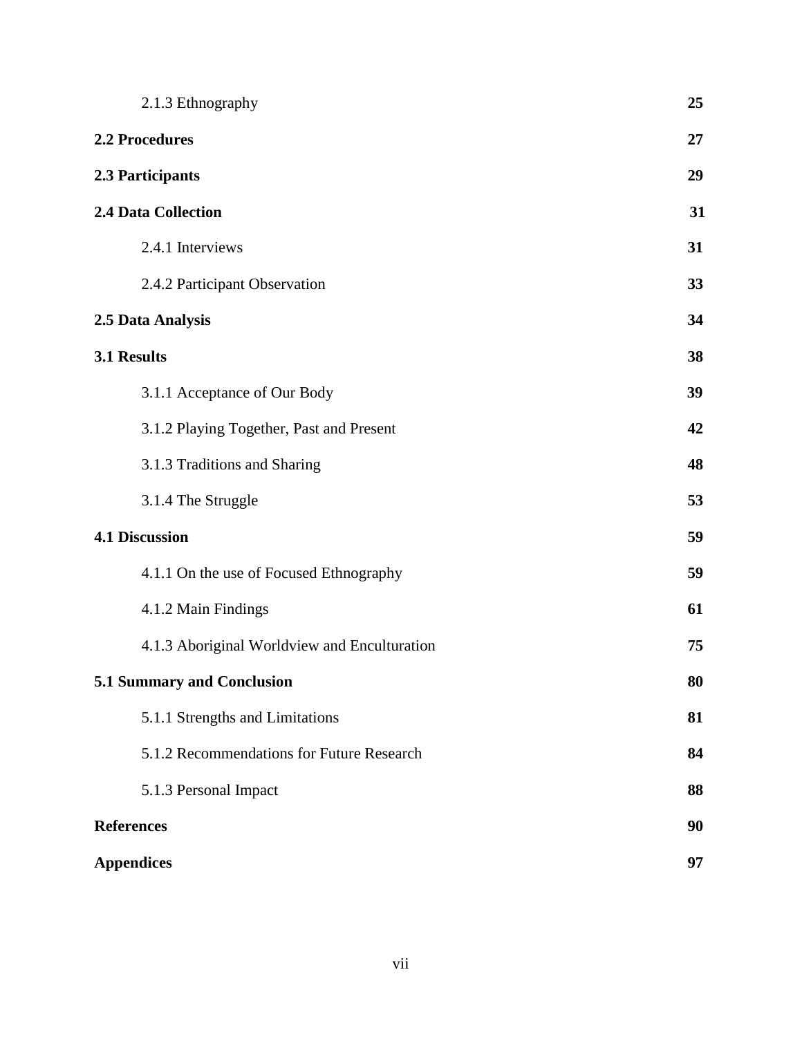2.1.3 Ethnography **25**

**2.2 Procedures** **27**

**2.3 Participants** **29**

**2.4 Data Collection** **31**

2.4.1 Interviews **31**

2.4.2 Participant Observation **33**

**2.5 Data Analysis** **34**

**3.1 Results** **38**

3.1.1 Acceptance of Our Body **39**

3.1.2 Playing Together, Past and Present **42**

3.1.3 Traditions and Sharing **48**

3.1.4 The Struggle **53**

**4.1 Discussion** **59**

4.1.1 On the use of Focused Ethnography **59**

4.1.2 Main Findings **61**

4.1.3 Aboriginal Worldview and Enculturation **75**

**5.1 Summary and Conclusion** **80**

5.1.1 Strengths and Limitations **81**

5.1.2 Recommendations for Future Research **84**

5.1.3 Personal Impact **88**

**References** **90**

**Appendices** **97**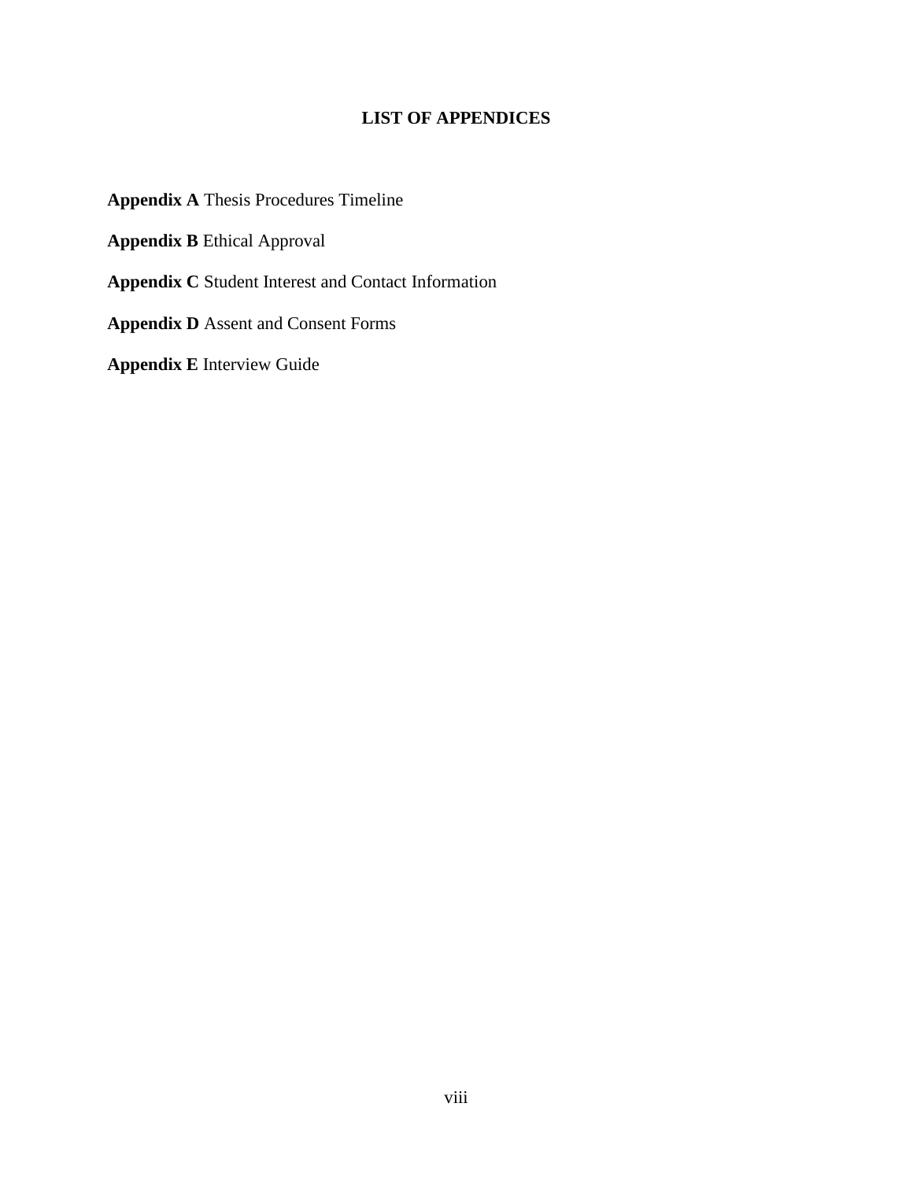# LIST OF APPENDICES

**Appendix A** Thesis Procedures Timeline

**Appendix B** Ethical Approval

**Appendix C** Student Interest and Contact Information

**Appendix D** Assent and Consent Forms

**Appendix E** Interview Guide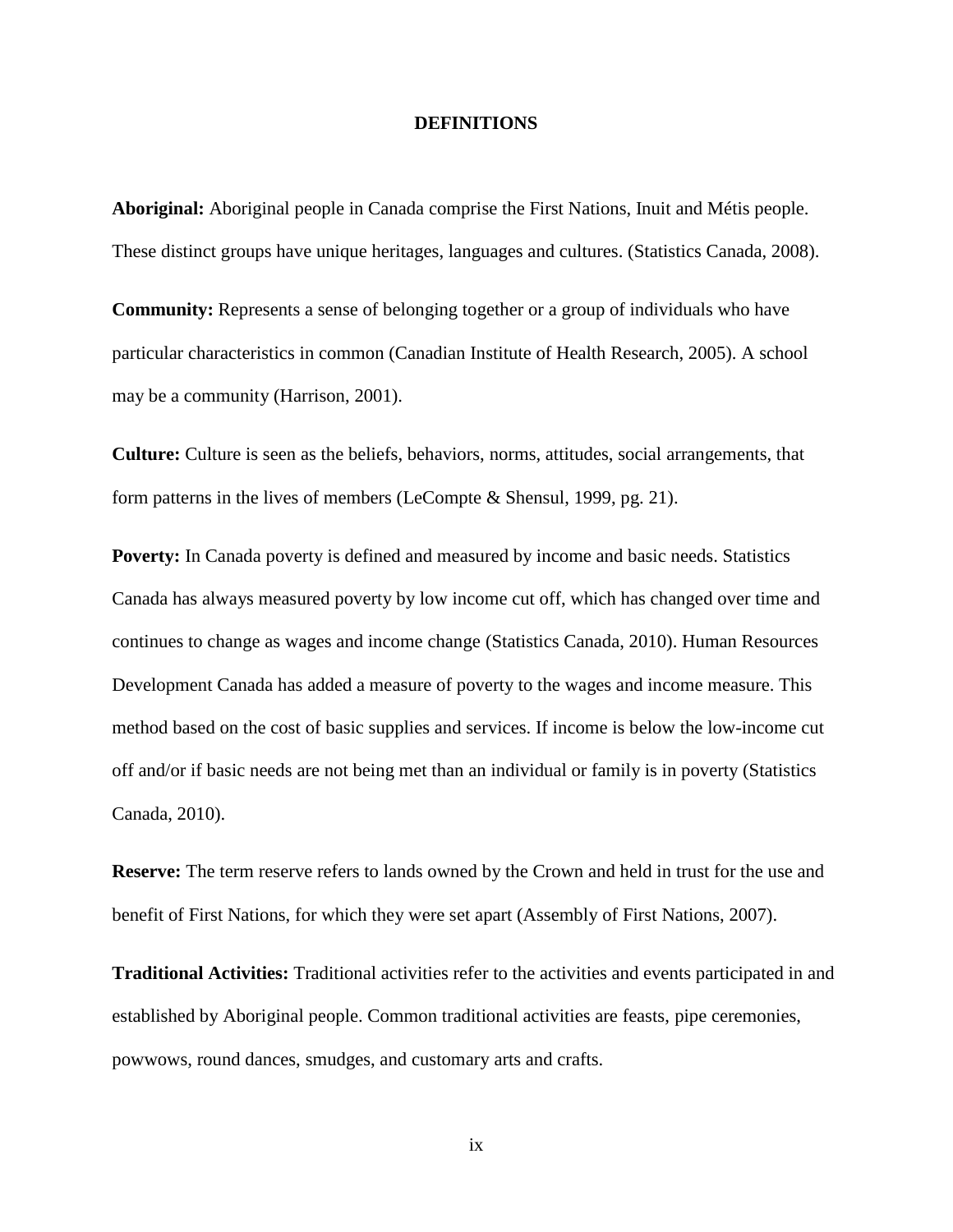# DEFINITIONS

**Aboriginal:** Aboriginal people in Canada comprise the First Nations, Inuit and Métis people. These distinct groups have unique heritages, languages and cultures. (Statistics Canada, 2008).

**Community:** Represents a sense of belonging together or a group of individuals who have particular characteristics in common (Canadian Institute of Health Research, 2005). A school may be a community (Harrison, 2001).

**Culture:** Culture is seen as the beliefs, behaviors, norms, attitudes, social arrangements, that form patterns in the lives of members (LeCompte & Shensul, 1999, pg. 21).

**Poverty:** In Canada poverty is defined and measured by income and basic needs. Statistics Canada has always measured poverty by low income cut off, which has changed over time and continues to change as wages and income change (Statistics Canada, 2010). Human Resources Development Canada has added a measure of poverty to the wages and income measure. This method based on the cost of basic supplies and services. If income is below the low-income cut off and/or if basic needs are not being met than an individual or family is in poverty (Statistics Canada, 2010).

**Reserve:** The term reserve refers to lands owned by the Crown and held in trust for the use and benefit of First Nations, for which they were set apart (Assembly of First Nations, 2007).

**Traditional Activities:** Traditional activities refer to the activities and events participated in and established by Aboriginal people. Common traditional activities are feasts, pipe ceremonies, powwows, round dances, smudges, and customary arts and crafts.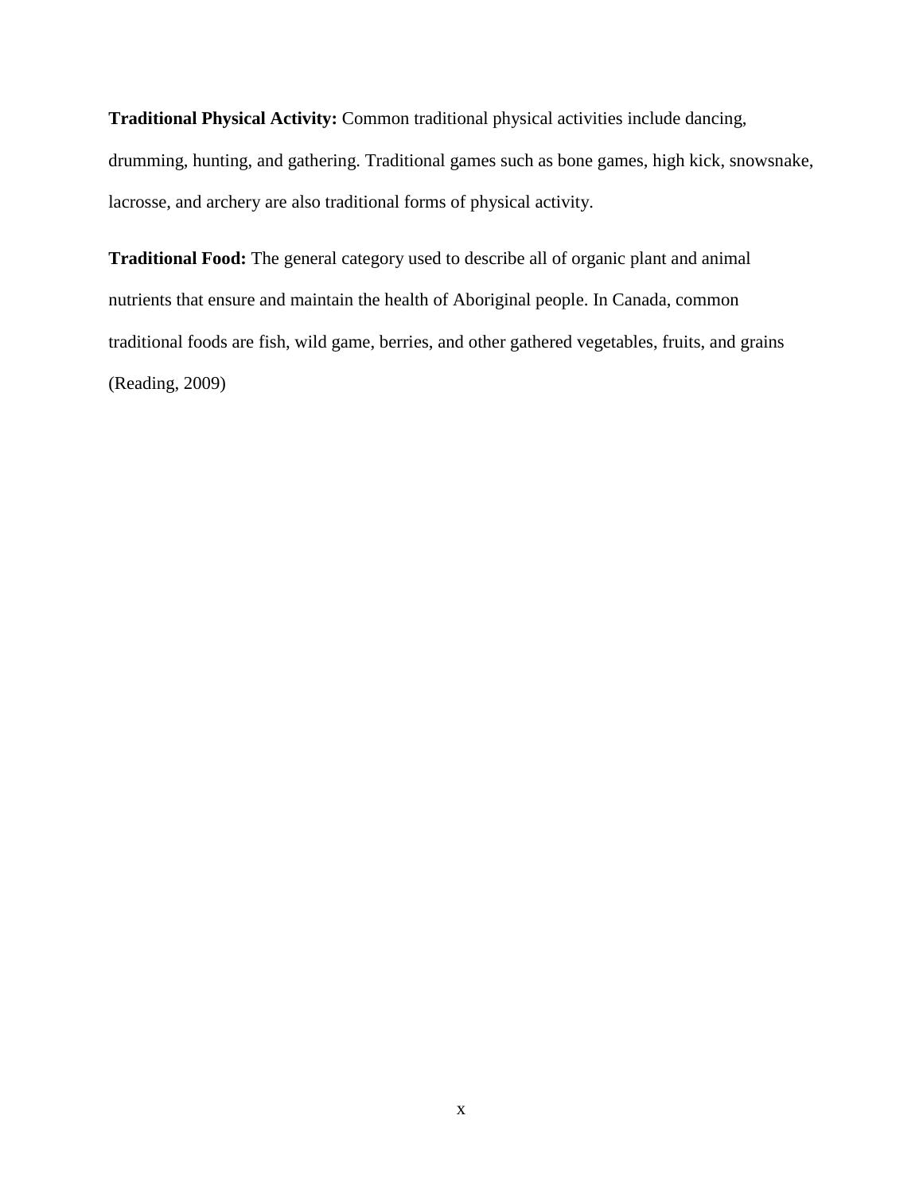**Traditional Physical Activity:** Common traditional physical activities include dancing, drumming, hunting, and gathering. Traditional games such as bone games, high kick, snowsnake, lacrosse, and archery are also traditional forms of physical activity.

**Traditional Food:** The general category used to describe all of organic plant and animal nutrients that ensure and maintain the health of Aboriginal people. In Canada, common traditional foods are fish, wild game, berries, and other gathered vegetables, fruits, and grains (Reading, 2009)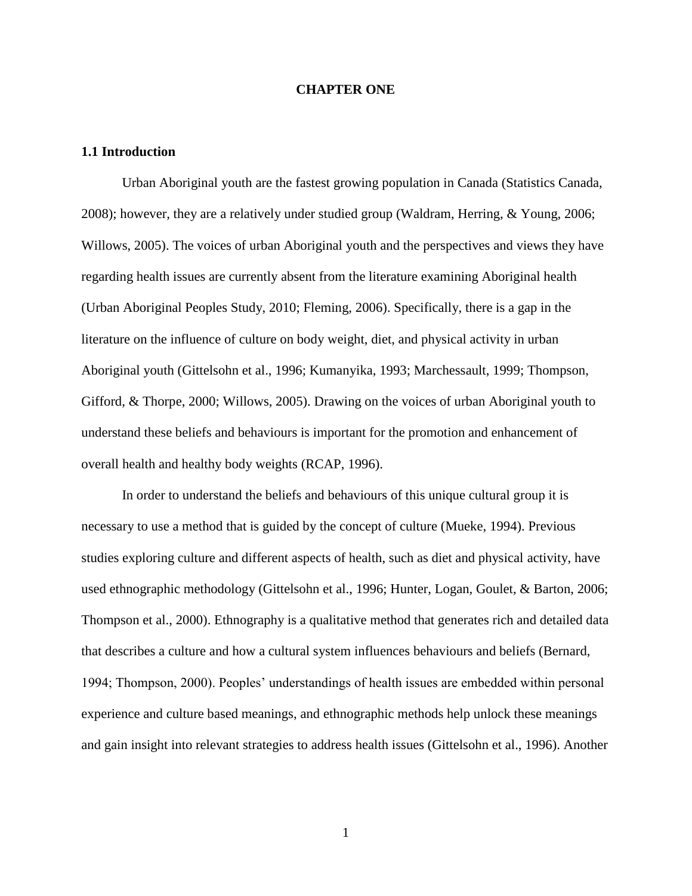# CHAPTER ONE

## 1.1 Introduction

Urban Aboriginal youth are the fastest growing population in Canada (Statistics Canada, 2008); however, they are a relatively under studied group (Waldram, Herring, & Young, 2006; Willows, 2005). The voices of urban Aboriginal youth and the perspectives and views they have regarding health issues are currently absent from the literature examining Aboriginal health (Urban Aboriginal Peoples Study, 2010; Fleming, 2006). Specifically, there is a gap in the literature on the influence of culture on body weight, diet, and physical activity in urban Aboriginal youth (Gittelsohn et al., 1996; Kumanyika, 1993; Marchessault, 1999; Thompson, Gifford, & Thorpe, 2000; Willows, 2005). Drawing on the voices of urban Aboriginal youth to understand these beliefs and behaviours is important for the promotion and enhancement of overall health and healthy body weights (RCAP, 1996).

In order to understand the beliefs and behaviours of this unique cultural group it is necessary to use a method that is guided by the concept of culture (Mueke, 1994). Previous studies exploring culture and different aspects of health, such as diet and physical activity, have used ethnographic methodology (Gittelsohn et al., 1996; Hunter, Logan, Goulet, & Barton, 2006; Thompson et al., 2000). Ethnography is a qualitative method that generates rich and detailed data that describes a culture and how a cultural system influences behaviours and beliefs (Bernard, 1994; Thompson, 2000). Peoples' understandings of health issues are embedded within personal experience and culture based meanings, and ethnographic methods help unlock these meanings and gain insight into relevant strategies to address health issues (Gittelsohn et al., 1996). Another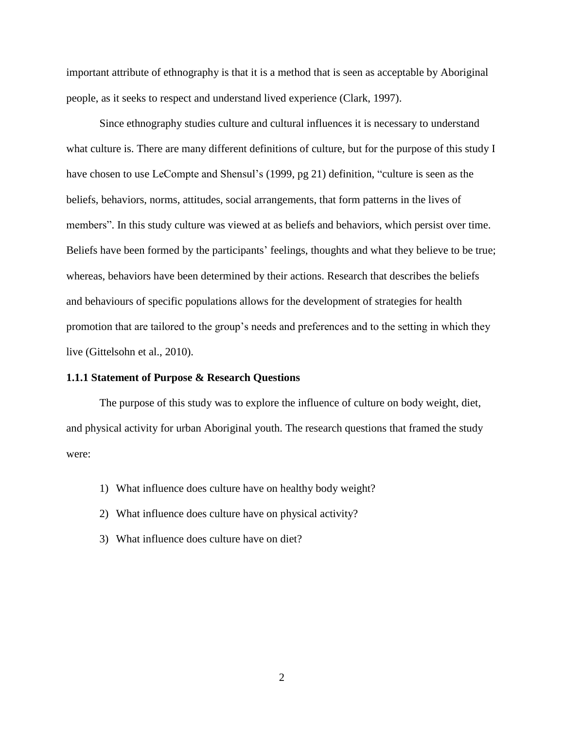important attribute of ethnography is that it is a method that is seen as acceptable by Aboriginal people, as it seeks to respect and understand lived experience (Clark, 1997).

Since ethnography studies culture and cultural influences it is necessary to understand what culture is. There are many different definitions of culture, but for the purpose of this study I have chosen to use LeCompte and Shensul's (1999, pg 21) definition, "culture is seen as the beliefs, behaviors, norms, attitudes, social arrangements, that form patterns in the lives of members". In this study culture was viewed at as beliefs and behaviors, which persist over time. Beliefs have been formed by the participants' feelings, thoughts and what they believe to be true; whereas, behaviors have been determined by their actions. Research that describes the beliefs and behaviours of specific populations allows for the development of strategies for health promotion that are tailored to the group's needs and preferences and to the setting in which they live (Gittelsohn et al., 2010).

### 1.1.1 Statement of Purpose & Research Questions

The purpose of this study was to explore the influence of culture on body weight, diet, and physical activity for urban Aboriginal youth. The research questions that framed the study were:

1) What influence does culture have on healthy body weight?
2) What influence does culture have on physical activity?
3) What influence does culture have on diet?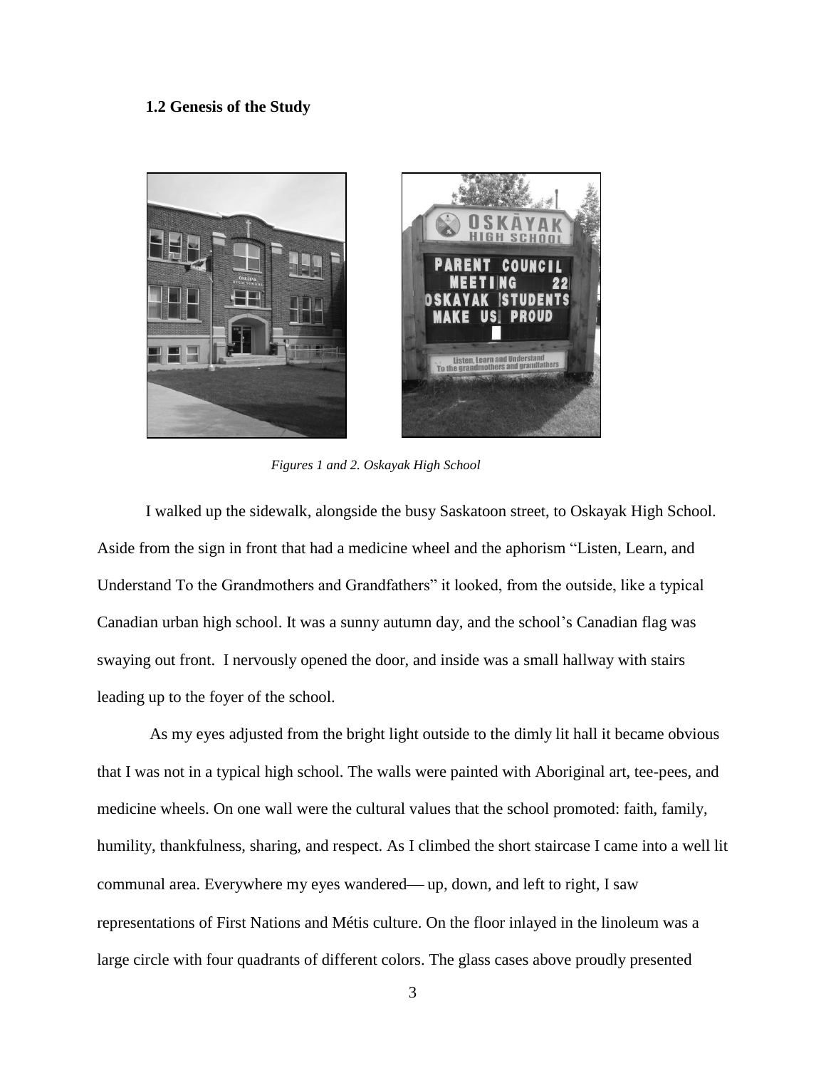### 1.2 Genesis of the Study

*Figures 1 and 2. Oskayak High School*

I walked up the sidewalk, alongside the busy Saskatoon street, to Oskayak High School. Aside from the sign in front that had a medicine wheel and the aphorism "Listen, Learn, and Understand To the Grandmothers and Grandfathers" it looked, from the outside, like a typical Canadian urban high school. It was a sunny autumn day, and the school's Canadian flag was swaying out front. I nervously opened the door, and inside was a small hallway with stairs leading up to the foyer of the school.

As my eyes adjusted from the bright light outside to the dimly lit hall it became obvious that I was not in a typical high school. The walls were painted with Aboriginal art, tee-pees, and medicine wheels. On one wall were the cultural values that the school promoted: faith, family, humility, thankfulness, sharing, and respect. As I climbed the short staircase I came into a well lit communal area. Everywhere my eyes wandered— up, down, and left to right, I saw representations of First Nations and Métis culture. On the floor inlayed in the linoleum was a large circle with four quadrants of different colors. The glass cases above proudly presented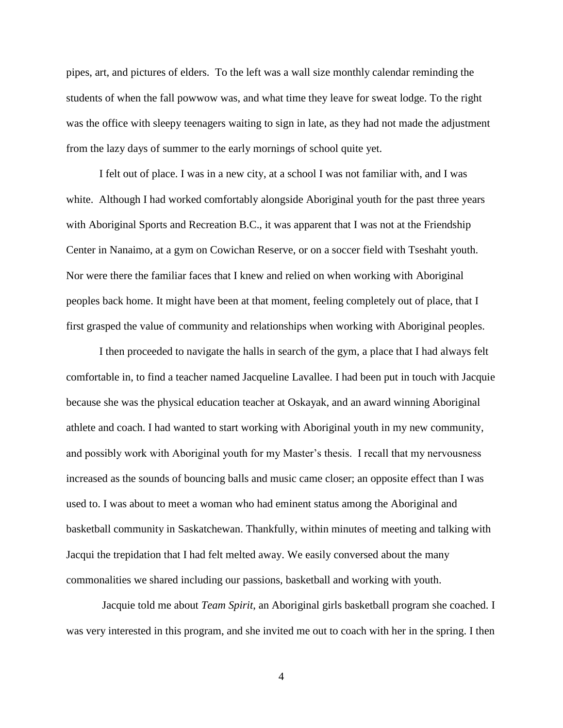pipes, art, and pictures of elders. To the left was a wall size monthly calendar reminding the students of when the fall powwow was, and what time they leave for sweat lodge. To the right was the office with sleepy teenagers waiting to sign in late, as they had not made the adjustment from the lazy days of summer to the early mornings of school quite yet.

I felt out of place. I was in a new city, at a school I was not familiar with, and I was white. Although I had worked comfortably alongside Aboriginal youth for the past three years with Aboriginal Sports and Recreation B.C., it was apparent that I was not at the Friendship Center in Nanaimo, at a gym on Cowichan Reserve, or on a soccer field with Tseshaht youth. Nor were there the familiar faces that I knew and relied on when working with Aboriginal peoples back home. It might have been at that moment, feeling completely out of place, that I first grasped the value of community and relationships when working with Aboriginal peoples.

I then proceeded to navigate the halls in search of the gym, a place that I had always felt comfortable in, to find a teacher named Jacqueline Lavallee. I had been put in touch with Jacquie because she was the physical education teacher at Oskayak, and an award winning Aboriginal athlete and coach. I had wanted to start working with Aboriginal youth in my new community, and possibly work with Aboriginal youth for my Master's thesis. I recall that my nervousness increased as the sounds of bouncing balls and music came closer; an opposite effect than I was used to. I was about to meet a woman who had eminent status among the Aboriginal and basketball community in Saskatchewan. Thankfully, within minutes of meeting and talking with Jacqui the trepidation that I had felt melted away. We easily conversed about the many commonalities we shared including our passions, basketball and working with youth.

Jacquie told me about *Team Spirit*, an Aboriginal girls basketball program she coached. I was very interested in this program, and she invited me out to coach with her in the spring. I then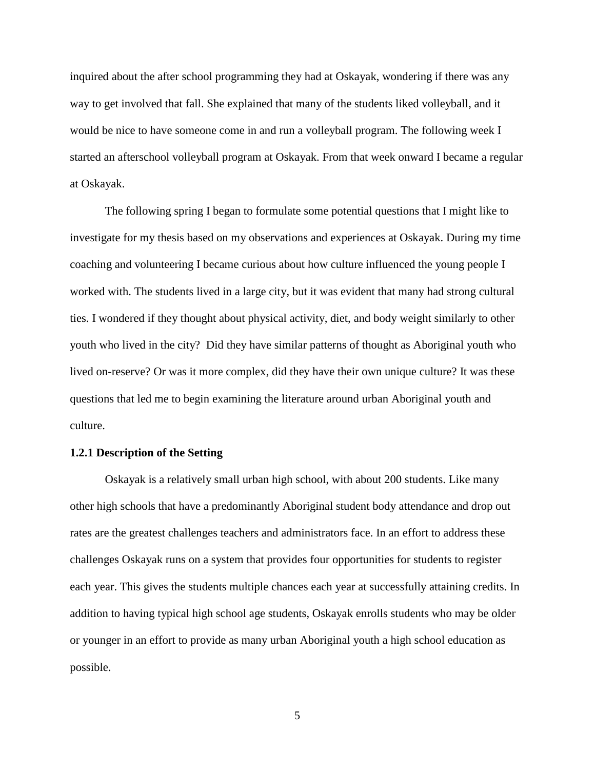inquired about the after school programming they had at Oskayak, wondering if there was any way to get involved that fall. She explained that many of the students liked volleyball, and it would be nice to have someone come in and run a volleyball program. The following week I started an afterschool volleyball program at Oskayak. From that week onward I became a regular at Oskayak.

The following spring I began to formulate some potential questions that I might like to investigate for my thesis based on my observations and experiences at Oskayak. During my time coaching and volunteering I became curious about how culture influenced the young people I worked with. The students lived in a large city, but it was evident that many had strong cultural ties. I wondered if they thought about physical activity, diet, and body weight similarly to other youth who lived in the city? Did they have similar patterns of thought as Aboriginal youth who lived on-reserve? Or was it more complex, did they have their own unique culture? It was these questions that led me to begin examining the literature around urban Aboriginal youth and culture.

### 1.2.1 Description of the Setting

Oskayak is a relatively small urban high school, with about 200 students. Like many other high schools that have a predominantly Aboriginal student body attendance and drop out rates are the greatest challenges teachers and administrators face. In an effort to address these challenges Oskayak runs on a system that provides four opportunities for students to register each year. This gives the students multiple chances each year at successfully attaining credits. In addition to having typical high school age students, Oskayak enrolls students who may be older or younger in an effort to provide as many urban Aboriginal youth a high school education as possible.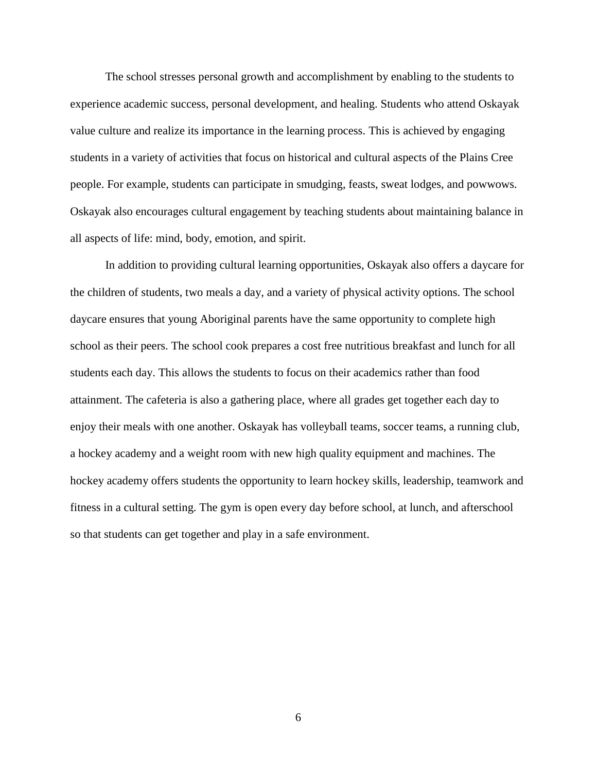The school stresses personal growth and accomplishment by enabling to the students to experience academic success, personal development, and healing. Students who attend Oskayak value culture and realize its importance in the learning process. This is achieved by engaging students in a variety of activities that focus on historical and cultural aspects of the Plains Cree people. For example, students can participate in smudging, feasts, sweat lodges, and powwows. Oskayak also encourages cultural engagement by teaching students about maintaining balance in all aspects of life: mind, body, emotion, and spirit.

In addition to providing cultural learning opportunities, Oskayak also offers a daycare for the children of students, two meals a day, and a variety of physical activity options. The school daycare ensures that young Aboriginal parents have the same opportunity to complete high school as their peers. The school cook prepares a cost free nutritious breakfast and lunch for all students each day. This allows the students to focus on their academics rather than food attainment. The cafeteria is also a gathering place, where all grades get together each day to enjoy their meals with one another. Oskayak has volleyball teams, soccer teams, a running club, a hockey academy and a weight room with new high quality equipment and machines. The hockey academy offers students the opportunity to learn hockey skills, leadership, teamwork and fitness in a cultural setting. The gym is open every day before school, at lunch, and afterschool so that students can get together and play in a safe environment.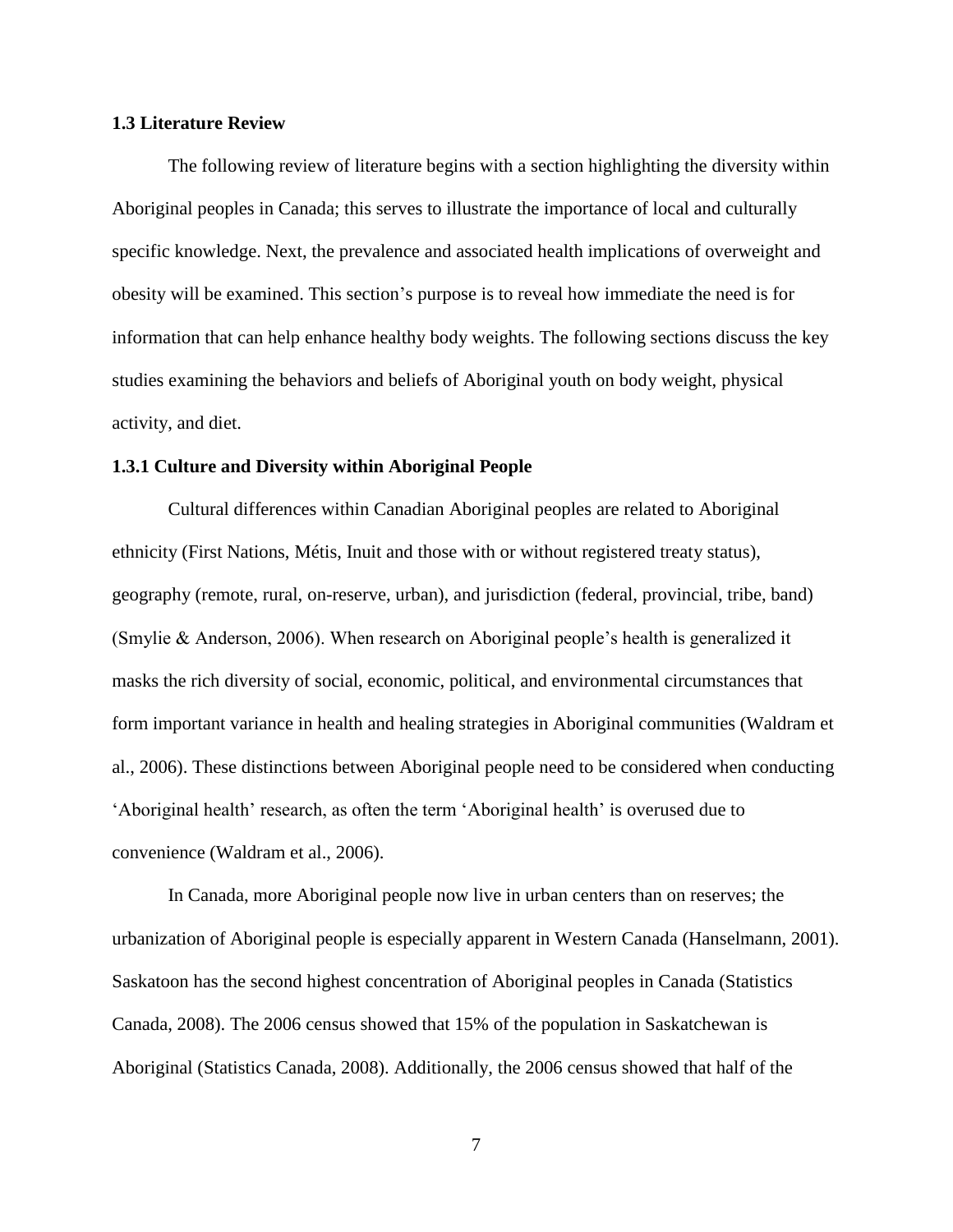### 1.3 Literature Review

The following review of literature begins with a section highlighting the diversity within Aboriginal peoples in Canada; this serves to illustrate the importance of local and culturally specific knowledge. Next, the prevalence and associated health implications of overweight and obesity will be examined. This section's purpose is to reveal how immediate the need is for information that can help enhance healthy body weights. The following sections discuss the key studies examining the behaviors and beliefs of Aboriginal youth on body weight, physical activity, and diet.

#### 1.3.1 Culture and Diversity within Aboriginal People

Cultural differences within Canadian Aboriginal peoples are related to Aboriginal ethnicity (First Nations, Métis, Inuit and those with or without registered treaty status), geography (remote, rural, on-reserve, urban), and jurisdiction (federal, provincial, tribe, band) (Smylie & Anderson, 2006). When research on Aboriginal people's health is generalized it masks the rich diversity of social, economic, political, and environmental circumstances that form important variance in health and healing strategies in Aboriginal communities (Waldram et al., 2006). These distinctions between Aboriginal people need to be considered when conducting 'Aboriginal health' research, as often the term 'Aboriginal health' is overused due to convenience (Waldram et al., 2006).

In Canada, more Aboriginal people now live in urban centers than on reserves; the urbanization of Aboriginal people is especially apparent in Western Canada (Hanselmann, 2001). Saskatoon has the second highest concentration of Aboriginal peoples in Canada (Statistics Canada, 2008). The 2006 census showed that 15% of the population in Saskatchewan is Aboriginal (Statistics Canada, 2008). Additionally, the 2006 census showed that half of the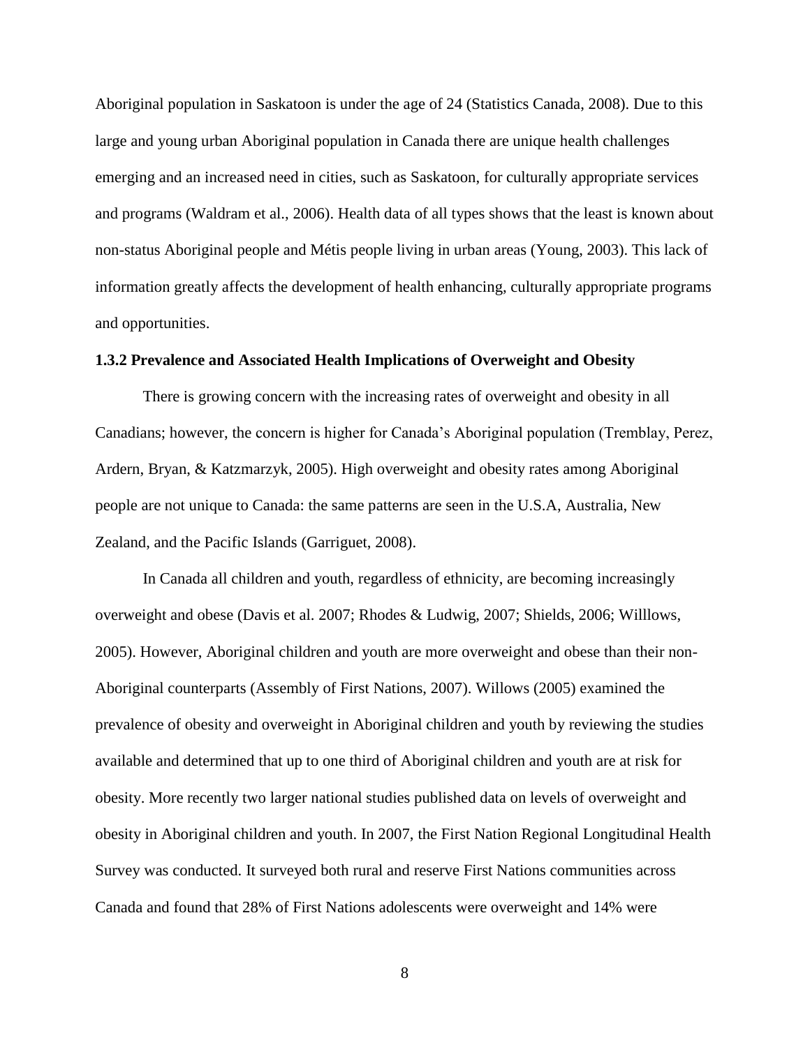Aboriginal population in Saskatoon is under the age of 24 (Statistics Canada, 2008). Due to this large and young urban Aboriginal population in Canada there are unique health challenges emerging and an increased need in cities, such as Saskatoon, for culturally appropriate services and programs (Waldram et al., 2006). Health data of all types shows that the least is known about non-status Aboriginal people and Métis people living in urban areas (Young, 2003). This lack of information greatly affects the development of health enhancing, culturally appropriate programs and opportunities.

### 1.3.2 Prevalence and Associated Health Implications of Overweight and Obesity

There is growing concern with the increasing rates of overweight and obesity in all Canadians; however, the concern is higher for Canada's Aboriginal population (Tremblay, Perez, Ardern, Bryan, & Katzmarzyk, 2005). High overweight and obesity rates among Aboriginal people are not unique to Canada: the same patterns are seen in the U.S.A, Australia, New Zealand, and the Pacific Islands (Garriguet, 2008).

In Canada all children and youth, regardless of ethnicity, are becoming increasingly overweight and obese (Davis et al. 2007; Rhodes & Ludwig, 2007; Shields, 2006; Willlows, 2005). However, Aboriginal children and youth are more overweight and obese than their non-Aboriginal counterparts (Assembly of First Nations, 2007). Willows (2005) examined the prevalence of obesity and overweight in Aboriginal children and youth by reviewing the studies available and determined that up to one third of Aboriginal children and youth are at risk for obesity. More recently two larger national studies published data on levels of overweight and obesity in Aboriginal children and youth. In 2007, the First Nation Regional Longitudinal Health Survey was conducted. It surveyed both rural and reserve First Nations communities across Canada and found that 28% of First Nations adolescents were overweight and 14% were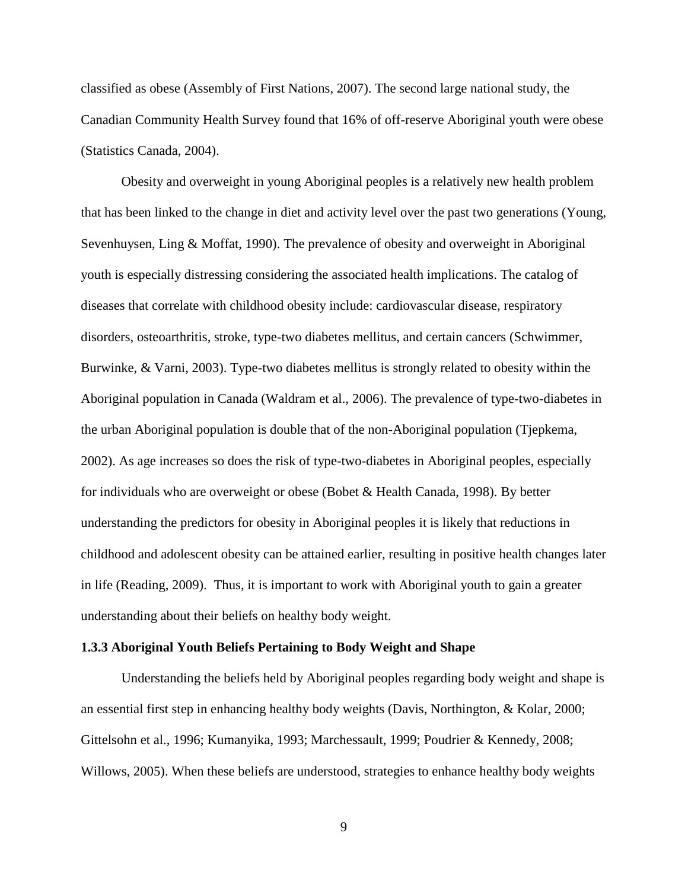classified as obese (Assembly of First Nations, 2007). The second large national study, the Canadian Community Health Survey found that 16% of off-reserve Aboriginal youth were obese (Statistics Canada, 2004).

Obesity and overweight in young Aboriginal peoples is a relatively new health problem that has been linked to the change in diet and activity level over the past two generations (Young, Sevenhuysen, Ling & Moffat, 1990). The prevalence of obesity and overweight in Aboriginal youth is especially distressing considering the associated health implications. The catalog of diseases that correlate with childhood obesity include: cardiovascular disease, respiratory disorders, osteoarthritis, stroke, type-two diabetes mellitus, and certain cancers (Schwimmer, Burwinke, & Varni, 2003). Type-two diabetes mellitus is strongly related to obesity within the Aboriginal population in Canada (Waldram et al., 2006). The prevalence of type-two-diabetes in the urban Aboriginal population is double that of the non-Aboriginal population (Tjepkema, 2002). As age increases so does the risk of type-two-diabetes in Aboriginal peoples, especially for individuals who are overweight or obese (Bobet & Health Canada, 1998). By better understanding the predictors for obesity in Aboriginal peoples it is likely that reductions in childhood and adolescent obesity can be attained earlier, resulting in positive health changes later in life (Reading, 2009). Thus, it is important to work with Aboriginal youth to gain a greater understanding about their beliefs on healthy body weight.

### 1.3.3 Aboriginal Youth Beliefs Pertaining to Body Weight and Shape

Understanding the beliefs held by Aboriginal peoples regarding body weight and shape is an essential first step in enhancing healthy body weights (Davis, Northington, & Kolar, 2000; Gittelsohn et al., 1996; Kumanyika, 1993; Marchessault, 1999; Poudrier & Kennedy, 2008; Willows, 2005). When these beliefs are understood, strategies to enhance healthy body weights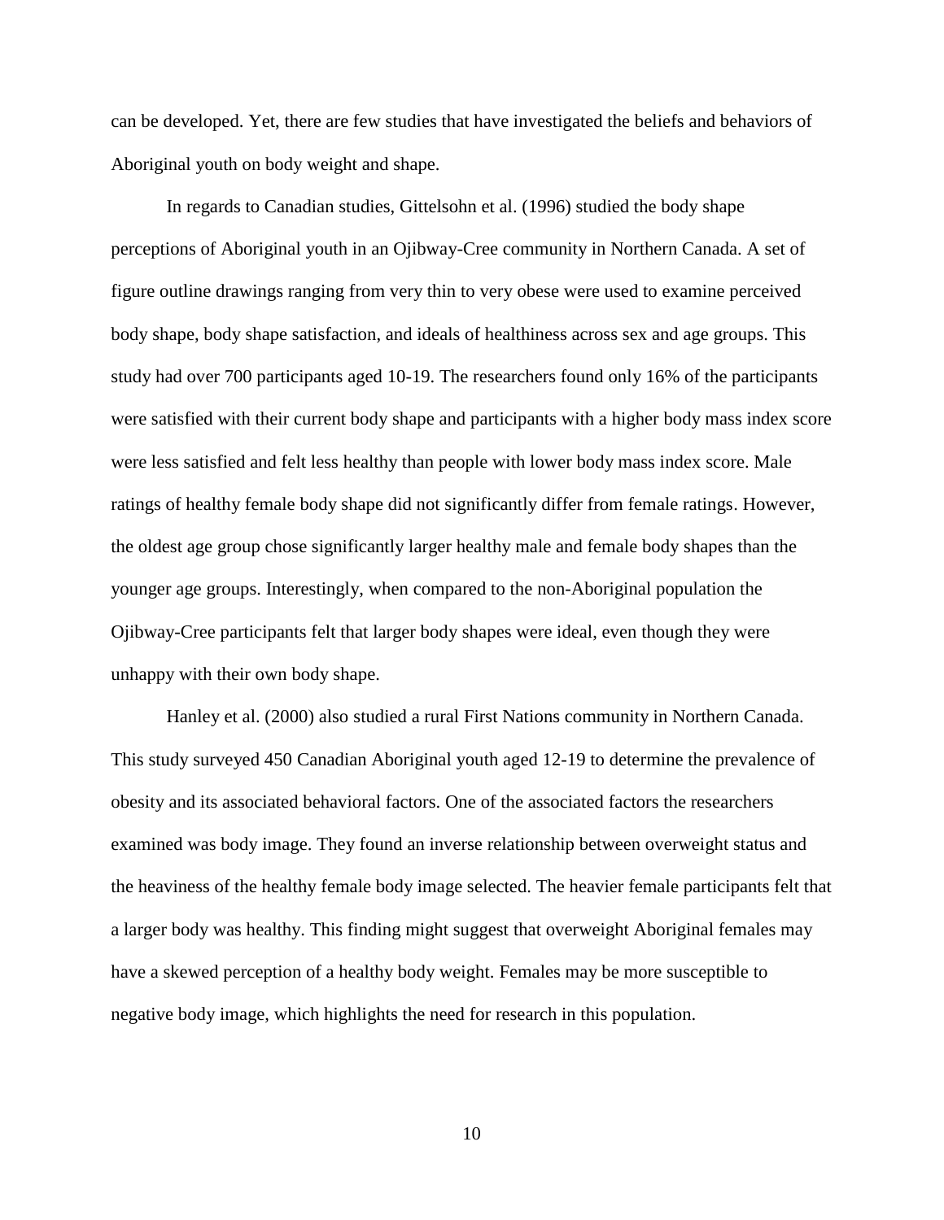can be developed. Yet, there are few studies that have investigated the beliefs and behaviors of Aboriginal youth on body weight and shape.

In regards to Canadian studies, Gittelsohn et al. (1996) studied the body shape perceptions of Aboriginal youth in an Ojibway-Cree community in Northern Canada. A set of figure outline drawings ranging from very thin to very obese were used to examine perceived body shape, body shape satisfaction, and ideals of healthiness across sex and age groups. This study had over 700 participants aged 10-19. The researchers found only 16% of the participants were satisfied with their current body shape and participants with a higher body mass index score were less satisfied and felt less healthy than people with lower body mass index score. Male ratings of healthy female body shape did not significantly differ from female ratings. However, the oldest age group chose significantly larger healthy male and female body shapes than the younger age groups. Interestingly, when compared to the non-Aboriginal population the Ojibway-Cree participants felt that larger body shapes were ideal, even though they were unhappy with their own body shape.

Hanley et al. (2000) also studied a rural First Nations community in Northern Canada. This study surveyed 450 Canadian Aboriginal youth aged 12-19 to determine the prevalence of obesity and its associated behavioral factors. One of the associated factors the researchers examined was body image. They found an inverse relationship between overweight status and the heaviness of the healthy female body image selected. The heavier female participants felt that a larger body was healthy. This finding might suggest that overweight Aboriginal females may have a skewed perception of a healthy body weight. Females may be more susceptible to negative body image, which highlights the need for research in this population.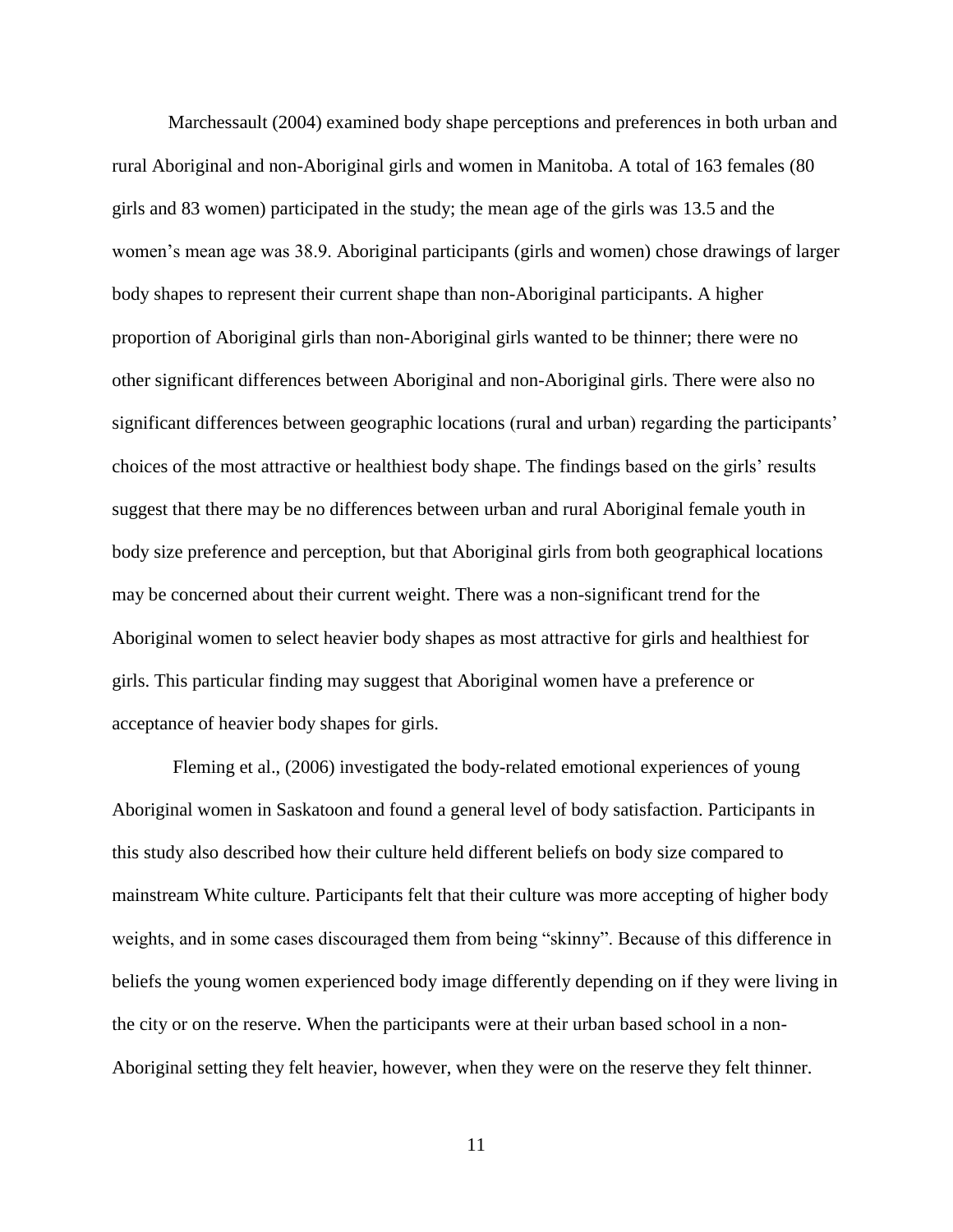Marchessault (2004) examined body shape perceptions and preferences in both urban and rural Aboriginal and non-Aboriginal girls and women in Manitoba. A total of 163 females (80 girls and 83 women) participated in the study; the mean age of the girls was 13.5 and the women's mean age was 38.9. Aboriginal participants (girls and women) chose drawings of larger body shapes to represent their current shape than non-Aboriginal participants. A higher proportion of Aboriginal girls than non-Aboriginal girls wanted to be thinner; there were no other significant differences between Aboriginal and non-Aboriginal girls. There were also no significant differences between geographic locations (rural and urban) regarding the participants' choices of the most attractive or healthiest body shape. The findings based on the girls' results suggest that there may be no differences between urban and rural Aboriginal female youth in body size preference and perception, but that Aboriginal girls from both geographical locations may be concerned about their current weight. There was a non-significant trend for the Aboriginal women to select heavier body shapes as most attractive for girls and healthiest for girls. This particular finding may suggest that Aboriginal women have a preference or acceptance of heavier body shapes for girls.

Fleming et al., (2006) investigated the body-related emotional experiences of young Aboriginal women in Saskatoon and found a general level of body satisfaction. Participants in this study also described how their culture held different beliefs on body size compared to mainstream White culture. Participants felt that their culture was more accepting of higher body weights, and in some cases discouraged them from being "skinny". Because of this difference in beliefs the young women experienced body image differently depending on if they were living in the city or on the reserve. When the participants were at their urban based school in a non-Aboriginal setting they felt heavier, however, when they were on the reserve they felt thinner.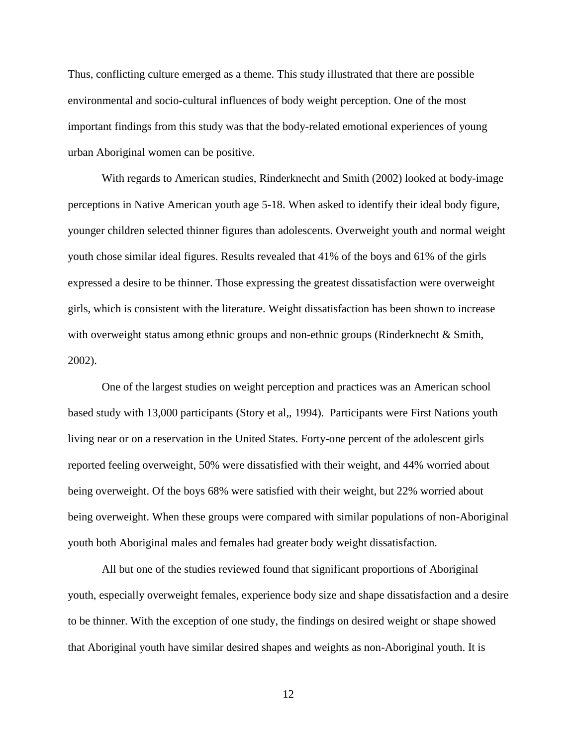Thus, conflicting culture emerged as a theme. This study illustrated that there are possible environmental and socio-cultural influences of body weight perception. One of the most important findings from this study was that the body-related emotional experiences of young urban Aboriginal women can be positive.

With regards to American studies, Rinderknecht and Smith (2002) looked at body-image perceptions in Native American youth age 5-18. When asked to identify their ideal body figure, younger children selected thinner figures than adolescents. Overweight youth and normal weight youth chose similar ideal figures. Results revealed that 41% of the boys and 61% of the girls expressed a desire to be thinner. Those expressing the greatest dissatisfaction were overweight girls, which is consistent with the literature. Weight dissatisfaction has been shown to increase with overweight status among ethnic groups and non-ethnic groups (Rinderknecht & Smith, 2002).

One of the largest studies on weight perception and practices was an American school based study with 13,000 participants (Story et al,, 1994). Participants were First Nations youth living near or on a reservation in the United States. Forty-one percent of the adolescent girls reported feeling overweight, 50% were dissatisfied with their weight, and 44% worried about being overweight. Of the boys 68% were satisfied with their weight, but 22% worried about being overweight. When these groups were compared with similar populations of non-Aboriginal youth both Aboriginal males and females had greater body weight dissatisfaction.

All but one of the studies reviewed found that significant proportions of Aboriginal youth, especially overweight females, experience body size and shape dissatisfaction and a desire to be thinner. With the exception of one study, the findings on desired weight or shape showed that Aboriginal youth have similar desired shapes and weights as non-Aboriginal youth. It is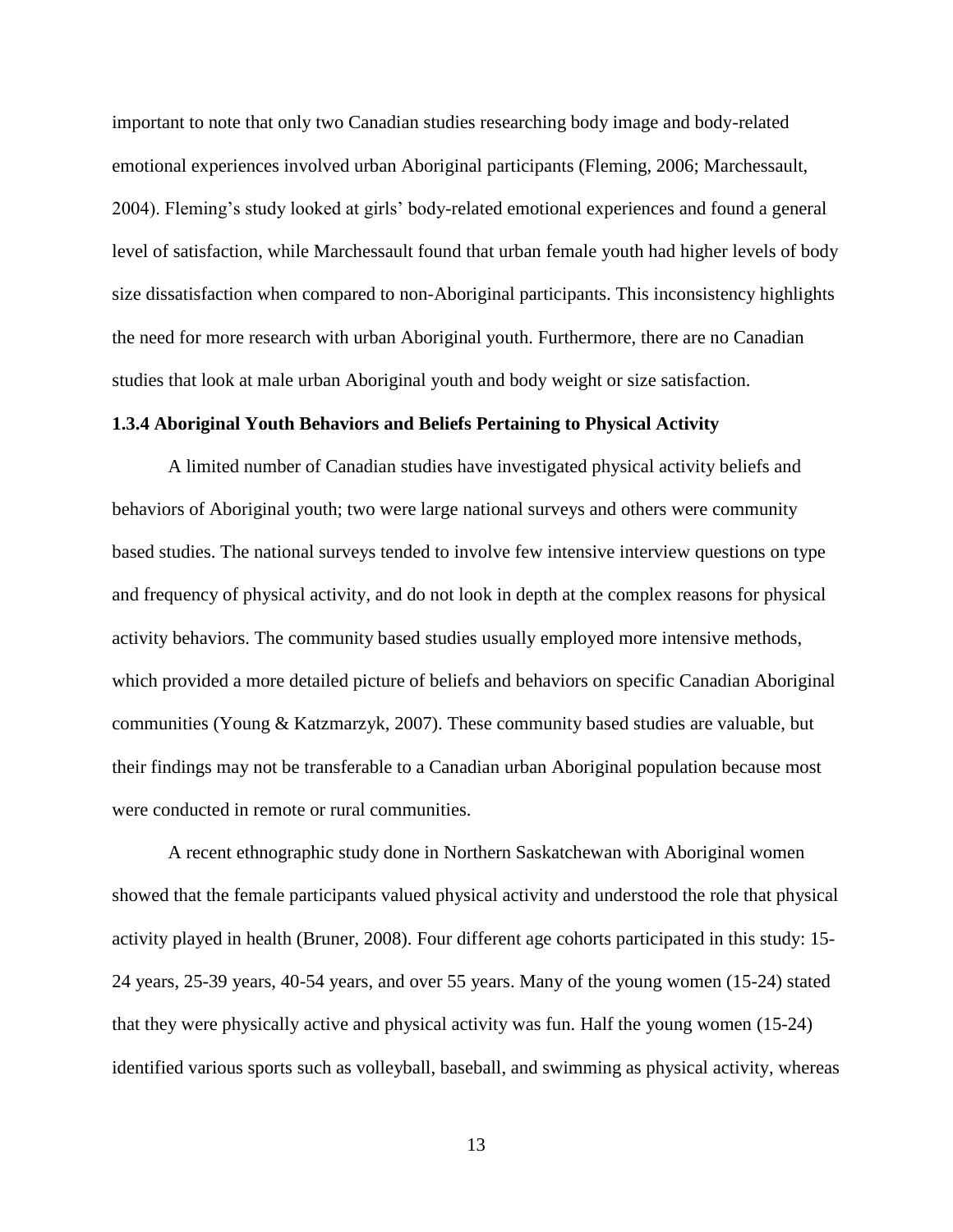important to note that only two Canadian studies researching body image and body-related emotional experiences involved urban Aboriginal participants (Fleming, 2006; Marchessault, 2004). Fleming's study looked at girls' body-related emotional experiences and found a general level of satisfaction, while Marchessault found that urban female youth had higher levels of body size dissatisfaction when compared to non-Aboriginal participants. This inconsistency highlights the need for more research with urban Aboriginal youth. Furthermore, there are no Canadian studies that look at male urban Aboriginal youth and body weight or size satisfaction.

### 1.3.4 Aboriginal Youth Behaviors and Beliefs Pertaining to Physical Activity

A limited number of Canadian studies have investigated physical activity beliefs and behaviors of Aboriginal youth; two were large national surveys and others were community based studies. The national surveys tended to involve few intensive interview questions on type and frequency of physical activity, and do not look in depth at the complex reasons for physical activity behaviors. The community based studies usually employed more intensive methods, which provided a more detailed picture of beliefs and behaviors on specific Canadian Aboriginal communities (Young & Katzmarzyk, 2007). These community based studies are valuable, but their findings may not be transferable to a Canadian urban Aboriginal population because most were conducted in remote or rural communities.

A recent ethnographic study done in Northern Saskatchewan with Aboriginal women showed that the female participants valued physical activity and understood the role that physical activity played in health (Bruner, 2008). Four different age cohorts participated in this study: 15-24 years, 25-39 years, 40-54 years, and over 55 years. Many of the young women (15-24) stated that they were physically active and physical activity was fun. Half the young women (15-24) identified various sports such as volleyball, baseball, and swimming as physical activity, whereas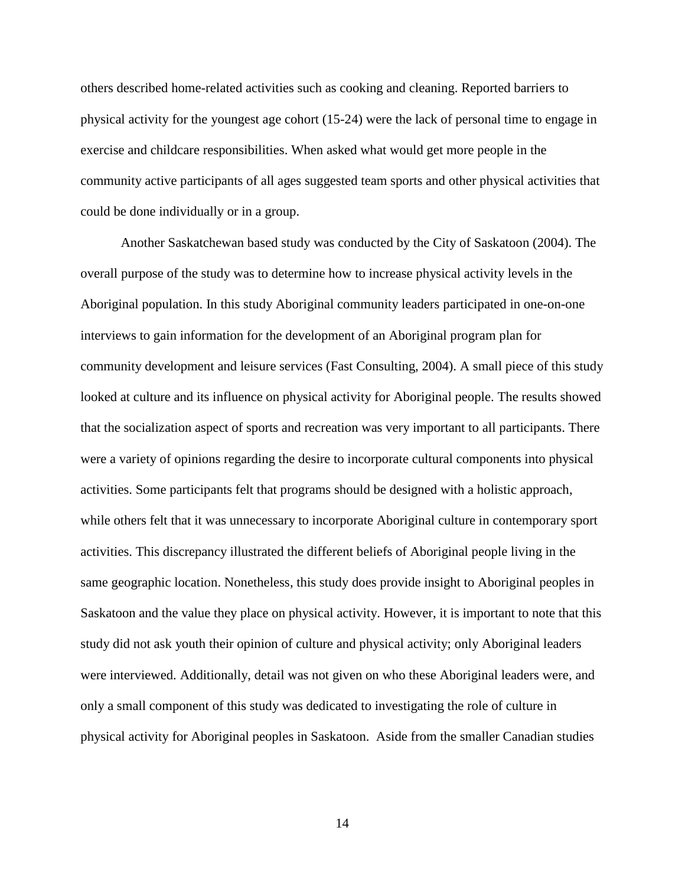others described home-related activities such as cooking and cleaning. Reported barriers to physical activity for the youngest age cohort (15-24) were the lack of personal time to engage in exercise and childcare responsibilities. When asked what would get more people in the community active participants of all ages suggested team sports and other physical activities that could be done individually or in a group.

Another Saskatchewan based study was conducted by the City of Saskatoon (2004). The overall purpose of the study was to determine how to increase physical activity levels in the Aboriginal population. In this study Aboriginal community leaders participated in one-on-one interviews to gain information for the development of an Aboriginal program plan for community development and leisure services (Fast Consulting, 2004). A small piece of this study looked at culture and its influence on physical activity for Aboriginal people. The results showed that the socialization aspect of sports and recreation was very important to all participants. There were a variety of opinions regarding the desire to incorporate cultural components into physical activities. Some participants felt that programs should be designed with a holistic approach, while others felt that it was unnecessary to incorporate Aboriginal culture in contemporary sport activities. This discrepancy illustrated the different beliefs of Aboriginal people living in the same geographic location. Nonetheless, this study does provide insight to Aboriginal peoples in Saskatoon and the value they place on physical activity. However, it is important to note that this study did not ask youth their opinion of culture and physical activity; only Aboriginal leaders were interviewed. Additionally, detail was not given on who these Aboriginal leaders were, and only a small component of this study was dedicated to investigating the role of culture in physical activity for Aboriginal peoples in Saskatoon. Aside from the smaller Canadian studies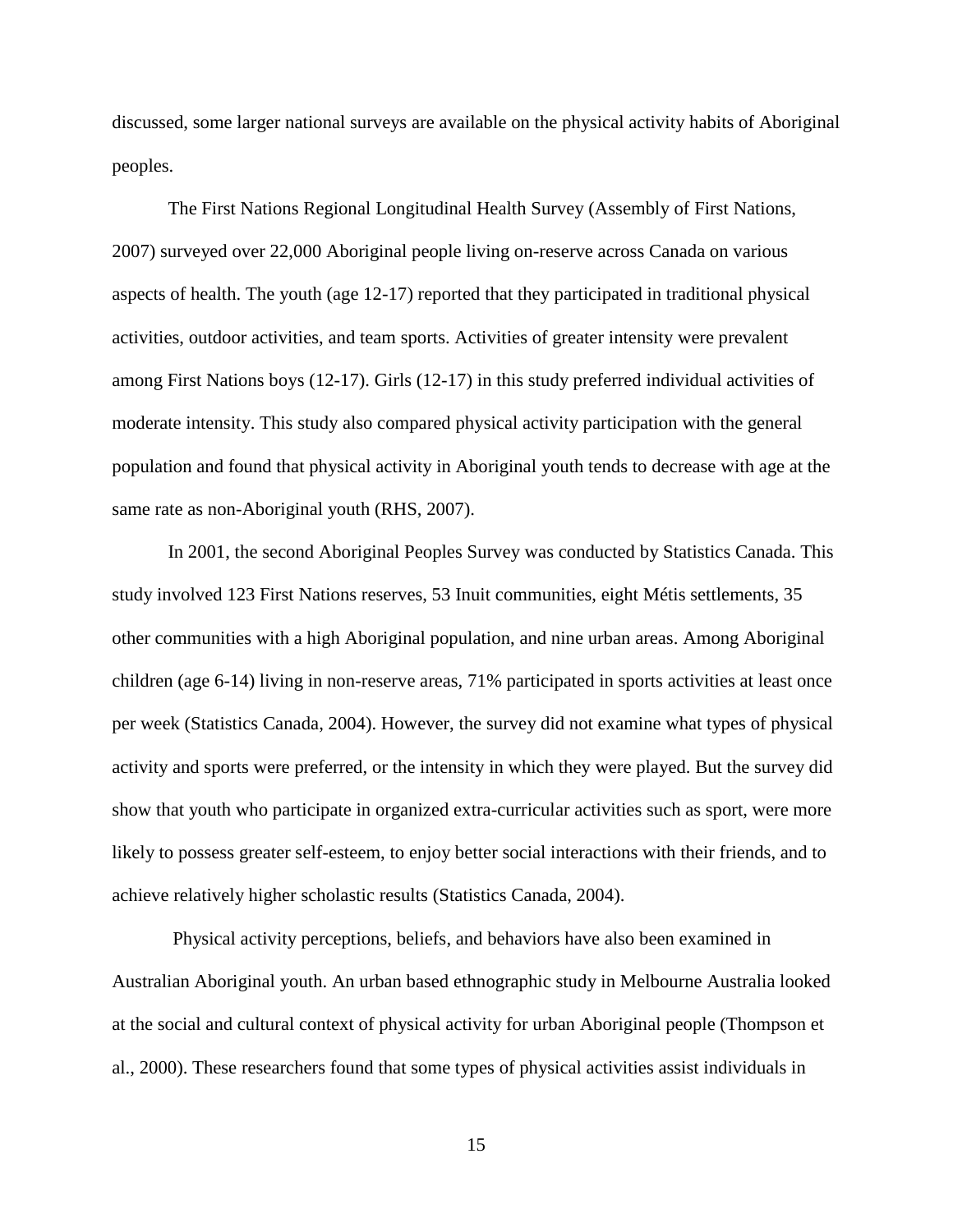discussed, some larger national surveys are available on the physical activity habits of Aboriginal peoples.

The First Nations Regional Longitudinal Health Survey (Assembly of First Nations, 2007) surveyed over 22,000 Aboriginal people living on-reserve across Canada on various aspects of health. The youth (age 12-17) reported that they participated in traditional physical activities, outdoor activities, and team sports. Activities of greater intensity were prevalent among First Nations boys (12-17). Girls (12-17) in this study preferred individual activities of moderate intensity. This study also compared physical activity participation with the general population and found that physical activity in Aboriginal youth tends to decrease with age at the same rate as non-Aboriginal youth (RHS, 2007).

In 2001, the second Aboriginal Peoples Survey was conducted by Statistics Canada. This study involved 123 First Nations reserves, 53 Inuit communities, eight Métis settlements, 35 other communities with a high Aboriginal population, and nine urban areas. Among Aboriginal children (age 6-14) living in non-reserve areas, 71% participated in sports activities at least once per week (Statistics Canada, 2004). However, the survey did not examine what types of physical activity and sports were preferred, or the intensity in which they were played. But the survey did show that youth who participate in organized extra-curricular activities such as sport, were more likely to possess greater self-esteem, to enjoy better social interactions with their friends, and to achieve relatively higher scholastic results (Statistics Canada, 2004).

Physical activity perceptions, beliefs, and behaviors have also been examined in Australian Aboriginal youth. An urban based ethnographic study in Melbourne Australia looked at the social and cultural context of physical activity for urban Aboriginal people (Thompson et al., 2000). These researchers found that some types of physical activities assist individuals in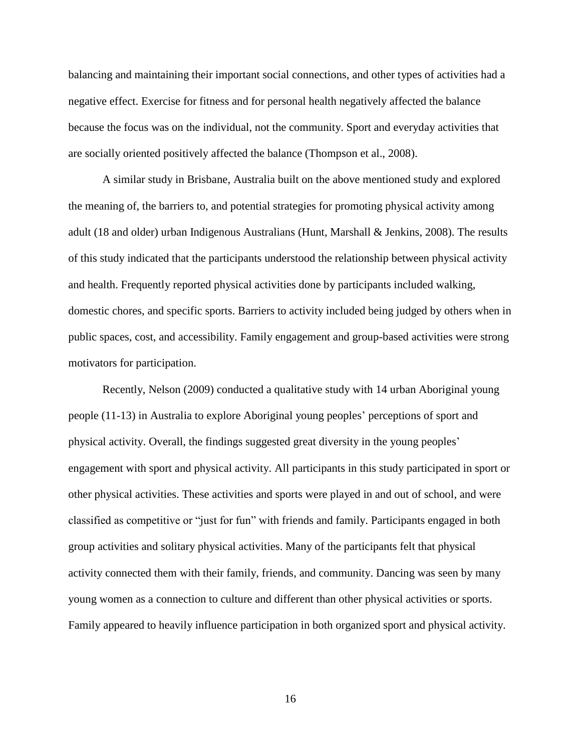balancing and maintaining their important social connections, and other types of activities had a negative effect. Exercise for fitness and for personal health negatively affected the balance because the focus was on the individual, not the community. Sport and everyday activities that are socially oriented positively affected the balance (Thompson et al., 2008).

A similar study in Brisbane, Australia built on the above mentioned study and explored the meaning of, the barriers to, and potential strategies for promoting physical activity among adult (18 and older) urban Indigenous Australians (Hunt, Marshall & Jenkins, 2008). The results of this study indicated that the participants understood the relationship between physical activity and health. Frequently reported physical activities done by participants included walking, domestic chores, and specific sports. Barriers to activity included being judged by others when in public spaces, cost, and accessibility. Family engagement and group-based activities were strong motivators for participation.

Recently, Nelson (2009) conducted a qualitative study with 14 urban Aboriginal young people (11-13) in Australia to explore Aboriginal young peoples' perceptions of sport and physical activity. Overall, the findings suggested great diversity in the young peoples' engagement with sport and physical activity. All participants in this study participated in sport or other physical activities. These activities and sports were played in and out of school, and were classified as competitive or "just for fun" with friends and family. Participants engaged in both group activities and solitary physical activities. Many of the participants felt that physical activity connected them with their family, friends, and community. Dancing was seen by many young women as a connection to culture and different than other physical activities or sports. Family appeared to heavily influence participation in both organized sport and physical activity.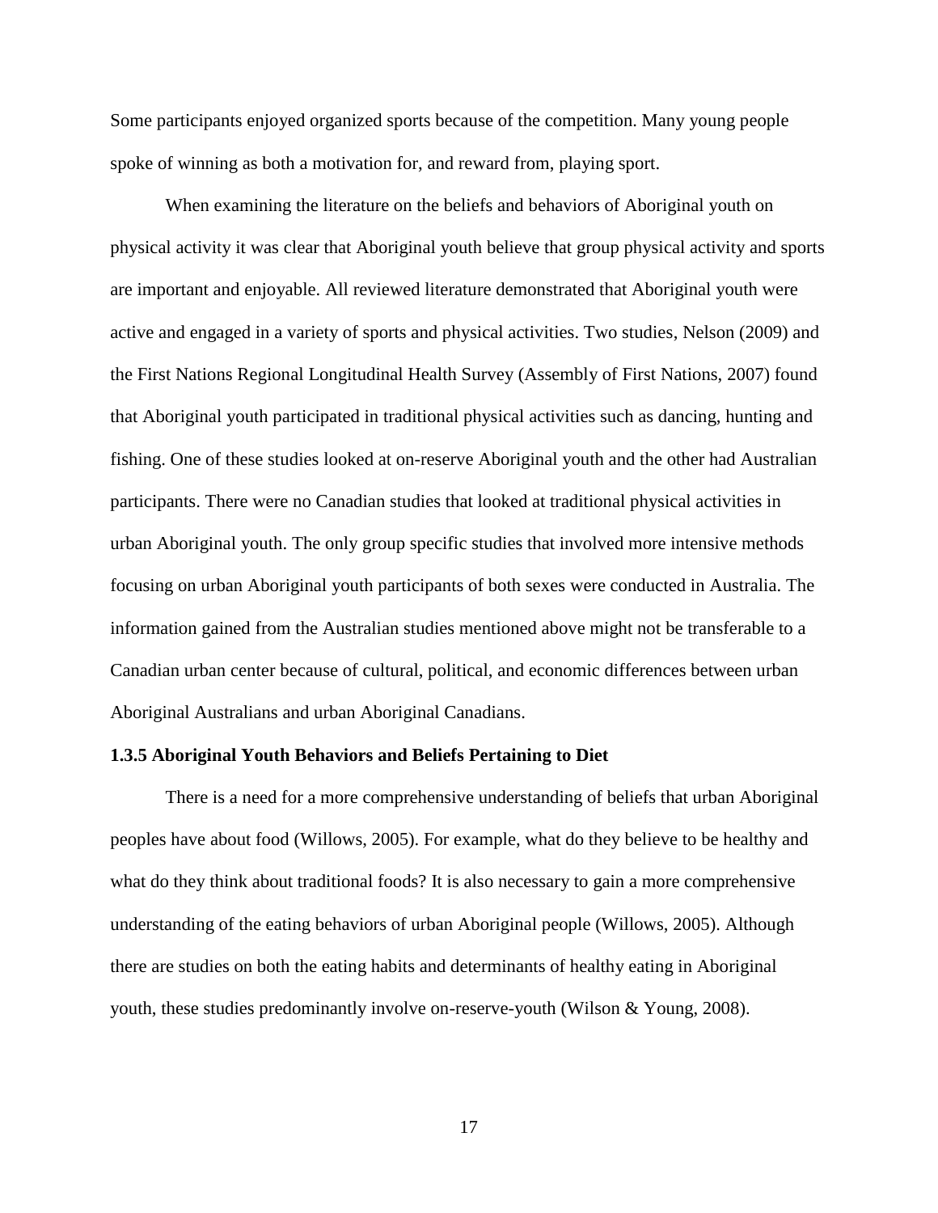Some participants enjoyed organized sports because of the competition. Many young people spoke of winning as both a motivation for, and reward from, playing sport.

When examining the literature on the beliefs and behaviors of Aboriginal youth on physical activity it was clear that Aboriginal youth believe that group physical activity and sports are important and enjoyable. All reviewed literature demonstrated that Aboriginal youth were active and engaged in a variety of sports and physical activities. Two studies, Nelson (2009) and the First Nations Regional Longitudinal Health Survey (Assembly of First Nations, 2007) found that Aboriginal youth participated in traditional physical activities such as dancing, hunting and fishing. One of these studies looked at on-reserve Aboriginal youth and the other had Australian participants. There were no Canadian studies that looked at traditional physical activities in urban Aboriginal youth. The only group specific studies that involved more intensive methods focusing on urban Aboriginal youth participants of both sexes were conducted in Australia. The information gained from the Australian studies mentioned above might not be transferable to a Canadian urban center because of cultural, political, and economic differences between urban Aboriginal Australians and urban Aboriginal Canadians.

### 1.3.5 Aboriginal Youth Behaviors and Beliefs Pertaining to Diet

There is a need for a more comprehensive understanding of beliefs that urban Aboriginal peoples have about food (Willows, 2005). For example, what do they believe to be healthy and what do they think about traditional foods? It is also necessary to gain a more comprehensive understanding of the eating behaviors of urban Aboriginal people (Willows, 2005). Although there are studies on both the eating habits and determinants of healthy eating in Aboriginal youth, these studies predominantly involve on-reserve-youth (Wilson & Young, 2008).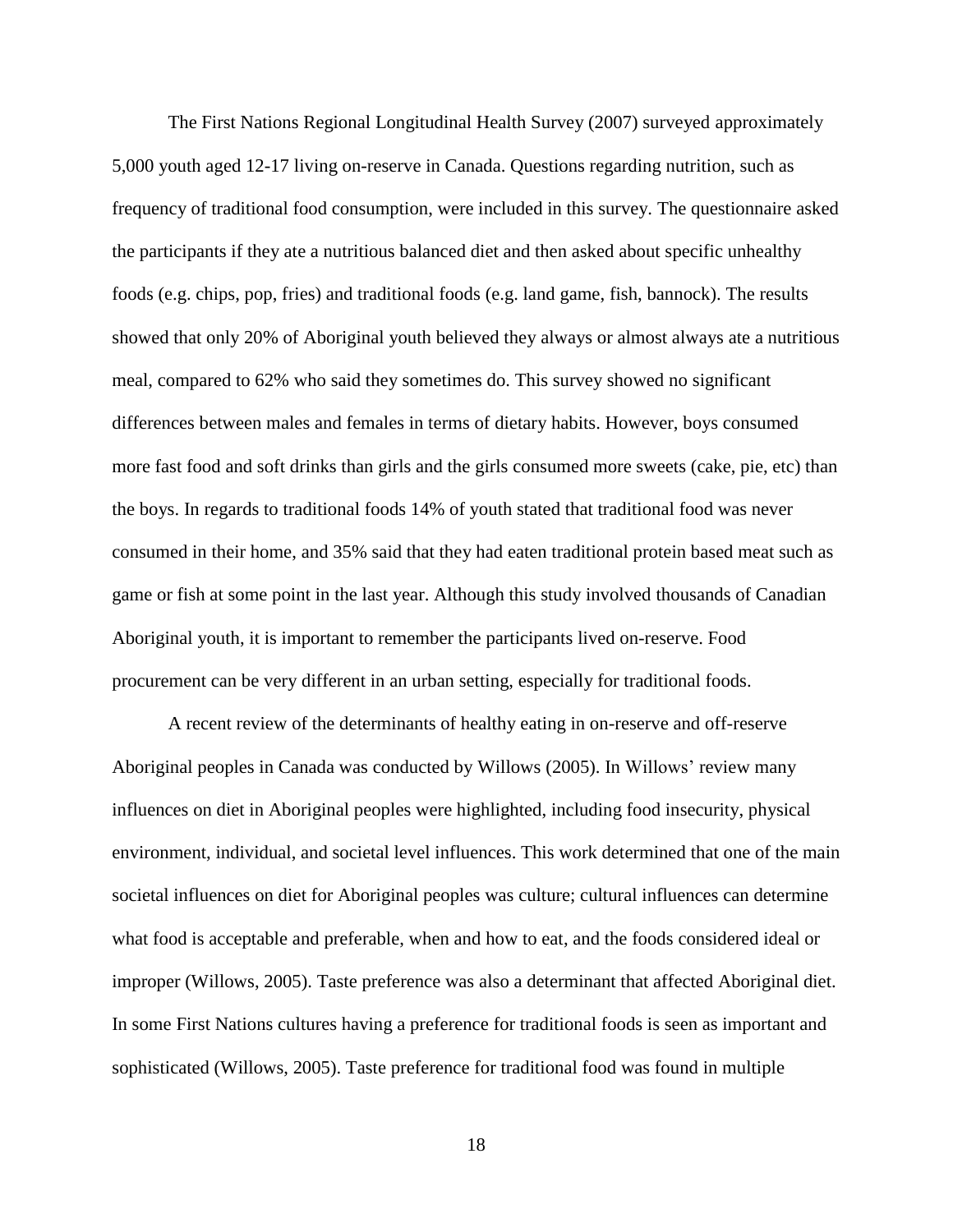The First Nations Regional Longitudinal Health Survey (2007) surveyed approximately 5,000 youth aged 12-17 living on-reserve in Canada. Questions regarding nutrition, such as frequency of traditional food consumption, were included in this survey. The questionnaire asked the participants if they ate a nutritious balanced diet and then asked about specific unhealthy foods (e.g. chips, pop, fries) and traditional foods (e.g. land game, fish, bannock). The results showed that only 20% of Aboriginal youth believed they always or almost always ate a nutritious meal, compared to 62% who said they sometimes do. This survey showed no significant differences between males and females in terms of dietary habits. However, boys consumed more fast food and soft drinks than girls and the girls consumed more sweets (cake, pie, etc) than the boys. In regards to traditional foods 14% of youth stated that traditional food was never consumed in their home, and 35% said that they had eaten traditional protein based meat such as game or fish at some point in the last year. Although this study involved thousands of Canadian Aboriginal youth, it is important to remember the participants lived on-reserve. Food procurement can be very different in an urban setting, especially for traditional foods.

A recent review of the determinants of healthy eating in on-reserve and off-reserve Aboriginal peoples in Canada was conducted by Willows (2005). In Willows' review many influences on diet in Aboriginal peoples were highlighted, including food insecurity, physical environment, individual, and societal level influences. This work determined that one of the main societal influences on diet for Aboriginal peoples was culture; cultural influences can determine what food is acceptable and preferable, when and how to eat, and the foods considered ideal or improper (Willows, 2005). Taste preference was also a determinant that affected Aboriginal diet. In some First Nations cultures having a preference for traditional foods is seen as important and sophisticated (Willows, 2005). Taste preference for traditional food was found in multiple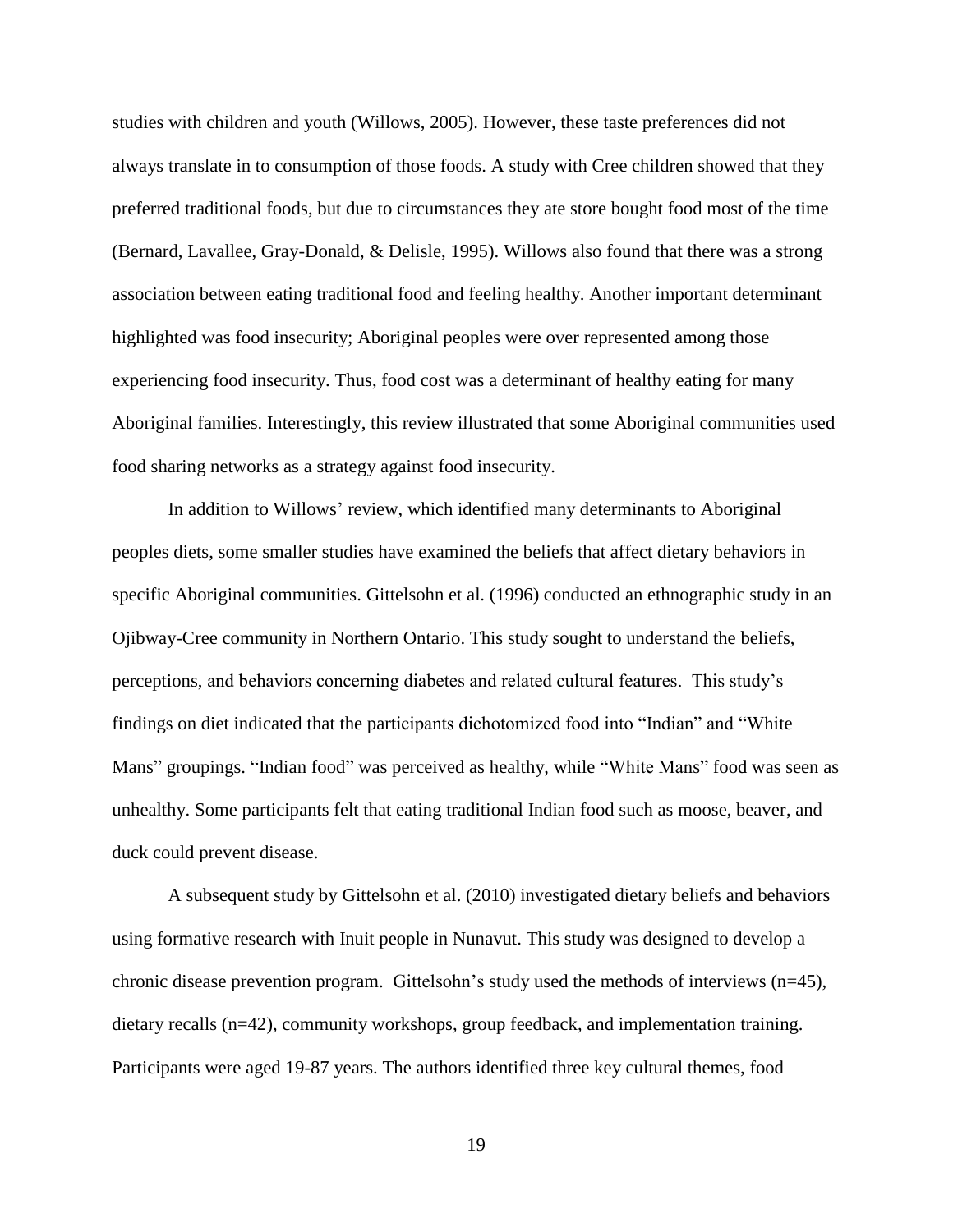studies with children and youth (Willows, 2005). However, these taste preferences did not always translate in to consumption of those foods. A study with Cree children showed that they preferred traditional foods, but due to circumstances they ate store bought food most of the time (Bernard, Lavallee, Gray-Donald, & Delisle, 1995). Willows also found that there was a strong association between eating traditional food and feeling healthy. Another important determinant highlighted was food insecurity; Aboriginal peoples were over represented among those experiencing food insecurity. Thus, food cost was a determinant of healthy eating for many Aboriginal families. Interestingly, this review illustrated that some Aboriginal communities used food sharing networks as a strategy against food insecurity.

In addition to Willows' review, which identified many determinants to Aboriginal peoples diets, some smaller studies have examined the beliefs that affect dietary behaviors in specific Aboriginal communities. Gittelsohn et al. (1996) conducted an ethnographic study in an Ojibway-Cree community in Northern Ontario. This study sought to understand the beliefs, perceptions, and behaviors concerning diabetes and related cultural features. This study's findings on diet indicated that the participants dichotomized food into "Indian" and "White Mans" groupings. "Indian food" was perceived as healthy, while "White Mans" food was seen as unhealthy. Some participants felt that eating traditional Indian food such as moose, beaver, and duck could prevent disease.

A subsequent study by Gittelsohn et al. (2010) investigated dietary beliefs and behaviors using formative research with Inuit people in Nunavut. This study was designed to develop a chronic disease prevention program. Gittelsohn's study used the methods of interviews (n=45), dietary recalls (n=42), community workshops, group feedback, and implementation training. Participants were aged 19-87 years. The authors identified three key cultural themes, food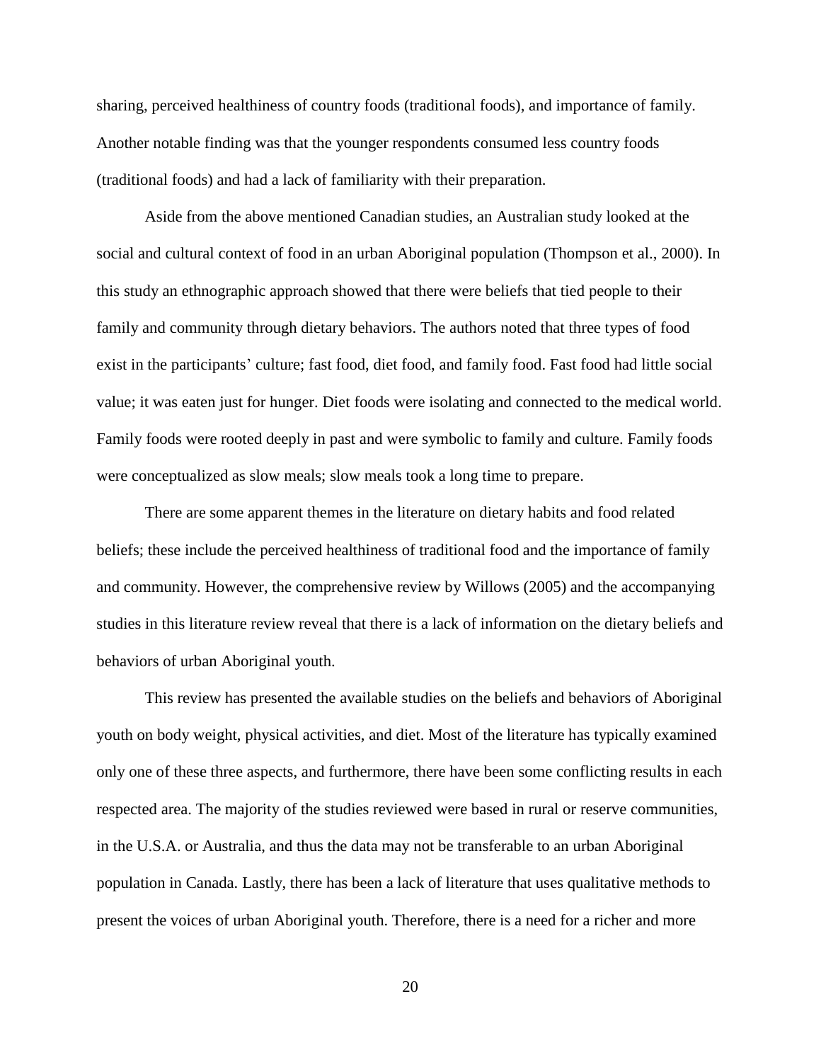sharing, perceived healthiness of country foods (traditional foods), and importance of family. Another notable finding was that the younger respondents consumed less country foods (traditional foods) and had a lack of familiarity with their preparation.

Aside from the above mentioned Canadian studies, an Australian study looked at the social and cultural context of food in an urban Aboriginal population (Thompson et al., 2000). In this study an ethnographic approach showed that there were beliefs that tied people to their family and community through dietary behaviors. The authors noted that three types of food exist in the participants' culture; fast food, diet food, and family food. Fast food had little social value; it was eaten just for hunger. Diet foods were isolating and connected to the medical world. Family foods were rooted deeply in past and were symbolic to family and culture. Family foods were conceptualized as slow meals; slow meals took a long time to prepare.

There are some apparent themes in the literature on dietary habits and food related beliefs; these include the perceived healthiness of traditional food and the importance of family and community. However, the comprehensive review by Willows (2005) and the accompanying studies in this literature review reveal that there is a lack of information on the dietary beliefs and behaviors of urban Aboriginal youth.

This review has presented the available studies on the beliefs and behaviors of Aboriginal youth on body weight, physical activities, and diet. Most of the literature has typically examined only one of these three aspects, and furthermore, there have been some conflicting results in each respected area. The majority of the studies reviewed were based in rural or reserve communities, in the U.S.A. or Australia, and thus the data may not be transferable to an urban Aboriginal population in Canada. Lastly, there has been a lack of literature that uses qualitative methods to present the voices of urban Aboriginal youth. Therefore, there is a need for a richer and more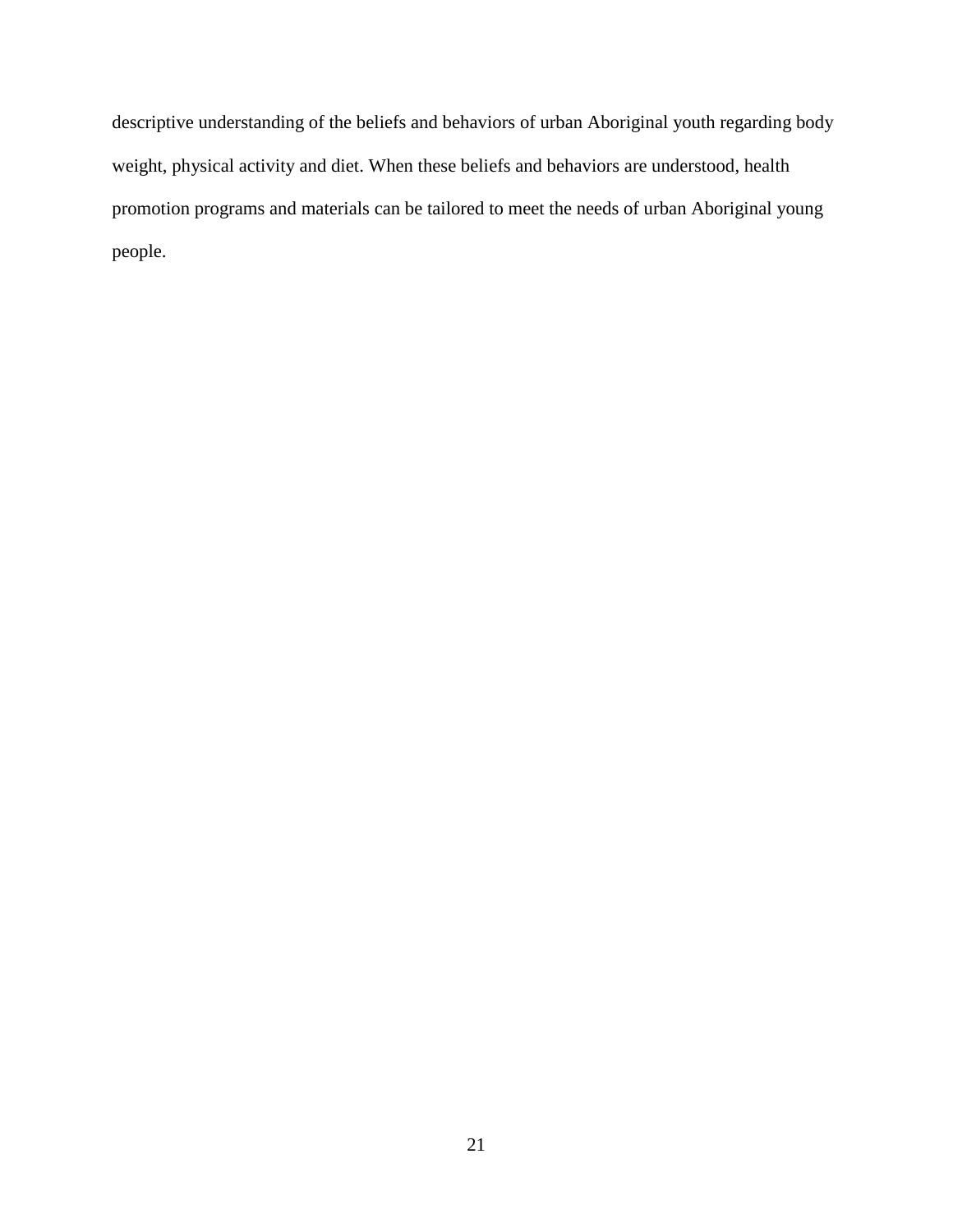descriptive understanding of the beliefs and behaviors of urban Aboriginal youth regarding body weight, physical activity and diet. When these beliefs and behaviors are understood, health promotion programs and materials can be tailored to meet the needs of urban Aboriginal young people.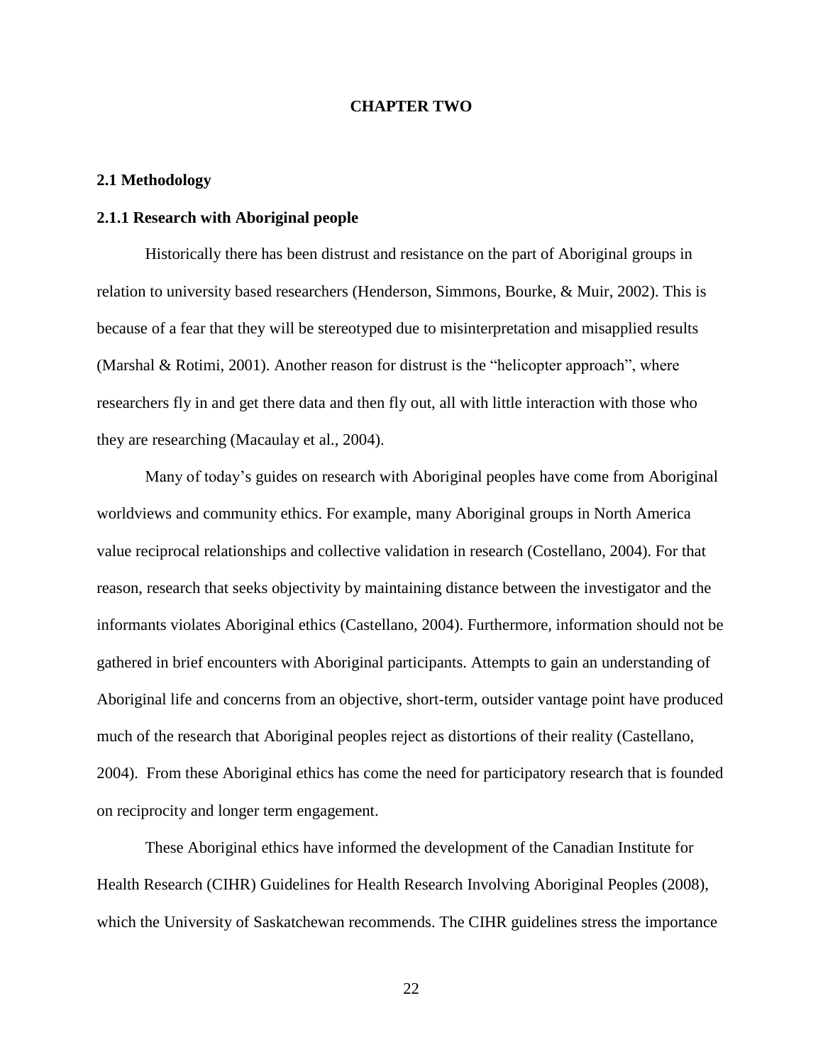# CHAPTER TWO

## 2.1 Methodology

### 2.1.1 Research with Aboriginal people

Historically there has been distrust and resistance on the part of Aboriginal groups in relation to university based researchers (Henderson, Simmons, Bourke, & Muir, 2002). This is because of a fear that they will be stereotyped due to misinterpretation and misapplied results (Marshal & Rotimi, 2001). Another reason for distrust is the "helicopter approach", where researchers fly in and get there data and then fly out, all with little interaction with those who they are researching (Macaulay et al., 2004).

Many of today's guides on research with Aboriginal peoples have come from Aboriginal worldviews and community ethics. For example, many Aboriginal groups in North America value reciprocal relationships and collective validation in research (Costellano, 2004). For that reason, research that seeks objectivity by maintaining distance between the investigator and the informants violates Aboriginal ethics (Castellano, 2004). Furthermore, information should not be gathered in brief encounters with Aboriginal participants. Attempts to gain an understanding of Aboriginal life and concerns from an objective, short-term, outsider vantage point have produced much of the research that Aboriginal peoples reject as distortions of their reality (Castellano, 2004). From these Aboriginal ethics has come the need for participatory research that is founded on reciprocity and longer term engagement.

These Aboriginal ethics have informed the development of the Canadian Institute for Health Research (CIHR) Guidelines for Health Research Involving Aboriginal Peoples (2008), which the University of Saskatchewan recommends. The CIHR guidelines stress the importance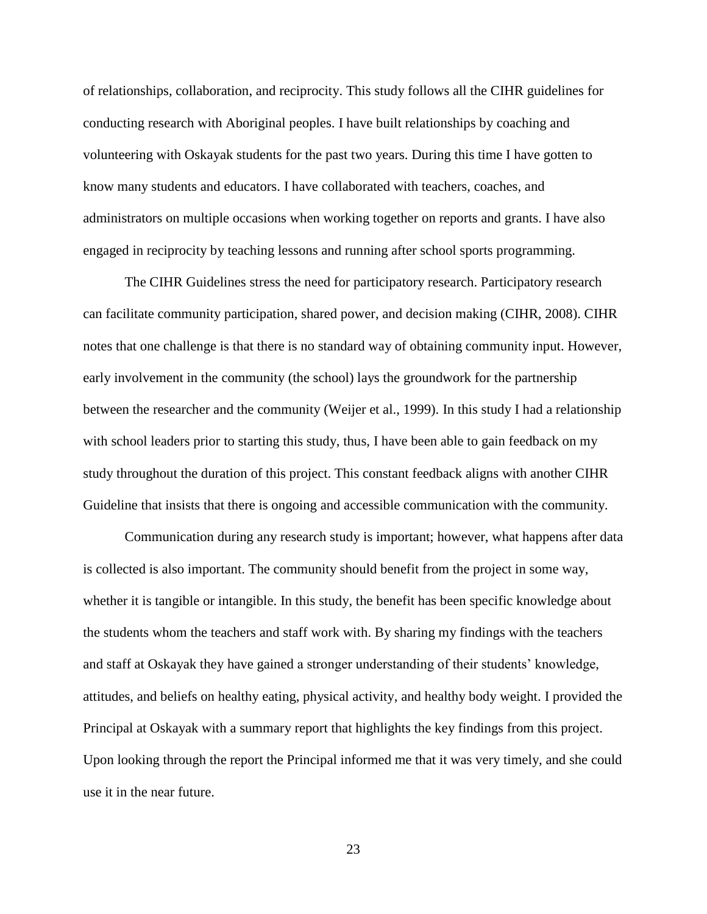of relationships, collaboration, and reciprocity. This study follows all the CIHR guidelines for conducting research with Aboriginal peoples. I have built relationships by coaching and volunteering with Oskayak students for the past two years. During this time I have gotten to know many students and educators. I have collaborated with teachers, coaches, and administrators on multiple occasions when working together on reports and grants. I have also engaged in reciprocity by teaching lessons and running after school sports programming.

The CIHR Guidelines stress the need for participatory research. Participatory research can facilitate community participation, shared power, and decision making (CIHR, 2008). CIHR notes that one challenge is that there is no standard way of obtaining community input. However, early involvement in the community (the school) lays the groundwork for the partnership between the researcher and the community (Weijer et al., 1999). In this study I had a relationship with school leaders prior to starting this study, thus, I have been able to gain feedback on my study throughout the duration of this project. This constant feedback aligns with another CIHR Guideline that insists that there is ongoing and accessible communication with the community.

Communication during any research study is important; however, what happens after data is collected is also important. The community should benefit from the project in some way, whether it is tangible or intangible. In this study, the benefit has been specific knowledge about the students whom the teachers and staff work with. By sharing my findings with the teachers and staff at Oskayak they have gained a stronger understanding of their students' knowledge, attitudes, and beliefs on healthy eating, physical activity, and healthy body weight. I provided the Principal at Oskayak with a summary report that highlights the key findings from this project. Upon looking through the report the Principal informed me that it was very timely, and she could use it in the near future.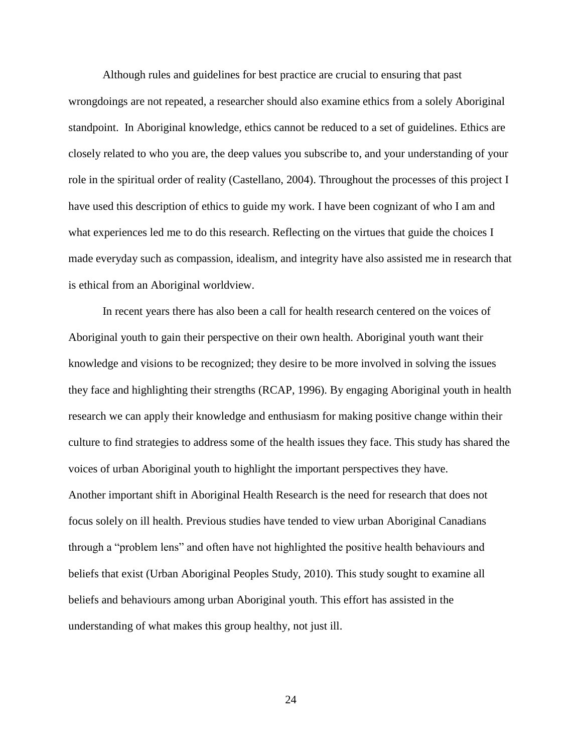Although rules and guidelines for best practice are crucial to ensuring that past wrongdoings are not repeated, a researcher should also examine ethics from a solely Aboriginal standpoint. In Aboriginal knowledge, ethics cannot be reduced to a set of guidelines. Ethics are closely related to who you are, the deep values you subscribe to, and your understanding of your role in the spiritual order of reality (Castellano, 2004). Throughout the processes of this project I have used this description of ethics to guide my work. I have been cognizant of who I am and what experiences led me to do this research. Reflecting on the virtues that guide the choices I made everyday such as compassion, idealism, and integrity have also assisted me in research that is ethical from an Aboriginal worldview.

In recent years there has also been a call for health research centered on the voices of Aboriginal youth to gain their perspective on their own health. Aboriginal youth want their knowledge and visions to be recognized; they desire to be more involved in solving the issues they face and highlighting their strengths (RCAP, 1996). By engaging Aboriginal youth in health research we can apply their knowledge and enthusiasm for making positive change within their culture to find strategies to address some of the health issues they face. This study has shared the voices of urban Aboriginal youth to highlight the important perspectives they have.

Another important shift in Aboriginal Health Research is the need for research that does not focus solely on ill health. Previous studies have tended to view urban Aboriginal Canadians through a "problem lens" and often have not highlighted the positive health behaviours and beliefs that exist (Urban Aboriginal Peoples Study, 2010). This study sought to examine all beliefs and behaviours among urban Aboriginal youth. This effort has assisted in the understanding of what makes this group healthy, not just ill.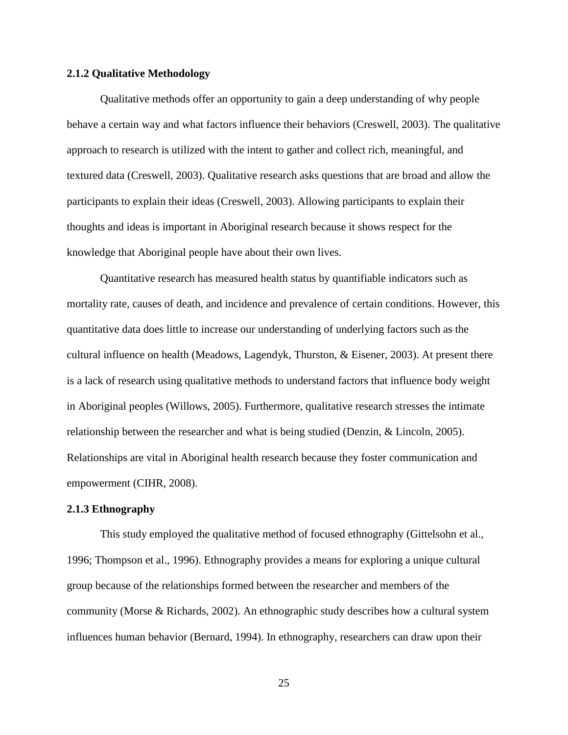### 2.1.2 Qualitative Methodology

Qualitative methods offer an opportunity to gain a deep understanding of why people behave a certain way and what factors influence their behaviors (Creswell, 2003). The qualitative approach to research is utilized with the intent to gather and collect rich, meaningful, and textured data (Creswell, 2003). Qualitative research asks questions that are broad and allow the participants to explain their ideas (Creswell, 2003). Allowing participants to explain their thoughts and ideas is important in Aboriginal research because it shows respect for the knowledge that Aboriginal people have about their own lives.

Quantitative research has measured health status by quantifiable indicators such as mortality rate, causes of death, and incidence and prevalence of certain conditions. However, this quantitative data does little to increase our understanding of underlying factors such as the cultural influence on health (Meadows, Lagendyk, Thurston, & Eisener, 2003). At present there is a lack of research using qualitative methods to understand factors that influence body weight in Aboriginal peoples (Willows, 2005). Furthermore, qualitative research stresses the intimate relationship between the researcher and what is being studied (Denzin, & Lincoln, 2005). Relationships are vital in Aboriginal health research because they foster communication and empowerment (CIHR, 2008).

### 2.1.3 Ethnography

This study employed the qualitative method of focused ethnography (Gittelsohn et al., 1996; Thompson et al., 1996). Ethnography provides a means for exploring a unique cultural group because of the relationships formed between the researcher and members of the community (Morse & Richards, 2002). An ethnographic study describes how a cultural system influences human behavior (Bernard, 1994). In ethnography, researchers can draw upon their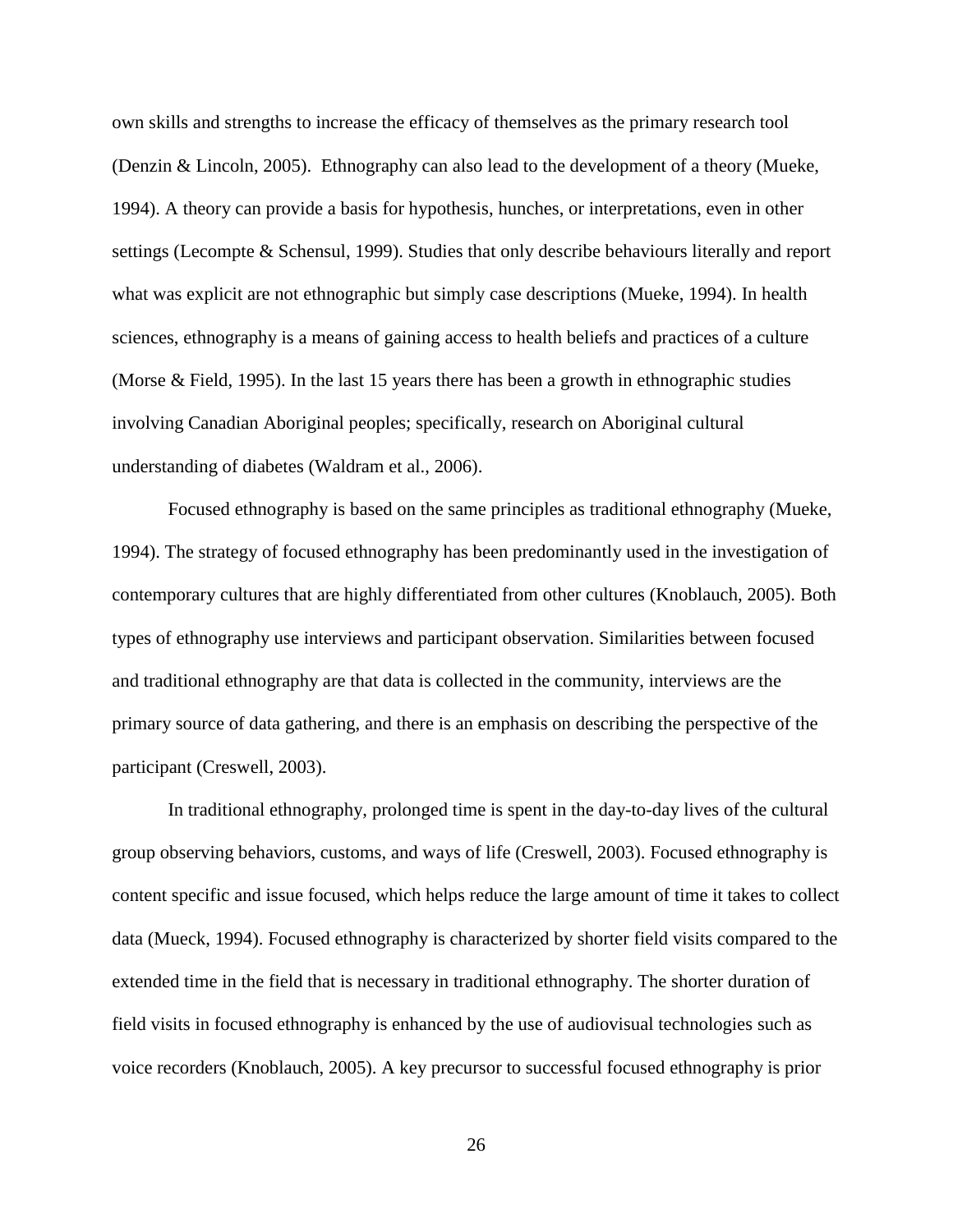own skills and strengths to increase the efficacy of themselves as the primary research tool (Denzin & Lincoln, 2005). Ethnography can also lead to the development of a theory (Mueke, 1994). A theory can provide a basis for hypothesis, hunches, or interpretations, even in other settings (Lecompte & Schensul, 1999). Studies that only describe behaviours literally and report what was explicit are not ethnographic but simply case descriptions (Mueke, 1994). In health sciences, ethnography is a means of gaining access to health beliefs and practices of a culture (Morse & Field, 1995). In the last 15 years there has been a growth in ethnographic studies involving Canadian Aboriginal peoples; specifically, research on Aboriginal cultural understanding of diabetes (Waldram et al., 2006).

Focused ethnography is based on the same principles as traditional ethnography (Mueke, 1994). The strategy of focused ethnography has been predominantly used in the investigation of contemporary cultures that are highly differentiated from other cultures (Knoblauch, 2005). Both types of ethnography use interviews and participant observation. Similarities between focused and traditional ethnography are that data is collected in the community, interviews are the primary source of data gathering, and there is an emphasis on describing the perspective of the participant (Creswell, 2003).

In traditional ethnography, prolonged time is spent in the day-to-day lives of the cultural group observing behaviors, customs, and ways of life (Creswell, 2003). Focused ethnography is content specific and issue focused, which helps reduce the large amount of time it takes to collect data (Mueck, 1994). Focused ethnography is characterized by shorter field visits compared to the extended time in the field that is necessary in traditional ethnography. The shorter duration of field visits in focused ethnography is enhanced by the use of audiovisual technologies such as voice recorders (Knoblauch, 2005). A key precursor to successful focused ethnography is prior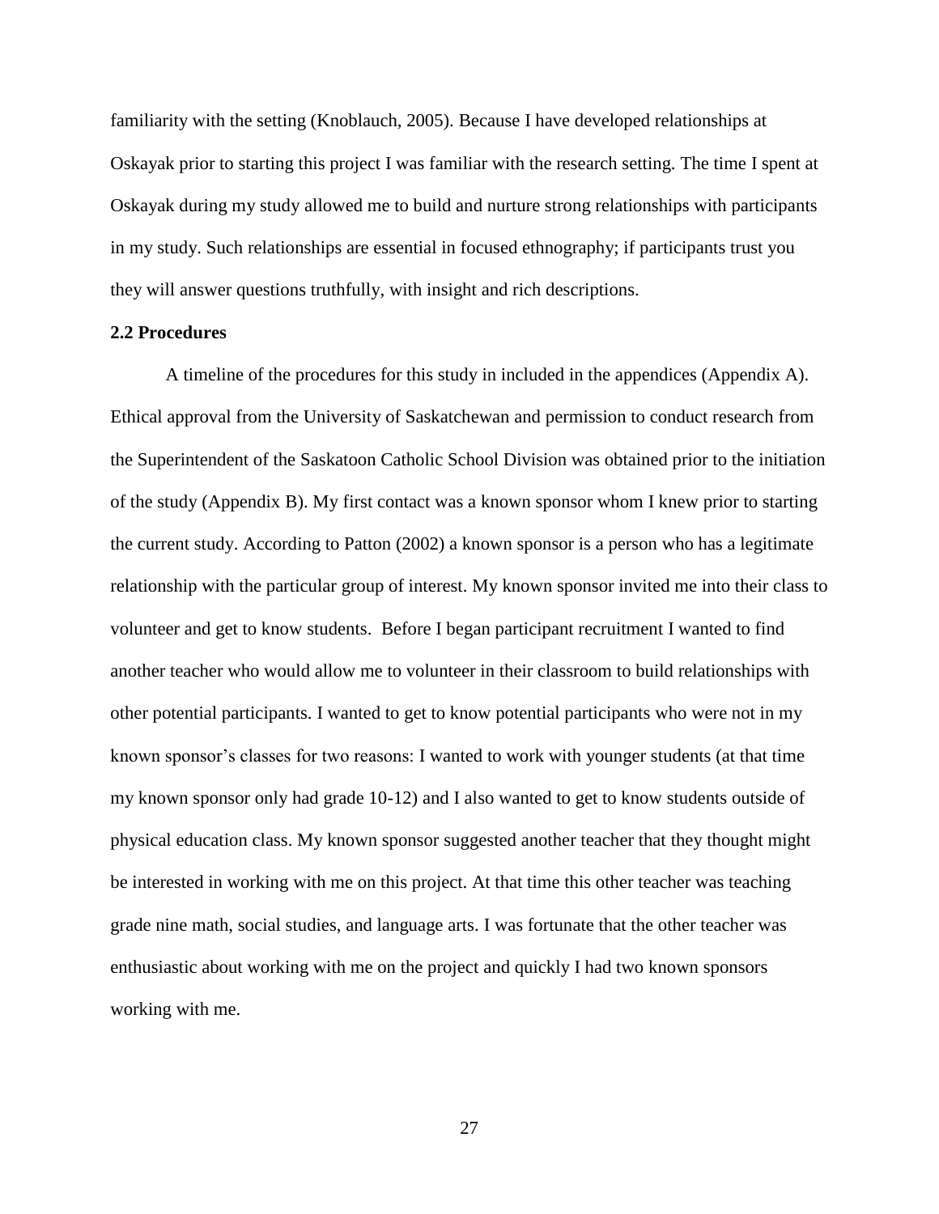familiarity with the setting (Knoblauch, 2005). Because I have developed relationships at Oskayak prior to starting this project I was familiar with the research setting. The time I spent at Oskayak during my study allowed me to build and nurture strong relationships with participants in my study. Such relationships are essential in focused ethnography; if participants trust you they will answer questions truthfully, with insight and rich descriptions.

### 2.2 Procedures

A timeline of the procedures for this study in included in the appendices (Appendix A). Ethical approval from the University of Saskatchewan and permission to conduct research from the Superintendent of the Saskatoon Catholic School Division was obtained prior to the initiation of the study (Appendix B). My first contact was a known sponsor whom I knew prior to starting the current study. According to Patton (2002) a known sponsor is a person who has a legitimate relationship with the particular group of interest. My known sponsor invited me into their class to volunteer and get to know students. Before I began participant recruitment I wanted to find another teacher who would allow me to volunteer in their classroom to build relationships with other potential participants. I wanted to get to know potential participants who were not in my known sponsor's classes for two reasons: I wanted to work with younger students (at that time my known sponsor only had grade 10-12) and I also wanted to get to know students outside of physical education class. My known sponsor suggested another teacher that they thought might be interested in working with me on this project. At that time this other teacher was teaching grade nine math, social studies, and language arts. I was fortunate that the other teacher was enthusiastic about working with me on the project and quickly I had two known sponsors working with me.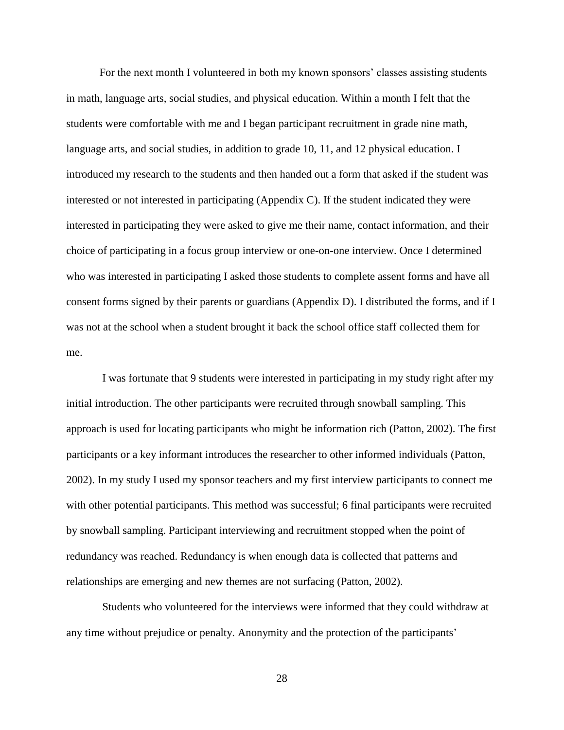For the next month I volunteered in both my known sponsors' classes assisting students in math, language arts, social studies, and physical education. Within a month I felt that the students were comfortable with me and I began participant recruitment in grade nine math, language arts, and social studies, in addition to grade 10, 11, and 12 physical education. I introduced my research to the students and then handed out a form that asked if the student was interested or not interested in participating (Appendix C). If the student indicated they were interested in participating they were asked to give me their name, contact information, and their choice of participating in a focus group interview or one-on-one interview. Once I determined who was interested in participating I asked those students to complete assent forms and have all consent forms signed by their parents or guardians (Appendix D). I distributed the forms, and if I was not at the school when a student brought it back the school office staff collected them for me.

I was fortunate that 9 students were interested in participating in my study right after my initial introduction. The other participants were recruited through snowball sampling. This approach is used for locating participants who might be information rich (Patton, 2002). The first participants or a key informant introduces the researcher to other informed individuals (Patton, 2002). In my study I used my sponsor teachers and my first interview participants to connect me with other potential participants. This method was successful; 6 final participants were recruited by snowball sampling. Participant interviewing and recruitment stopped when the point of redundancy was reached. Redundancy is when enough data is collected that patterns and relationships are emerging and new themes are not surfacing (Patton, 2002).

Students who volunteered for the interviews were informed that they could withdraw at any time without prejudice or penalty. Anonymity and the protection of the participants'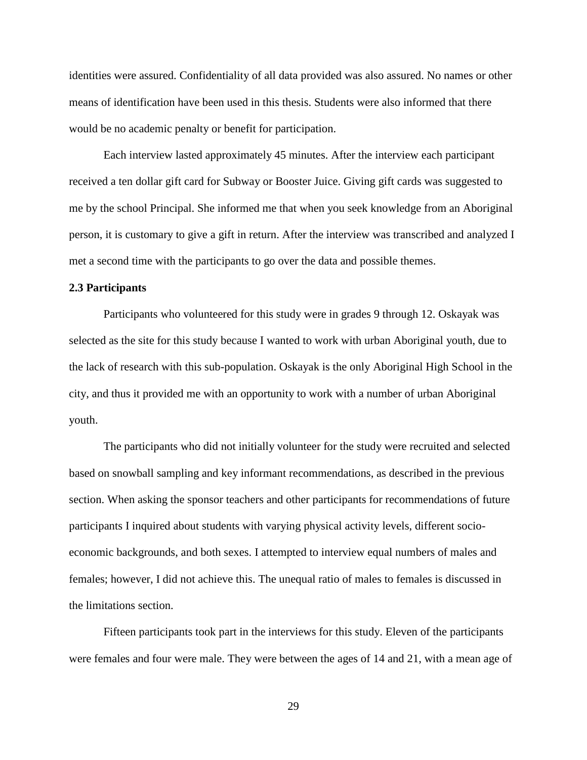identities were assured. Confidentiality of all data provided was also assured. No names or other means of identification have been used in this thesis. Students were also informed that there would be no academic penalty or benefit for participation.

Each interview lasted approximately 45 minutes. After the interview each participant received a ten dollar gift card for Subway or Booster Juice. Giving gift cards was suggested to me by the school Principal. She informed me that when you seek knowledge from an Aboriginal person, it is customary to give a gift in return. After the interview was transcribed and analyzed I met a second time with the participants to go over the data and possible themes.

### 2.3 Participants

Participants who volunteered for this study were in grades 9 through 12. Oskayak was selected as the site for this study because I wanted to work with urban Aboriginal youth, due to the lack of research with this sub-population. Oskayak is the only Aboriginal High School in the city, and thus it provided me with an opportunity to work with a number of urban Aboriginal youth.

The participants who did not initially volunteer for the study were recruited and selected based on snowball sampling and key informant recommendations, as described in the previous section. When asking the sponsor teachers and other participants for recommendations of future participants I inquired about students with varying physical activity levels, different socio-economic backgrounds, and both sexes. I attempted to interview equal numbers of males and females; however, I did not achieve this. The unequal ratio of males to females is discussed in the limitations section.

Fifteen participants took part in the interviews for this study. Eleven of the participants were females and four were male. They were between the ages of 14 and 21, with a mean age of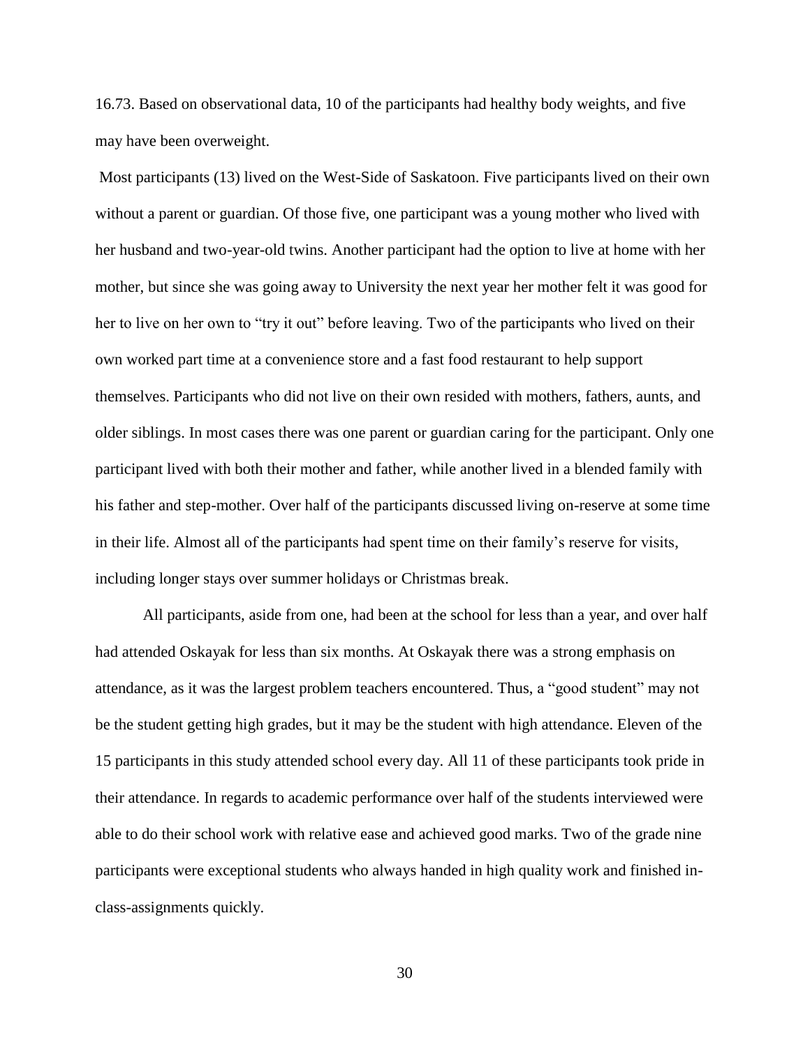16.73. Based on observational data, 10 of the participants had healthy body weights, and five may have been overweight.

Most participants (13) lived on the West-Side of Saskatoon. Five participants lived on their own without a parent or guardian. Of those five, one participant was a young mother who lived with her husband and two-year-old twins. Another participant had the option to live at home with her mother, but since she was going away to University the next year her mother felt it was good for her to live on her own to "try it out" before leaving. Two of the participants who lived on their own worked part time at a convenience store and a fast food restaurant to help support themselves. Participants who did not live on their own resided with mothers, fathers, aunts, and older siblings. In most cases there was one parent or guardian caring for the participant. Only one participant lived with both their mother and father, while another lived in a blended family with his father and step-mother. Over half of the participants discussed living on-reserve at some time in their life. Almost all of the participants had spent time on their family's reserve for visits, including longer stays over summer holidays or Christmas break.

All participants, aside from one, had been at the school for less than a year, and over half had attended Oskayak for less than six months. At Oskayak there was a strong emphasis on attendance, as it was the largest problem teachers encountered. Thus, a "good student" may not be the student getting high grades, but it may be the student with high attendance. Eleven of the 15 participants in this study attended school every day. All 11 of these participants took pride in their attendance. In regards to academic performance over half of the students interviewed were able to do their school work with relative ease and achieved good marks. Two of the grade nine participants were exceptional students who always handed in high quality work and finished in-class-assignments quickly.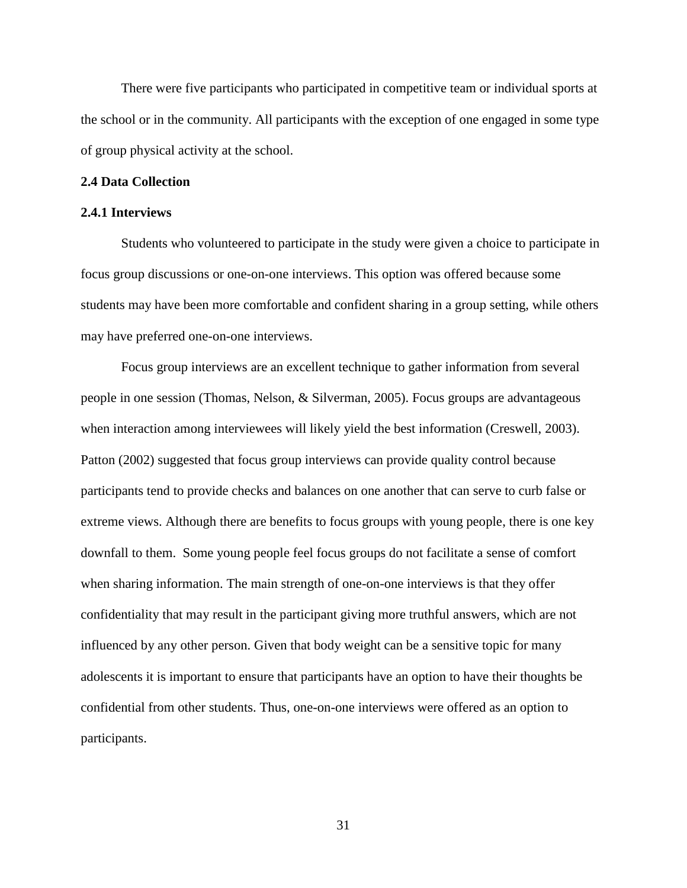There were five participants who participated in competitive team or individual sports at the school or in the community. All participants with the exception of one engaged in some type of group physical activity at the school.

### 2.4 Data Collection

#### 2.4.1 Interviews

Students who volunteered to participate in the study were given a choice to participate in focus group discussions or one-on-one interviews. This option was offered because some students may have been more comfortable and confident sharing in a group setting, while others may have preferred one-on-one interviews.

Focus group interviews are an excellent technique to gather information from several people in one session (Thomas, Nelson, & Silverman, 2005). Focus groups are advantageous when interaction among interviewees will likely yield the best information (Creswell, 2003). Patton (2002) suggested that focus group interviews can provide quality control because participants tend to provide checks and balances on one another that can serve to curb false or extreme views. Although there are benefits to focus groups with young people, there is one key downfall to them. Some young people feel focus groups do not facilitate a sense of comfort when sharing information. The main strength of one-on-one interviews is that they offer confidentiality that may result in the participant giving more truthful answers, which are not influenced by any other person. Given that body weight can be a sensitive topic for many adolescents it is important to ensure that participants have an option to have their thoughts be confidential from other students. Thus, one-on-one interviews were offered as an option to participants.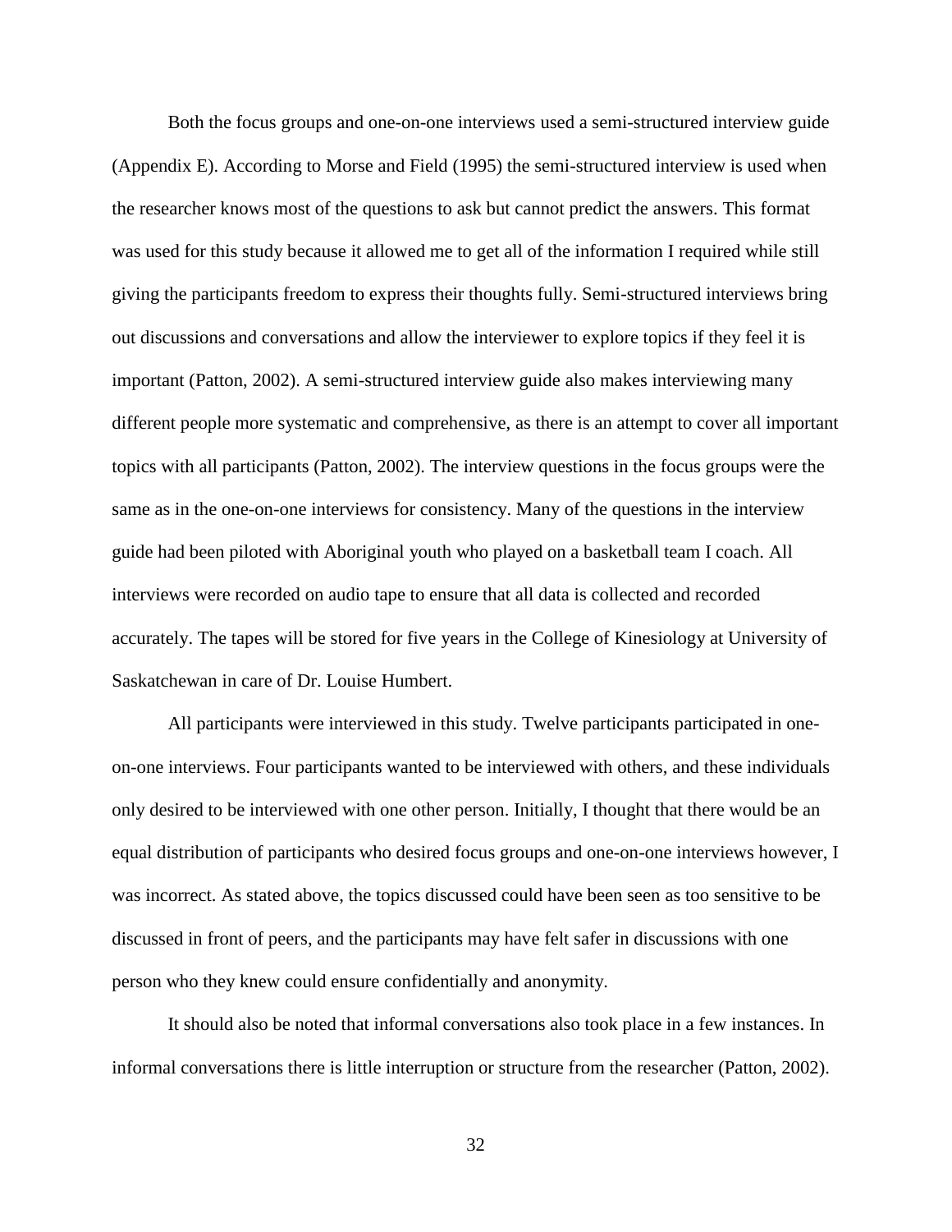Both the focus groups and one-on-one interviews used a semi-structured interview guide (Appendix E). According to Morse and Field (1995) the semi-structured interview is used when the researcher knows most of the questions to ask but cannot predict the answers. This format was used for this study because it allowed me to get all of the information I required while still giving the participants freedom to express their thoughts fully. Semi-structured interviews bring out discussions and conversations and allow the interviewer to explore topics if they feel it is important (Patton, 2002). A semi-structured interview guide also makes interviewing many different people more systematic and comprehensive, as there is an attempt to cover all important topics with all participants (Patton, 2002). The interview questions in the focus groups were the same as in the one-on-one interviews for consistency. Many of the questions in the interview guide had been piloted with Aboriginal youth who played on a basketball team I coach. All interviews were recorded on audio tape to ensure that all data is collected and recorded accurately. The tapes will be stored for five years in the College of Kinesiology at University of Saskatchewan in care of Dr. Louise Humbert.

All participants were interviewed in this study. Twelve participants participated in one-on-one interviews. Four participants wanted to be interviewed with others, and these individuals only desired to be interviewed with one other person. Initially, I thought that there would be an equal distribution of participants who desired focus groups and one-on-one interviews however, I was incorrect. As stated above, the topics discussed could have been seen as too sensitive to be discussed in front of peers, and the participants may have felt safer in discussions with one person who they knew could ensure confidentially and anonymity.

It should also be noted that informal conversations also took place in a few instances. In informal conversations there is little interruption or structure from the researcher (Patton, 2002).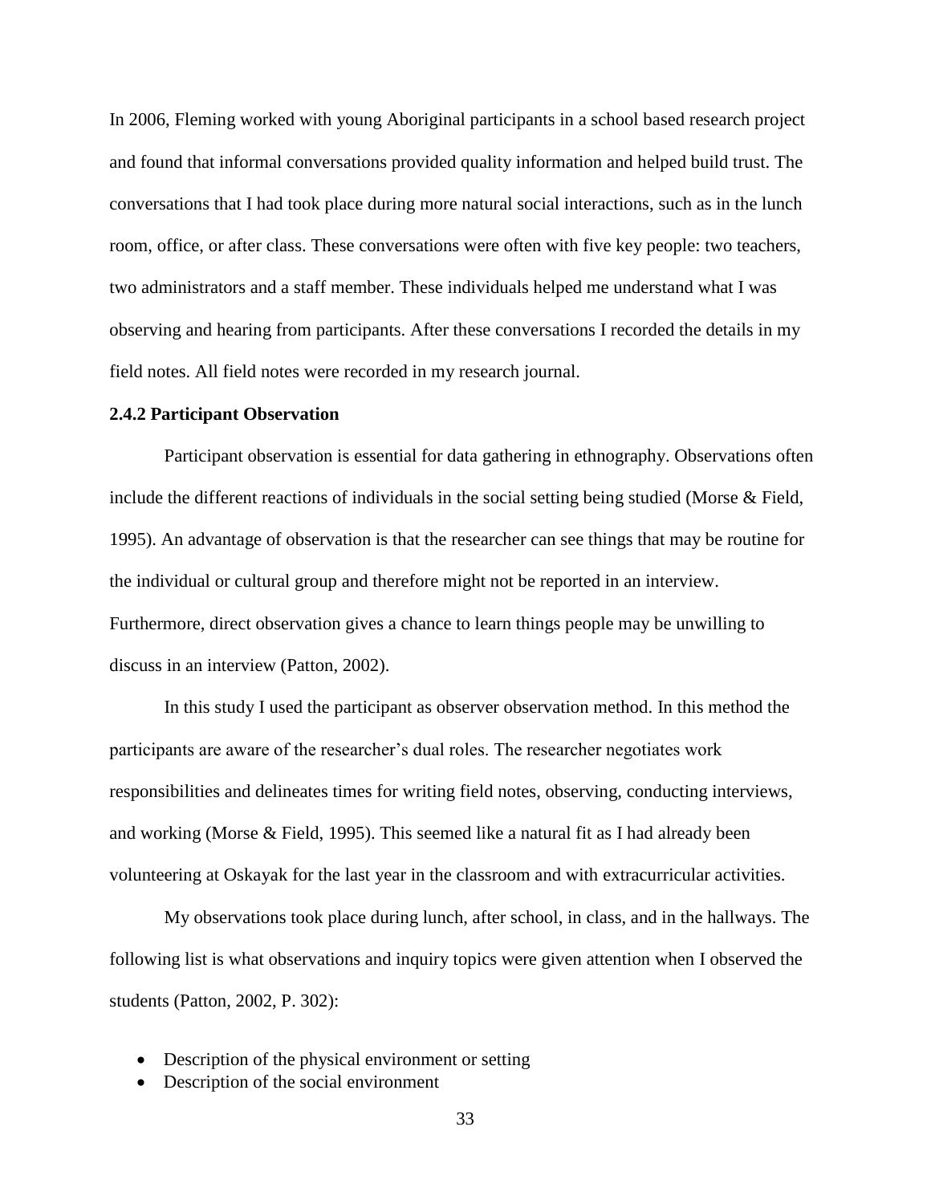In 2006, Fleming worked with young Aboriginal participants in a school based research project and found that informal conversations provided quality information and helped build trust. The conversations that I had took place during more natural social interactions, such as in the lunch room, office, or after class. These conversations were often with five key people: two teachers, two administrators and a staff member. These individuals helped me understand what I was observing and hearing from participants. After these conversations I recorded the details in my field notes. All field notes were recorded in my research journal.

### 2.4.2 Participant Observation

Participant observation is essential for data gathering in ethnography. Observations often include the different reactions of individuals in the social setting being studied (Morse & Field, 1995). An advantage of observation is that the researcher can see things that may be routine for the individual or cultural group and therefore might not be reported in an interview. Furthermore, direct observation gives a chance to learn things people may be unwilling to discuss in an interview (Patton, 2002).

In this study I used the participant as observer observation method. In this method the participants are aware of the researcher's dual roles. The researcher negotiates work responsibilities and delineates times for writing field notes, observing, conducting interviews, and working (Morse & Field, 1995). This seemed like a natural fit as I had already been volunteering at Oskayak for the last year in the classroom and with extracurricular activities.

My observations took place during lunch, after school, in class, and in the hallways. The following list is what observations and inquiry topics were given attention when I observed the students (Patton, 2002, P. 302):

- Description of the physical environment or setting
- Description of the social environment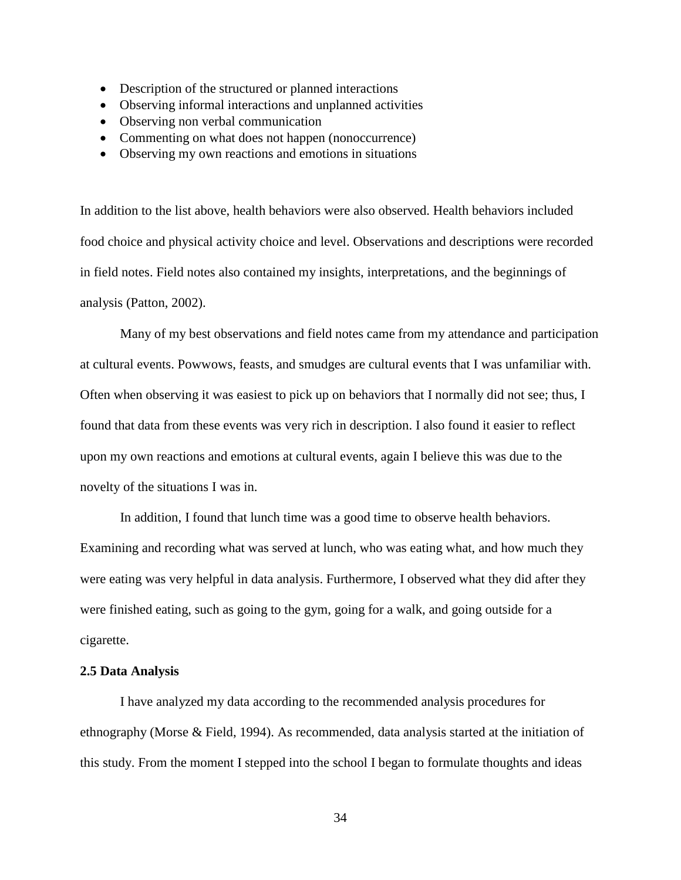- Description of the structured or planned interactions
- Observing informal interactions and unplanned activities
- Observing non verbal communication
- Commenting on what does not happen (nonoccurrence)
- Observing my own reactions and emotions in situations

In addition to the list above, health behaviors were also observed. Health behaviors included food choice and physical activity choice and level. Observations and descriptions were recorded in field notes. Field notes also contained my insights, interpretations, and the beginnings of analysis (Patton, 2002).

Many of my best observations and field notes came from my attendance and participation at cultural events. Powwows, feasts, and smudges are cultural events that I was unfamiliar with. Often when observing it was easiest to pick up on behaviors that I normally did not see; thus, I found that data from these events was very rich in description. I also found it easier to reflect upon my own reactions and emotions at cultural events, again I believe this was due to the novelty of the situations I was in.

In addition, I found that lunch time was a good time to observe health behaviors. Examining and recording what was served at lunch, who was eating what, and how much they were eating was very helpful in data analysis. Furthermore, I observed what they did after they were finished eating, such as going to the gym, going for a walk, and going outside for a cigarette.

**2.5 Data Analysis**

I have analyzed my data according to the recommended analysis procedures for ethnography (Morse & Field, 1994). As recommended, data analysis started at the initiation of this study. From the moment I stepped into the school I began to formulate thoughts and ideas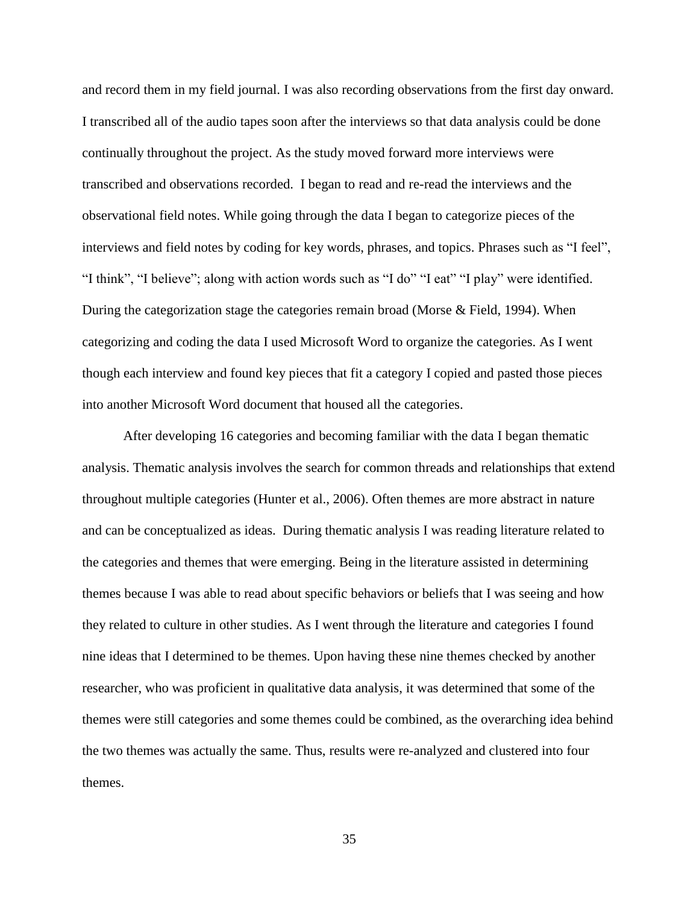and record them in my field journal. I was also recording observations from the first day onward. I transcribed all of the audio tapes soon after the interviews so that data analysis could be done continually throughout the project. As the study moved forward more interviews were transcribed and observations recorded. I began to read and re-read the interviews and the observational field notes. While going through the data I began to categorize pieces of the interviews and field notes by coding for key words, phrases, and topics. Phrases such as "I feel", "I think", "I believe"; along with action words such as "I do" "I eat" "I play" were identified. During the categorization stage the categories remain broad (Morse & Field, 1994). When categorizing and coding the data I used Microsoft Word to organize the categories. As I went though each interview and found key pieces that fit a category I copied and pasted those pieces into another Microsoft Word document that housed all the categories.

After developing 16 categories and becoming familiar with the data I began thematic analysis. Thematic analysis involves the search for common threads and relationships that extend throughout multiple categories (Hunter et al., 2006). Often themes are more abstract in nature and can be conceptualized as ideas. During thematic analysis I was reading literature related to the categories and themes that were emerging. Being in the literature assisted in determining themes because I was able to read about specific behaviors or beliefs that I was seeing and how they related to culture in other studies. As I went through the literature and categories I found nine ideas that I determined to be themes. Upon having these nine themes checked by another researcher, who was proficient in qualitative data analysis, it was determined that some of the themes were still categories and some themes could be combined, as the overarching idea behind the two themes was actually the same. Thus, results were re-analyzed and clustered into four themes.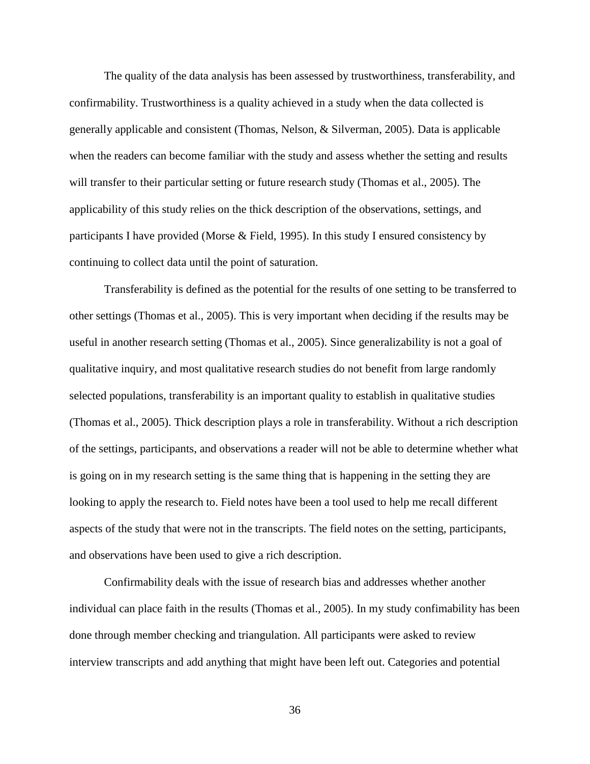The quality of the data analysis has been assessed by trustworthiness, transferability, and confirmability. Trustworthiness is a quality achieved in a study when the data collected is generally applicable and consistent (Thomas, Nelson, & Silverman, 2005). Data is applicable when the readers can become familiar with the study and assess whether the setting and results will transfer to their particular setting or future research study (Thomas et al., 2005). The applicability of this study relies on the thick description of the observations, settings, and participants I have provided (Morse & Field, 1995). In this study I ensured consistency by continuing to collect data until the point of saturation.

Transferability is defined as the potential for the results of one setting to be transferred to other settings (Thomas et al., 2005). This is very important when deciding if the results may be useful in another research setting (Thomas et al., 2005). Since generalizability is not a goal of qualitative inquiry, and most qualitative research studies do not benefit from large randomly selected populations, transferability is an important quality to establish in qualitative studies (Thomas et al., 2005). Thick description plays a role in transferability. Without a rich description of the settings, participants, and observations a reader will not be able to determine whether what is going on in my research setting is the same thing that is happening in the setting they are looking to apply the research to. Field notes have been a tool used to help me recall different aspects of the study that were not in the transcripts. The field notes on the setting, participants, and observations have been used to give a rich description.

Confirmability deals with the issue of research bias and addresses whether another individual can place faith in the results (Thomas et al., 2005). In my study confimability has been done through member checking and triangulation. All participants were asked to review interview transcripts and add anything that might have been left out. Categories and potential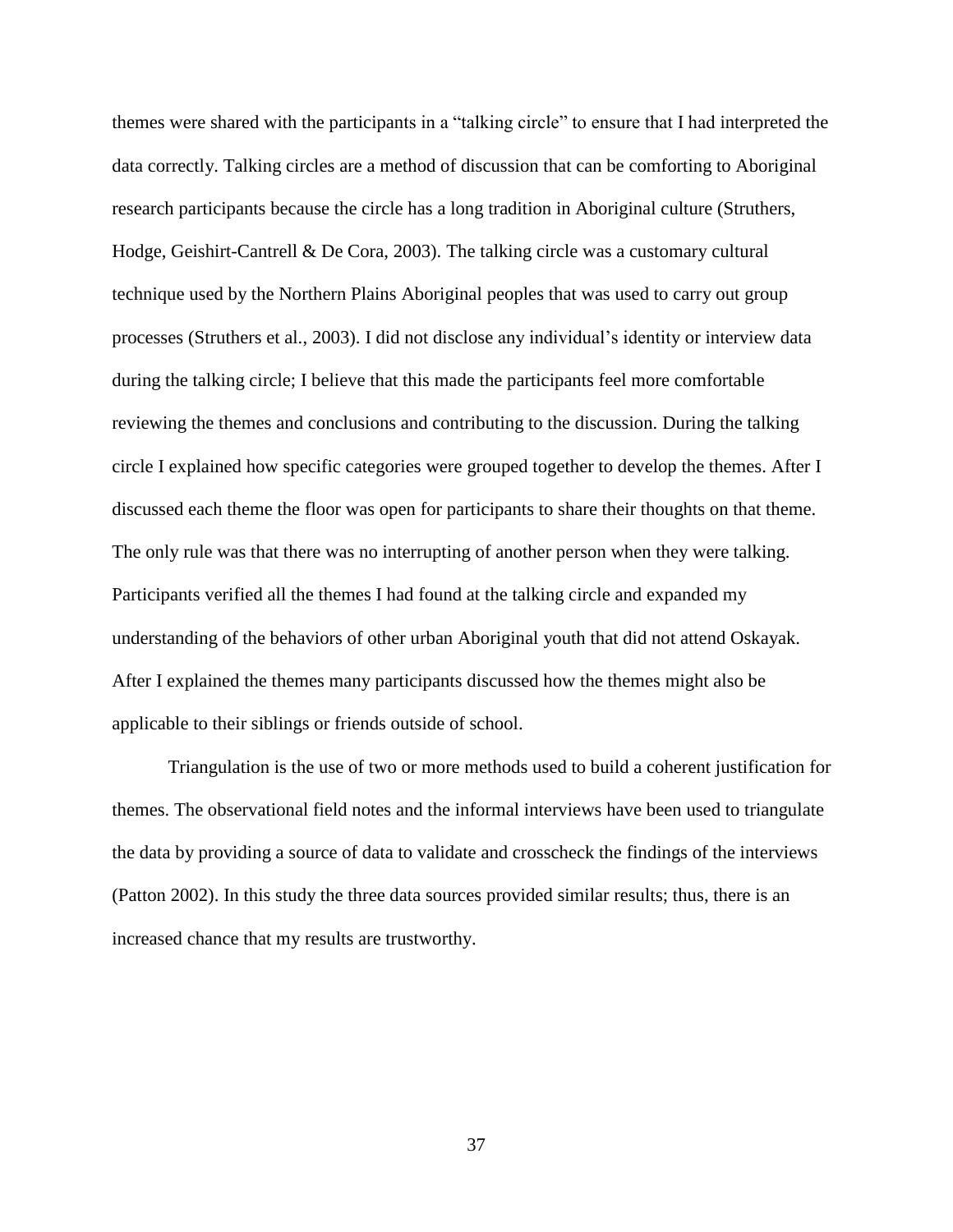themes were shared with the participants in a “talking circle” to ensure that I had interpreted the data correctly. Talking circles are a method of discussion that can be comforting to Aboriginal research participants because the circle has a long tradition in Aboriginal culture (Struthers, Hodge, Geishirt-Cantrell & De Cora, 2003). The talking circle was a customary cultural technique used by the Northern Plains Aboriginal peoples that was used to carry out group processes (Struthers et al., 2003). I did not disclose any individual’s identity or interview data during the talking circle; I believe that this made the participants feel more comfortable reviewing the themes and conclusions and contributing to the discussion. During the talking circle I explained how specific categories were grouped together to develop the themes. After I discussed each theme the floor was open for participants to share their thoughts on that theme. The only rule was that there was no interrupting of another person when they were talking. Participants verified all the themes I had found at the talking circle and expanded my understanding of the behaviors of other urban Aboriginal youth that did not attend Oskayak. After I explained the themes many participants discussed how the themes might also be applicable to their siblings or friends outside of school.

Triangulation is the use of two or more methods used to build a coherent justification for themes. The observational field notes and the informal interviews have been used to triangulate the data by providing a source of data to validate and crosscheck the findings of the interviews (Patton 2002). In this study the three data sources provided similar results; thus, there is an increased chance that my results are trustworthy.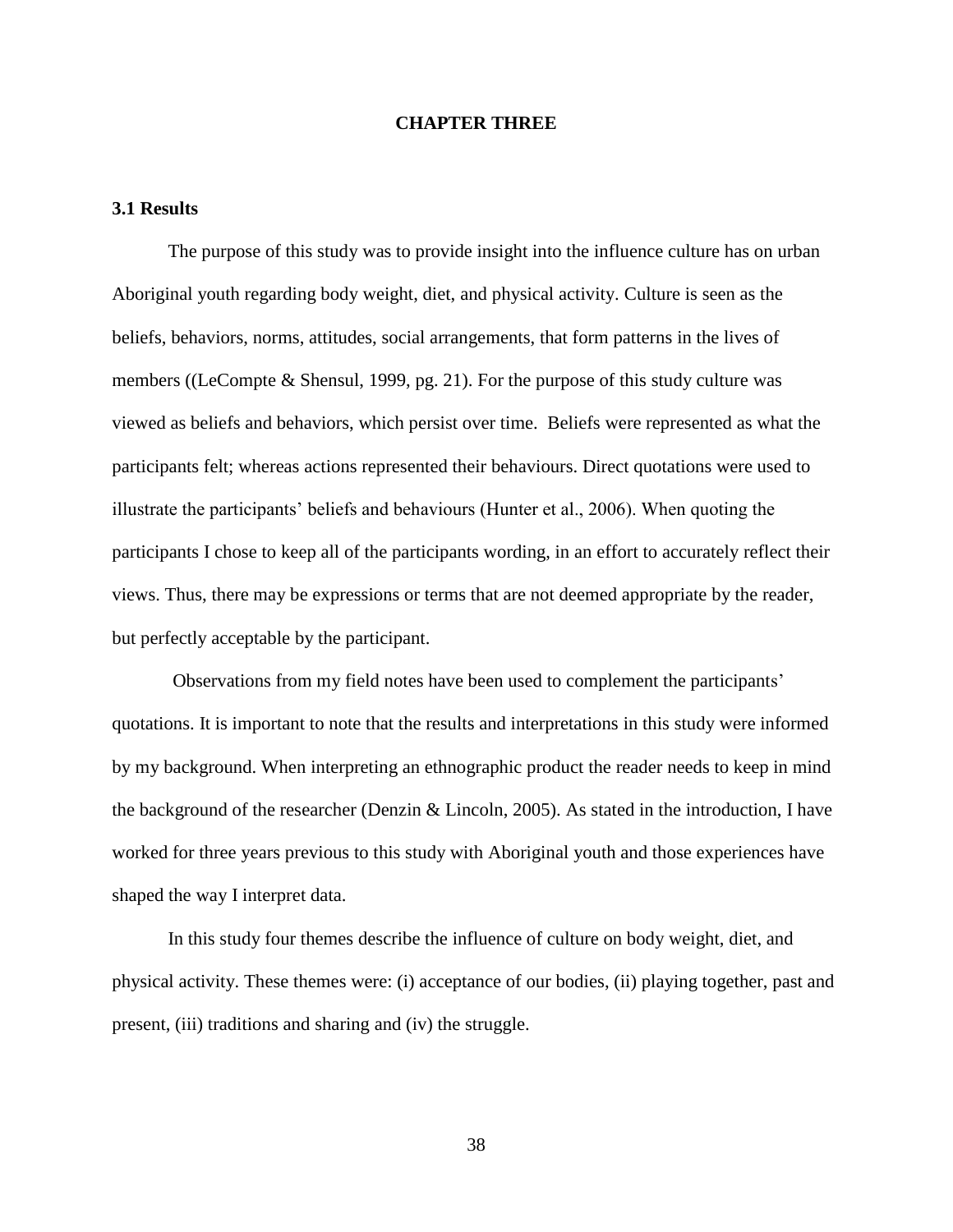# CHAPTER THREE

## 3.1 Results

The purpose of this study was to provide insight into the influence culture has on urban Aboriginal youth regarding body weight, diet, and physical activity. Culture is seen as the beliefs, behaviors, norms, attitudes, social arrangements, that form patterns in the lives of members ((LeCompte & Shensul, 1999, pg. 21). For the purpose of this study culture was viewed as beliefs and behaviors, which persist over time. Beliefs were represented as what the participants felt; whereas actions represented their behaviours. Direct quotations were used to illustrate the participants' beliefs and behaviours (Hunter et al., 2006). When quoting the participants I chose to keep all of the participants wording, in an effort to accurately reflect their views. Thus, there may be expressions or terms that are not deemed appropriate by the reader, but perfectly acceptable by the participant.

Observations from my field notes have been used to complement the participants' quotations. It is important to note that the results and interpretations in this study were informed by my background. When interpreting an ethnographic product the reader needs to keep in mind the background of the researcher (Denzin & Lincoln, 2005). As stated in the introduction, I have worked for three years previous to this study with Aboriginal youth and those experiences have shaped the way I interpret data.

In this study four themes describe the influence of culture on body weight, diet, and physical activity. These themes were: (i) acceptance of our bodies, (ii) playing together, past and present, (iii) traditions and sharing and (iv) the struggle.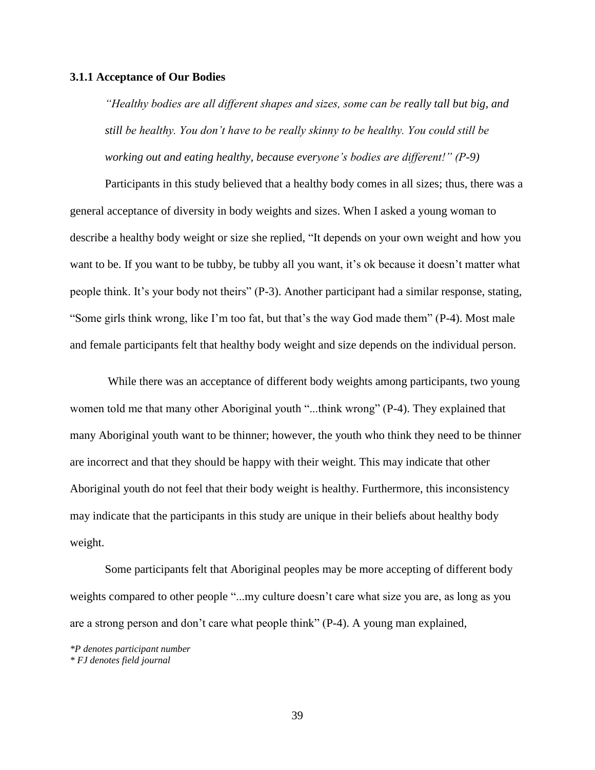### 3.1.1 Acceptance of Our Bodies

> *"Healthy bodies are all different shapes and sizes, some can be really tall but big, and still be healthy. You don't have to be really skinny to be healthy. You could still be working out and eating healthy, because everyone's bodies are different!" (P-9)*

Participants in this study believed that a healthy body comes in all sizes; thus, there was a general acceptance of diversity in body weights and sizes. When I asked a young woman to describe a healthy body weight or size she replied, "It depends on your own weight and how you want to be. If you want to be tubby, be tubby all you want, it's ok because it doesn't matter what people think. It's your body not theirs" (P-3). Another participant had a similar response, stating, "Some girls think wrong, like I'm too fat, but that's the way God made them" (P-4). Most male and female participants felt that healthy body weight and size depends on the individual person.

While there was an acceptance of different body weights among participants, two young women told me that many other Aboriginal youth "...think wrong" (P-4). They explained that many Aboriginal youth want to be thinner; however, the youth who think they need to be thinner are incorrect and that they should be happy with their weight. This may indicate that other Aboriginal youth do not feel that their body weight is healthy. Furthermore, this inconsistency may indicate that the participants in this study are unique in their beliefs about healthy body weight.

Some participants felt that Aboriginal peoples may be more accepting of different body weights compared to other people "...my culture doesn't care what size you are, as long as you are a strong person and don't care what people think" (P-4). A young man explained,

*\*P denotes participant number*
*\* FJ denotes field journal*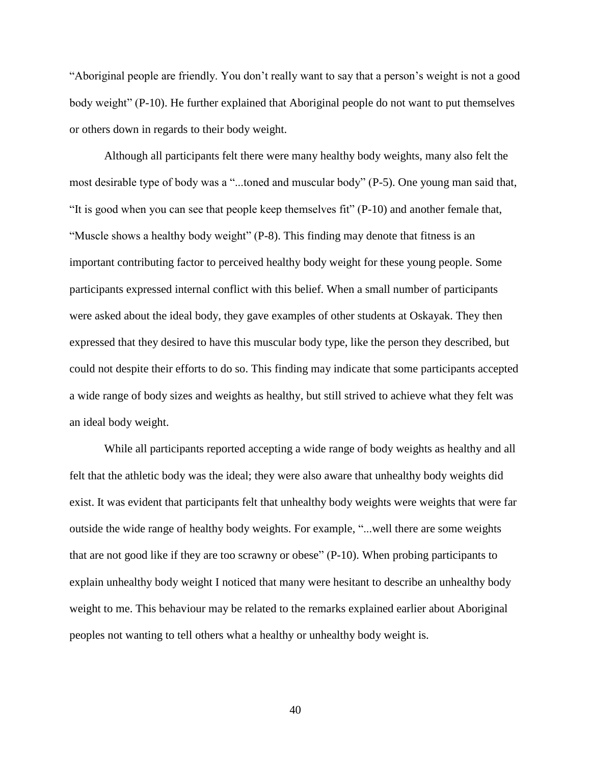"Aboriginal people are friendly. You don't really want to say that a person's weight is not a good body weight" (P-10). He further explained that Aboriginal people do not want to put themselves or others down in regards to their body weight.

Although all participants felt there were many healthy body weights, many also felt the most desirable type of body was a "...toned and muscular body" (P-5). One young man said that, "It is good when you can see that people keep themselves fit" (P-10) and another female that, "Muscle shows a healthy body weight" (P-8). This finding may denote that fitness is an important contributing factor to perceived healthy body weight for these young people. Some participants expressed internal conflict with this belief. When a small number of participants were asked about the ideal body, they gave examples of other students at Oskayak. They then expressed that they desired to have this muscular body type, like the person they described, but could not despite their efforts to do so. This finding may indicate that some participants accepted a wide range of body sizes and weights as healthy, but still strived to achieve what they felt was an ideal body weight.

While all participants reported accepting a wide range of body weights as healthy and all felt that the athletic body was the ideal; they were also aware that unhealthy body weights did exist. It was evident that participants felt that unhealthy body weights were weights that were far outside the wide range of healthy body weights. For example, "...well there are some weights that are not good like if they are too scrawny or obese" (P-10). When probing participants to explain unhealthy body weight I noticed that many were hesitant to describe an unhealthy body weight to me. This behaviour may be related to the remarks explained earlier about Aboriginal peoples not wanting to tell others what a healthy or unhealthy body weight is.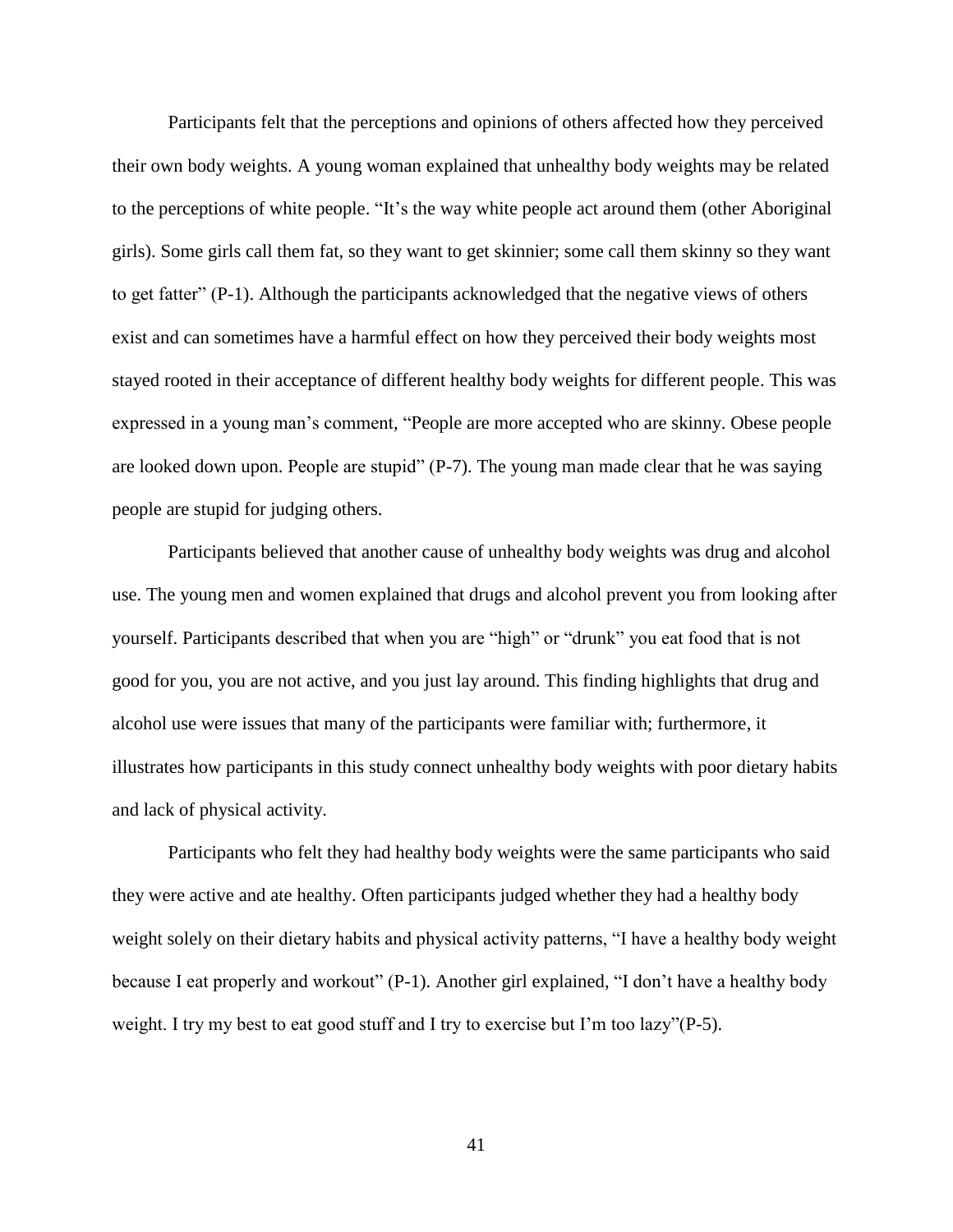Participants felt that the perceptions and opinions of others affected how they perceived their own body weights. A young woman explained that unhealthy body weights may be related to the perceptions of white people. "It's the way white people act around them (other Aboriginal girls). Some girls call them fat, so they want to get skinnier; some call them skinny so they want to get fatter" (P-1). Although the participants acknowledged that the negative views of others exist and can sometimes have a harmful effect on how they perceived their body weights most stayed rooted in their acceptance of different healthy body weights for different people. This was expressed in a young man's comment, "People are more accepted who are skinny. Obese people are looked down upon. People are stupid" (P-7). The young man made clear that he was saying people are stupid for judging others.

Participants believed that another cause of unhealthy body weights was drug and alcohol use. The young men and women explained that drugs and alcohol prevent you from looking after yourself. Participants described that when you are "high" or "drunk" you eat food that is not good for you, you are not active, and you just lay around. This finding highlights that drug and alcohol use were issues that many of the participants were familiar with; furthermore, it illustrates how participants in this study connect unhealthy body weights with poor dietary habits and lack of physical activity.

Participants who felt they had healthy body weights were the same participants who said they were active and ate healthy. Often participants judged whether they had a healthy body weight solely on their dietary habits and physical activity patterns, "I have a healthy body weight because I eat properly and workout" (P-1). Another girl explained, "I don't have a healthy body weight. I try my best to eat good stuff and I try to exercise but I'm too lazy"(P-5).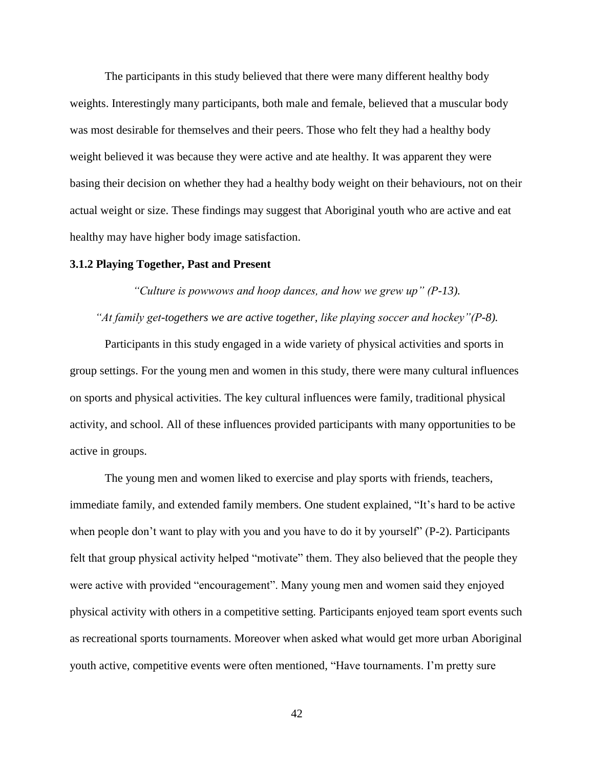The participants in this study believed that there were many different healthy body weights. Interestingly many participants, both male and female, believed that a muscular body was most desirable for themselves and their peers. Those who felt they had a healthy body weight believed it was because they were active and ate healthy. It was apparent they were basing their decision on whether they had a healthy body weight on their behaviours, not on their actual weight or size. These findings may suggest that Aboriginal youth who are active and eat healthy may have higher body image satisfaction.

### 3.1.2 Playing Together, Past and Present

*"Culture is powwows and hoop dances, and how we grew up" (P-13).*

*"At family get-togethers we are active together, like playing soccer and hockey"(P-8).*

Participants in this study engaged in a wide variety of physical activities and sports in group settings. For the young men and women in this study, there were many cultural influences on sports and physical activities. The key cultural influences were family, traditional physical activity, and school. All of these influences provided participants with many opportunities to be active in groups.

The young men and women liked to exercise and play sports with friends, teachers, immediate family, and extended family members. One student explained, "It's hard to be active when people don't want to play with you and you have to do it by yourself" (P-2). Participants felt that group physical activity helped "motivate" them. They also believed that the people they were active with provided "encouragement". Many young men and women said they enjoyed physical activity with others in a competitive setting. Participants enjoyed team sport events such as recreational sports tournaments. Moreover when asked what would get more urban Aboriginal youth active, competitive events were often mentioned, "Have tournaments. I'm pretty sure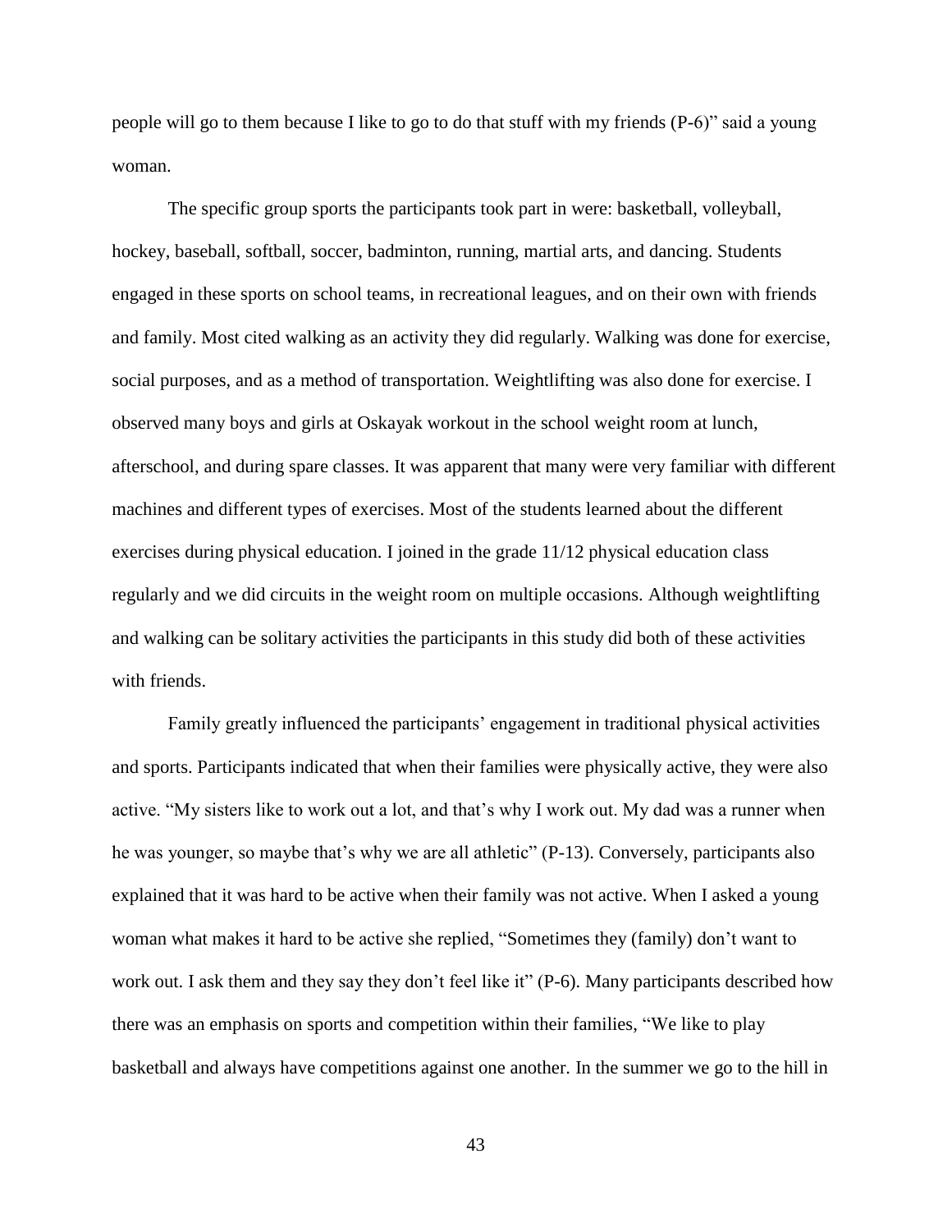people will go to them because I like to go to do that stuff with my friends (P-6)" said a young woman.

The specific group sports the participants took part in were: basketball, volleyball, hockey, baseball, softball, soccer, badminton, running, martial arts, and dancing. Students engaged in these sports on school teams, in recreational leagues, and on their own with friends and family. Most cited walking as an activity they did regularly. Walking was done for exercise, social purposes, and as a method of transportation. Weightlifting was also done for exercise. I observed many boys and girls at Oskayak workout in the school weight room at lunch, afterschool, and during spare classes. It was apparent that many were very familiar with different machines and different types of exercises. Most of the students learned about the different exercises during physical education. I joined in the grade 11/12 physical education class regularly and we did circuits in the weight room on multiple occasions. Although weightlifting and walking can be solitary activities the participants in this study did both of these activities with friends.

Family greatly influenced the participants' engagement in traditional physical activities and sports. Participants indicated that when their families were physically active, they were also active. "My sisters like to work out a lot, and that's why I work out. My dad was a runner when he was younger, so maybe that's why we are all athletic" (P-13). Conversely, participants also explained that it was hard to be active when their family was not active. When I asked a young woman what makes it hard to be active she replied, "Sometimes they (family) don't want to work out. I ask them and they say they don't feel like it" (P-6). Many participants described how there was an emphasis on sports and competition within their families, "We like to play basketball and always have competitions against one another. In the summer we go to the hill in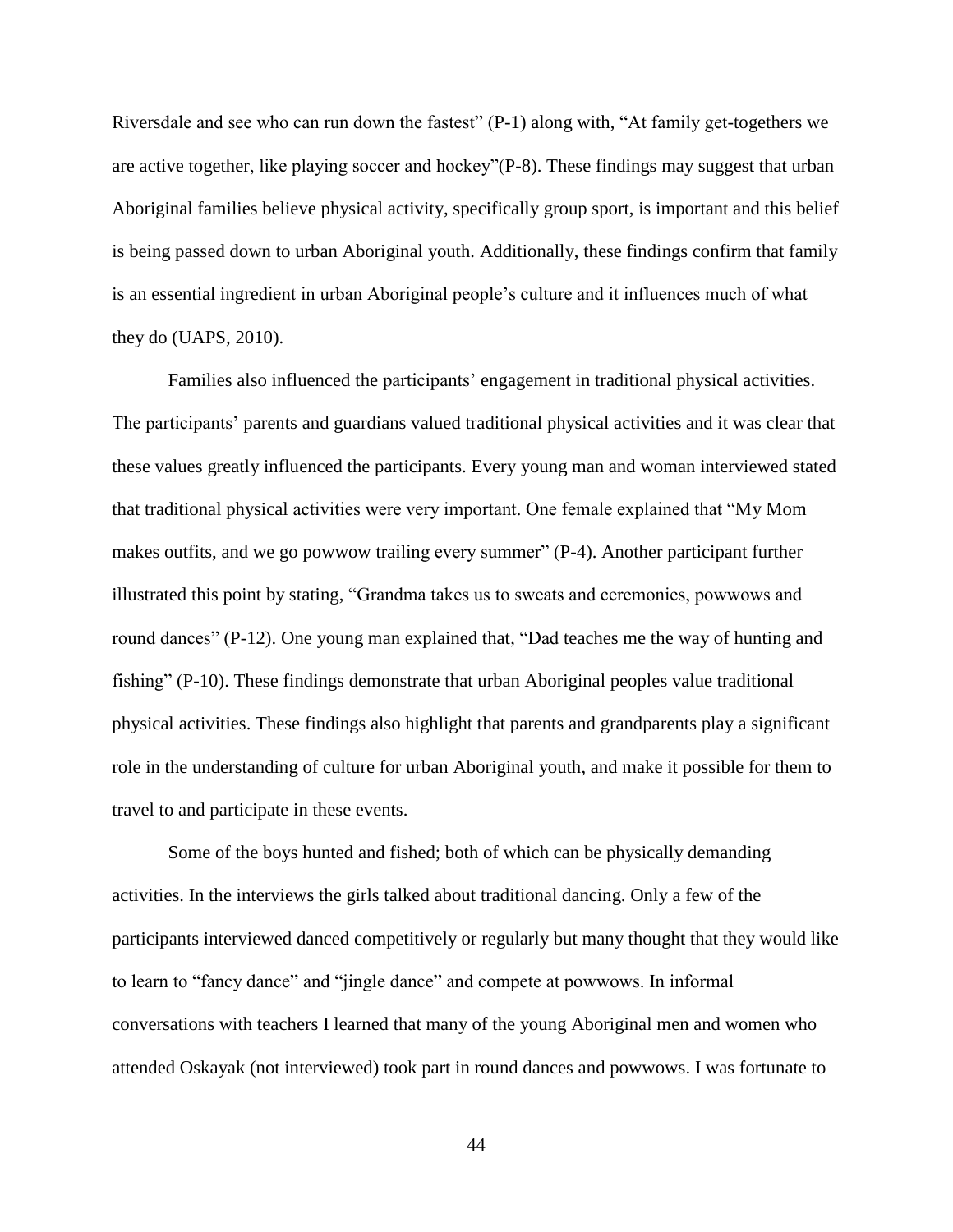Riversdale and see who can run down the fastest" (P-1) along with, "At family get-togethers we are active together, like playing soccer and hockey"(P-8). These findings may suggest that urban Aboriginal families believe physical activity, specifically group sport, is important and this belief is being passed down to urban Aboriginal youth. Additionally, these findings confirm that family is an essential ingredient in urban Aboriginal people's culture and it influences much of what they do (UAPS, 2010).

Families also influenced the participants' engagement in traditional physical activities. The participants' parents and guardians valued traditional physical activities and it was clear that these values greatly influenced the participants. Every young man and woman interviewed stated that traditional physical activities were very important. One female explained that "My Mom makes outfits, and we go powwow trailing every summer" (P-4). Another participant further illustrated this point by stating, "Grandma takes us to sweats and ceremonies, powwows and round dances" (P-12). One young man explained that, "Dad teaches me the way of hunting and fishing" (P-10). These findings demonstrate that urban Aboriginal peoples value traditional physical activities. These findings also highlight that parents and grandparents play a significant role in the understanding of culture for urban Aboriginal youth, and make it possible for them to travel to and participate in these events.

Some of the boys hunted and fished; both of which can be physically demanding activities. In the interviews the girls talked about traditional dancing. Only a few of the participants interviewed danced competitively or regularly but many thought that they would like to learn to "fancy dance" and "jingle dance" and compete at powwows. In informal conversations with teachers I learned that many of the young Aboriginal men and women who attended Oskayak (not interviewed) took part in round dances and powwows. I was fortunate to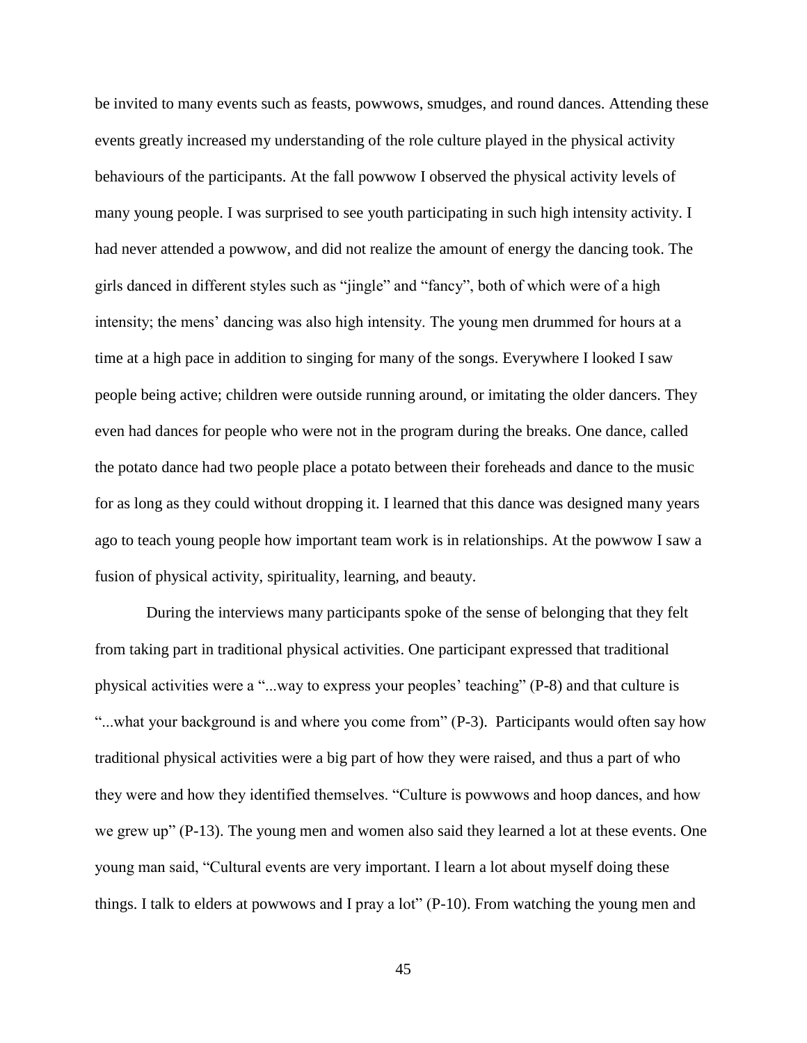be invited to many events such as feasts, powwows, smudges, and round dances. Attending these events greatly increased my understanding of the role culture played in the physical activity behaviours of the participants. At the fall powwow I observed the physical activity levels of many young people. I was surprised to see youth participating in such high intensity activity. I had never attended a powwow, and did not realize the amount of energy the dancing took. The girls danced in different styles such as "jingle" and "fancy", both of which were of a high intensity; the mens' dancing was also high intensity. The young men drummed for hours at a time at a high pace in addition to singing for many of the songs. Everywhere I looked I saw people being active; children were outside running around, or imitating the older dancers. They even had dances for people who were not in the program during the breaks. One dance, called the potato dance had two people place a potato between their foreheads and dance to the music for as long as they could without dropping it. I learned that this dance was designed many years ago to teach young people how important team work is in relationships. At the powwow I saw a fusion of physical activity, spirituality, learning, and beauty.

During the interviews many participants spoke of the sense of belonging that they felt from taking part in traditional physical activities. One participant expressed that traditional physical activities were a "...way to express your peoples' teaching" (P-8) and that culture is "...what your background is and where you come from" (P-3). Participants would often say how traditional physical activities were a big part of how they were raised, and thus a part of who they were and how they identified themselves. "Culture is powwows and hoop dances, and how we grew up" (P-13). The young men and women also said they learned a lot at these events. One young man said, "Cultural events are very important. I learn a lot about myself doing these things. I talk to elders at powwows and I pray a lot" (P-10). From watching the young men and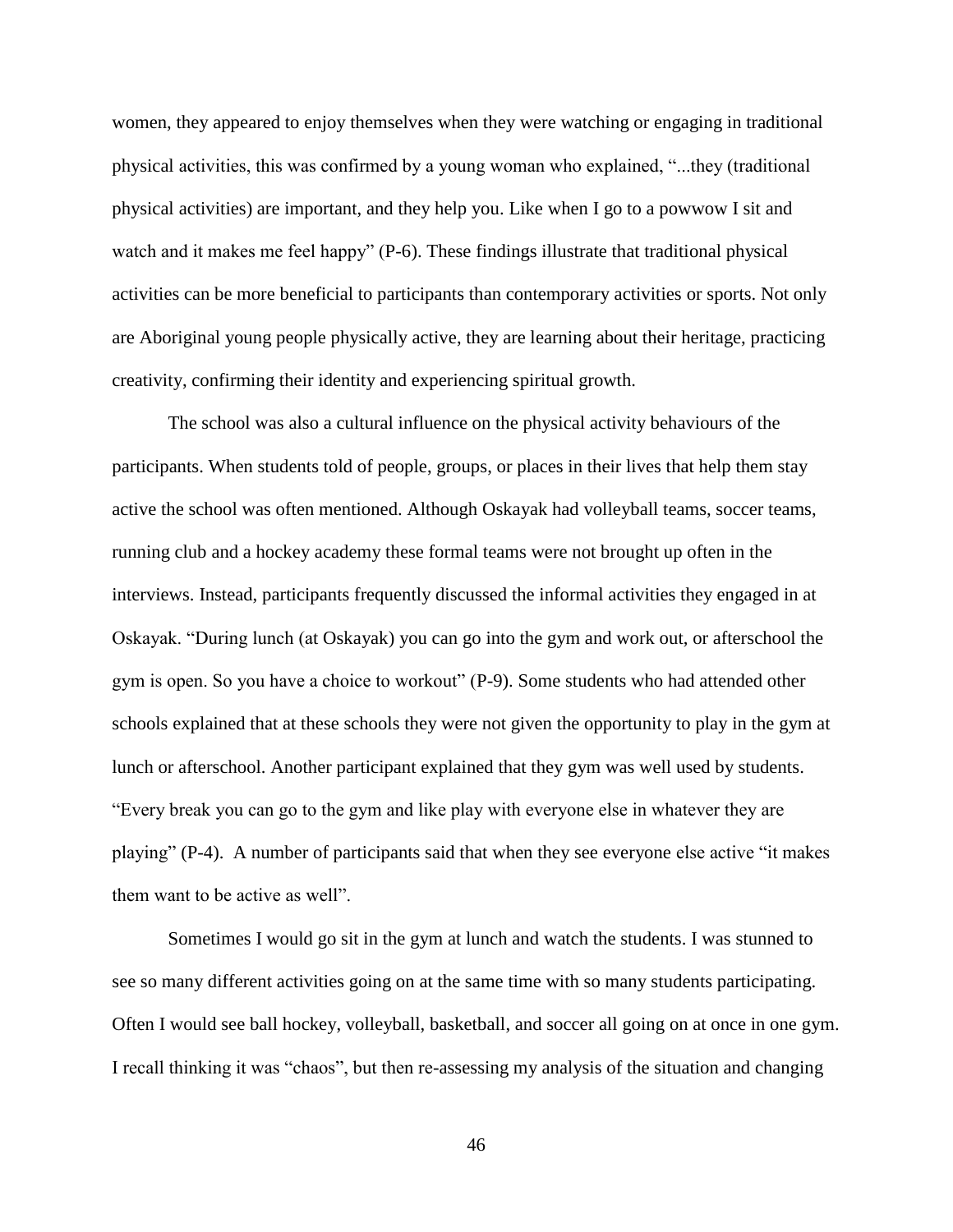women, they appeared to enjoy themselves when they were watching or engaging in traditional physical activities, this was confirmed by a young woman who explained, "...they (traditional physical activities) are important, and they help you. Like when I go to a powwow I sit and watch and it makes me feel happy" (P-6). These findings illustrate that traditional physical activities can be more beneficial to participants than contemporary activities or sports. Not only are Aboriginal young people physically active, they are learning about their heritage, practicing creativity, confirming their identity and experiencing spiritual growth.

The school was also a cultural influence on the physical activity behaviours of the participants. When students told of people, groups, or places in their lives that help them stay active the school was often mentioned. Although Oskayak had volleyball teams, soccer teams, running club and a hockey academy these formal teams were not brought up often in the interviews. Instead, participants frequently discussed the informal activities they engaged in at Oskayak. "During lunch (at Oskayak) you can go into the gym and work out, or afterschool the gym is open. So you have a choice to workout" (P-9). Some students who had attended other schools explained that at these schools they were not given the opportunity to play in the gym at lunch or afterschool. Another participant explained that they gym was well used by students. "Every break you can go to the gym and like play with everyone else in whatever they are playing" (P-4). A number of participants said that when they see everyone else active "it makes them want to be active as well".

Sometimes I would go sit in the gym at lunch and watch the students. I was stunned to see so many different activities going on at the same time with so many students participating. Often I would see ball hockey, volleyball, basketball, and soccer all going on at once in one gym. I recall thinking it was "chaos", but then re-assessing my analysis of the situation and changing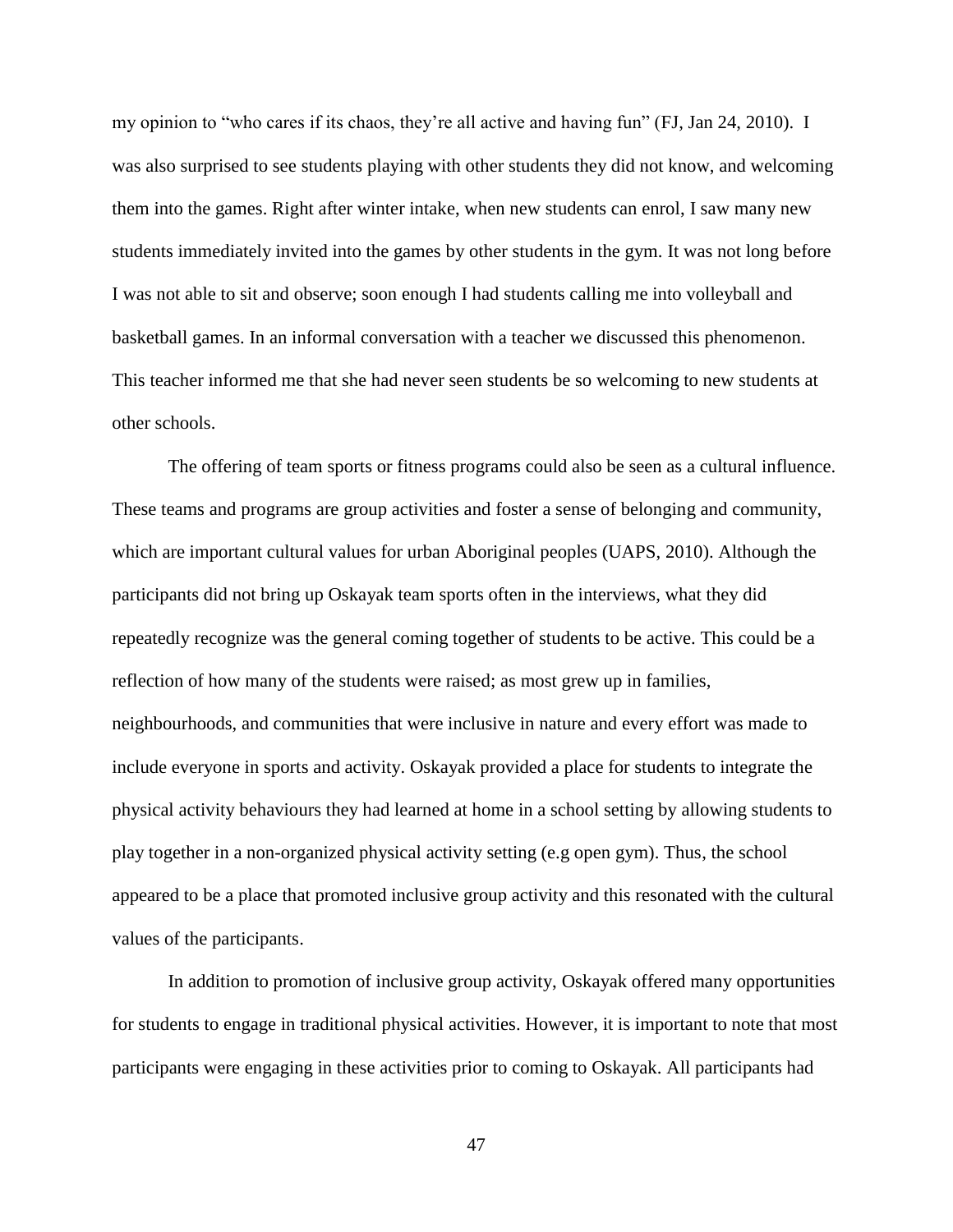my opinion to "who cares if its chaos, they're all active and having fun" (FJ, Jan 24, 2010). I was also surprised to see students playing with other students they did not know, and welcoming them into the games. Right after winter intake, when new students can enrol, I saw many new students immediately invited into the games by other students in the gym. It was not long before I was not able to sit and observe; soon enough I had students calling me into volleyball and basketball games. In an informal conversation with a teacher we discussed this phenomenon. This teacher informed me that she had never seen students be so welcoming to new students at other schools.

The offering of team sports or fitness programs could also be seen as a cultural influence. These teams and programs are group activities and foster a sense of belonging and community, which are important cultural values for urban Aboriginal peoples (UAPS, 2010). Although the participants did not bring up Oskayak team sports often in the interviews, what they did repeatedly recognize was the general coming together of students to be active. This could be a reflection of how many of the students were raised; as most grew up in families, neighbourhoods, and communities that were inclusive in nature and every effort was made to include everyone in sports and activity. Oskayak provided a place for students to integrate the physical activity behaviours they had learned at home in a school setting by allowing students to play together in a non-organized physical activity setting (e.g open gym). Thus, the school appeared to be a place that promoted inclusive group activity and this resonated with the cultural values of the participants.

In addition to promotion of inclusive group activity, Oskayak offered many opportunities for students to engage in traditional physical activities. However, it is important to note that most participants were engaging in these activities prior to coming to Oskayak. All participants had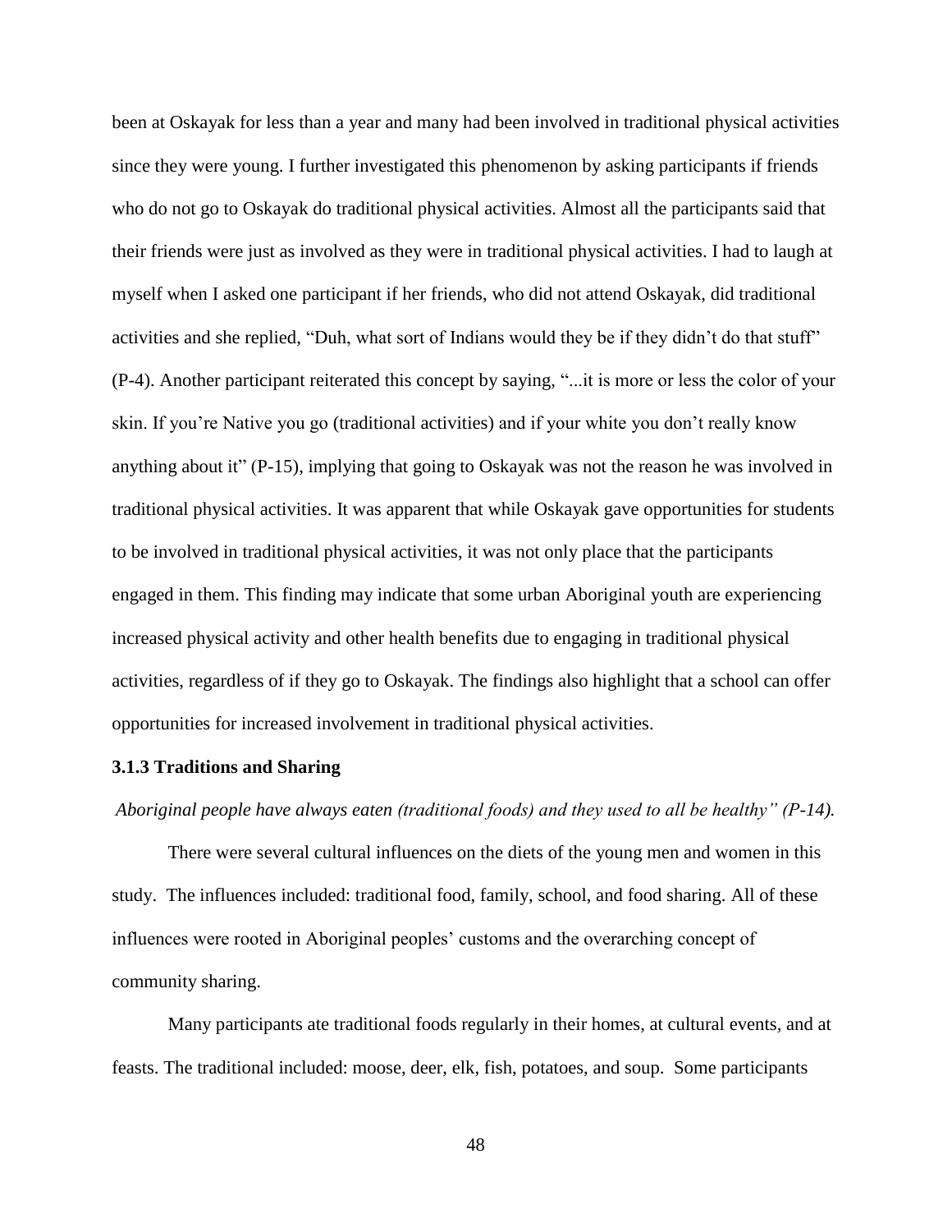been at Oskayak for less than a year and many had been involved in traditional physical activities since they were young. I further investigated this phenomenon by asking participants if friends who do not go to Oskayak do traditional physical activities. Almost all the participants said that their friends were just as involved as they were in traditional physical activities. I had to laugh at myself when I asked one participant if her friends, who did not attend Oskayak, did traditional activities and she replied, “Duh, what sort of Indians would they be if they didn’t do that stuff” (P-4). Another participant reiterated this concept by saying, “...it is more or less the color of your skin. If you’re Native you go (traditional activities) and if your white you don’t really know anything about it” (P-15), implying that going to Oskayak was not the reason he was involved in traditional physical activities. It was apparent that while Oskayak gave opportunities for students to be involved in traditional physical activities, it was not only place that the participants engaged in them. This finding may indicate that some urban Aboriginal youth are experiencing increased physical activity and other health benefits due to engaging in traditional physical activities, regardless of if they go to Oskayak. The findings also highlight that a school can offer opportunities for increased involvement in traditional physical activities.

### 3.1.3 Traditions and Sharing

*Aboriginal people have always eaten (traditional foods) and they used to all be healthy” (P-14).*

There were several cultural influences on the diets of the young men and women in this study. The influences included: traditional food, family, school, and food sharing. All of these influences were rooted in Aboriginal peoples’ customs and the overarching concept of community sharing.

Many participants ate traditional foods regularly in their homes, at cultural events, and at feasts. The traditional included: moose, deer, elk, fish, potatoes, and soup. Some participants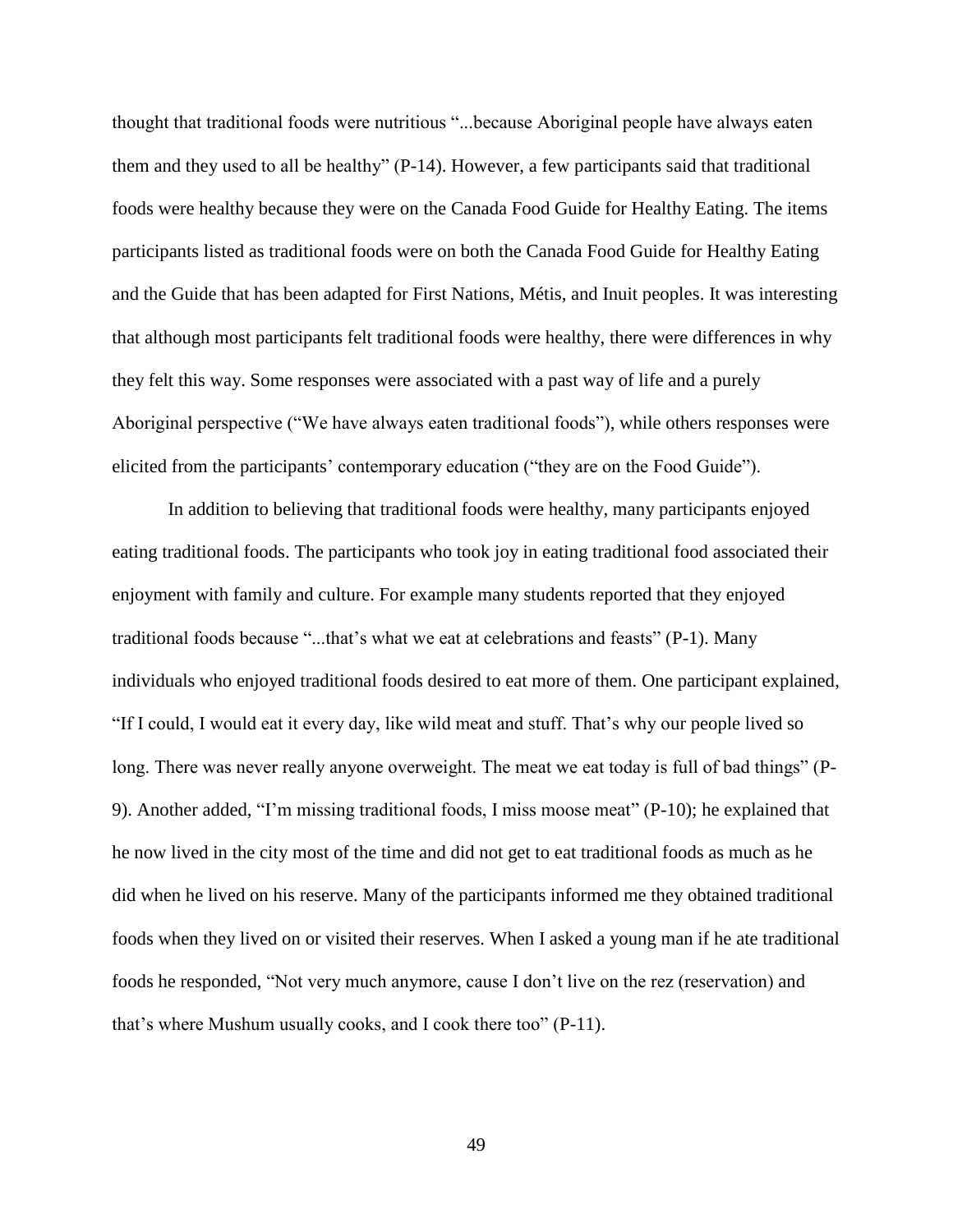thought that traditional foods were nutritious "...because Aboriginal people have always eaten them and they used to all be healthy" (P-14). However, a few participants said that traditional foods were healthy because they were on the Canada Food Guide for Healthy Eating. The items participants listed as traditional foods were on both the Canada Food Guide for Healthy Eating and the Guide that has been adapted for First Nations, Métis, and Inuit peoples. It was interesting that although most participants felt traditional foods were healthy, there were differences in why they felt this way. Some responses were associated with a past way of life and a purely Aboriginal perspective ("We have always eaten traditional foods"), while others responses were elicited from the participants' contemporary education ("they are on the Food Guide").

In addition to believing that traditional foods were healthy, many participants enjoyed eating traditional foods. The participants who took joy in eating traditional food associated their enjoyment with family and culture. For example many students reported that they enjoyed traditional foods because "...that's what we eat at celebrations and feasts" (P-1). Many individuals who enjoyed traditional foods desired to eat more of them. One participant explained, "If I could, I would eat it every day, like wild meat and stuff. That's why our people lived so long. There was never really anyone overweight. The meat we eat today is full of bad things" (P-9). Another added, "I'm missing traditional foods, I miss moose meat" (P-10); he explained that he now lived in the city most of the time and did not get to eat traditional foods as much as he did when he lived on his reserve. Many of the participants informed me they obtained traditional foods when they lived on or visited their reserves. When I asked a young man if he ate traditional foods he responded, "Not very much anymore, cause I don't live on the rez (reservation) and that's where Mushum usually cooks, and I cook there too" (P-11).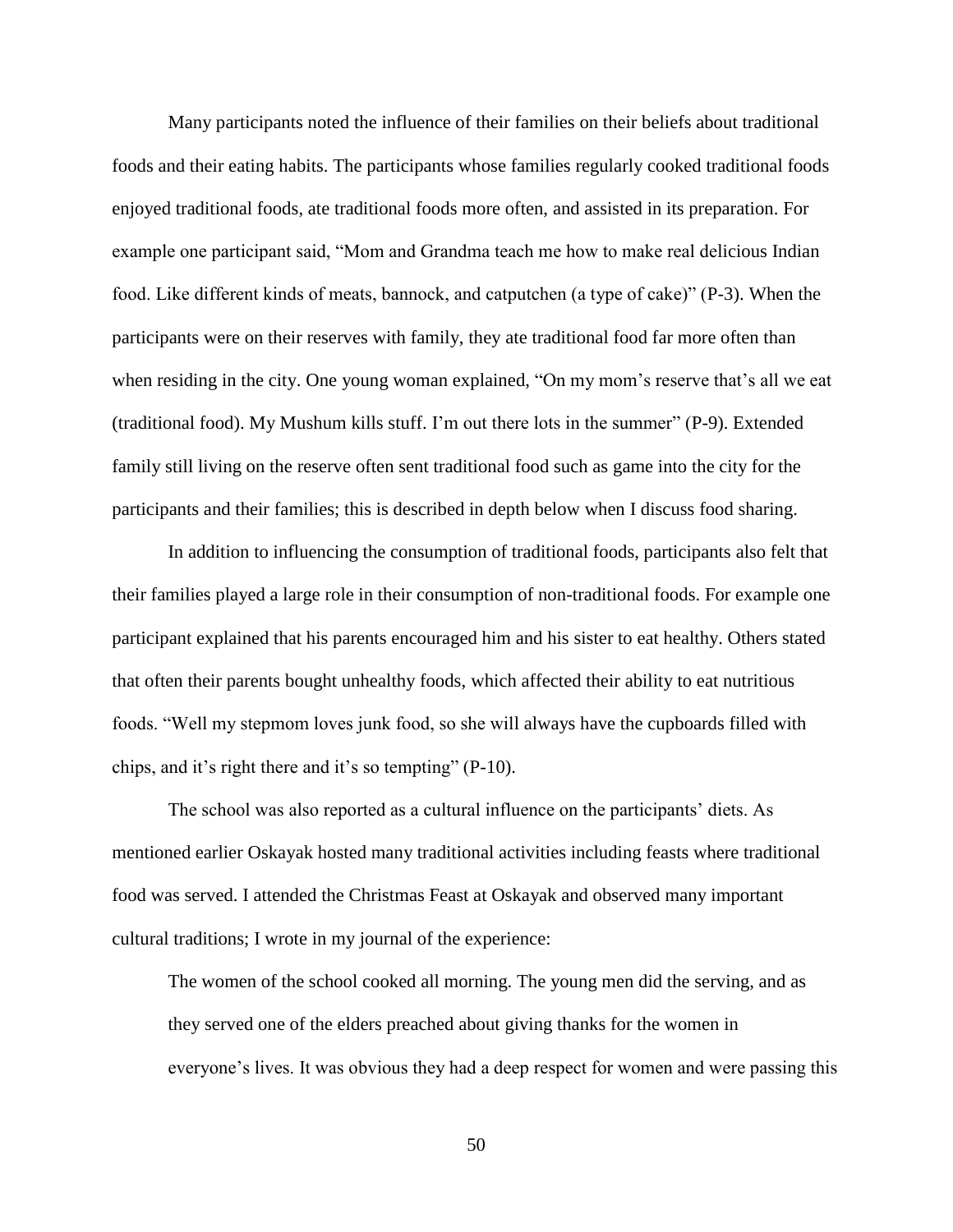Many participants noted the influence of their families on their beliefs about traditional foods and their eating habits. The participants whose families regularly cooked traditional foods enjoyed traditional foods, ate traditional foods more often, and assisted in its preparation. For example one participant said, "Mom and Grandma teach me how to make real delicious Indian food. Like different kinds of meats, bannock, and catputchen (a type of cake)" (P-3). When the participants were on their reserves with family, they ate traditional food far more often than when residing in the city. One young woman explained, "On my mom's reserve that's all we eat (traditional food). My Mushum kills stuff. I'm out there lots in the summer" (P-9). Extended family still living on the reserve often sent traditional food such as game into the city for the participants and their families; this is described in depth below when I discuss food sharing.

In addition to influencing the consumption of traditional foods, participants also felt that their families played a large role in their consumption of non-traditional foods. For example one participant explained that his parents encouraged him and his sister to eat healthy. Others stated that often their parents bought unhealthy foods, which affected their ability to eat nutritious foods. "Well my stepmom loves junk food, so she will always have the cupboards filled with chips, and it's right there and it's so tempting" (P-10).

The school was also reported as a cultural influence on the participants' diets. As mentioned earlier Oskayak hosted many traditional activities including feasts where traditional food was served. I attended the Christmas Feast at Oskayak and observed many important cultural traditions; I wrote in my journal of the experience:

> The women of the school cooked all morning. The young men did the serving, and as they served one of the elders preached about giving thanks for the women in everyone's lives. It was obvious they had a deep respect for women and were passing this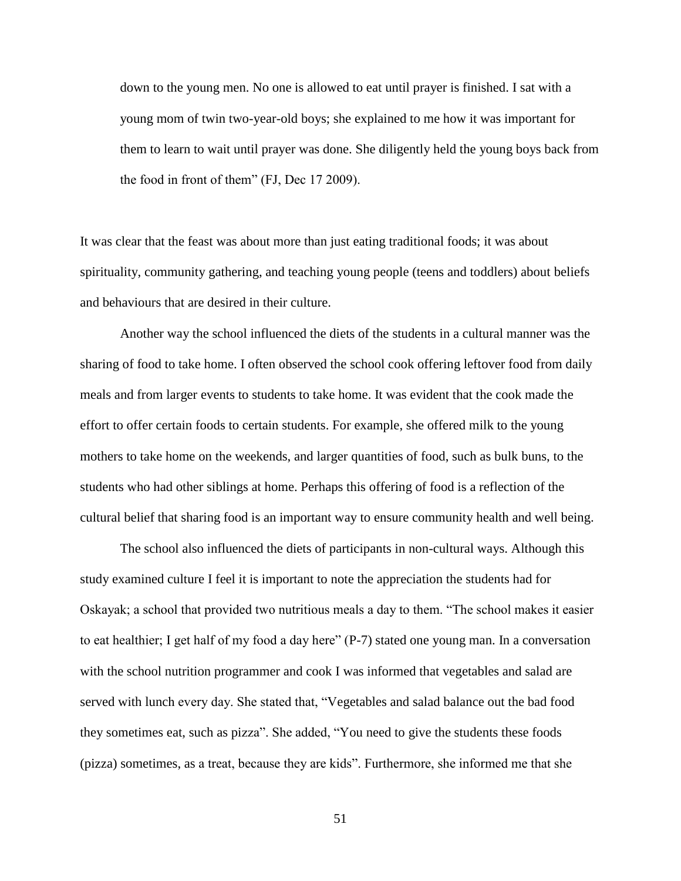> down to the young men. No one is allowed to eat until prayer is finished. I sat with a young mom of twin two-year-old boys; she explained to me how it was important for them to learn to wait until prayer was done. She diligently held the young boys back from the food in front of them" (FJ, Dec 17 2009).

It was clear that the feast was about more than just eating traditional foods; it was about spirituality, community gathering, and teaching young people (teens and toddlers) about beliefs and behaviours that are desired in their culture.

Another way the school influenced the diets of the students in a cultural manner was the sharing of food to take home. I often observed the school cook offering leftover food from daily meals and from larger events to students to take home. It was evident that the cook made the effort to offer certain foods to certain students. For example, she offered milk to the young mothers to take home on the weekends, and larger quantities of food, such as bulk buns, to the students who had other siblings at home. Perhaps this offering of food is a reflection of the cultural belief that sharing food is an important way to ensure community health and well being.

The school also influenced the diets of participants in non-cultural ways. Although this study examined culture I feel it is important to note the appreciation the students had for Oskayak; a school that provided two nutritious meals a day to them. "The school makes it easier to eat healthier; I get half of my food a day here" (P-7) stated one young man. In a conversation with the school nutrition programmer and cook I was informed that vegetables and salad are served with lunch every day. She stated that, "Vegetables and salad balance out the bad food they sometimes eat, such as pizza". She added, "You need to give the students these foods (pizza) sometimes, as a treat, because they are kids". Furthermore, she informed me that she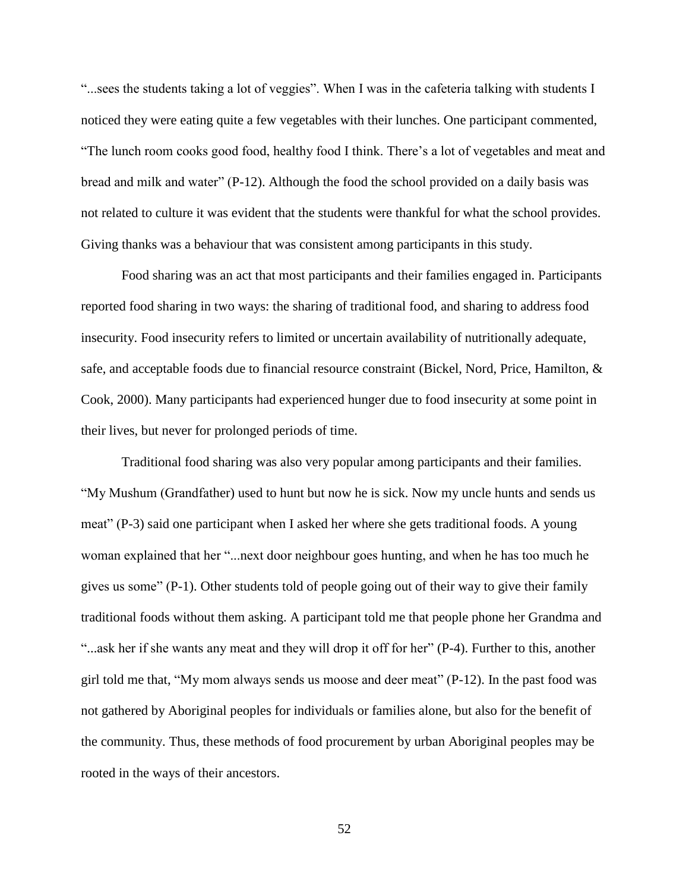"...sees the students taking a lot of veggies". When I was in the cafeteria talking with students I noticed they were eating quite a few vegetables with their lunches. One participant commented, "The lunch room cooks good food, healthy food I think. There's a lot of vegetables and meat and bread and milk and water" (P-12). Although the food the school provided on a daily basis was not related to culture it was evident that the students were thankful for what the school provides. Giving thanks was a behaviour that was consistent among participants in this study.

Food sharing was an act that most participants and their families engaged in. Participants reported food sharing in two ways: the sharing of traditional food, and sharing to address food insecurity. Food insecurity refers to limited or uncertain availability of nutritionally adequate, safe, and acceptable foods due to financial resource constraint (Bickel, Nord, Price, Hamilton, & Cook, 2000). Many participants had experienced hunger due to food insecurity at some point in their lives, but never for prolonged periods of time.

Traditional food sharing was also very popular among participants and their families. "My Mushum (Grandfather) used to hunt but now he is sick. Now my uncle hunts and sends us meat" (P-3) said one participant when I asked her where she gets traditional foods. A young woman explained that her "...next door neighbour goes hunting, and when he has too much he gives us some" (P-1). Other students told of people going out of their way to give their family traditional foods without them asking. A participant told me that people phone her Grandma and "...ask her if she wants any meat and they will drop it off for her" (P-4). Further to this, another girl told me that, "My mom always sends us moose and deer meat" (P-12). In the past food was not gathered by Aboriginal peoples for individuals or families alone, but also for the benefit of the community. Thus, these methods of food procurement by urban Aboriginal peoples may be rooted in the ways of their ancestors.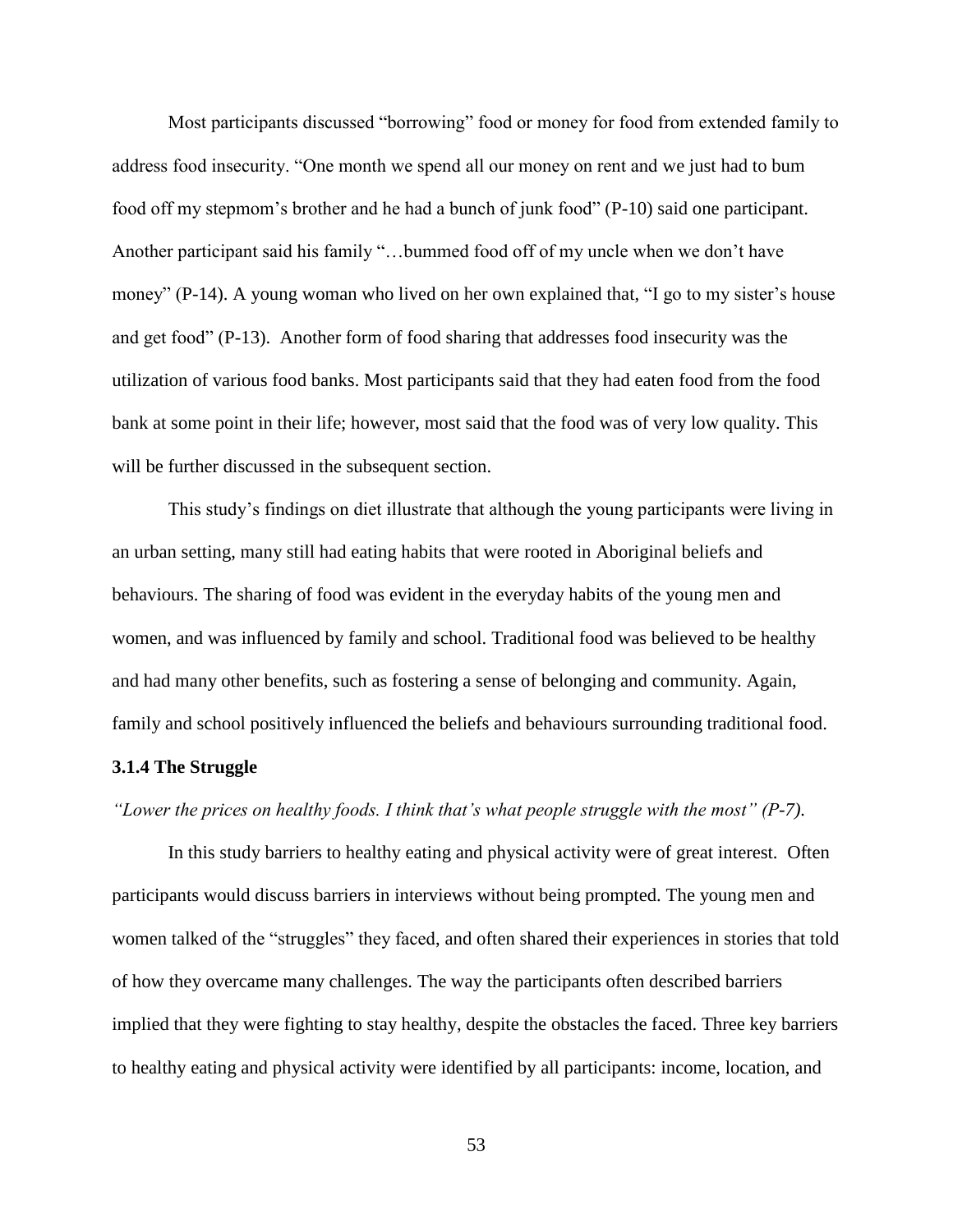Most participants discussed "borrowing" food or money for food from extended family to address food insecurity. "One month we spend all our money on rent and we just had to bum food off my stepmom's brother and he had a bunch of junk food" (P-10) said one participant. Another participant said his family "…bummed food off of my uncle when we don't have money" (P-14). A young woman who lived on her own explained that, "I go to my sister's house and get food" (P-13). Another form of food sharing that addresses food insecurity was the utilization of various food banks. Most participants said that they had eaten food from the food bank at some point in their life; however, most said that the food was of very low quality. This will be further discussed in the subsequent section.

This study's findings on diet illustrate that although the young participants were living in an urban setting, many still had eating habits that were rooted in Aboriginal beliefs and behaviours. The sharing of food was evident in the everyday habits of the young men and women, and was influenced by family and school. Traditional food was believed to be healthy and had many other benefits, such as fostering a sense of belonging and community. Again, family and school positively influenced the beliefs and behaviours surrounding traditional food.

### 3.1.4 The Struggle

*"Lower the prices on healthy foods. I think that's what people struggle with the most" (P-7).*

In this study barriers to healthy eating and physical activity were of great interest. Often participants would discuss barriers in interviews without being prompted. The young men and women talked of the "struggles" they faced, and often shared their experiences in stories that told of how they overcame many challenges. The way the participants often described barriers implied that they were fighting to stay healthy, despite the obstacles the faced. Three key barriers to healthy eating and physical activity were identified by all participants: income, location, and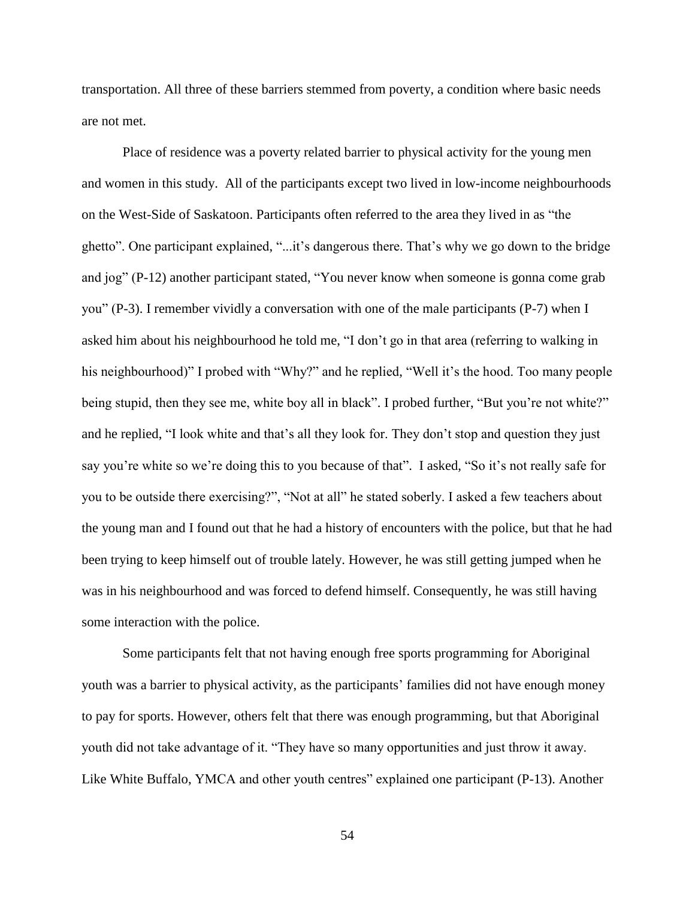transportation. All three of these barriers stemmed from poverty, a condition where basic needs are not met.

Place of residence was a poverty related barrier to physical activity for the young men and women in this study. All of the participants except two lived in low-income neighbourhoods on the West-Side of Saskatoon. Participants often referred to the area they lived in as "the ghetto". One participant explained, "...it's dangerous there. That's why we go down to the bridge and jog" (P-12) another participant stated, "You never know when someone is gonna come grab you" (P-3). I remember vividly a conversation with one of the male participants (P-7) when I asked him about his neighbourhood he told me, "I don't go in that area (referring to walking in his neighbourhood)" I probed with "Why?" and he replied, "Well it's the hood. Too many people being stupid, then they see me, white boy all in black". I probed further, "But you're not white?" and he replied, "I look white and that's all they look for. They don't stop and question they just say you're white so we're doing this to you because of that". I asked, "So it's not really safe for you to be outside there exercising?", "Not at all" he stated soberly. I asked a few teachers about the young man and I found out that he had a history of encounters with the police, but that he had been trying to keep himself out of trouble lately. However, he was still getting jumped when he was in his neighbourhood and was forced to defend himself. Consequently, he was still having some interaction with the police.

Some participants felt that not having enough free sports programming for Aboriginal youth was a barrier to physical activity, as the participants' families did not have enough money to pay for sports. However, others felt that there was enough programming, but that Aboriginal youth did not take advantage of it. "They have so many opportunities and just throw it away. Like White Buffalo, YMCA and other youth centres" explained one participant (P-13). Another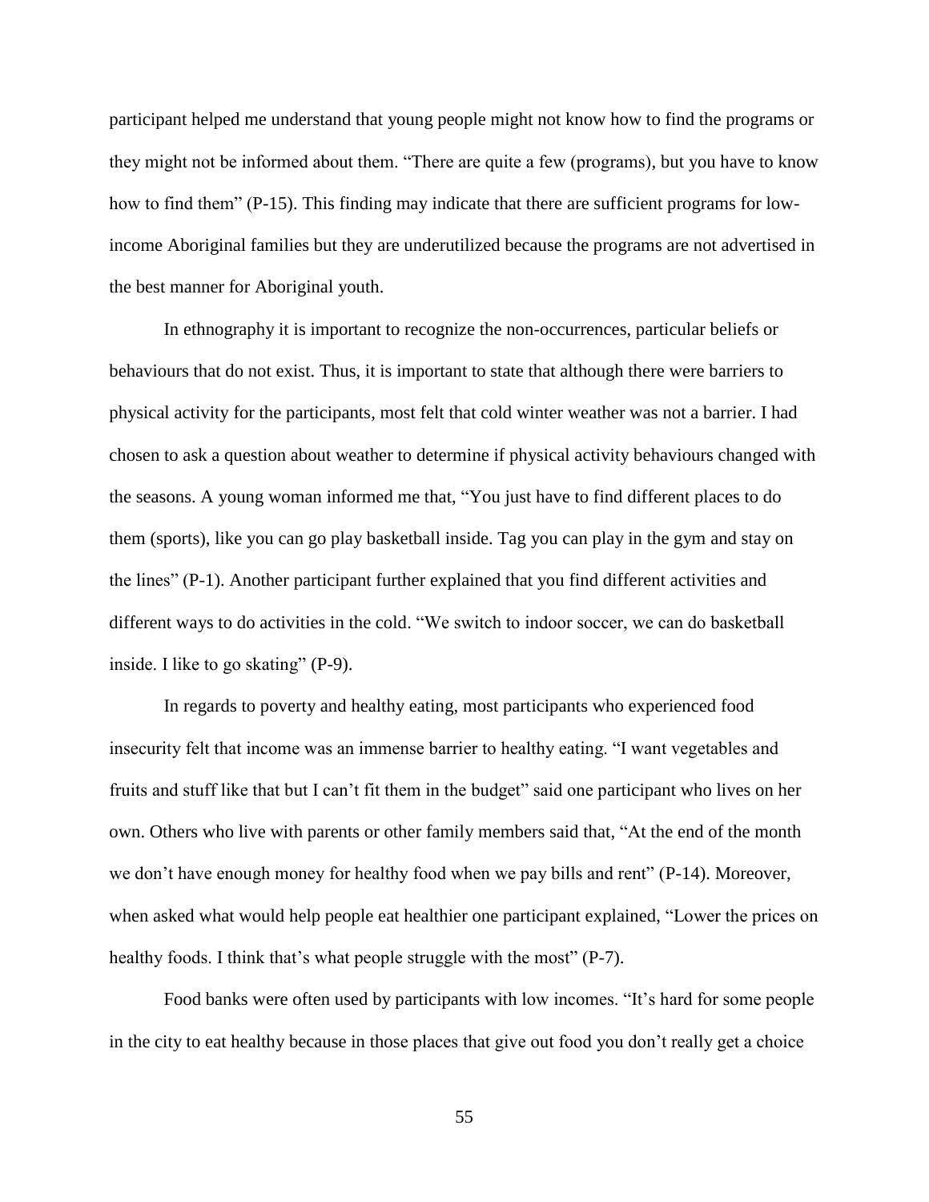participant helped me understand that young people might not know how to find the programs or they might not be informed about them. “There are quite a few (programs), but you have to know how to find them” (P-15). This finding may indicate that there are sufficient programs for low-income Aboriginal families but they are underutilized because the programs are not advertised in the best manner for Aboriginal youth.

In ethnography it is important to recognize the non-occurrences, particular beliefs or behaviours that do not exist. Thus, it is important to state that although there were barriers to physical activity for the participants, most felt that cold winter weather was not a barrier. I had chosen to ask a question about weather to determine if physical activity behaviours changed with the seasons. A young woman informed me that, “You just have to find different places to do them (sports), like you can go play basketball inside. Tag you can play in the gym and stay on the lines” (P-1). Another participant further explained that you find different activities and different ways to do activities in the cold. “We switch to indoor soccer, we can do basketball inside. I like to go skating” (P-9).

In regards to poverty and healthy eating, most participants who experienced food insecurity felt that income was an immense barrier to healthy eating. “I want vegetables and fruits and stuff like that but I can’t fit them in the budget” said one participant who lives on her own. Others who live with parents or other family members said that, “At the end of the month we don’t have enough money for healthy food when we pay bills and rent” (P-14). Moreover, when asked what would help people eat healthier one participant explained, “Lower the prices on healthy foods. I think that’s what people struggle with the most” (P-7).

Food banks were often used by participants with low incomes. “It’s hard for some people in the city to eat healthy because in those places that give out food you don’t really get a choice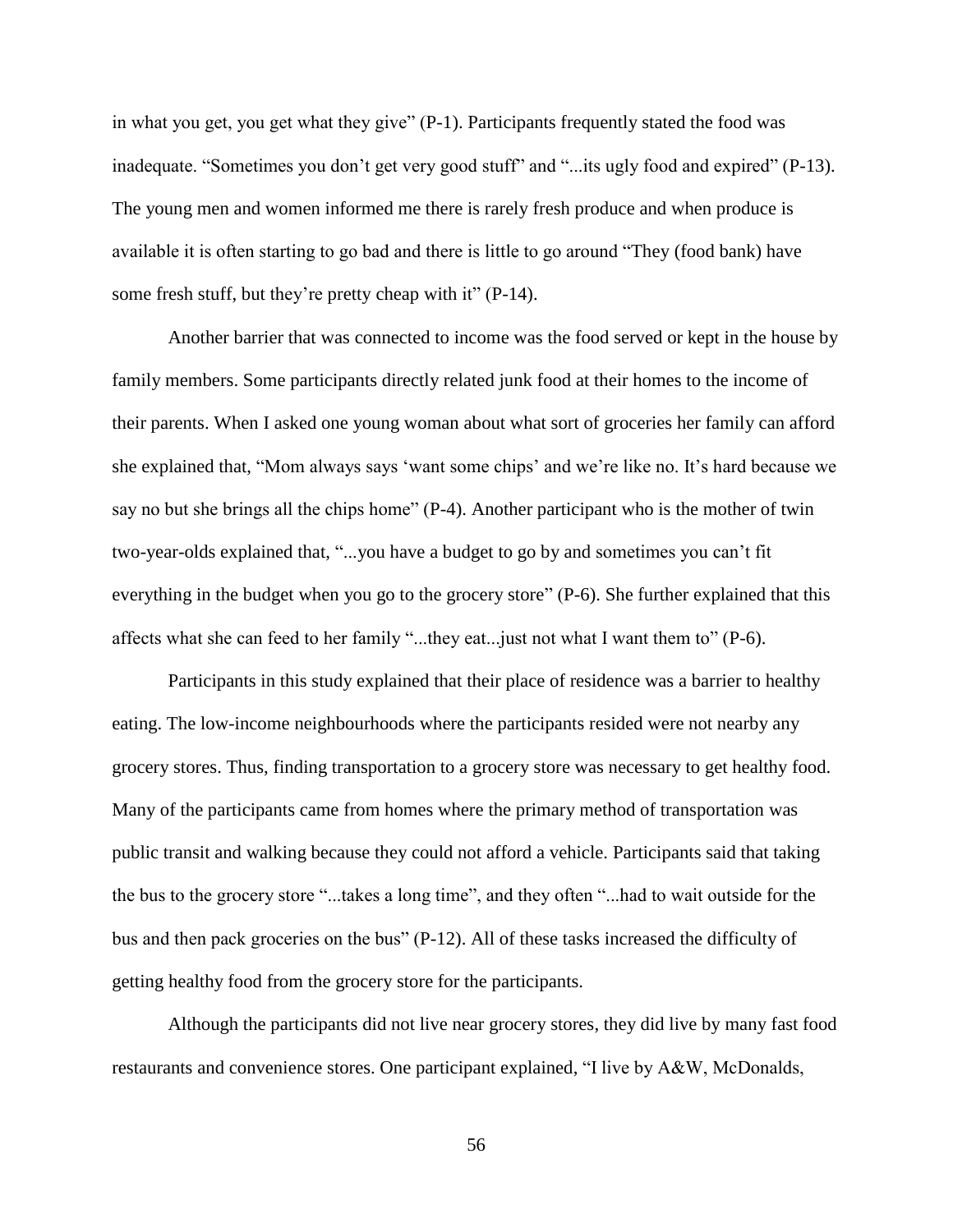in what you get, you get what they give" (P-1). Participants frequently stated the food was inadequate. "Sometimes you don't get very good stuff" and "...its ugly food and expired" (P-13). The young men and women informed me there is rarely fresh produce and when produce is available it is often starting to go bad and there is little to go around "They (food bank) have some fresh stuff, but they're pretty cheap with it" (P-14).

Another barrier that was connected to income was the food served or kept in the house by family members. Some participants directly related junk food at their homes to the income of their parents. When I asked one young woman about what sort of groceries her family can afford she explained that, "Mom always says 'want some chips' and we're like no. It's hard because we say no but she brings all the chips home" (P-4). Another participant who is the mother of twin two-year-olds explained that, "...you have a budget to go by and sometimes you can't fit everything in the budget when you go to the grocery store" (P-6). She further explained that this affects what she can feed to her family "...they eat...just not what I want them to" (P-6).

Participants in this study explained that their place of residence was a barrier to healthy eating. The low-income neighbourhoods where the participants resided were not nearby any grocery stores. Thus, finding transportation to a grocery store was necessary to get healthy food. Many of the participants came from homes where the primary method of transportation was public transit and walking because they could not afford a vehicle. Participants said that taking the bus to the grocery store "...takes a long time", and they often "...had to wait outside for the bus and then pack groceries on the bus" (P-12). All of these tasks increased the difficulty of getting healthy food from the grocery store for the participants.

Although the participants did not live near grocery stores, they did live by many fast food restaurants and convenience stores. One participant explained, "I live by A&W, McDonalds,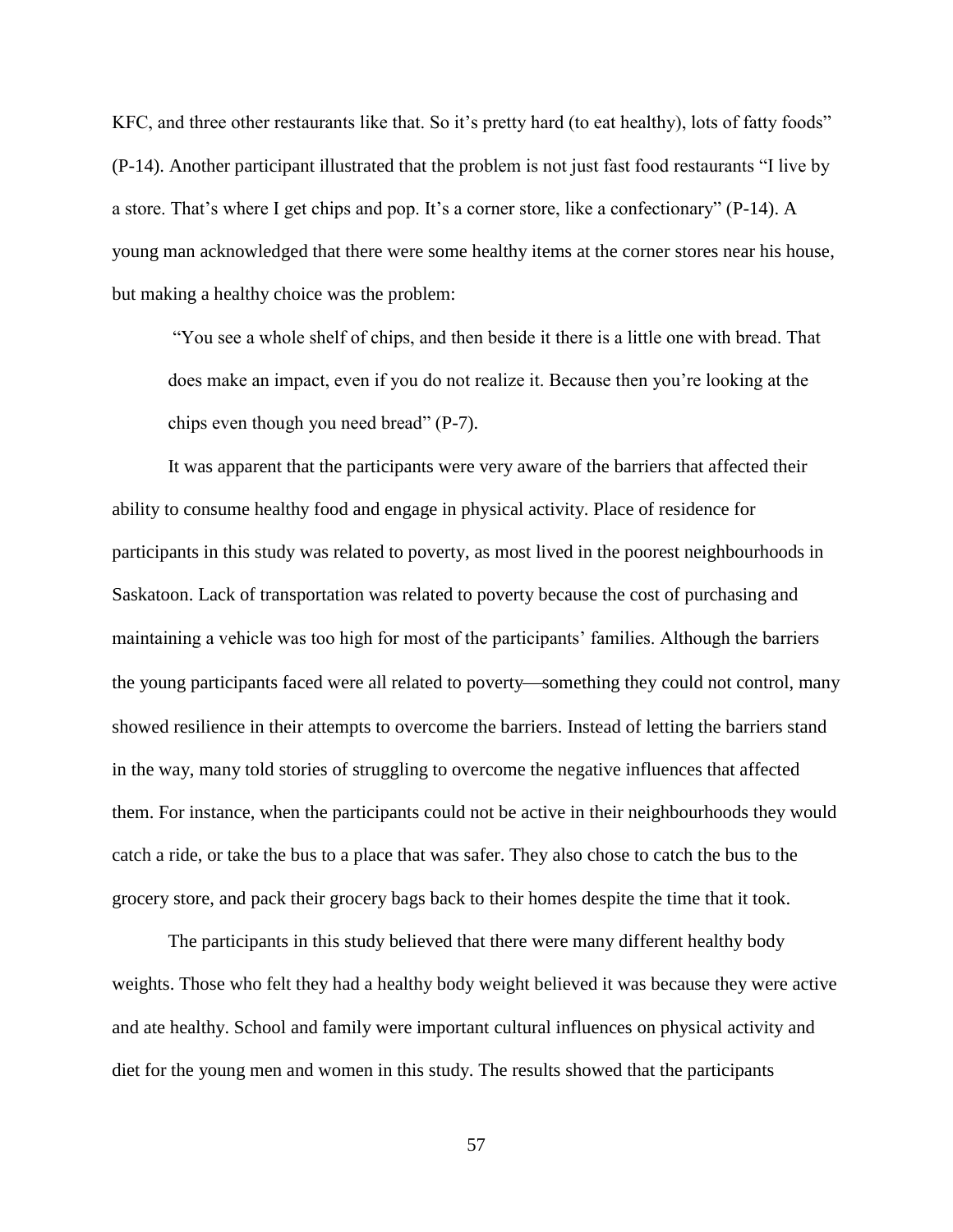KFC, and three other restaurants like that. So it's pretty hard (to eat healthy), lots of fatty foods" (P-14). Another participant illustrated that the problem is not just fast food restaurants "I live by a store. That's where I get chips and pop. It's a corner store, like a confectionary" (P-14). A young man acknowledged that there were some healthy items at the corner stores near his house, but making a healthy choice was the problem:

> "You see a whole shelf of chips, and then beside it there is a little one with bread. That does make an impact, even if you do not realize it. Because then you're looking at the chips even though you need bread" (P-7).

It was apparent that the participants were very aware of the barriers that affected their ability to consume healthy food and engage in physical activity. Place of residence for participants in this study was related to poverty, as most lived in the poorest neighbourhoods in Saskatoon. Lack of transportation was related to poverty because the cost of purchasing and maintaining a vehicle was too high for most of the participants' families. Although the barriers the young participants faced were all related to poverty—something they could not control, many showed resilience in their attempts to overcome the barriers. Instead of letting the barriers stand in the way, many told stories of struggling to overcome the negative influences that affected them. For instance, when the participants could not be active in their neighbourhoods they would catch a ride, or take the bus to a place that was safer. They also chose to catch the bus to the grocery store, and pack their grocery bags back to their homes despite the time that it took.

The participants in this study believed that there were many different healthy body weights. Those who felt they had a healthy body weight believed it was because they were active and ate healthy. School and family were important cultural influences on physical activity and diet for the young men and women in this study. The results showed that the participants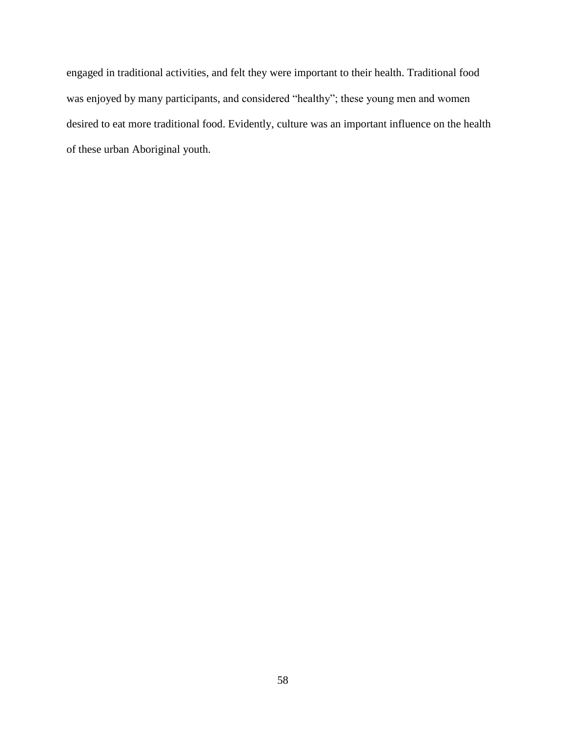engaged in traditional activities, and felt they were important to their health. Traditional food was enjoyed by many participants, and considered “healthy”; these young men and women desired to eat more traditional food. Evidently, culture was an important influence on the health of these urban Aboriginal youth.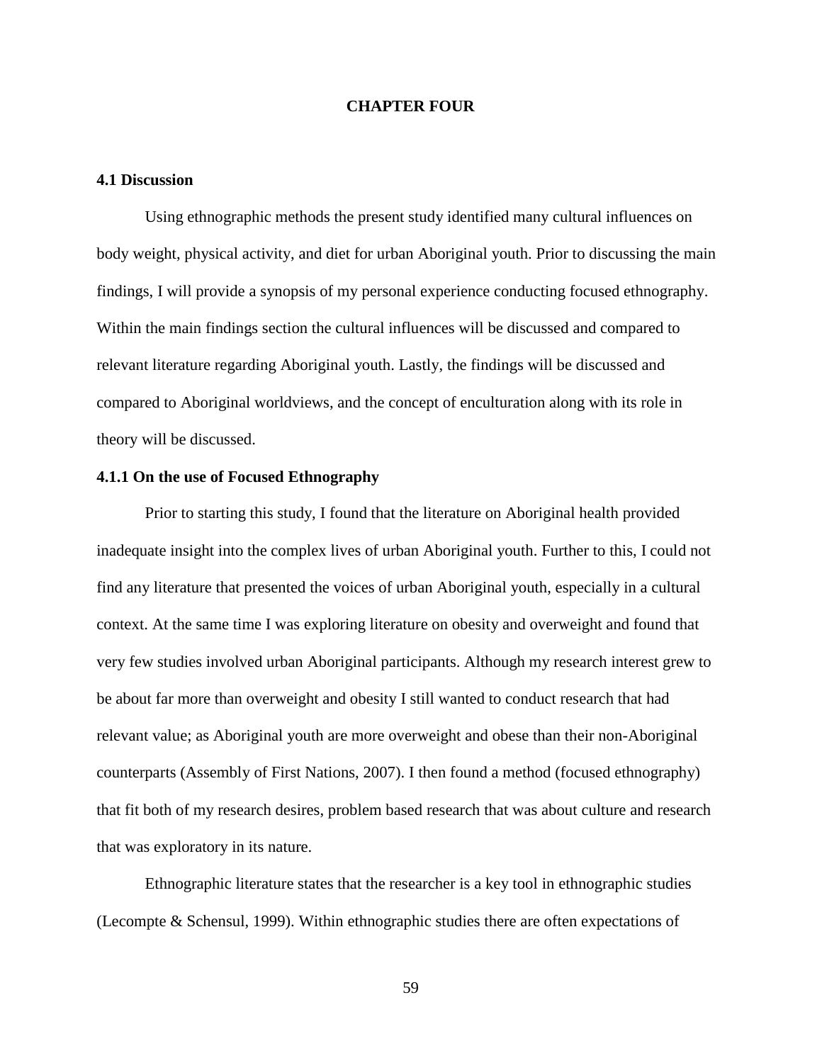# CHAPTER FOUR

## 4.1 Discussion

Using ethnographic methods the present study identified many cultural influences on body weight, physical activity, and diet for urban Aboriginal youth. Prior to discussing the main findings, I will provide a synopsis of my personal experience conducting focused ethnography. Within the main findings section the cultural influences will be discussed and compared to relevant literature regarding Aboriginal youth. Lastly, the findings will be discussed and compared to Aboriginal worldviews, and the concept of enculturation along with its role in theory will be discussed.

### 4.1.1 On the use of Focused Ethnography

Prior to starting this study, I found that the literature on Aboriginal health provided inadequate insight into the complex lives of urban Aboriginal youth. Further to this, I could not find any literature that presented the voices of urban Aboriginal youth, especially in a cultural context. At the same time I was exploring literature on obesity and overweight and found that very few studies involved urban Aboriginal participants. Although my research interest grew to be about far more than overweight and obesity I still wanted to conduct research that had relevant value; as Aboriginal youth are more overweight and obese than their non-Aboriginal counterparts (Assembly of First Nations, 2007). I then found a method (focused ethnography) that fit both of my research desires, problem based research that was about culture and research that was exploratory in its nature.

Ethnographic literature states that the researcher is a key tool in ethnographic studies (Lecompte & Schensul, 1999). Within ethnographic studies there are often expectations of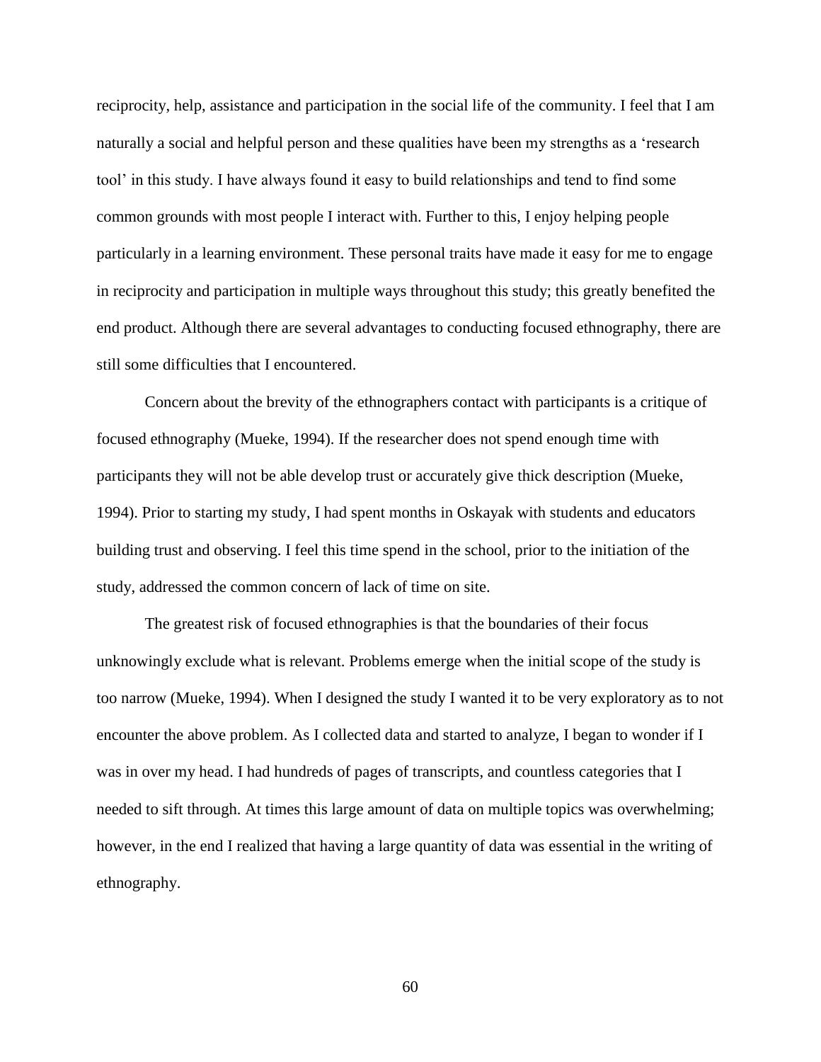reciprocity, help, assistance and participation in the social life of the community. I feel that I am naturally a social and helpful person and these qualities have been my strengths as a 'research tool' in this study. I have always found it easy to build relationships and tend to find some common grounds with most people I interact with. Further to this, I enjoy helping people particularly in a learning environment. These personal traits have made it easy for me to engage in reciprocity and participation in multiple ways throughout this study; this greatly benefited the end product. Although there are several advantages to conducting focused ethnography, there are still some difficulties that I encountered.

Concern about the brevity of the ethnographers contact with participants is a critique of focused ethnography (Mueke, 1994). If the researcher does not spend enough time with participants they will not be able develop trust or accurately give thick description (Mueke, 1994). Prior to starting my study, I had spent months in Oskayak with students and educators building trust and observing. I feel this time spend in the school, prior to the initiation of the study, addressed the common concern of lack of time on site.

The greatest risk of focused ethnographies is that the boundaries of their focus unknowingly exclude what is relevant. Problems emerge when the initial scope of the study is too narrow (Mueke, 1994). When I designed the study I wanted it to be very exploratory as to not encounter the above problem. As I collected data and started to analyze, I began to wonder if I was in over my head. I had hundreds of pages of transcripts, and countless categories that I needed to sift through. At times this large amount of data on multiple topics was overwhelming; however, in the end I realized that having a large quantity of data was essential in the writing of ethnography.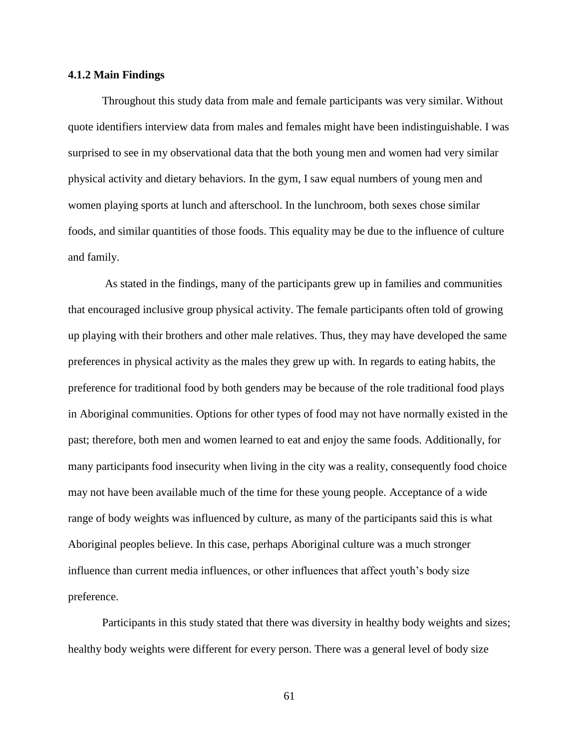#### 4.1.2 Main Findings

Throughout this study data from male and female participants was very similar. Without quote identifiers interview data from males and females might have been indistinguishable. I was surprised to see in my observational data that the both young men and women had very similar physical activity and dietary behaviors. In the gym, I saw equal numbers of young men and women playing sports at lunch and afterschool. In the lunchroom, both sexes chose similar foods, and similar quantities of those foods. This equality may be due to the influence of culture and family.

As stated in the findings, many of the participants grew up in families and communities that encouraged inclusive group physical activity. The female participants often told of growing up playing with their brothers and other male relatives. Thus, they may have developed the same preferences in physical activity as the males they grew up with. In regards to eating habits, the preference for traditional food by both genders may be because of the role traditional food plays in Aboriginal communities. Options for other types of food may not have normally existed in the past; therefore, both men and women learned to eat and enjoy the same foods. Additionally, for many participants food insecurity when living in the city was a reality, consequently food choice may not have been available much of the time for these young people. Acceptance of a wide range of body weights was influenced by culture, as many of the participants said this is what Aboriginal peoples believe. In this case, perhaps Aboriginal culture was a much stronger influence than current media influences, or other influences that affect youth's body size preference.

Participants in this study stated that there was diversity in healthy body weights and sizes; healthy body weights were different for every person. There was a general level of body size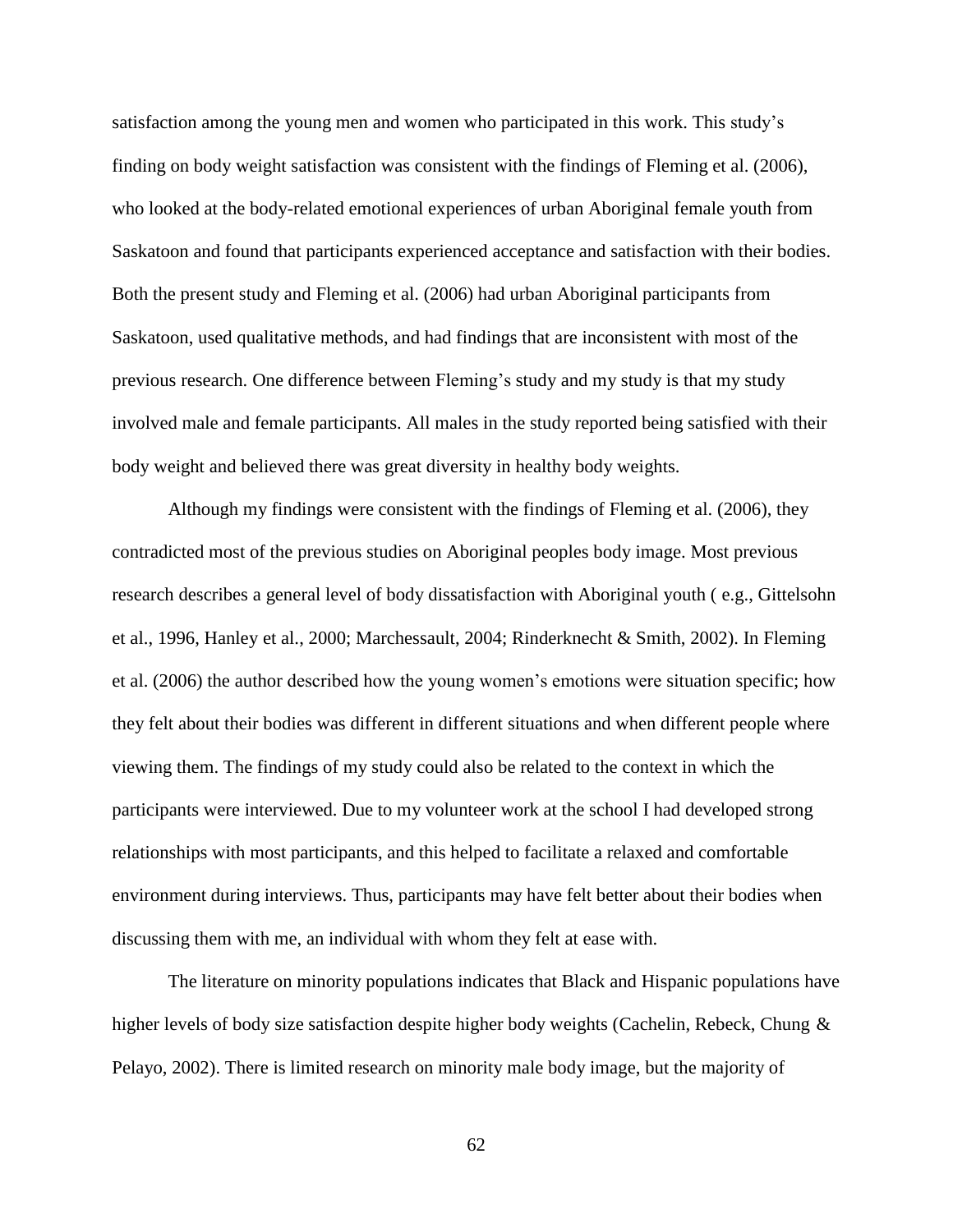satisfaction among the young men and women who participated in this work. This study's finding on body weight satisfaction was consistent with the findings of Fleming et al. (2006), who looked at the body-related emotional experiences of urban Aboriginal female youth from Saskatoon and found that participants experienced acceptance and satisfaction with their bodies. Both the present study and Fleming et al. (2006) had urban Aboriginal participants from Saskatoon, used qualitative methods, and had findings that are inconsistent with most of the previous research. One difference between Fleming's study and my study is that my study involved male and female participants. All males in the study reported being satisfied with their body weight and believed there was great diversity in healthy body weights.

Although my findings were consistent with the findings of Fleming et al. (2006), they contradicted most of the previous studies on Aboriginal peoples body image. Most previous research describes a general level of body dissatisfaction with Aboriginal youth ( e.g., Gittelsohn et al., 1996, Hanley et al., 2000; Marchessault, 2004; Rinderknecht & Smith, 2002). In Fleming et al. (2006) the author described how the young women's emotions were situation specific; how they felt about their bodies was different in different situations and when different people where viewing them. The findings of my study could also be related to the context in which the participants were interviewed. Due to my volunteer work at the school I had developed strong relationships with most participants, and this helped to facilitate a relaxed and comfortable environment during interviews. Thus, participants may have felt better about their bodies when discussing them with me, an individual with whom they felt at ease with.

The literature on minority populations indicates that Black and Hispanic populations have higher levels of body size satisfaction despite higher body weights (Cachelin, Rebeck, Chung & Pelayo, 2002). There is limited research on minority male body image, but the majority of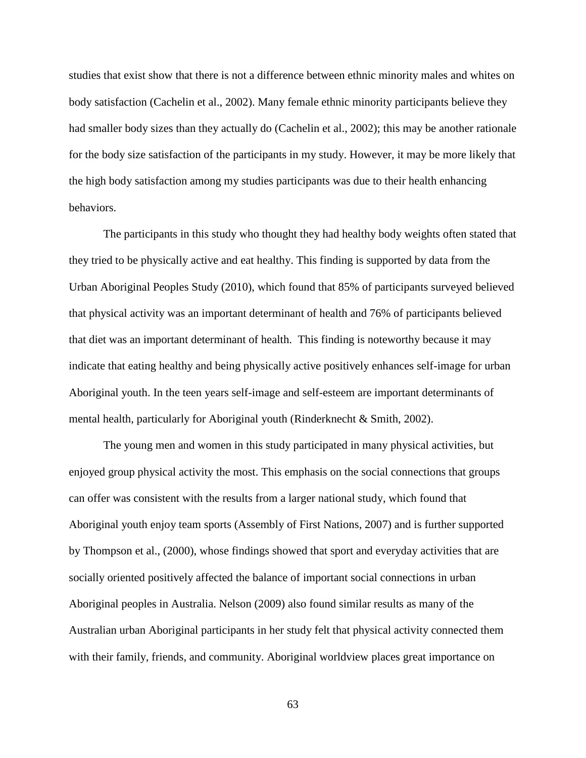studies that exist show that there is not a difference between ethnic minority males and whites on body satisfaction (Cachelin et al., 2002). Many female ethnic minority participants believe they had smaller body sizes than they actually do (Cachelin et al., 2002); this may be another rationale for the body size satisfaction of the participants in my study. However, it may be more likely that the high body satisfaction among my studies participants was due to their health enhancing behaviors.

The participants in this study who thought they had healthy body weights often stated that they tried to be physically active and eat healthy. This finding is supported by data from the Urban Aboriginal Peoples Study (2010), which found that 85% of participants surveyed believed that physical activity was an important determinant of health and 76% of participants believed that diet was an important determinant of health. This finding is noteworthy because it may indicate that eating healthy and being physically active positively enhances self-image for urban Aboriginal youth. In the teen years self-image and self-esteem are important determinants of mental health, particularly for Aboriginal youth (Rinderknecht & Smith, 2002).

The young men and women in this study participated in many physical activities, but enjoyed group physical activity the most. This emphasis on the social connections that groups can offer was consistent with the results from a larger national study, which found that Aboriginal youth enjoy team sports (Assembly of First Nations, 2007) and is further supported by Thompson et al., (2000), whose findings showed that sport and everyday activities that are socially oriented positively affected the balance of important social connections in urban Aboriginal peoples in Australia. Nelson (2009) also found similar results as many of the Australian urban Aboriginal participants in her study felt that physical activity connected them with their family, friends, and community. Aboriginal worldview places great importance on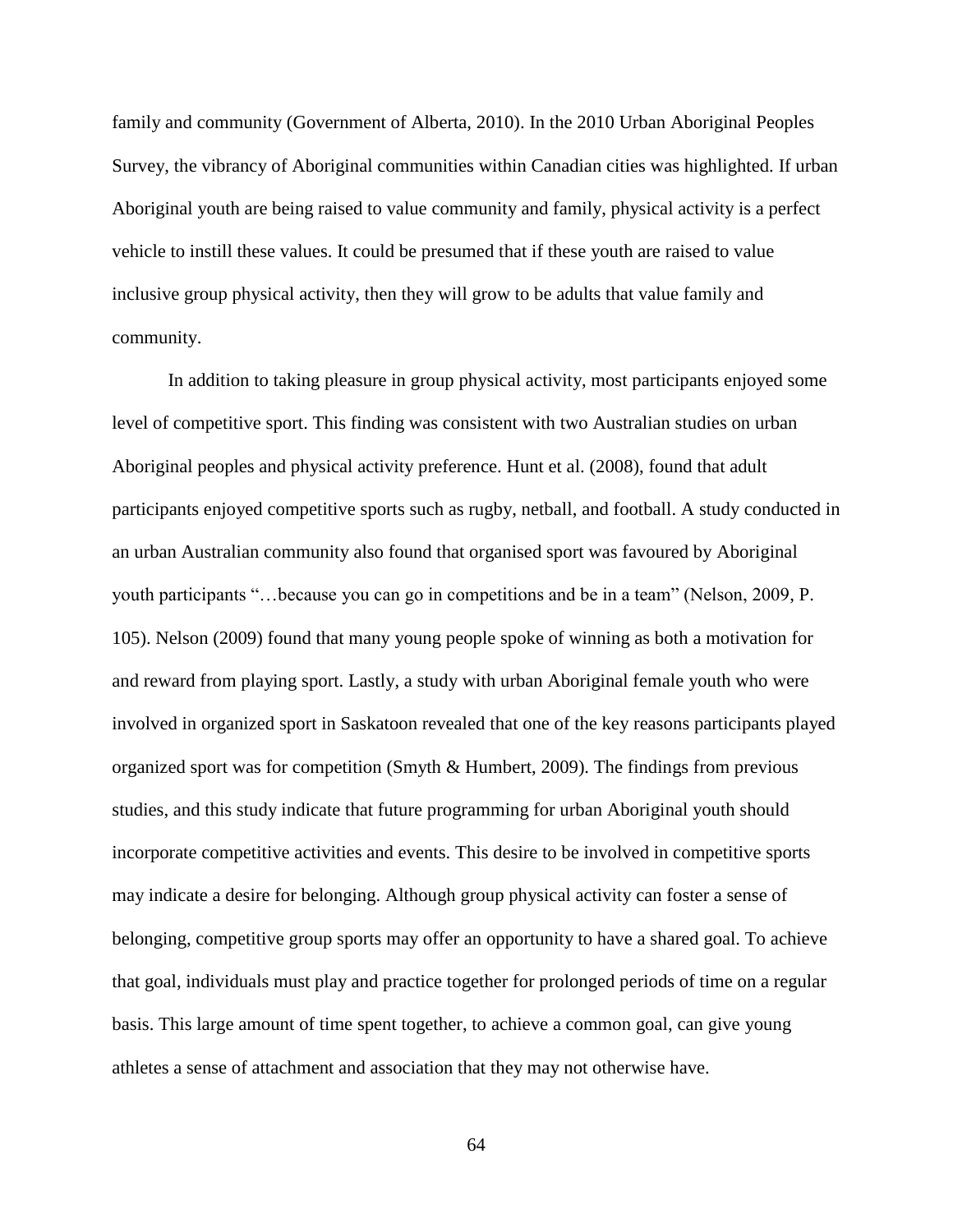family and community (Government of Alberta, 2010). In the 2010 Urban Aboriginal Peoples Survey, the vibrancy of Aboriginal communities within Canadian cities was highlighted. If urban Aboriginal youth are being raised to value community and family, physical activity is a perfect vehicle to instill these values. It could be presumed that if these youth are raised to value inclusive group physical activity, then they will grow to be adults that value family and community.

In addition to taking pleasure in group physical activity, most participants enjoyed some level of competitive sport. This finding was consistent with two Australian studies on urban Aboriginal peoples and physical activity preference. Hunt et al. (2008), found that adult participants enjoyed competitive sports such as rugby, netball, and football. A study conducted in an urban Australian community also found that organised sport was favoured by Aboriginal youth participants "…because you can go in competitions and be in a team" (Nelson, 2009, P. 105). Nelson (2009) found that many young people spoke of winning as both a motivation for and reward from playing sport. Lastly, a study with urban Aboriginal female youth who were involved in organized sport in Saskatoon revealed that one of the key reasons participants played organized sport was for competition (Smyth & Humbert, 2009). The findings from previous studies, and this study indicate that future programming for urban Aboriginal youth should incorporate competitive activities and events. This desire to be involved in competitive sports may indicate a desire for belonging. Although group physical activity can foster a sense of belonging, competitive group sports may offer an opportunity to have a shared goal. To achieve that goal, individuals must play and practice together for prolonged periods of time on a regular basis. This large amount of time spent together, to achieve a common goal, can give young athletes a sense of attachment and association that they may not otherwise have.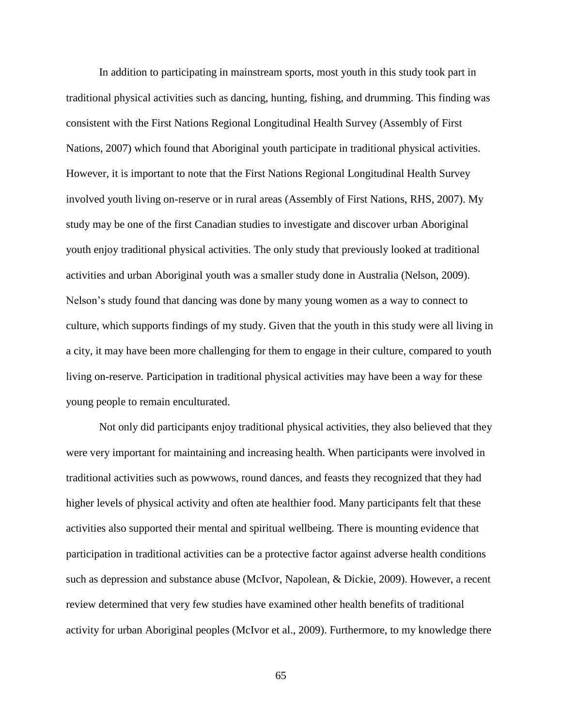In addition to participating in mainstream sports, most youth in this study took part in traditional physical activities such as dancing, hunting, fishing, and drumming. This finding was consistent with the First Nations Regional Longitudinal Health Survey (Assembly of First Nations, 2007) which found that Aboriginal youth participate in traditional physical activities. However, it is important to note that the First Nations Regional Longitudinal Health Survey involved youth living on-reserve or in rural areas (Assembly of First Nations, RHS, 2007). My study may be one of the first Canadian studies to investigate and discover urban Aboriginal youth enjoy traditional physical activities. The only study that previously looked at traditional activities and urban Aboriginal youth was a smaller study done in Australia (Nelson, 2009). Nelson's study found that dancing was done by many young women as a way to connect to culture, which supports findings of my study. Given that the youth in this study were all living in a city, it may have been more challenging for them to engage in their culture, compared to youth living on-reserve. Participation in traditional physical activities may have been a way for these young people to remain enculturated.

Not only did participants enjoy traditional physical activities, they also believed that they were very important for maintaining and increasing health. When participants were involved in traditional activities such as powwows, round dances, and feasts they recognized that they had higher levels of physical activity and often ate healthier food. Many participants felt that these activities also supported their mental and spiritual wellbeing. There is mounting evidence that participation in traditional activities can be a protective factor against adverse health conditions such as depression and substance abuse (McIvor, Napolean, & Dickie, 2009). However, a recent review determined that very few studies have examined other health benefits of traditional activity for urban Aboriginal peoples (McIvor et al., 2009). Furthermore, to my knowledge there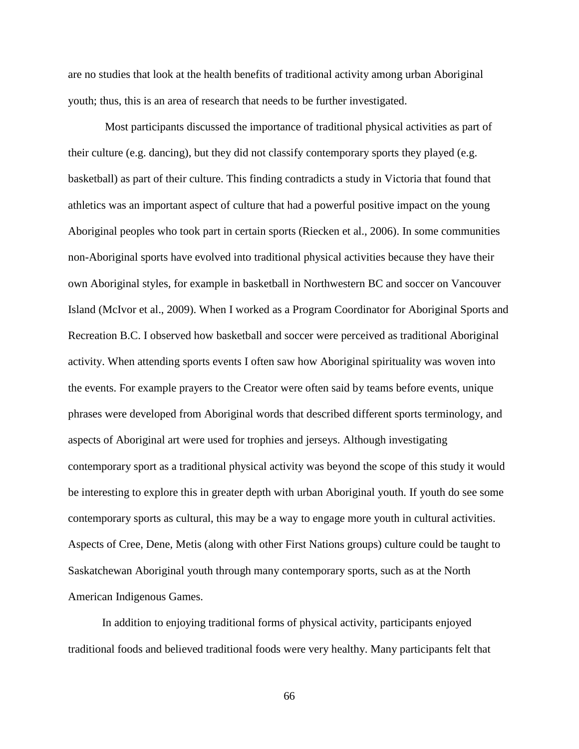are no studies that look at the health benefits of traditional activity among urban Aboriginal youth; thus, this is an area of research that needs to be further investigated.

Most participants discussed the importance of traditional physical activities as part of their culture (e.g. dancing), but they did not classify contemporary sports they played (e.g. basketball) as part of their culture. This finding contradicts a study in Victoria that found that athletics was an important aspect of culture that had a powerful positive impact on the young Aboriginal peoples who took part in certain sports (Riecken et al., 2006). In some communities non-Aboriginal sports have evolved into traditional physical activities because they have their own Aboriginal styles, for example in basketball in Northwestern BC and soccer on Vancouver Island (McIvor et al., 2009). When I worked as a Program Coordinator for Aboriginal Sports and Recreation B.C. I observed how basketball and soccer were perceived as traditional Aboriginal activity. When attending sports events I often saw how Aboriginal spirituality was woven into the events. For example prayers to the Creator were often said by teams before events, unique phrases were developed from Aboriginal words that described different sports terminology, and aspects of Aboriginal art were used for trophies and jerseys. Although investigating contemporary sport as a traditional physical activity was beyond the scope of this study it would be interesting to explore this in greater depth with urban Aboriginal youth. If youth do see some contemporary sports as cultural, this may be a way to engage more youth in cultural activities. Aspects of Cree, Dene, Metis (along with other First Nations groups) culture could be taught to Saskatchewan Aboriginal youth through many contemporary sports, such as at the North American Indigenous Games.

In addition to enjoying traditional forms of physical activity, participants enjoyed traditional foods and believed traditional foods were very healthy. Many participants felt that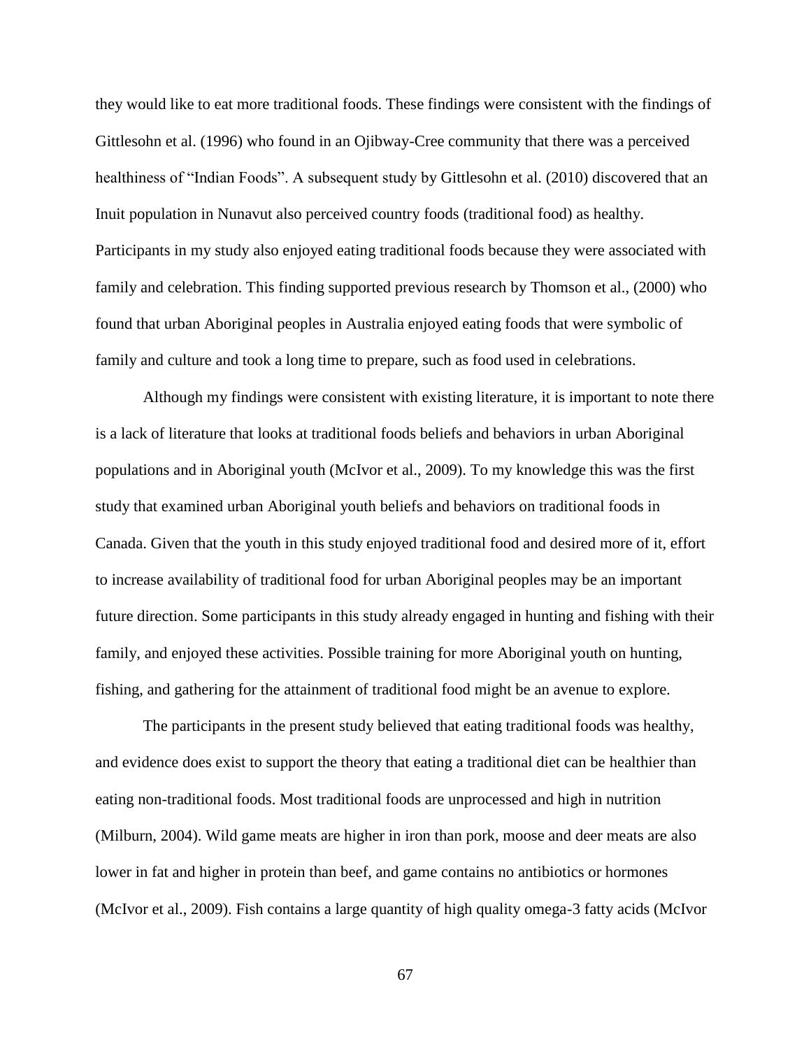they would like to eat more traditional foods. These findings were consistent with the findings of Gittlesohn et al. (1996) who found in an Ojibway-Cree community that there was a perceived healthiness of "Indian Foods". A subsequent study by Gittlesohn et al. (2010) discovered that an Inuit population in Nunavut also perceived country foods (traditional food) as healthy. Participants in my study also enjoyed eating traditional foods because they were associated with family and celebration. This finding supported previous research by Thomson et al., (2000) who found that urban Aboriginal peoples in Australia enjoyed eating foods that were symbolic of family and culture and took a long time to prepare, such as food used in celebrations.

Although my findings were consistent with existing literature, it is important to note there is a lack of literature that looks at traditional foods beliefs and behaviors in urban Aboriginal populations and in Aboriginal youth (McIvor et al., 2009). To my knowledge this was the first study that examined urban Aboriginal youth beliefs and behaviors on traditional foods in Canada. Given that the youth in this study enjoyed traditional food and desired more of it, effort to increase availability of traditional food for urban Aboriginal peoples may be an important future direction. Some participants in this study already engaged in hunting and fishing with their family, and enjoyed these activities. Possible training for more Aboriginal youth on hunting, fishing, and gathering for the attainment of traditional food might be an avenue to explore.

The participants in the present study believed that eating traditional foods was healthy, and evidence does exist to support the theory that eating a traditional diet can be healthier than eating non-traditional foods. Most traditional foods are unprocessed and high in nutrition (Milburn, 2004). Wild game meats are higher in iron than pork, moose and deer meats are also lower in fat and higher in protein than beef, and game contains no antibiotics or hormones (McIvor et al., 2009). Fish contains a large quantity of high quality omega-3 fatty acids (McIvor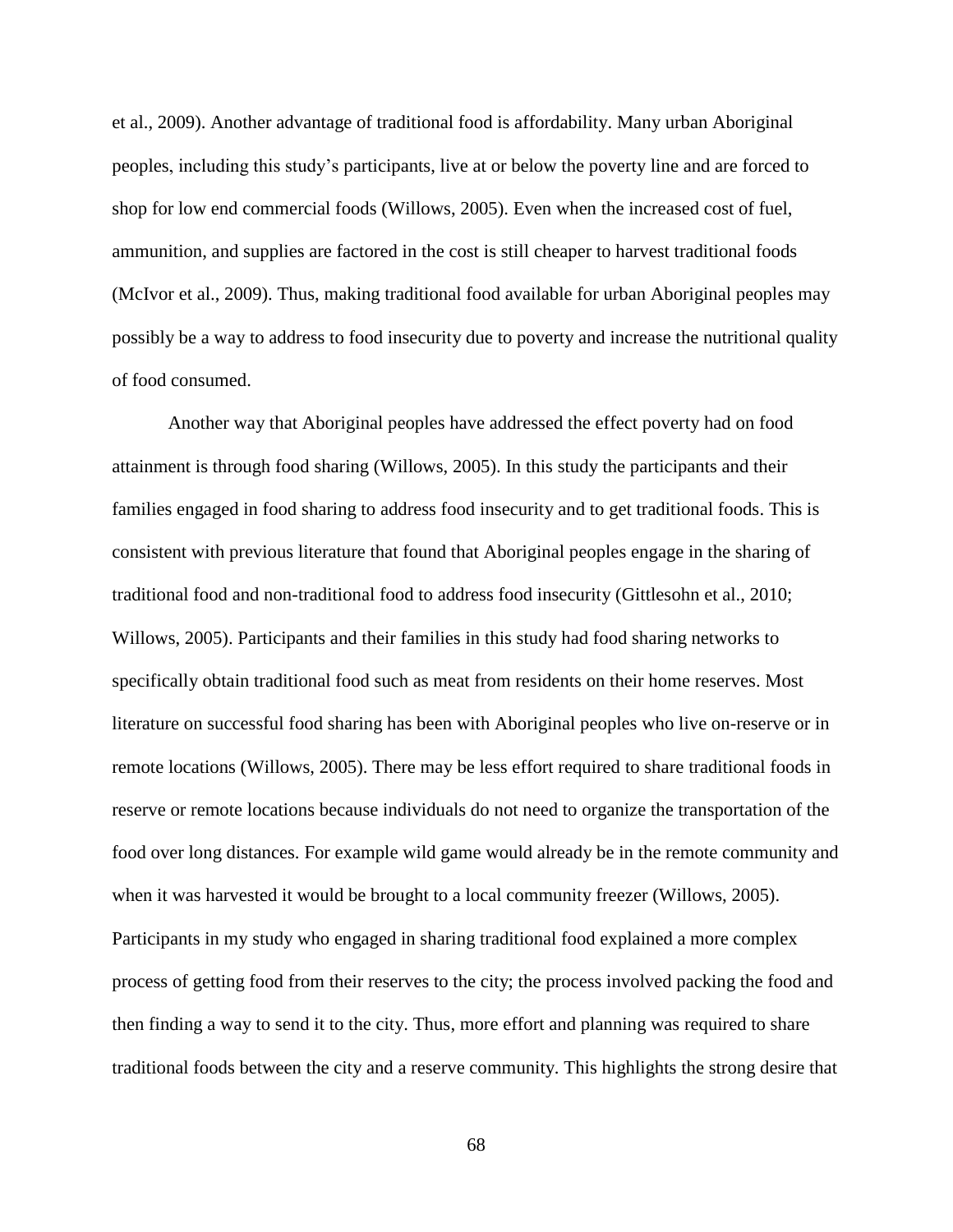et al., 2009). Another advantage of traditional food is affordability. Many urban Aboriginal peoples, including this study's participants, live at or below the poverty line and are forced to shop for low end commercial foods (Willows, 2005). Even when the increased cost of fuel, ammunition, and supplies are factored in the cost is still cheaper to harvest traditional foods (McIvor et al., 2009). Thus, making traditional food available for urban Aboriginal peoples may possibly be a way to address to food insecurity due to poverty and increase the nutritional quality of food consumed.

Another way that Aboriginal peoples have addressed the effect poverty had on food attainment is through food sharing (Willows, 2005). In this study the participants and their families engaged in food sharing to address food insecurity and to get traditional foods. This is consistent with previous literature that found that Aboriginal peoples engage in the sharing of traditional food and non-traditional food to address food insecurity (Gittlesohn et al., 2010; Willows, 2005). Participants and their families in this study had food sharing networks to specifically obtain traditional food such as meat from residents on their home reserves. Most literature on successful food sharing has been with Aboriginal peoples who live on-reserve or in remote locations (Willows, 2005). There may be less effort required to share traditional foods in reserve or remote locations because individuals do not need to organize the transportation of the food over long distances. For example wild game would already be in the remote community and when it was harvested it would be brought to a local community freezer (Willows, 2005). Participants in my study who engaged in sharing traditional food explained a more complex process of getting food from their reserves to the city; the process involved packing the food and then finding a way to send it to the city. Thus, more effort and planning was required to share traditional foods between the city and a reserve community. This highlights the strong desire that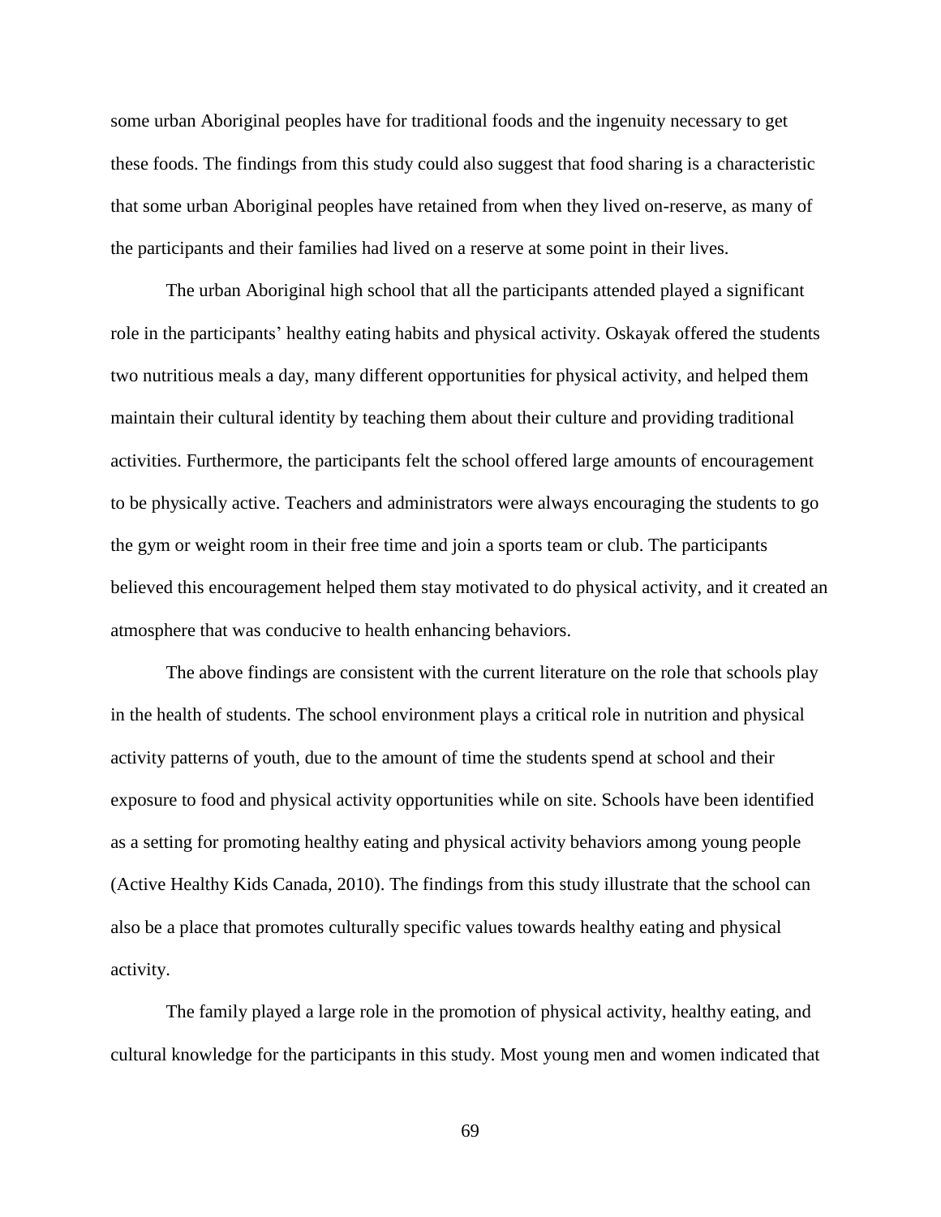some urban Aboriginal peoples have for traditional foods and the ingenuity necessary to get these foods. The findings from this study could also suggest that food sharing is a characteristic that some urban Aboriginal peoples have retained from when they lived on-reserve, as many of the participants and their families had lived on a reserve at some point in their lives.

The urban Aboriginal high school that all the participants attended played a significant role in the participants' healthy eating habits and physical activity. Oskayak offered the students two nutritious meals a day, many different opportunities for physical activity, and helped them maintain their cultural identity by teaching them about their culture and providing traditional activities. Furthermore, the participants felt the school offered large amounts of encouragement to be physically active. Teachers and administrators were always encouraging the students to go the gym or weight room in their free time and join a sports team or club. The participants believed this encouragement helped them stay motivated to do physical activity, and it created an atmosphere that was conducive to health enhancing behaviors.

The above findings are consistent with the current literature on the role that schools play in the health of students. The school environment plays a critical role in nutrition and physical activity patterns of youth, due to the amount of time the students spend at school and their exposure to food and physical activity opportunities while on site. Schools have been identified as a setting for promoting healthy eating and physical activity behaviors among young people (Active Healthy Kids Canada, 2010). The findings from this study illustrate that the school can also be a place that promotes culturally specific values towards healthy eating and physical activity.

The family played a large role in the promotion of physical activity, healthy eating, and cultural knowledge for the participants in this study. Most young men and women indicated that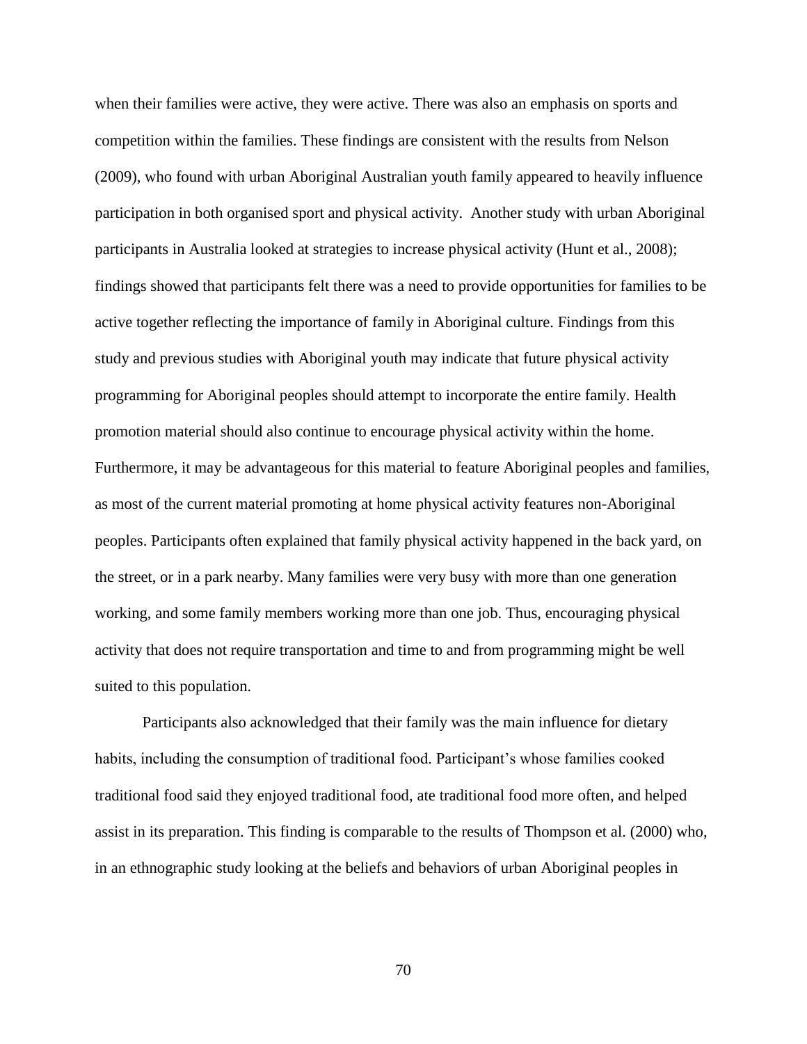when their families were active, they were active. There was also an emphasis on sports and competition within the families. These findings are consistent with the results from Nelson (2009), who found with urban Aboriginal Australian youth family appeared to heavily influence participation in both organised sport and physical activity. Another study with urban Aboriginal participants in Australia looked at strategies to increase physical activity (Hunt et al., 2008); findings showed that participants felt there was a need to provide opportunities for families to be active together reflecting the importance of family in Aboriginal culture. Findings from this study and previous studies with Aboriginal youth may indicate that future physical activity programming for Aboriginal peoples should attempt to incorporate the entire family. Health promotion material should also continue to encourage physical activity within the home. Furthermore, it may be advantageous for this material to feature Aboriginal peoples and families, as most of the current material promoting at home physical activity features non-Aboriginal peoples. Participants often explained that family physical activity happened in the back yard, on the street, or in a park nearby. Many families were very busy with more than one generation working, and some family members working more than one job. Thus, encouraging physical activity that does not require transportation and time to and from programming might be well suited to this population.

Participants also acknowledged that their family was the main influence for dietary habits, including the consumption of traditional food. Participant's whose families cooked traditional food said they enjoyed traditional food, ate traditional food more often, and helped assist in its preparation. This finding is comparable to the results of Thompson et al. (2000) who, in an ethnographic study looking at the beliefs and behaviors of urban Aboriginal peoples in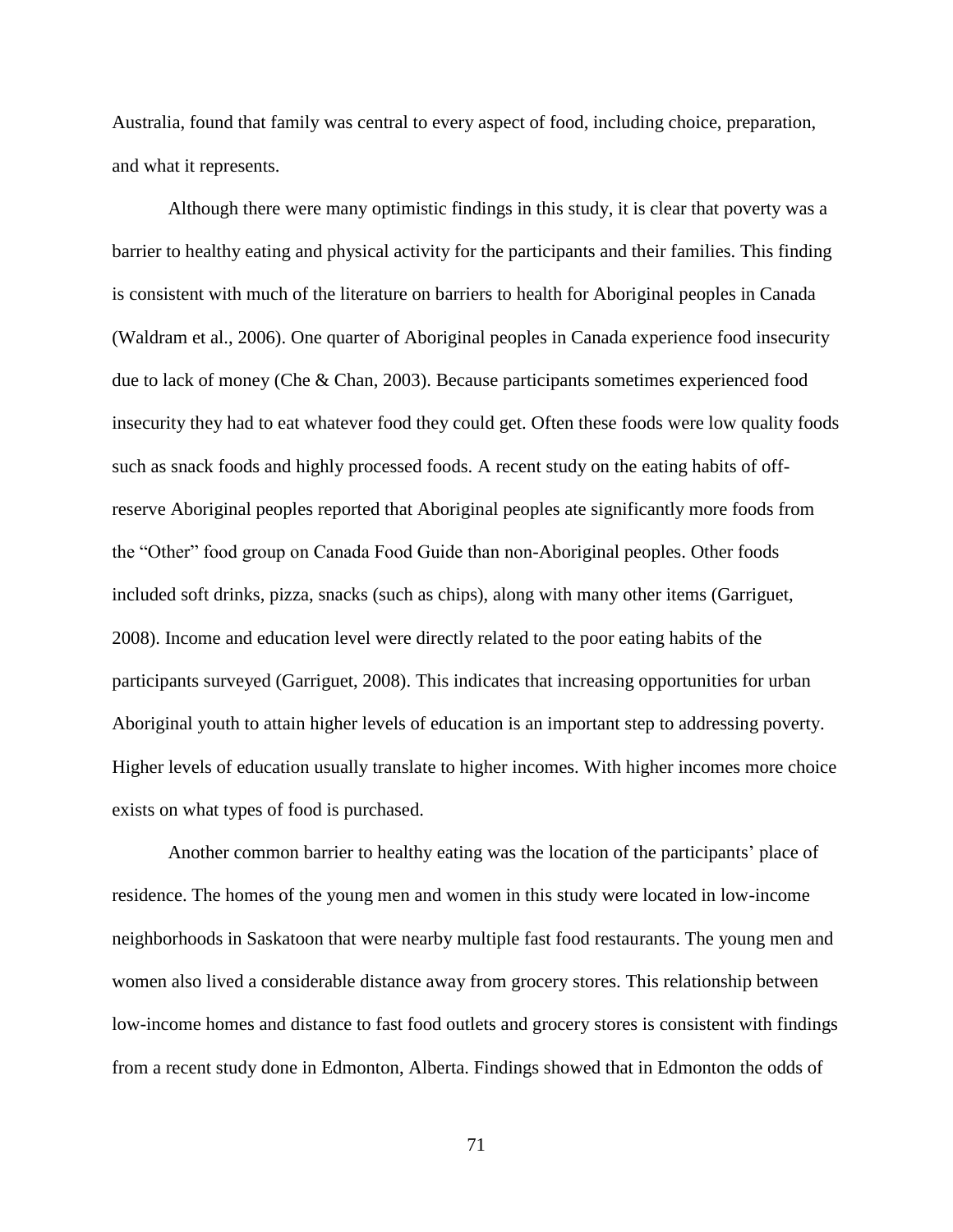Australia, found that family was central to every aspect of food, including choice, preparation, and what it represents.

Although there were many optimistic findings in this study, it is clear that poverty was a barrier to healthy eating and physical activity for the participants and their families. This finding is consistent with much of the literature on barriers to health for Aboriginal peoples in Canada (Waldram et al., 2006). One quarter of Aboriginal peoples in Canada experience food insecurity due to lack of money (Che & Chan, 2003). Because participants sometimes experienced food insecurity they had to eat whatever food they could get. Often these foods were low quality foods such as snack foods and highly processed foods. A recent study on the eating habits of off-reserve Aboriginal peoples reported that Aboriginal peoples ate significantly more foods from the "Other" food group on Canada Food Guide than non-Aboriginal peoples. Other foods included soft drinks, pizza, snacks (such as chips), along with many other items (Garriguet, 2008). Income and education level were directly related to the poor eating habits of the participants surveyed (Garriguet, 2008). This indicates that increasing opportunities for urban Aboriginal youth to attain higher levels of education is an important step to addressing poverty. Higher levels of education usually translate to higher incomes. With higher incomes more choice exists on what types of food is purchased.

Another common barrier to healthy eating was the location of the participants' place of residence. The homes of the young men and women in this study were located in low-income neighborhoods in Saskatoon that were nearby multiple fast food restaurants. The young men and women also lived a considerable distance away from grocery stores. This relationship between low-income homes and distance to fast food outlets and grocery stores is consistent with findings from a recent study done in Edmonton, Alberta. Findings showed that in Edmonton the odds of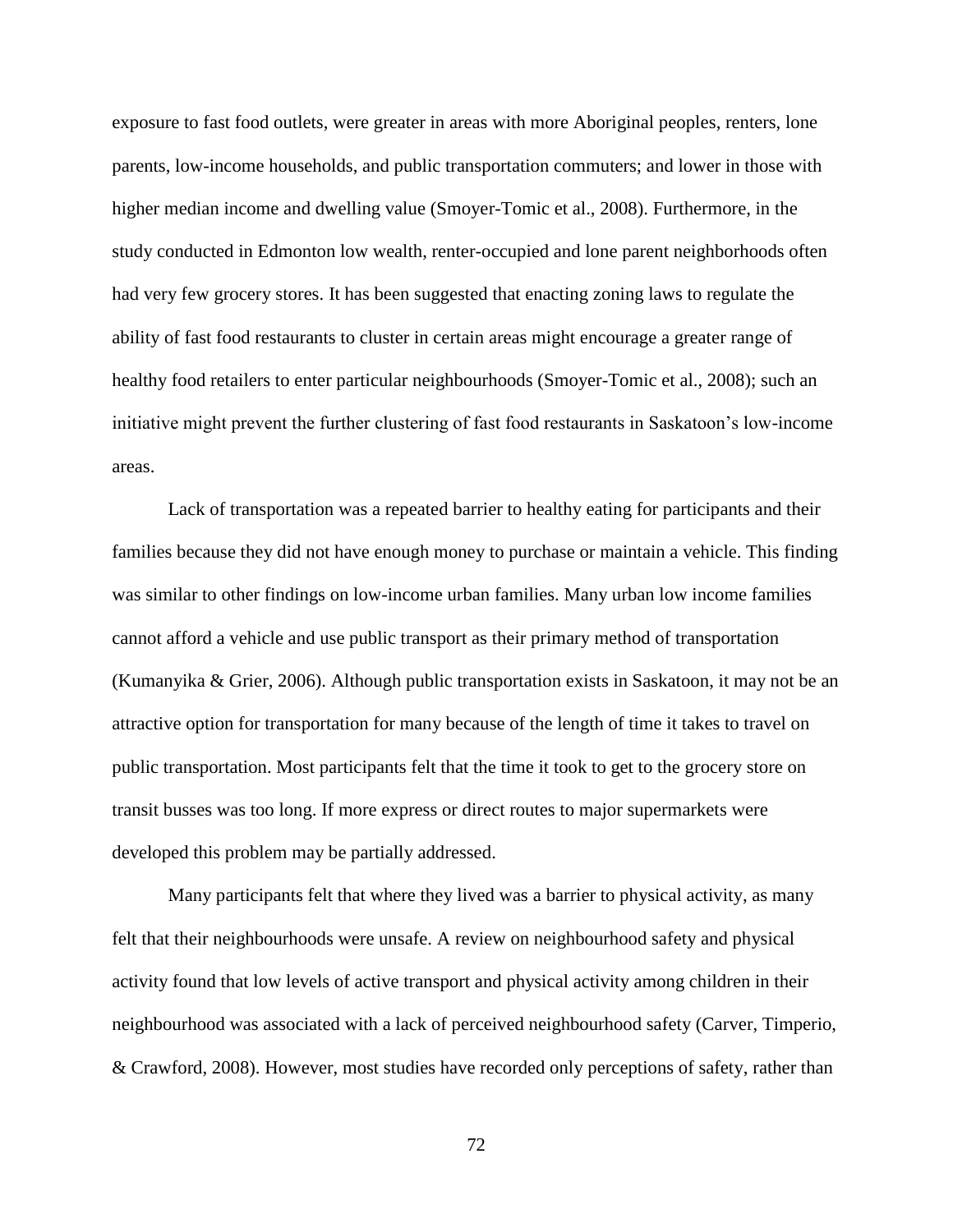exposure to fast food outlets, were greater in areas with more Aboriginal peoples, renters, lone parents, low-income households, and public transportation commuters; and lower in those with higher median income and dwelling value (Smoyer-Tomic et al., 2008). Furthermore, in the study conducted in Edmonton low wealth, renter-occupied and lone parent neighborhoods often had very few grocery stores. It has been suggested that enacting zoning laws to regulate the ability of fast food restaurants to cluster in certain areas might encourage a greater range of healthy food retailers to enter particular neighbourhoods (Smoyer-Tomic et al., 2008); such an initiative might prevent the further clustering of fast food restaurants in Saskatoon's low-income areas.

Lack of transportation was a repeated barrier to healthy eating for participants and their families because they did not have enough money to purchase or maintain a vehicle. This finding was similar to other findings on low-income urban families. Many urban low income families cannot afford a vehicle and use public transport as their primary method of transportation (Kumanyika & Grier, 2006). Although public transportation exists in Saskatoon, it may not be an attractive option for transportation for many because of the length of time it takes to travel on public transportation. Most participants felt that the time it took to get to the grocery store on transit busses was too long. If more express or direct routes to major supermarkets were developed this problem may be partially addressed.

Many participants felt that where they lived was a barrier to physical activity, as many felt that their neighbourhoods were unsafe. A review on neighbourhood safety and physical activity found that low levels of active transport and physical activity among children in their neighbourhood was associated with a lack of perceived neighbourhood safety (Carver, Timperio, & Crawford, 2008). However, most studies have recorded only perceptions of safety, rather than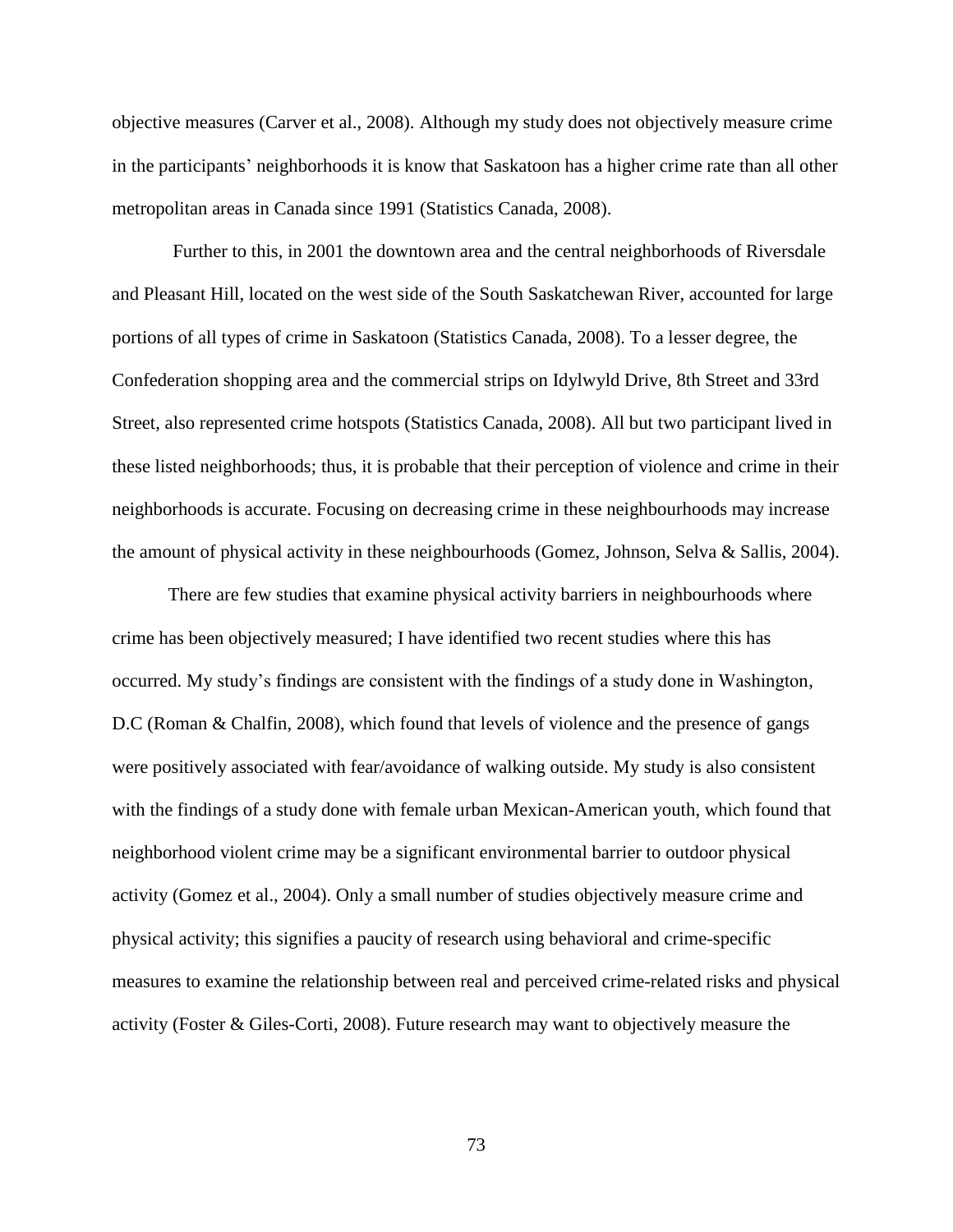objective measures (Carver et al., 2008). Although my study does not objectively measure crime in the participants' neighborhoods it is know that Saskatoon has a higher crime rate than all other metropolitan areas in Canada since 1991 (Statistics Canada, 2008).

Further to this, in 2001 the downtown area and the central neighborhoods of Riversdale and Pleasant Hill, located on the west side of the South Saskatchewan River, accounted for large portions of all types of crime in Saskatoon (Statistics Canada, 2008). To a lesser degree, the Confederation shopping area and the commercial strips on Idylwyld Drive, 8th Street and 33rd Street, also represented crime hotspots (Statistics Canada, 2008). All but two participant lived in these listed neighborhoods; thus, it is probable that their perception of violence and crime in their neighborhoods is accurate. Focusing on decreasing crime in these neighbourhoods may increase the amount of physical activity in these neighbourhoods (Gomez, Johnson, Selva & Sallis, 2004).

There are few studies that examine physical activity barriers in neighbourhoods where crime has been objectively measured; I have identified two recent studies where this has occurred. My study's findings are consistent with the findings of a study done in Washington, D.C (Roman & Chalfin, 2008), which found that levels of violence and the presence of gangs were positively associated with fear/avoidance of walking outside. My study is also consistent with the findings of a study done with female urban Mexican-American youth, which found that neighborhood violent crime may be a significant environmental barrier to outdoor physical activity (Gomez et al., 2004). Only a small number of studies objectively measure crime and physical activity; this signifies a paucity of research using behavioral and crime-specific measures to examine the relationship between real and perceived crime-related risks and physical activity (Foster & Giles-Corti, 2008). Future research may want to objectively measure the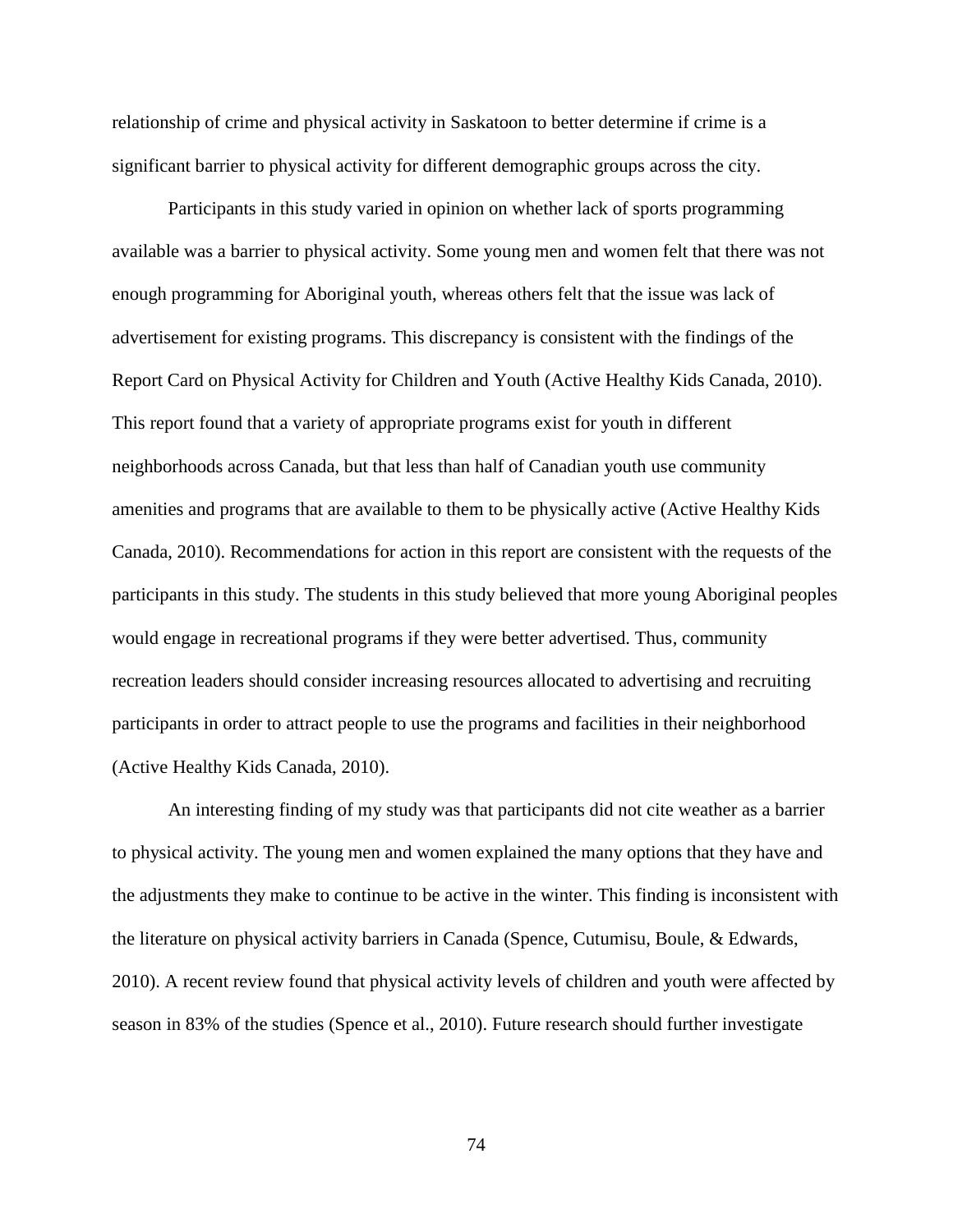relationship of crime and physical activity in Saskatoon to better determine if crime is a significant barrier to physical activity for different demographic groups across the city.

Participants in this study varied in opinion on whether lack of sports programming available was a barrier to physical activity. Some young men and women felt that there was not enough programming for Aboriginal youth, whereas others felt that the issue was lack of advertisement for existing programs. This discrepancy is consistent with the findings of the Report Card on Physical Activity for Children and Youth (Active Healthy Kids Canada, 2010). This report found that a variety of appropriate programs exist for youth in different neighborhoods across Canada, but that less than half of Canadian youth use community amenities and programs that are available to them to be physically active (Active Healthy Kids Canada, 2010). Recommendations for action in this report are consistent with the requests of the participants in this study. The students in this study believed that more young Aboriginal peoples would engage in recreational programs if they were better advertised. Thus, community recreation leaders should consider increasing resources allocated to advertising and recruiting participants in order to attract people to use the programs and facilities in their neighborhood (Active Healthy Kids Canada, 2010).

An interesting finding of my study was that participants did not cite weather as a barrier to physical activity. The young men and women explained the many options that they have and the adjustments they make to continue to be active in the winter. This finding is inconsistent with the literature on physical activity barriers in Canada (Spence, Cutumisu, Boule, & Edwards, 2010). A recent review found that physical activity levels of children and youth were affected by season in 83% of the studies (Spence et al., 2010). Future research should further investigate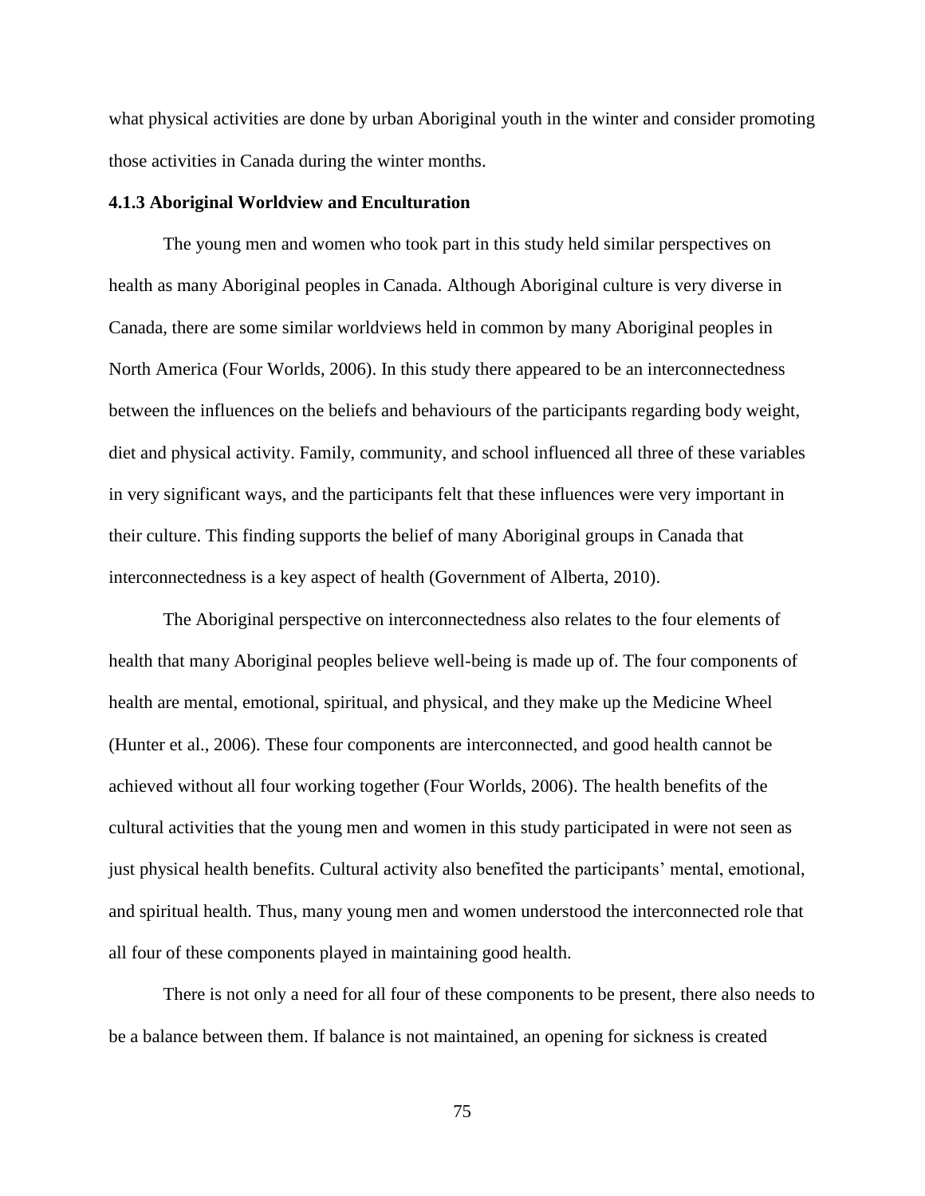what physical activities are done by urban Aboriginal youth in the winter and consider promoting those activities in Canada during the winter months.

### 4.1.3 Aboriginal Worldview and Enculturation

The young men and women who took part in this study held similar perspectives on health as many Aboriginal peoples in Canada. Although Aboriginal culture is very diverse in Canada, there are some similar worldviews held in common by many Aboriginal peoples in North America (Four Worlds, 2006). In this study there appeared to be an interconnectedness between the influences on the beliefs and behaviours of the participants regarding body weight, diet and physical activity. Family, community, and school influenced all three of these variables in very significant ways, and the participants felt that these influences were very important in their culture. This finding supports the belief of many Aboriginal groups in Canada that interconnectedness is a key aspect of health (Government of Alberta, 2010).

The Aboriginal perspective on interconnectedness also relates to the four elements of health that many Aboriginal peoples believe well-being is made up of. The four components of health are mental, emotional, spiritual, and physical, and they make up the Medicine Wheel (Hunter et al., 2006). These four components are interconnected, and good health cannot be achieved without all four working together (Four Worlds, 2006). The health benefits of the cultural activities that the young men and women in this study participated in were not seen as just physical health benefits. Cultural activity also benefited the participants' mental, emotional, and spiritual health. Thus, many young men and women understood the interconnected role that all four of these components played in maintaining good health.

There is not only a need for all four of these components to be present, there also needs to be a balance between them. If balance is not maintained, an opening for sickness is created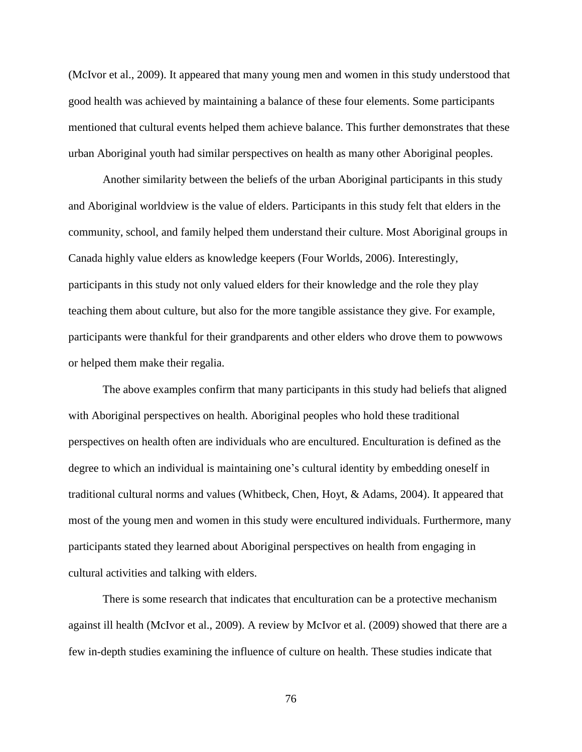(McIvor et al., 2009). It appeared that many young men and women in this study understood that good health was achieved by maintaining a balance of these four elements. Some participants mentioned that cultural events helped them achieve balance. This further demonstrates that these urban Aboriginal youth had similar perspectives on health as many other Aboriginal peoples.

Another similarity between the beliefs of the urban Aboriginal participants in this study and Aboriginal worldview is the value of elders. Participants in this study felt that elders in the community, school, and family helped them understand their culture. Most Aboriginal groups in Canada highly value elders as knowledge keepers (Four Worlds, 2006). Interestingly, participants in this study not only valued elders for their knowledge and the role they play teaching them about culture, but also for the more tangible assistance they give. For example, participants were thankful for their grandparents and other elders who drove them to powwows or helped them make their regalia.

The above examples confirm that many participants in this study had beliefs that aligned with Aboriginal perspectives on health. Aboriginal peoples who hold these traditional perspectives on health often are individuals who are encultured. Enculturation is defined as the degree to which an individual is maintaining one's cultural identity by embedding oneself in traditional cultural norms and values (Whitbeck, Chen, Hoyt, & Adams, 2004). It appeared that most of the young men and women in this study were encultured individuals. Furthermore, many participants stated they learned about Aboriginal perspectives on health from engaging in cultural activities and talking with elders.

There is some research that indicates that enculturation can be a protective mechanism against ill health (McIvor et al., 2009). A review by McIvor et al. (2009) showed that there are a few in-depth studies examining the influence of culture on health. These studies indicate that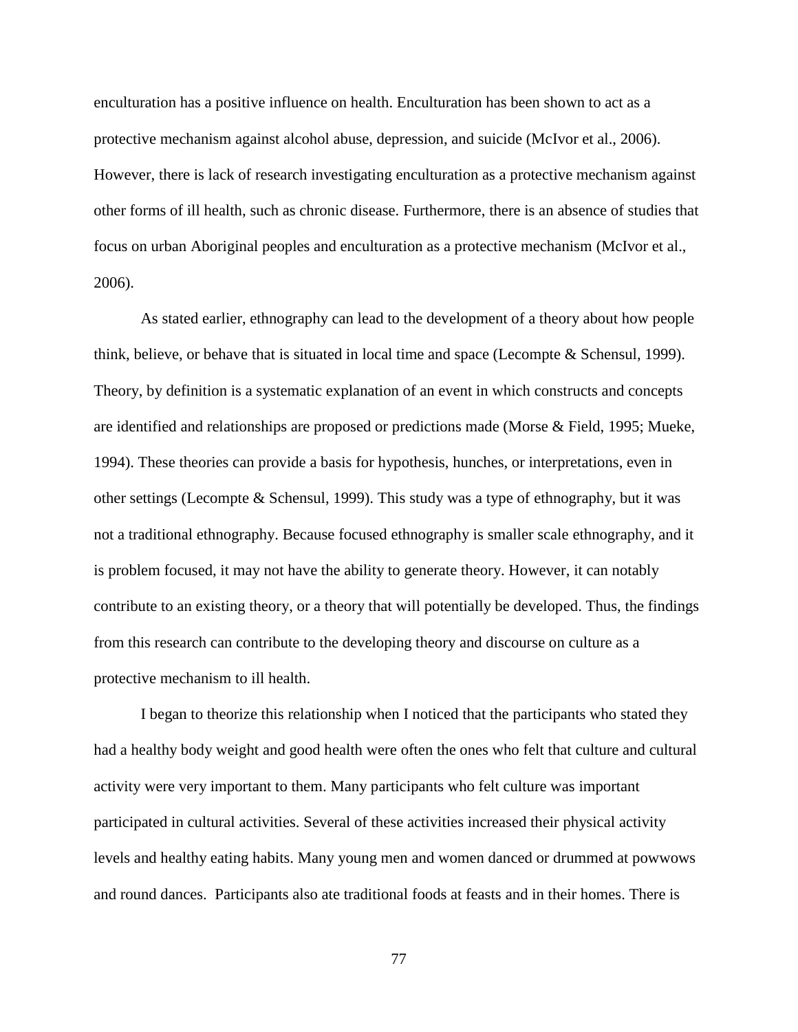enculturation has a positive influence on health. Enculturation has been shown to act as a protective mechanism against alcohol abuse, depression, and suicide (McIvor et al., 2006). However, there is lack of research investigating enculturation as a protective mechanism against other forms of ill health, such as chronic disease. Furthermore, there is an absence of studies that focus on urban Aboriginal peoples and enculturation as a protective mechanism (McIvor et al., 2006).

As stated earlier, ethnography can lead to the development of a theory about how people think, believe, or behave that is situated in local time and space (Lecompte & Schensul, 1999). Theory, by definition is a systematic explanation of an event in which constructs and concepts are identified and relationships are proposed or predictions made (Morse & Field, 1995; Mueke, 1994). These theories can provide a basis for hypothesis, hunches, or interpretations, even in other settings (Lecompte & Schensul, 1999). This study was a type of ethnography, but it was not a traditional ethnography. Because focused ethnography is smaller scale ethnography, and it is problem focused, it may not have the ability to generate theory. However, it can notably contribute to an existing theory, or a theory that will potentially be developed. Thus, the findings from this research can contribute to the developing theory and discourse on culture as a protective mechanism to ill health.

I began to theorize this relationship when I noticed that the participants who stated they had a healthy body weight and good health were often the ones who felt that culture and cultural activity were very important to them. Many participants who felt culture was important participated in cultural activities. Several of these activities increased their physical activity levels and healthy eating habits. Many young men and women danced or drummed at powwows and round dances. Participants also ate traditional foods at feasts and in their homes. There is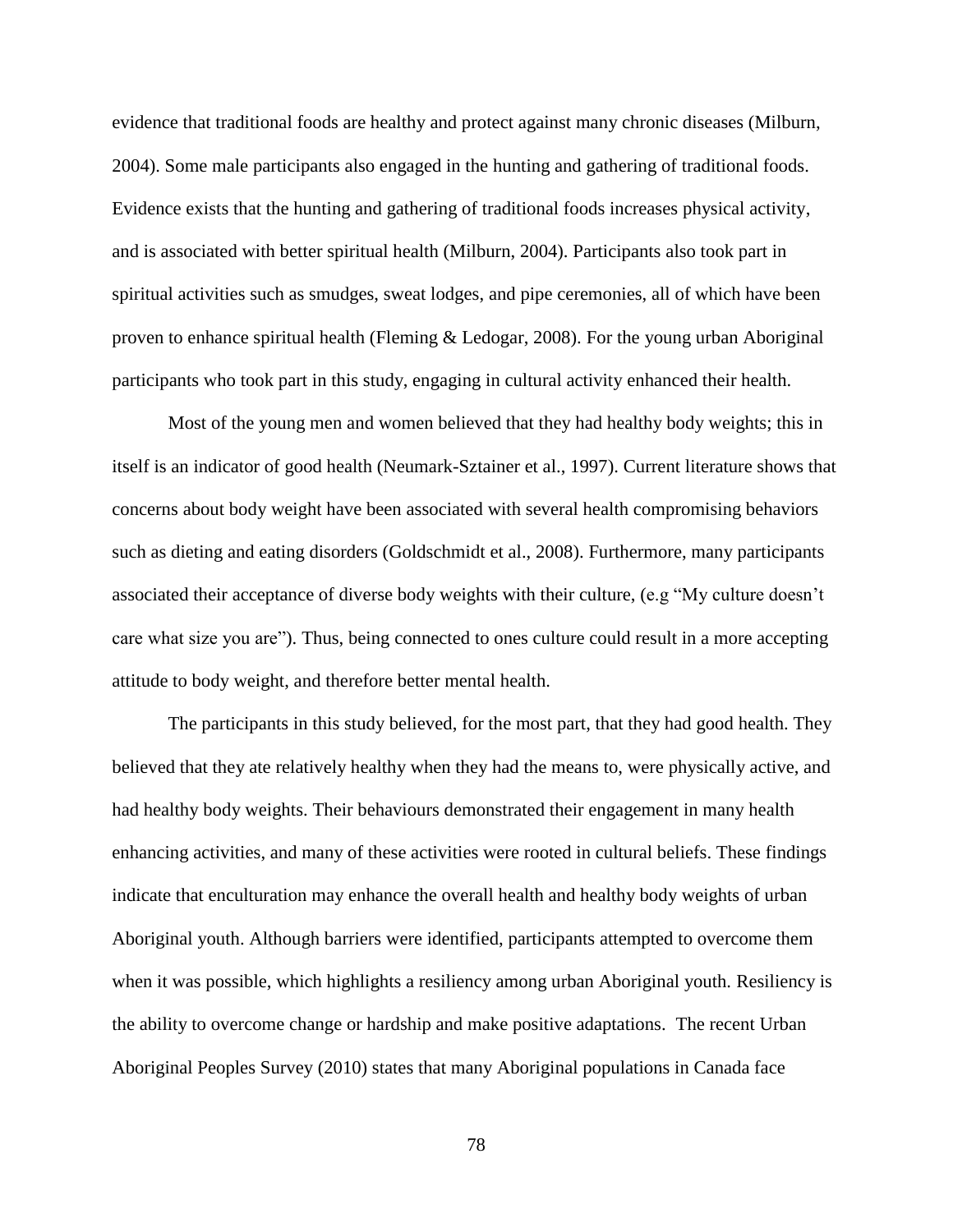evidence that traditional foods are healthy and protect against many chronic diseases (Milburn, 2004). Some male participants also engaged in the hunting and gathering of traditional foods. Evidence exists that the hunting and gathering of traditional foods increases physical activity, and is associated with better spiritual health (Milburn, 2004). Participants also took part in spiritual activities such as smudges, sweat lodges, and pipe ceremonies, all of which have been proven to enhance spiritual health (Fleming & Ledogar, 2008). For the young urban Aboriginal participants who took part in this study, engaging in cultural activity enhanced their health.

Most of the young men and women believed that they had healthy body weights; this in itself is an indicator of good health (Neumark-Sztainer et al., 1997). Current literature shows that concerns about body weight have been associated with several health compromising behaviors such as dieting and eating disorders (Goldschmidt et al., 2008). Furthermore, many participants associated their acceptance of diverse body weights with their culture, (e.g "My culture doesn't care what size you are"). Thus, being connected to ones culture could result in a more accepting attitude to body weight, and therefore better mental health.

The participants in this study believed, for the most part, that they had good health. They believed that they ate relatively healthy when they had the means to, were physically active, and had healthy body weights. Their behaviours demonstrated their engagement in many health enhancing activities, and many of these activities were rooted in cultural beliefs. These findings indicate that enculturation may enhance the overall health and healthy body weights of urban Aboriginal youth. Although barriers were identified, participants attempted to overcome them when it was possible, which highlights a resiliency among urban Aboriginal youth. Resiliency is the ability to overcome change or hardship and make positive adaptations. The recent Urban Aboriginal Peoples Survey (2010) states that many Aboriginal populations in Canada face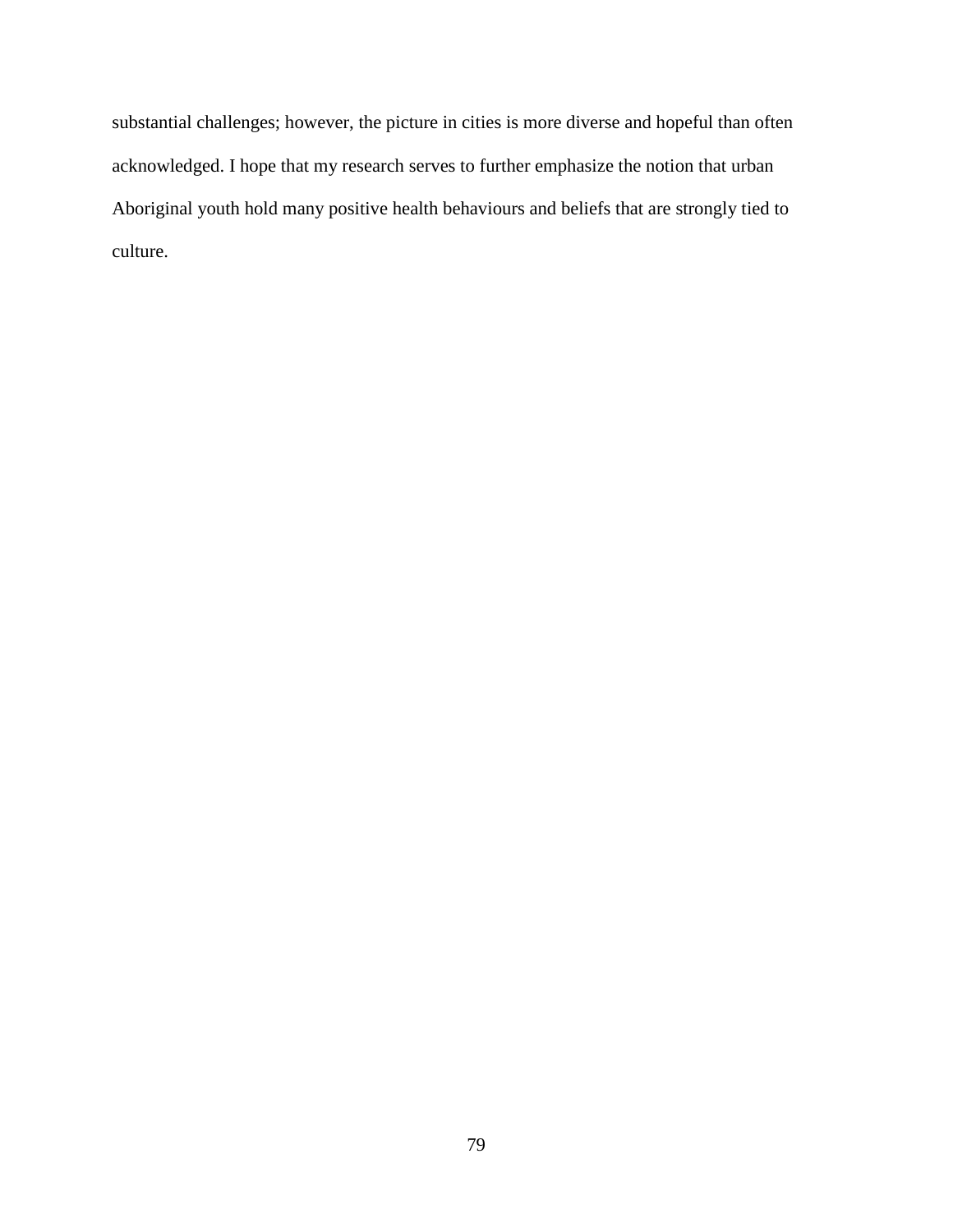substantial challenges; however, the picture in cities is more diverse and hopeful than often acknowledged. I hope that my research serves to further emphasize the notion that urban Aboriginal youth hold many positive health behaviours and beliefs that are strongly tied to culture.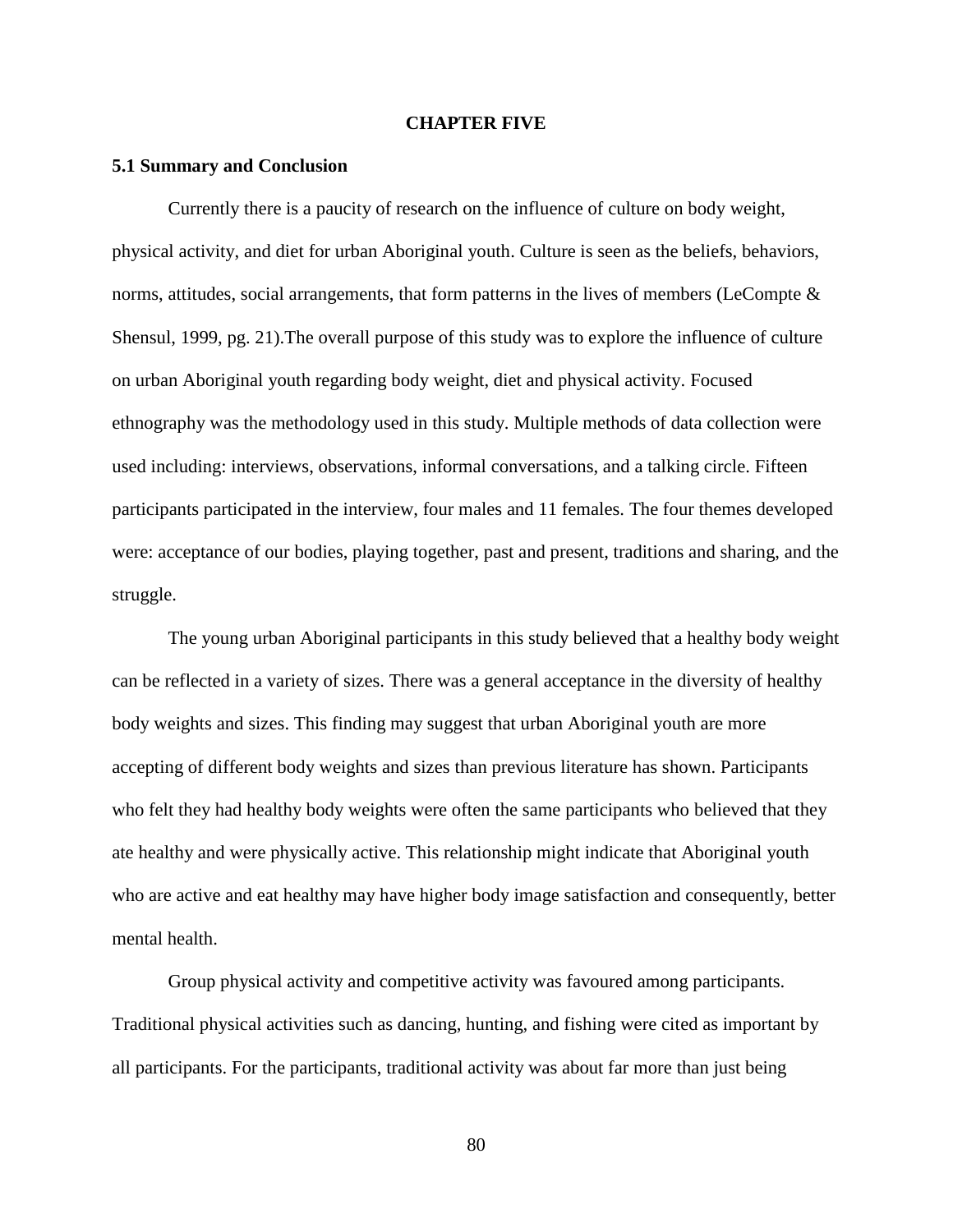# CHAPTER FIVE

## 5.1 Summary and Conclusion

Currently there is a paucity of research on the influence of culture on body weight, physical activity, and diet for urban Aboriginal youth. Culture is seen as the beliefs, behaviors, norms, attitudes, social arrangements, that form patterns in the lives of members (LeCompte & Shensul, 1999, pg. 21).The overall purpose of this study was to explore the influence of culture on urban Aboriginal youth regarding body weight, diet and physical activity. Focused ethnography was the methodology used in this study. Multiple methods of data collection were used including: interviews, observations, informal conversations, and a talking circle. Fifteen participants participated in the interview, four males and 11 females. The four themes developed were: acceptance of our bodies, playing together, past and present, traditions and sharing, and the struggle.

The young urban Aboriginal participants in this study believed that a healthy body weight can be reflected in a variety of sizes. There was a general acceptance in the diversity of healthy body weights and sizes. This finding may suggest that urban Aboriginal youth are more accepting of different body weights and sizes than previous literature has shown. Participants who felt they had healthy body weights were often the same participants who believed that they ate healthy and were physically active. This relationship might indicate that Aboriginal youth who are active and eat healthy may have higher body image satisfaction and consequently, better mental health.

Group physical activity and competitive activity was favoured among participants. Traditional physical activities such as dancing, hunting, and fishing were cited as important by all participants. For the participants, traditional activity was about far more than just being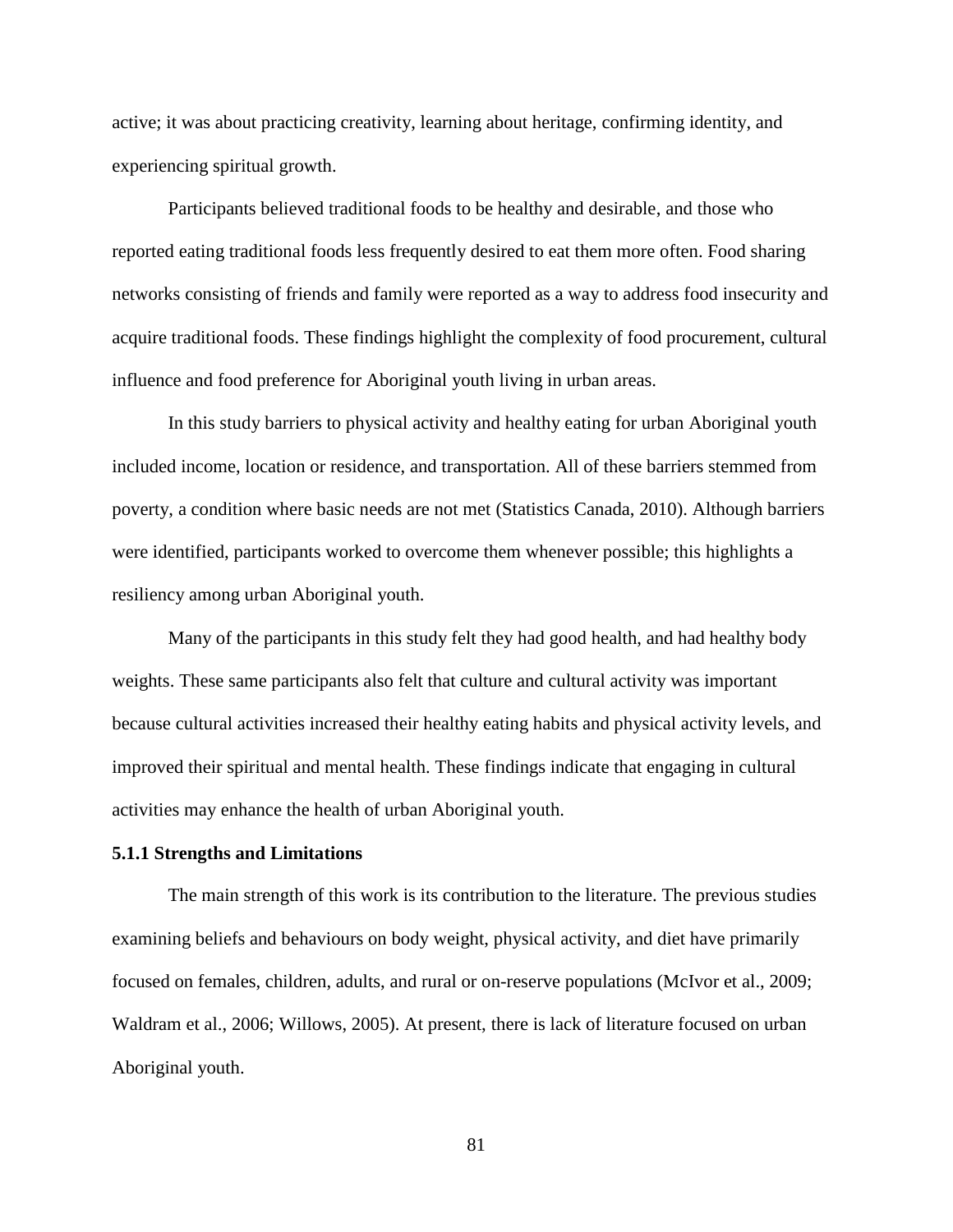active; it was about practicing creativity, learning about heritage, confirming identity, and experiencing spiritual growth.

Participants believed traditional foods to be healthy and desirable, and those who reported eating traditional foods less frequently desired to eat them more often. Food sharing networks consisting of friends and family were reported as a way to address food insecurity and acquire traditional foods. These findings highlight the complexity of food procurement, cultural influence and food preference for Aboriginal youth living in urban areas.

In this study barriers to physical activity and healthy eating for urban Aboriginal youth included income, location or residence, and transportation. All of these barriers stemmed from poverty, a condition where basic needs are not met (Statistics Canada, 2010). Although barriers were identified, participants worked to overcome them whenever possible; this highlights a resiliency among urban Aboriginal youth.

Many of the participants in this study felt they had good health, and had healthy body weights. These same participants also felt that culture and cultural activity was important because cultural activities increased their healthy eating habits and physical activity levels, and improved their spiritual and mental health. These findings indicate that engaging in cultural activities may enhance the health of urban Aboriginal youth.

### 5.1.1 Strengths and Limitations

The main strength of this work is its contribution to the literature. The previous studies examining beliefs and behaviours on body weight, physical activity, and diet have primarily focused on females, children, adults, and rural or on-reserve populations (McIvor et al., 2009; Waldram et al., 2006; Willows, 2005). At present, there is lack of literature focused on urban Aboriginal youth.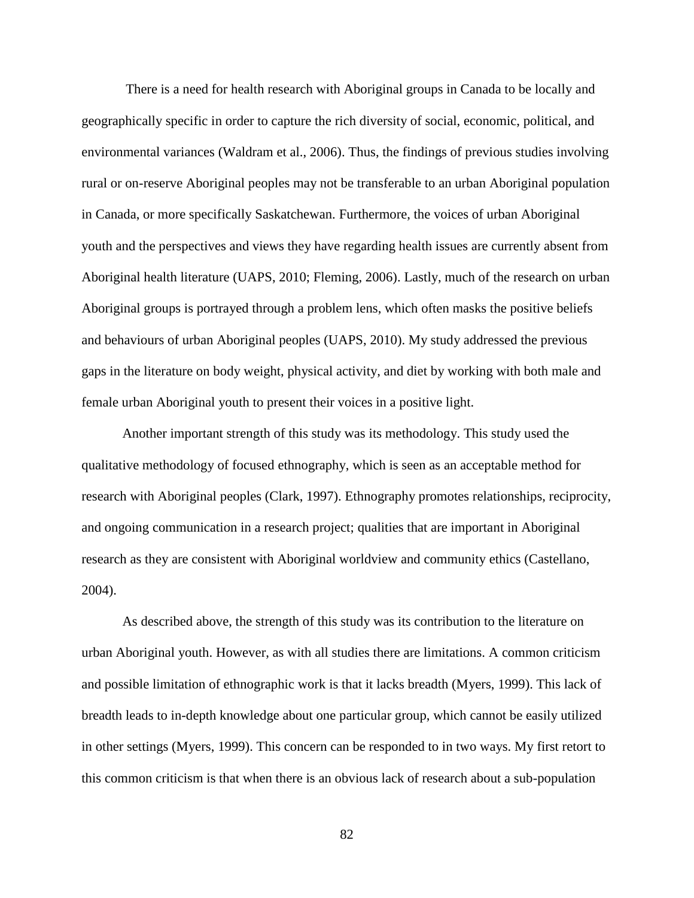There is a need for health research with Aboriginal groups in Canada to be locally and geographically specific in order to capture the rich diversity of social, economic, political, and environmental variances (Waldram et al., 2006). Thus, the findings of previous studies involving rural or on-reserve Aboriginal peoples may not be transferable to an urban Aboriginal population in Canada, or more specifically Saskatchewan. Furthermore, the voices of urban Aboriginal youth and the perspectives and views they have regarding health issues are currently absent from Aboriginal health literature (UAPS, 2010; Fleming, 2006). Lastly, much of the research on urban Aboriginal groups is portrayed through a problem lens, which often masks the positive beliefs and behaviours of urban Aboriginal peoples (UAPS, 2010). My study addressed the previous gaps in the literature on body weight, physical activity, and diet by working with both male and female urban Aboriginal youth to present their voices in a positive light.

Another important strength of this study was its methodology. This study used the qualitative methodology of focused ethnography, which is seen as an acceptable method for research with Aboriginal peoples (Clark, 1997). Ethnography promotes relationships, reciprocity, and ongoing communication in a research project; qualities that are important in Aboriginal research as they are consistent with Aboriginal worldview and community ethics (Castellano, 2004).

As described above, the strength of this study was its contribution to the literature on urban Aboriginal youth. However, as with all studies there are limitations. A common criticism and possible limitation of ethnographic work is that it lacks breadth (Myers, 1999). This lack of breadth leads to in-depth knowledge about one particular group, which cannot be easily utilized in other settings (Myers, 1999). This concern can be responded to in two ways. My first retort to this common criticism is that when there is an obvious lack of research about a sub-population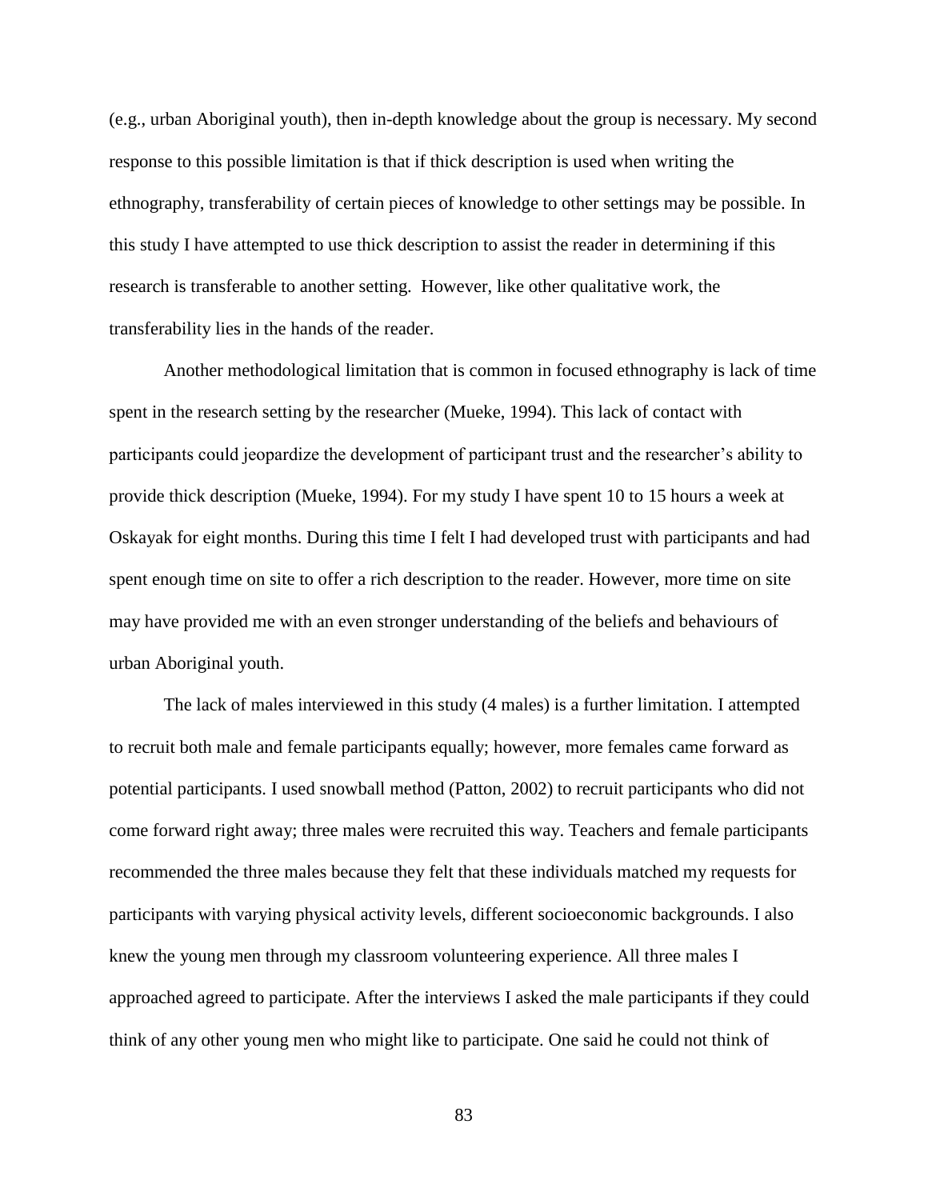(e.g., urban Aboriginal youth), then in-depth knowledge about the group is necessary. My second response to this possible limitation is that if thick description is used when writing the ethnography, transferability of certain pieces of knowledge to other settings may be possible. In this study I have attempted to use thick description to assist the reader in determining if this research is transferable to another setting. However, like other qualitative work, the transferability lies in the hands of the reader.

Another methodological limitation that is common in focused ethnography is lack of time spent in the research setting by the researcher (Mueke, 1994). This lack of contact with participants could jeopardize the development of participant trust and the researcher's ability to provide thick description (Mueke, 1994). For my study I have spent 10 to 15 hours a week at Oskayak for eight months. During this time I felt I had developed trust with participants and had spent enough time on site to offer a rich description to the reader. However, more time on site may have provided me with an even stronger understanding of the beliefs and behaviours of urban Aboriginal youth.

The lack of males interviewed in this study (4 males) is a further limitation. I attempted to recruit both male and female participants equally; however, more females came forward as potential participants. I used snowball method (Patton, 2002) to recruit participants who did not come forward right away; three males were recruited this way. Teachers and female participants recommended the three males because they felt that these individuals matched my requests for participants with varying physical activity levels, different socioeconomic backgrounds. I also knew the young men through my classroom volunteering experience. All three males I approached agreed to participate. After the interviews I asked the male participants if they could think of any other young men who might like to participate. One said he could not think of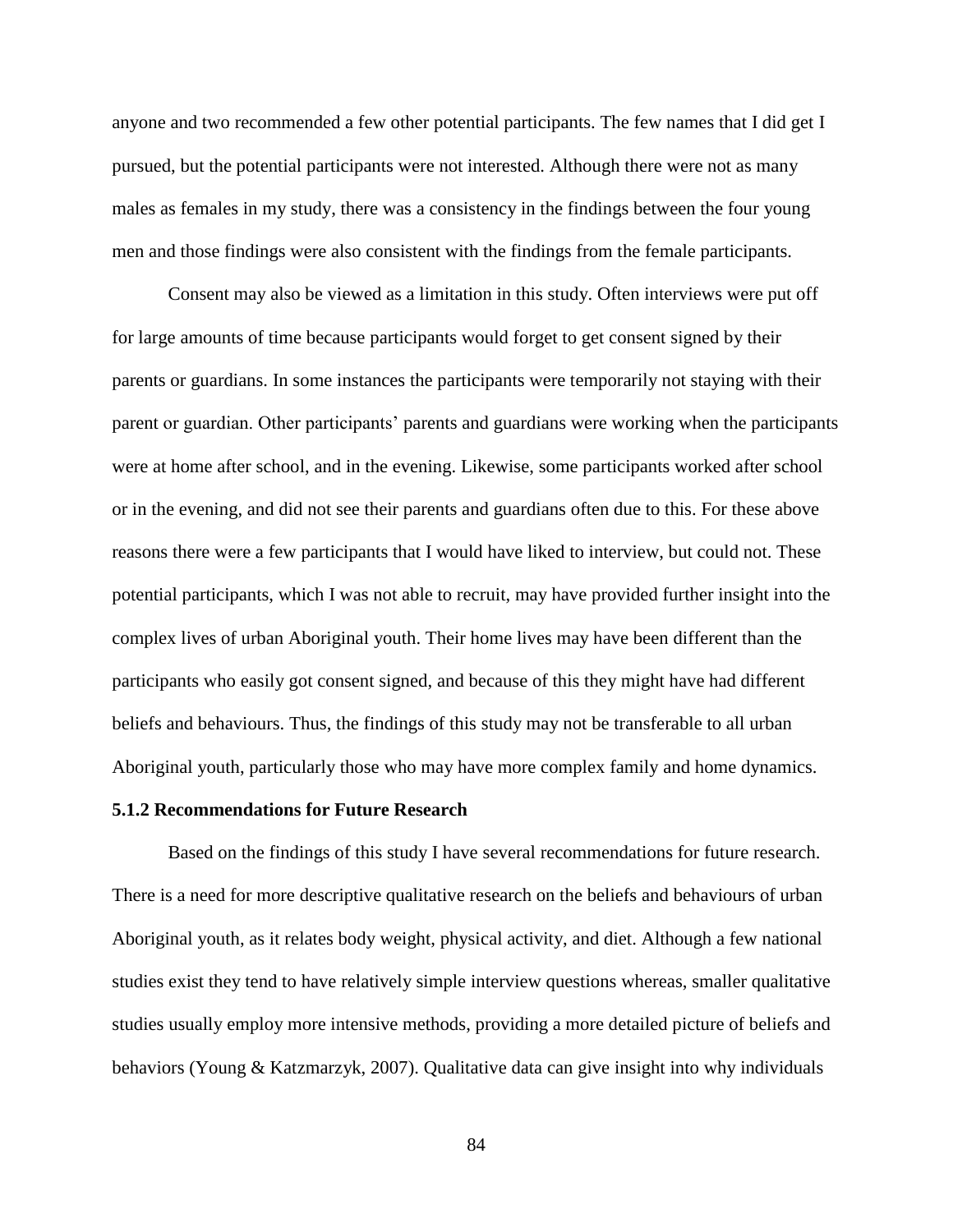anyone and two recommended a few other potential participants. The few names that I did get I pursued, but the potential participants were not interested. Although there were not as many males as females in my study, there was a consistency in the findings between the four young men and those findings were also consistent with the findings from the female participants.

Consent may also be viewed as a limitation in this study. Often interviews were put off for large amounts of time because participants would forget to get consent signed by their parents or guardians. In some instances the participants were temporarily not staying with their parent or guardian. Other participants' parents and guardians were working when the participants were at home after school, and in the evening. Likewise, some participants worked after school or in the evening, and did not see their parents and guardians often due to this. For these above reasons there were a few participants that I would have liked to interview, but could not. These potential participants, which I was not able to recruit, may have provided further insight into the complex lives of urban Aboriginal youth. Their home lives may have been different than the participants who easily got consent signed, and because of this they might have had different beliefs and behaviours. Thus, the findings of this study may not be transferable to all urban Aboriginal youth, particularly those who may have more complex family and home dynamics.

### 5.1.2 Recommendations for Future Research

Based on the findings of this study I have several recommendations for future research. There is a need for more descriptive qualitative research on the beliefs and behaviours of urban Aboriginal youth, as it relates body weight, physical activity, and diet. Although a few national studies exist they tend to have relatively simple interview questions whereas, smaller qualitative studies usually employ more intensive methods, providing a more detailed picture of beliefs and behaviors (Young & Katzmarzyk, 2007). Qualitative data can give insight into why individuals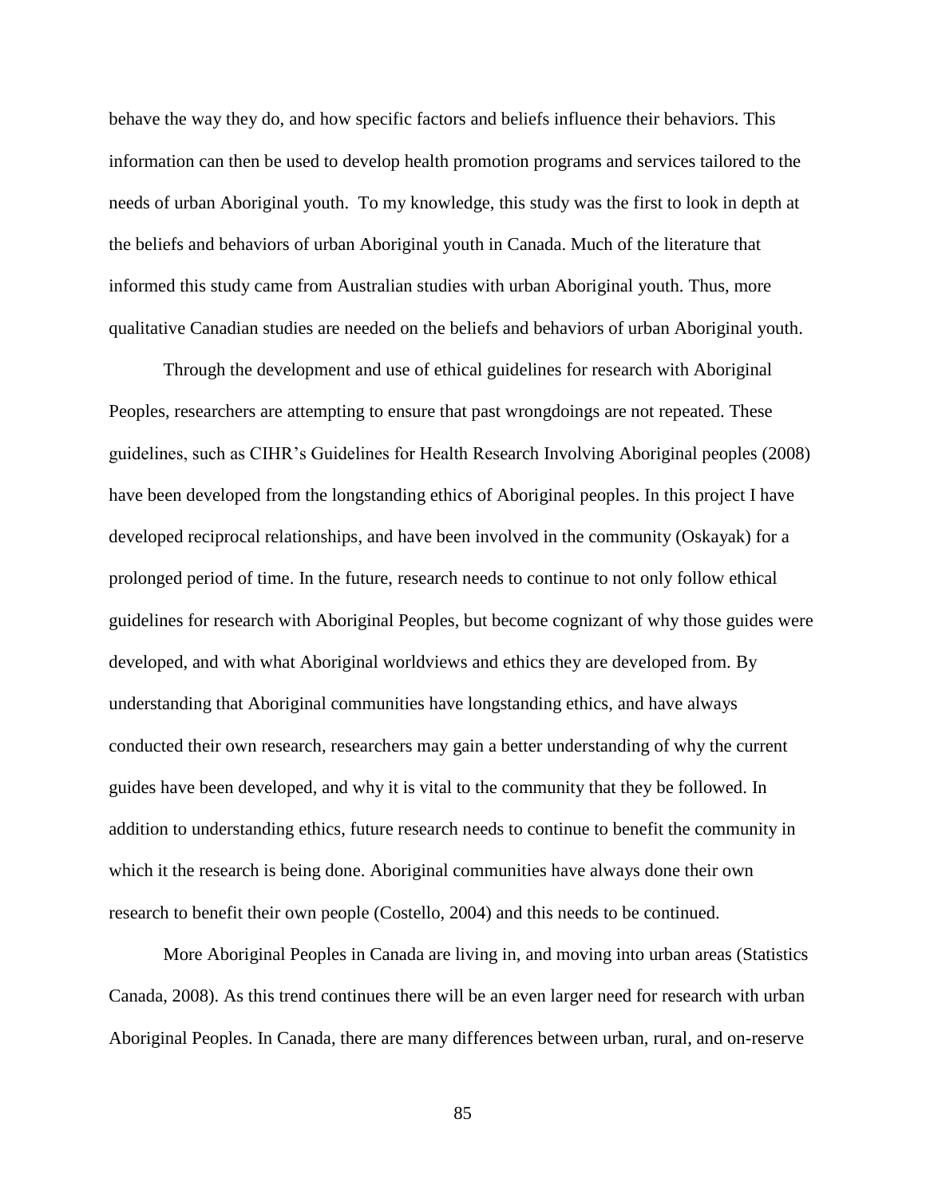behave the way they do, and how specific factors and beliefs influence their behaviors. This information can then be used to develop health promotion programs and services tailored to the needs of urban Aboriginal youth. To my knowledge, this study was the first to look in depth at the beliefs and behaviors of urban Aboriginal youth in Canada. Much of the literature that informed this study came from Australian studies with urban Aboriginal youth. Thus, more qualitative Canadian studies are needed on the beliefs and behaviors of urban Aboriginal youth.

Through the development and use of ethical guidelines for research with Aboriginal Peoples, researchers are attempting to ensure that past wrongdoings are not repeated. These guidelines, such as CIHR's Guidelines for Health Research Involving Aboriginal peoples (2008) have been developed from the longstanding ethics of Aboriginal peoples. In this project I have developed reciprocal relationships, and have been involved in the community (Oskayak) for a prolonged period of time. In the future, research needs to continue to not only follow ethical guidelines for research with Aboriginal Peoples, but become cognizant of why those guides were developed, and with what Aboriginal worldviews and ethics they are developed from. By understanding that Aboriginal communities have longstanding ethics, and have always conducted their own research, researchers may gain a better understanding of why the current guides have been developed, and why it is vital to the community that they be followed. In addition to understanding ethics, future research needs to continue to benefit the community in which it the research is being done. Aboriginal communities have always done their own research to benefit their own people (Costello, 2004) and this needs to be continued.

More Aboriginal Peoples in Canada are living in, and moving into urban areas (Statistics Canada, 2008). As this trend continues there will be an even larger need for research with urban Aboriginal Peoples. In Canada, there are many differences between urban, rural, and on-reserve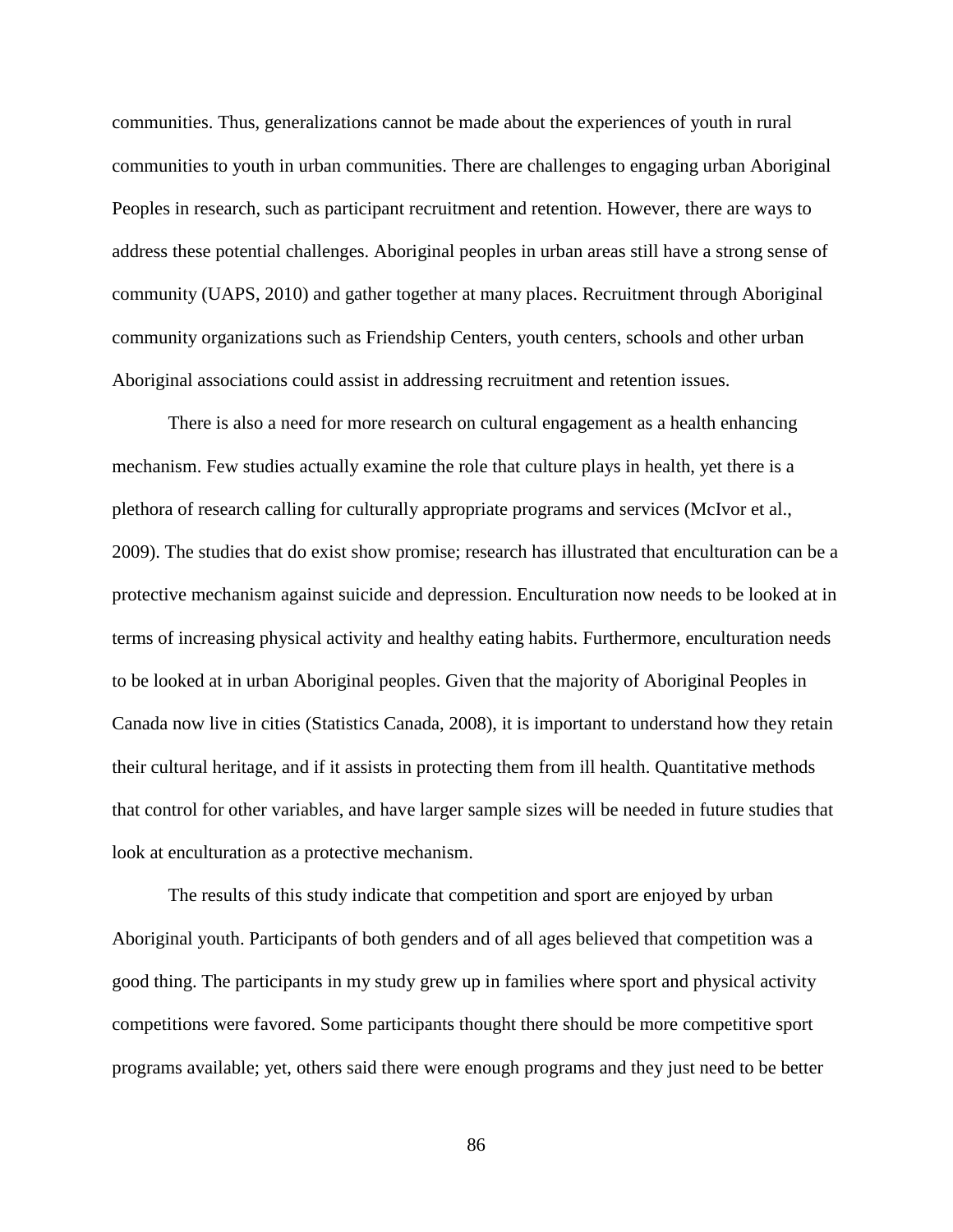communities. Thus, generalizations cannot be made about the experiences of youth in rural communities to youth in urban communities. There are challenges to engaging urban Aboriginal Peoples in research, such as participant recruitment and retention. However, there are ways to address these potential challenges. Aboriginal peoples in urban areas still have a strong sense of community (UAPS, 2010) and gather together at many places. Recruitment through Aboriginal community organizations such as Friendship Centers, youth centers, schools and other urban Aboriginal associations could assist in addressing recruitment and retention issues.

There is also a need for more research on cultural engagement as a health enhancing mechanism. Few studies actually examine the role that culture plays in health, yet there is a plethora of research calling for culturally appropriate programs and services (McIvor et al., 2009). The studies that do exist show promise; research has illustrated that enculturation can be a protective mechanism against suicide and depression. Enculturation now needs to be looked at in terms of increasing physical activity and healthy eating habits. Furthermore, enculturation needs to be looked at in urban Aboriginal peoples. Given that the majority of Aboriginal Peoples in Canada now live in cities (Statistics Canada, 2008), it is important to understand how they retain their cultural heritage, and if it assists in protecting them from ill health. Quantitative methods that control for other variables, and have larger sample sizes will be needed in future studies that look at enculturation as a protective mechanism.

The results of this study indicate that competition and sport are enjoyed by urban Aboriginal youth. Participants of both genders and of all ages believed that competition was a good thing. The participants in my study grew up in families where sport and physical activity competitions were favored. Some participants thought there should be more competitive sport programs available; yet, others said there were enough programs and they just need to be better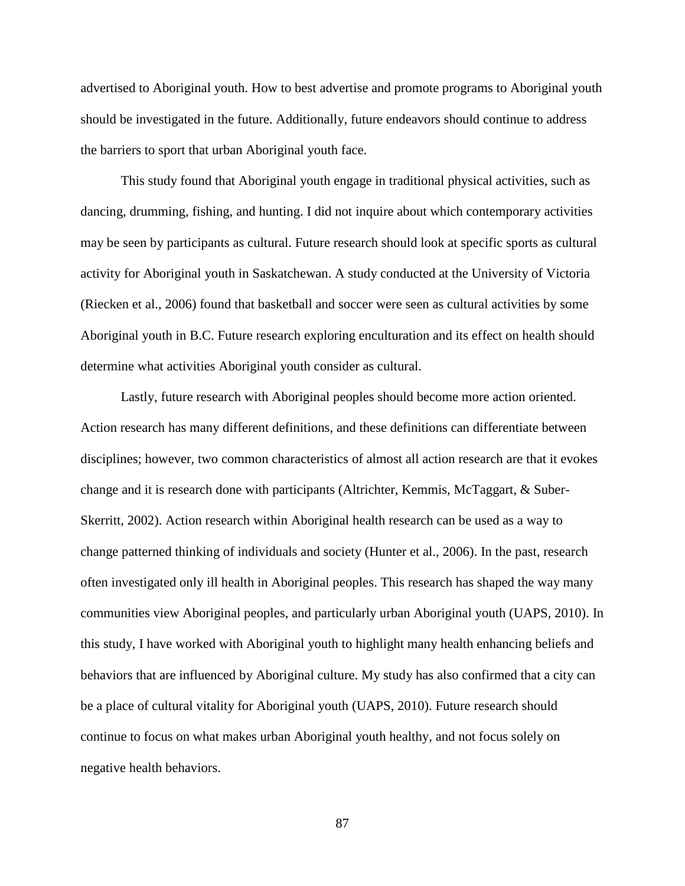advertised to Aboriginal youth. How to best advertise and promote programs to Aboriginal youth should be investigated in the future. Additionally, future endeavors should continue to address the barriers to sport that urban Aboriginal youth face.

This study found that Aboriginal youth engage in traditional physical activities, such as dancing, drumming, fishing, and hunting. I did not inquire about which contemporary activities may be seen by participants as cultural. Future research should look at specific sports as cultural activity for Aboriginal youth in Saskatchewan. A study conducted at the University of Victoria (Riecken et al., 2006) found that basketball and soccer were seen as cultural activities by some Aboriginal youth in B.C. Future research exploring enculturation and its effect on health should determine what activities Aboriginal youth consider as cultural.

Lastly, future research with Aboriginal peoples should become more action oriented. Action research has many different definitions, and these definitions can differentiate between disciplines; however, two common characteristics of almost all action research are that it evokes change and it is research done with participants (Altrichter, Kemmis, McTaggart, & Suber-Skerritt, 2002). Action research within Aboriginal health research can be used as a way to change patterned thinking of individuals and society (Hunter et al., 2006). In the past, research often investigated only ill health in Aboriginal peoples. This research has shaped the way many communities view Aboriginal peoples, and particularly urban Aboriginal youth (UAPS, 2010). In this study, I have worked with Aboriginal youth to highlight many health enhancing beliefs and behaviors that are influenced by Aboriginal culture. My study has also confirmed that a city can be a place of cultural vitality for Aboriginal youth (UAPS, 2010). Future research should continue to focus on what makes urban Aboriginal youth healthy, and not focus solely on negative health behaviors.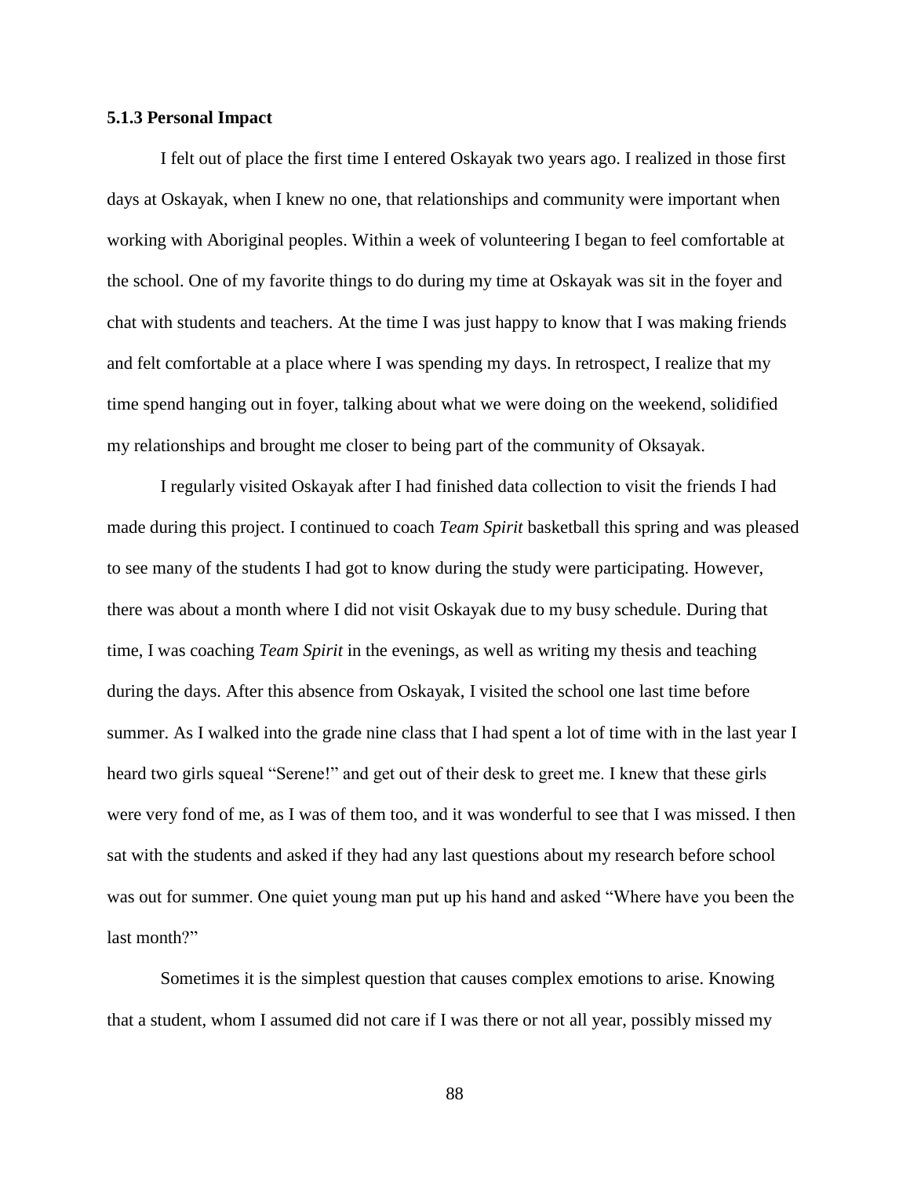### 5.1.3 Personal Impact

I felt out of place the first time I entered Oskayak two years ago. I realized in those first days at Oskayak, when I knew no one, that relationships and community were important when working with Aboriginal peoples. Within a week of volunteering I began to feel comfortable at the school. One of my favorite things to do during my time at Oskayak was sit in the foyer and chat with students and teachers. At the time I was just happy to know that I was making friends and felt comfortable at a place where I was spending my days. In retrospect, I realize that my time spend hanging out in foyer, talking about what we were doing on the weekend, solidified my relationships and brought me closer to being part of the community of Oksayak.

I regularly visited Oskayak after I had finished data collection to visit the friends I had made during this project. I continued to coach *Team Spirit* basketball this spring and was pleased to see many of the students I had got to know during the study were participating. However, there was about a month where I did not visit Oskayak due to my busy schedule. During that time, I was coaching *Team Spirit* in the evenings, as well as writing my thesis and teaching during the days. After this absence from Oskayak, I visited the school one last time before summer. As I walked into the grade nine class that I had spent a lot of time with in the last year I heard two girls squeal "Serene!" and get out of their desk to greet me. I knew that these girls were very fond of me, as I was of them too, and it was wonderful to see that I was missed. I then sat with the students and asked if they had any last questions about my research before school was out for summer. One quiet young man put up his hand and asked "Where have you been the last month?"

Sometimes it is the simplest question that causes complex emotions to arise. Knowing that a student, whom I assumed did not care if I was there or not all year, possibly missed my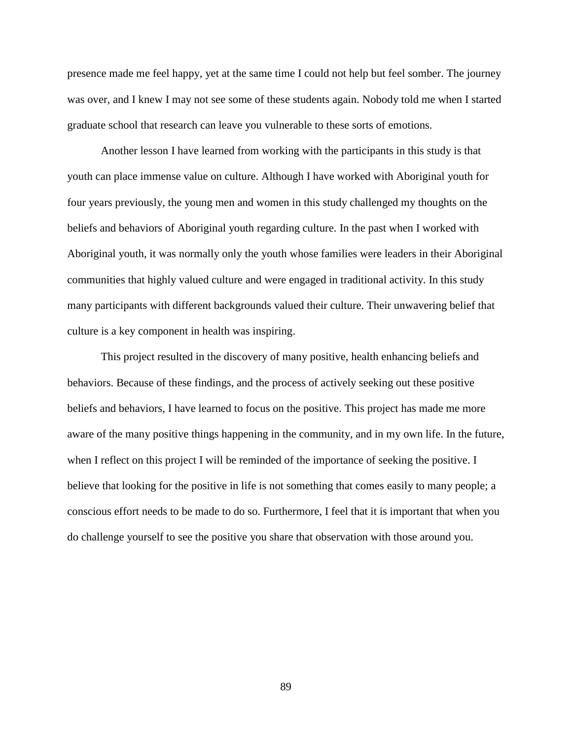presence made me feel happy, yet at the same time I could not help but feel somber. The journey was over, and I knew I may not see some of these students again. Nobody told me when I started graduate school that research can leave you vulnerable to these sorts of emotions.

Another lesson I have learned from working with the participants in this study is that youth can place immense value on culture. Although I have worked with Aboriginal youth for four years previously, the young men and women in this study challenged my thoughts on the beliefs and behaviors of Aboriginal youth regarding culture. In the past when I worked with Aboriginal youth, it was normally only the youth whose families were leaders in their Aboriginal communities that highly valued culture and were engaged in traditional activity. In this study many participants with different backgrounds valued their culture. Their unwavering belief that culture is a key component in health was inspiring.

This project resulted in the discovery of many positive, health enhancing beliefs and behaviors. Because of these findings, and the process of actively seeking out these positive beliefs and behaviors, I have learned to focus on the positive. This project has made me more aware of the many positive things happening in the community, and in my own life. In the future, when I reflect on this project I will be reminded of the importance of seeking the positive. I believe that looking for the positive in life is not something that comes easily to many people; a conscious effort needs to be made to do so. Furthermore, I feel that it is important that when you do challenge yourself to see the positive you share that observation with those around you.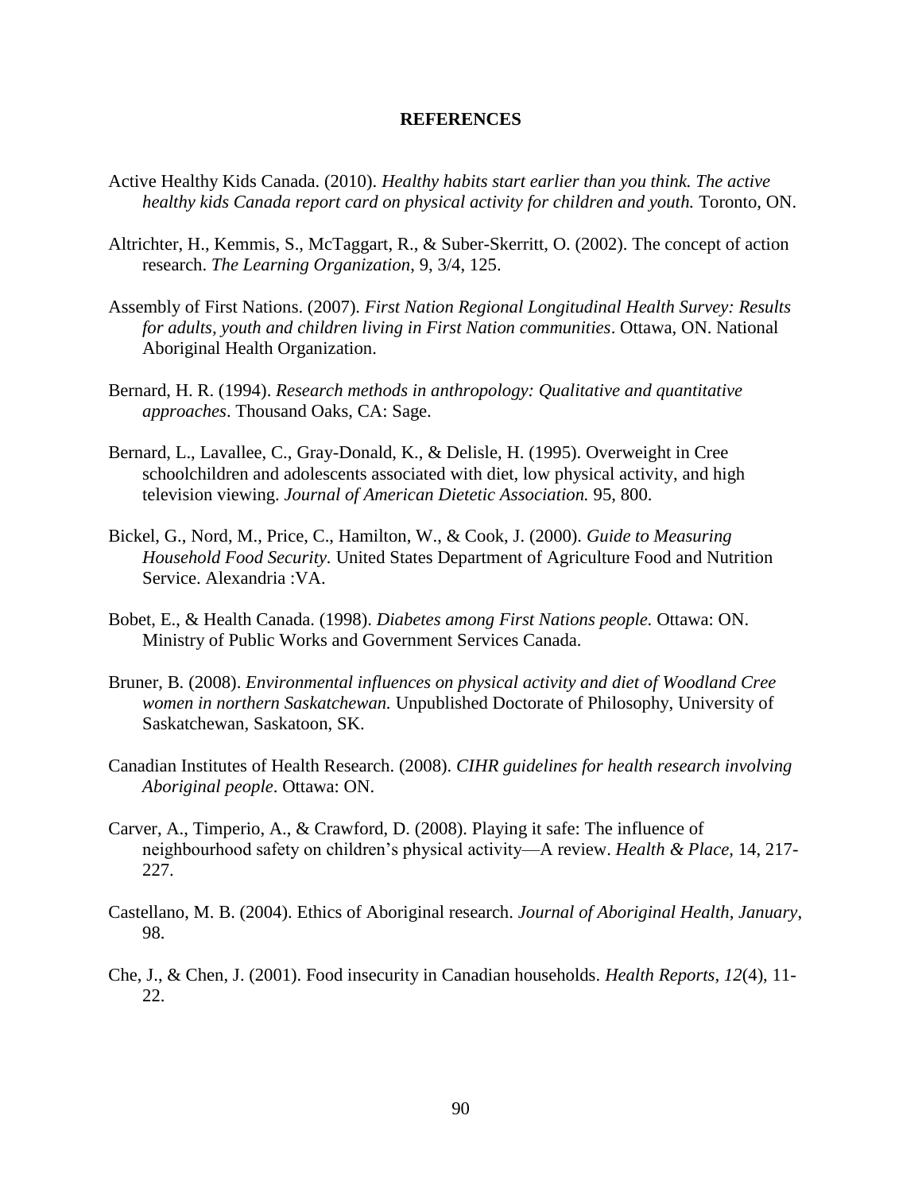# REFERENCES

Active Healthy Kids Canada. (2010). *Healthy habits start earlier than you think. The active healthy kids Canada report card on physical activity for children and youth.* Toronto, ON.

Altrichter, H., Kemmis, S., McTaggart, R., & Suber-Skerritt, O. (2002). The concept of action research. *The Learning Organization*, 9, 3/4, 125.

Assembly of First Nations. (2007). *First Nation Regional Longitudinal Health Survey: Results for adults, youth and children living in First Nation communities*. Ottawa, ON. National Aboriginal Health Organization.

Bernard, H. R. (1994). *Research methods in anthropology: Qualitative and quantitative approaches*. Thousand Oaks, CA: Sage.

Bernard, L., Lavallee, C., Gray-Donald, K., & Delisle, H. (1995). Overweight in Cree schoolchildren and adolescents associated with diet, low physical activity, and high television viewing. *Journal of American Dietetic Association.* 95, 800.

Bickel, G., Nord, M., Price, C., Hamilton, W., & Cook, J. (2000). *Guide to Measuring Household Food Security.* United States Department of Agriculture Food and Nutrition Service. Alexandria :VA.

Bobet, E., & Health Canada. (1998). *Diabetes among First Nations people.* Ottawa: ON. Ministry of Public Works and Government Services Canada.

Bruner, B. (2008). *Environmental influences on physical activity and diet of Woodland Cree women in northern Saskatchewan.* Unpublished Doctorate of Philosophy, University of Saskatchewan, Saskatoon, SK.

Canadian Institutes of Health Research. (2008). *CIHR guidelines for health research involving Aboriginal people*. Ottawa: ON.

Carver, A., Timperio, A., & Crawford, D. (2008). Playing it safe: The influence of neighbourhood safety on children's physical activity—A review. *Health & Place,* 14, 217-227.

Castellano, M. B. (2004). Ethics of Aboriginal research. *Journal of Aboriginal Health*, *January*, 98.

Che, J., & Chen, J. (2001). Food insecurity in Canadian households. *Health Reports, 12*(4), 11-22.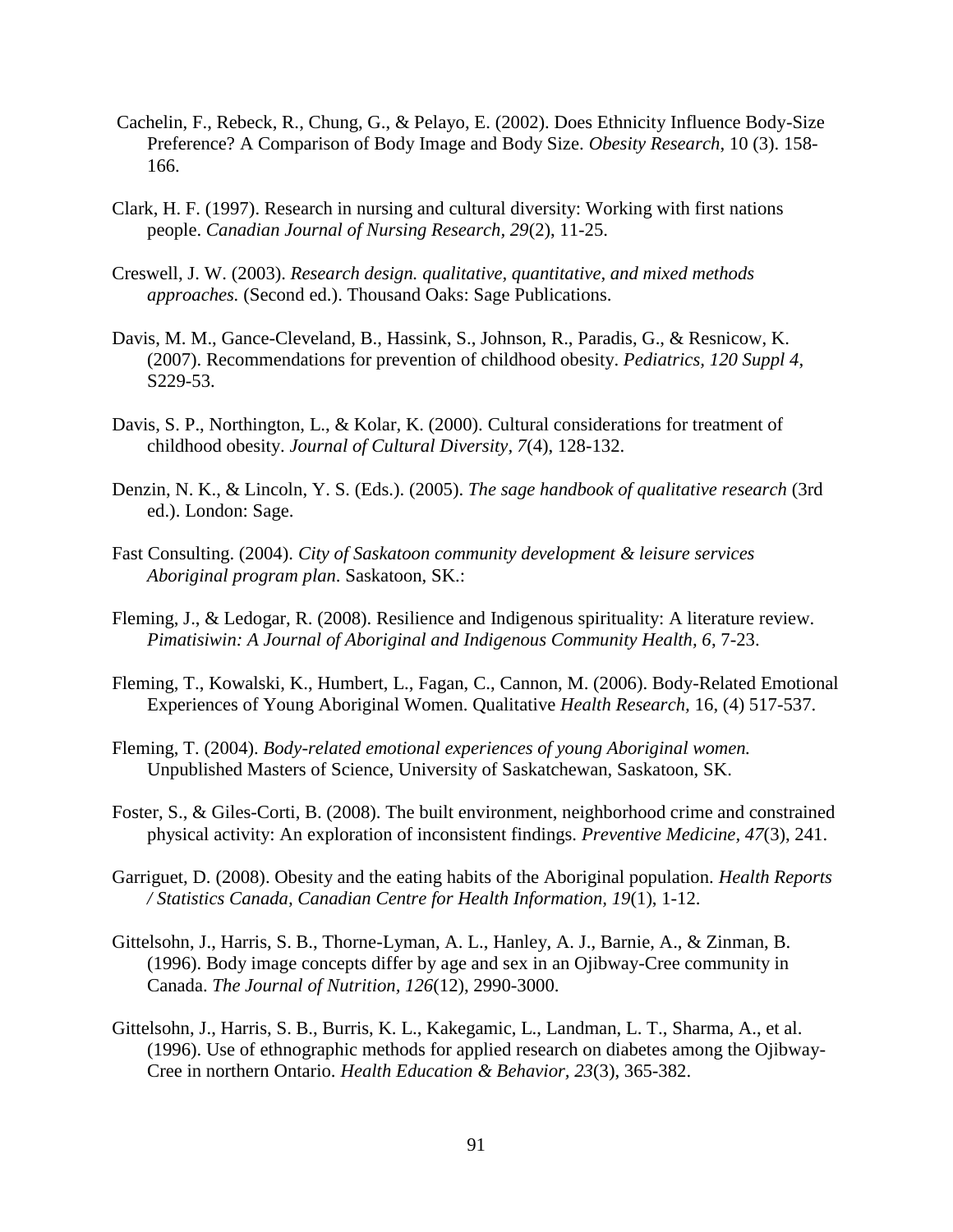Cachelin, F., Rebeck, R., Chung, G., & Pelayo, E. (2002). Does Ethnicity Influence Body-Size Preference? A Comparison of Body Image and Body Size. *Obesity Research*, 10 (3). 158-166.

Clark, H. F. (1997). Research in nursing and cultural diversity: Working with first nations people. *Canadian Journal of Nursing Research, 29*(2), 11-25.

Creswell, J. W. (2003). *Research design. qualitative, quantitative, and mixed methods approaches.* (Second ed.). Thousand Oaks: Sage Publications.

Davis, M. M., Gance-Cleveland, B., Hassink, S., Johnson, R., Paradis, G., & Resnicow, K. (2007). Recommendations for prevention of childhood obesity. *Pediatrics, 120 Suppl 4*, S229-53.

Davis, S. P., Northington, L., & Kolar, K. (2000). Cultural considerations for treatment of childhood obesity. *Journal of Cultural Diversity, 7*(4), 128-132.

Denzin, N. K., & Lincoln, Y. S. (Eds.). (2005). *The sage handbook of qualitative research* (3rd ed.). London: Sage.

Fast Consulting. (2004). *City of Saskatoon community development & leisure services Aboriginal program plan.* Saskatoon, SK.:

Fleming, J., & Ledogar, R. (2008). Resilience and Indigenous spirituality: A literature review. *Pimatisiwin: A Journal of Aboriginal and Indigenous Community Health, 6*, 7-23.

Fleming, T., Kowalski, K., Humbert, L., Fagan, C., Cannon, M. (2006). Body-Related Emotional Experiences of Young Aboriginal Women. Qualitative *Health Research,* 16, (4) 517-537.

Fleming, T. (2004). *Body-related emotional experiences of young Aboriginal women.* Unpublished Masters of Science, University of Saskatchewan, Saskatoon, SK.

Foster, S., & Giles-Corti, B. (2008). The built environment, neighborhood crime and constrained physical activity: An exploration of inconsistent findings. *Preventive Medicine, 47*(3), 241.

Garriguet, D. (2008). Obesity and the eating habits of the Aboriginal population. *Health Reports / Statistics Canada, Canadian Centre for Health Information, 19*(1), 1-12.

Gittelsohn, J., Harris, S. B., Thorne-Lyman, A. L., Hanley, A. J., Barnie, A., & Zinman, B. (1996). Body image concepts differ by age and sex in an Ojibway-Cree community in Canada. *The Journal of Nutrition, 126*(12), 2990-3000.

Gittelsohn, J., Harris, S. B., Burris, K. L., Kakegamic, L., Landman, L. T., Sharma, A., et al. (1996). Use of ethnographic methods for applied research on diabetes among the Ojibway-Cree in northern Ontario. *Health Education & Behavior, 23*(3), 365-382.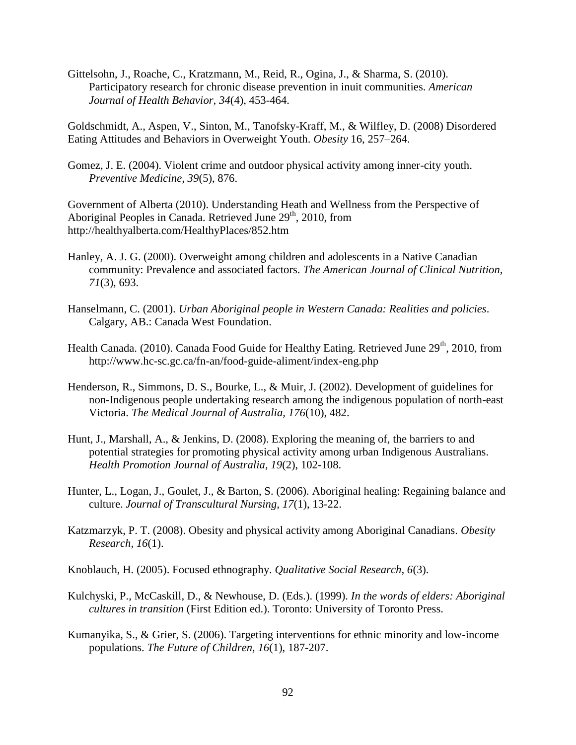Gittelsohn, J., Roache, C., Kratzmann, M., Reid, R., Ogina, J., & Sharma, S. (2010). Participatory research for chronic disease prevention in inuit communities. *American Journal of Health Behavior, 34*(4), 453-464.

Goldschmidt, A., Aspen, V., Sinton, M., Tanofsky-Kraff, M., & Wilfley, D. (2008) Disordered Eating Attitudes and Behaviors in Overweight Youth. *Obesity* 16, 257–264.

Gomez, J. E. (2004). Violent crime and outdoor physical activity among inner-city youth. *Preventive Medicine, 39*(5), 876.

Government of Alberta (2010). Understanding Heath and Wellness from the Perspective of Aboriginal Peoples in Canada. Retrieved June 29th, 2010, from http://healthyalberta.com/HealthyPlaces/852.htm

Hanley, A. J. G. (2000). Overweight among children and adolescents in a Native Canadian community: Prevalence and associated factors. *The American Journal of Clinical Nutrition, 71*(3), 693.

Hanselmann, C. (2001). *Urban Aboriginal people in Western Canada: Realities and policies*. Calgary, AB.: Canada West Foundation.

Health Canada. (2010). Canada Food Guide for Healthy Eating. Retrieved June 29th, 2010, from http://www.hc-sc.gc.ca/fn-an/food-guide-aliment/index-eng.php

Henderson, R., Simmons, D. S., Bourke, L., & Muir, J. (2002). Development of guidelines for non-Indigenous people undertaking research among the indigenous population of north-east Victoria. *The Medical Journal of Australia, 176*(10), 482.

Hunt, J., Marshall, A., & Jenkins, D. (2008). Exploring the meaning of, the barriers to and potential strategies for promoting physical activity among urban Indigenous Australians. *Health Promotion Journal of Australia, 19*(2), 102-108.

Hunter, L., Logan, J., Goulet, J., & Barton, S. (2006). Aboriginal healing: Regaining balance and culture. *Journal of Transcultural Nursing, 17*(1), 13-22.

Katzmarzyk, P. T. (2008). Obesity and physical activity among Aboriginal Canadians. *Obesity Research, 16*(1).

Knoblauch, H. (2005). Focused ethnography. *Qualitative Social Research, 6*(3).

Kulchyski, P., McCaskill, D., & Newhouse, D. (Eds.). (1999). *In the words of elders: Aboriginal cultures in transition* (First Edition ed.). Toronto: University of Toronto Press.

Kumanyika, S., & Grier, S. (2006). Targeting interventions for ethnic minority and low-income populations. *The Future of Children, 16*(1), 187-207.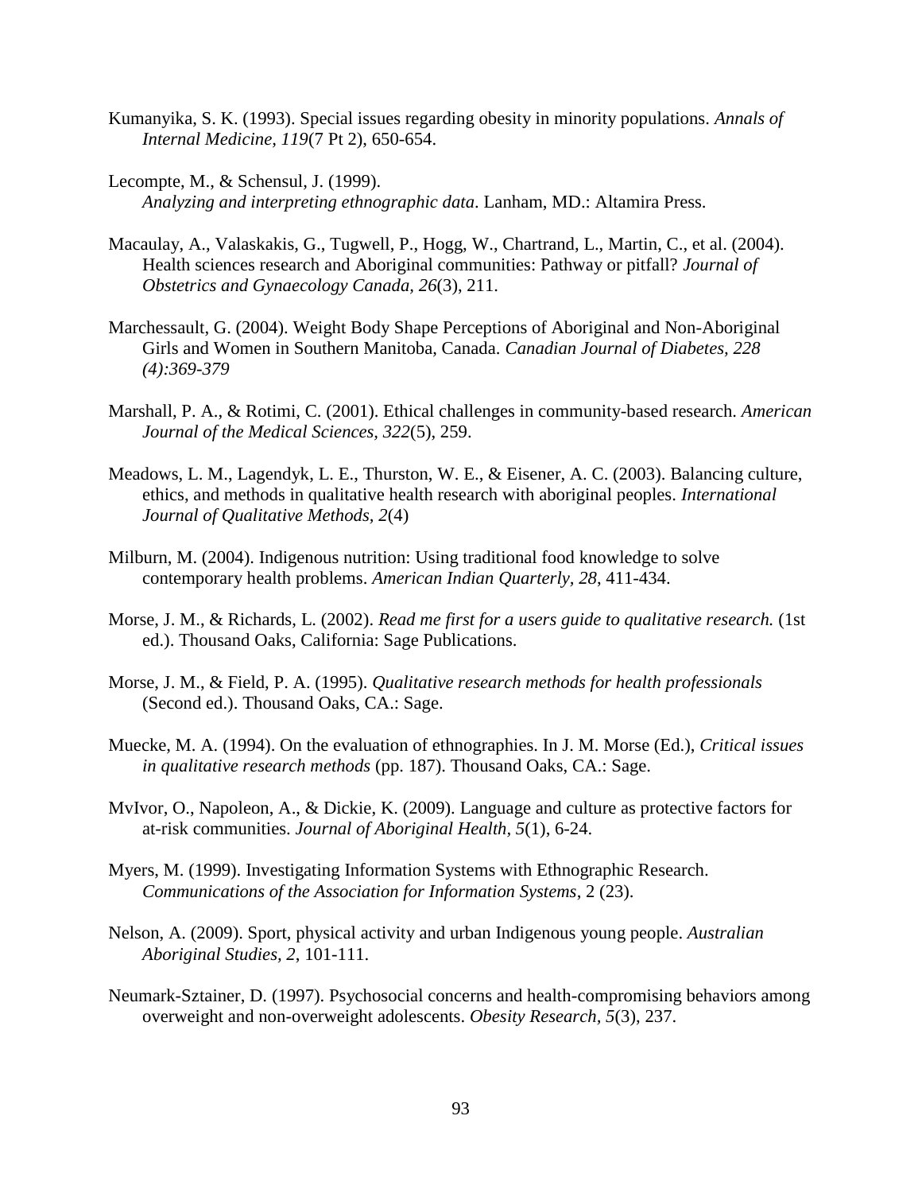Kumanyika, S. K. (1993). Special issues regarding obesity in minority populations. *Annals of Internal Medicine, 119*(7 Pt 2), 650-654.

Lecompte, M., & Schensul, J. (1999). *Analyzing and interpreting ethnographic data*. Lanham, MD.: Altamira Press.

Macaulay, A., Valaskakis, G., Tugwell, P., Hogg, W., Chartrand, L., Martin, C., et al. (2004). Health sciences research and Aboriginal communities: Pathway or pitfall? *Journal of Obstetrics and Gynaecology Canada, 26*(3), 211.

Marchessault, G. (2004). Weight Body Shape Perceptions of Aboriginal and Non-Aboriginal Girls and Women in Southern Manitoba, Canada. *Canadian Journal of Diabetes, 228 (4):369-379*

Marshall, P. A., & Rotimi, C. (2001). Ethical challenges in community-based research. *American Journal of the Medical Sciences, 322*(5), 259.

Meadows, L. M., Lagendyk, L. E., Thurston, W. E., & Eisener, A. C. (2003). Balancing culture, ethics, and methods in qualitative health research with aboriginal peoples. *International Journal of Qualitative Methods, 2*(4)

Milburn, M. (2004). Indigenous nutrition: Using traditional food knowledge to solve contemporary health problems. *American Indian Quarterly, 28*, 411-434.

Morse, J. M., & Richards, L. (2002). *Read me first for a users guide to qualitative research.* (1st ed.). Thousand Oaks, California: Sage Publications.

Morse, J. M., & Field, P. A. (1995). *Qualitative research methods for health professionals* (Second ed.). Thousand Oaks, CA.: Sage.

Muecke, M. A. (1994). On the evaluation of ethnographies. In J. M. Morse (Ed.), *Critical issues in qualitative research methods* (pp. 187). Thousand Oaks, CA.: Sage.

MvIvor, O., Napoleon, A., & Dickie, K. (2009). Language and culture as protective factors for at-risk communities. *Journal of Aboriginal Health, 5*(1), 6-24.

Myers, M. (1999). Investigating Information Systems with Ethnographic Research. *Communications of the Association for Information Systems*, 2 (23).

Nelson, A. (2009). Sport, physical activity and urban Indigenous young people. *Australian Aboriginal Studies, 2*, 101-111.

Neumark-Sztainer, D. (1997). Psychosocial concerns and health-compromising behaviors among overweight and non-overweight adolescents. *Obesity Research, 5*(3), 237.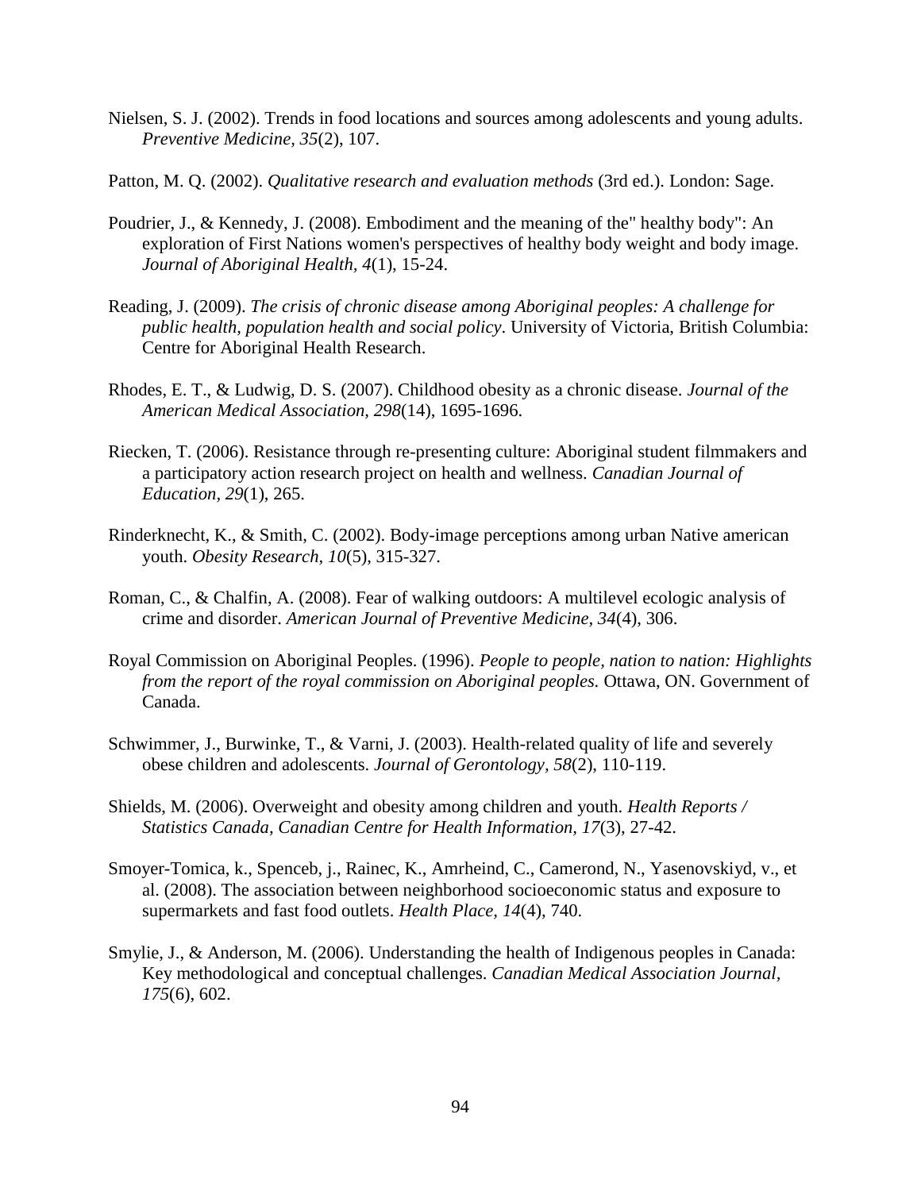Nielsen, S. J. (2002). Trends in food locations and sources among adolescents and young adults. *Preventive Medicine, 35*(2), 107.

Patton, M. Q. (2002). *Qualitative research and evaluation methods* (3rd ed.). London: Sage.

Poudrier, J., & Kennedy, J. (2008). Embodiment and the meaning of the" healthy body": An exploration of First Nations women's perspectives of healthy body weight and body image. *Journal of Aboriginal Health, 4*(1), 15-24.

Reading, J. (2009). *The crisis of chronic disease among Aboriginal peoples: A challenge for public health, population health and social policy*. University of Victoria, British Columbia: Centre for Aboriginal Health Research.

Rhodes, E. T., & Ludwig, D. S. (2007). Childhood obesity as a chronic disease. *Journal of the American Medical Association, 298*(14), 1695-1696.

Riecken, T. (2006). Resistance through re-presenting culture: Aboriginal student filmmakers and a participatory action research project on health and wellness. *Canadian Journal of Education, 29*(1), 265.

Rinderknecht, K., & Smith, C. (2002). Body-image perceptions among urban Native american youth. *Obesity Research, 10*(5), 315-327.

Roman, C., & Chalfin, A. (2008). Fear of walking outdoors: A multilevel ecologic analysis of crime and disorder. *American Journal of Preventive Medicine, 34*(4), 306.

Royal Commission on Aboriginal Peoples. (1996). *People to people, nation to nation: Highlights from the report of the royal commission on Aboriginal peoples.* Ottawa, ON. Government of Canada.

Schwimmer, J., Burwinke, T., & Varni, J. (2003). Health-related quality of life and severely obese children and adolescents. *Journal of Gerontology, 58*(2), 110-119.

Shields, M. (2006). Overweight and obesity among children and youth. *Health Reports / Statistics Canada, Canadian Centre for Health Information, 17*(3), 27-42.

Smoyer-Tomica, k., Spenceb, j., Rainec, K., Amrheind, C., Camerond, N., Yasenovskiyd, v., et al. (2008). The association between neighborhood socioeconomic status and exposure to supermarkets and fast food outlets. *Health Place, 14*(4), 740.

Smylie, J., & Anderson, M. (2006). Understanding the health of Indigenous peoples in Canada: Key methodological and conceptual challenges. *Canadian Medical Association Journal, 175*(6), 602.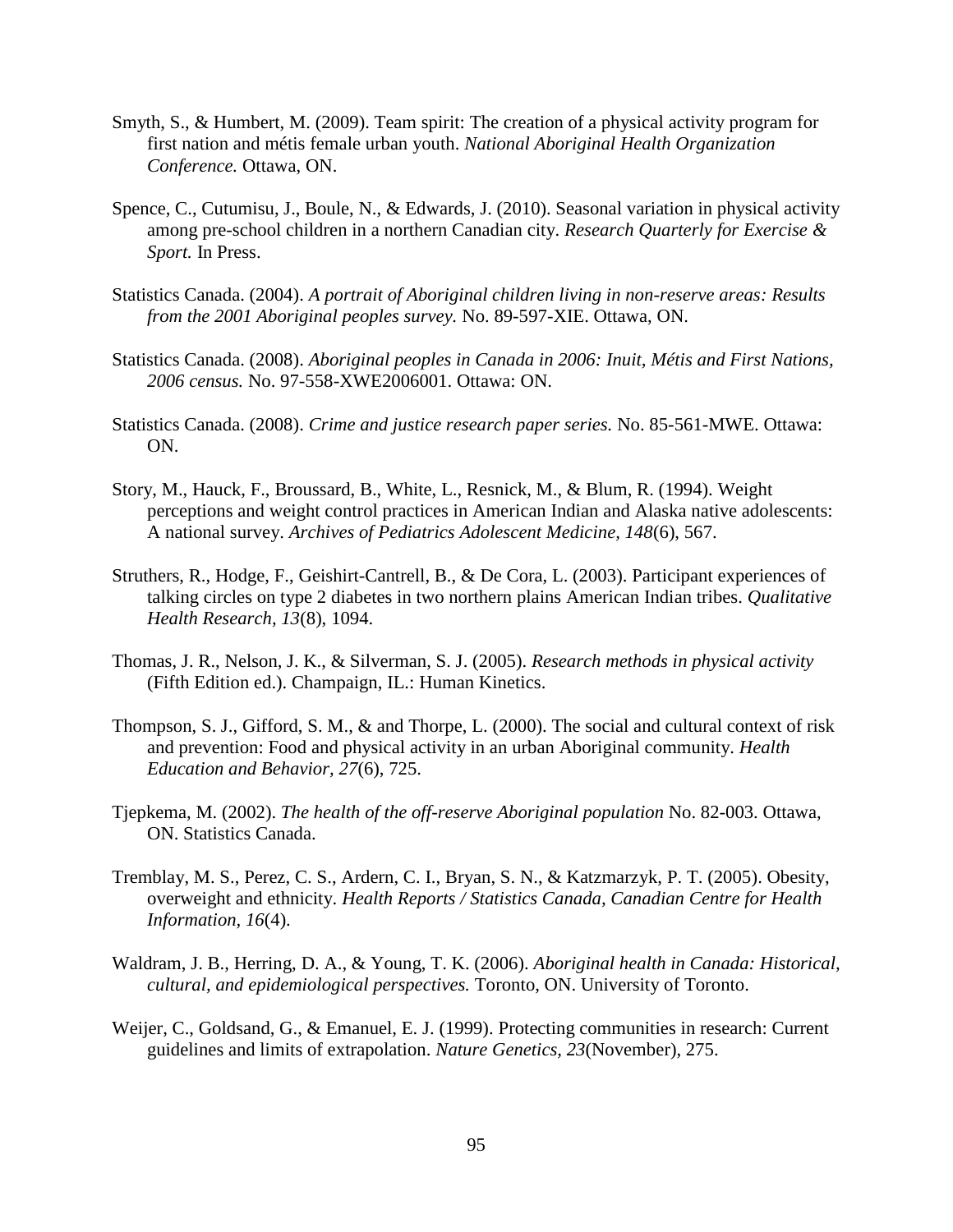Smyth, S., & Humbert, M. (2009). Team spirit: The creation of a physical activity program for first nation and métis female urban youth. *National Aboriginal Health Organization Conference.* Ottawa, ON.

Spence, C., Cutumisu, J., Boule, N., & Edwards, J. (2010). Seasonal variation in physical activity among pre-school children in a northern Canadian city. *Research Quarterly for Exercise & Sport.* In Press.

Statistics Canada. (2004). *A portrait of Aboriginal children living in non-reserve areas: Results from the 2001 Aboriginal peoples survey.* No. 89-597-XIE. Ottawa, ON.

Statistics Canada. (2008). *Aboriginal peoples in Canada in 2006: Inuit, Métis and First Nations, 2006 census.* No. 97-558-XWE2006001. Ottawa: ON.

Statistics Canada. (2008). *Crime and justice research paper series.* No. 85-561-MWE. Ottawa: ON.

Story, M., Hauck, F., Broussard, B., White, L., Resnick, M., & Blum, R. (1994). Weight perceptions and weight control practices in American Indian and Alaska native adolescents: A national survey. *Archives of Pediatrics Adolescent Medicine, 148*(6), 567.

Struthers, R., Hodge, F., Geishirt-Cantrell, B., & De Cora, L. (2003). Participant experiences of talking circles on type 2 diabetes in two northern plains American Indian tribes. *Qualitative Health Research, 13*(8), 1094.

Thomas, J. R., Nelson, J. K., & Silverman, S. J. (2005). *Research methods in physical activity* (Fifth Edition ed.). Champaign, IL.: Human Kinetics.

Thompson, S. J., Gifford, S. M., & and Thorpe, L. (2000). The social and cultural context of risk and prevention: Food and physical activity in an urban Aboriginal community. *Health Education and Behavior, 27*(6), 725.

Tjepkema, M. (2002). *The health of the off-reserve Aboriginal population* No. 82-003. Ottawa, ON. Statistics Canada.

Tremblay, M. S., Perez, C. S., Ardern, C. I., Bryan, S. N., & Katzmarzyk, P. T. (2005). Obesity, overweight and ethnicity. *Health Reports / Statistics Canada, Canadian Centre for Health Information, 16*(4).

Waldram, J. B., Herring, D. A., & Young, T. K. (2006). *Aboriginal health in Canada: Historical, cultural, and epidemiological perspectives.* Toronto, ON. University of Toronto.

Weijer, C., Goldsand, G., & Emanuel, E. J. (1999). Protecting communities in research: Current guidelines and limits of extrapolation. *Nature Genetics, 23*(November), 275.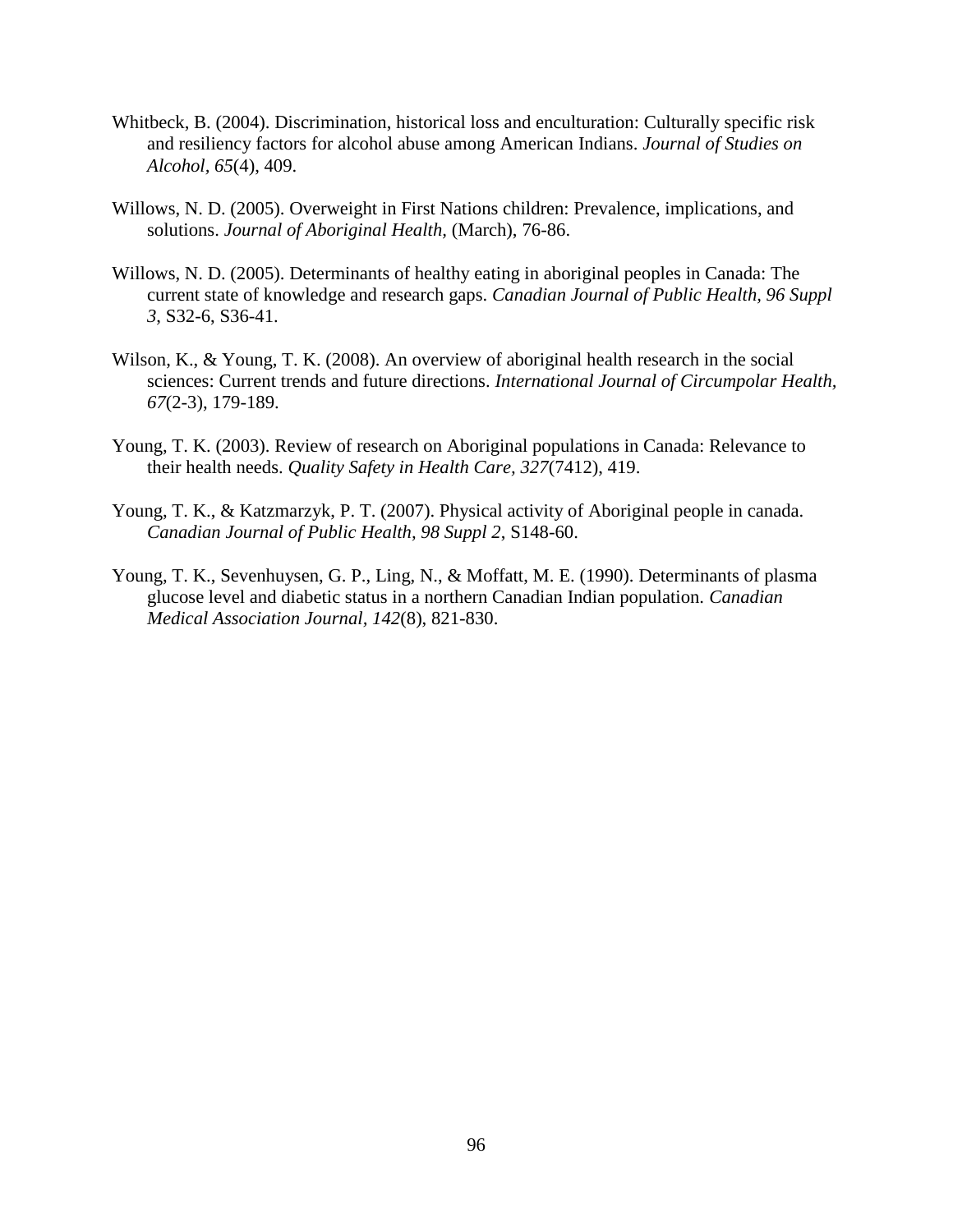Whitbeck, B. (2004). Discrimination, historical loss and enculturation: Culturally specific risk and resiliency factors for alcohol abuse among American Indians. *Journal of Studies on Alcohol, 65*(4), 409.

Willows, N. D. (2005). Overweight in First Nations children: Prevalence, implications, and solutions. *Journal of Aboriginal Health,* (March), 76-86.

Willows, N. D. (2005). Determinants of healthy eating in aboriginal peoples in Canada: The current state of knowledge and research gaps. *Canadian Journal of Public Health, 96 Suppl 3,* S32-6, S36-41.

Wilson, K., & Young, T. K. (2008). An overview of aboriginal health research in the social sciences: Current trends and future directions. *International Journal of Circumpolar Health, 67*(2-3), 179-189.

Young, T. K. (2003). Review of research on Aboriginal populations in Canada: Relevance to their health needs. *Quality Safety in Health Care, 327*(7412), 419.

Young, T. K., & Katzmarzyk, P. T. (2007). Physical activity of Aboriginal people in canada. *Canadian Journal of Public Health, 98 Suppl 2,* S148-60.

Young, T. K., Sevenhuysen, G. P., Ling, N., & Moffatt, M. E. (1990). Determinants of plasma glucose level and diabetic status in a northern Canadian Indian population. *Canadian Medical Association Journal, 142*(8), 821-830.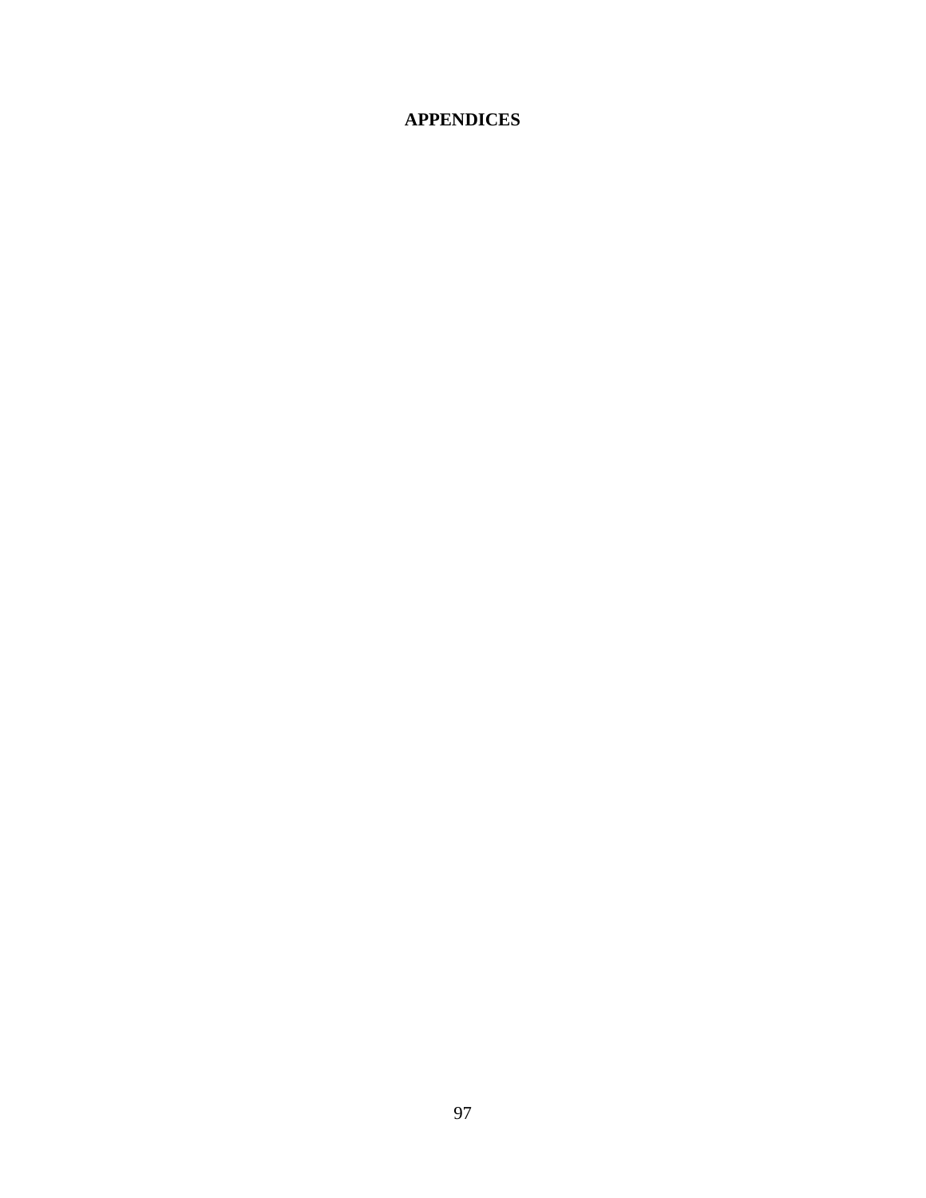# APPENDICES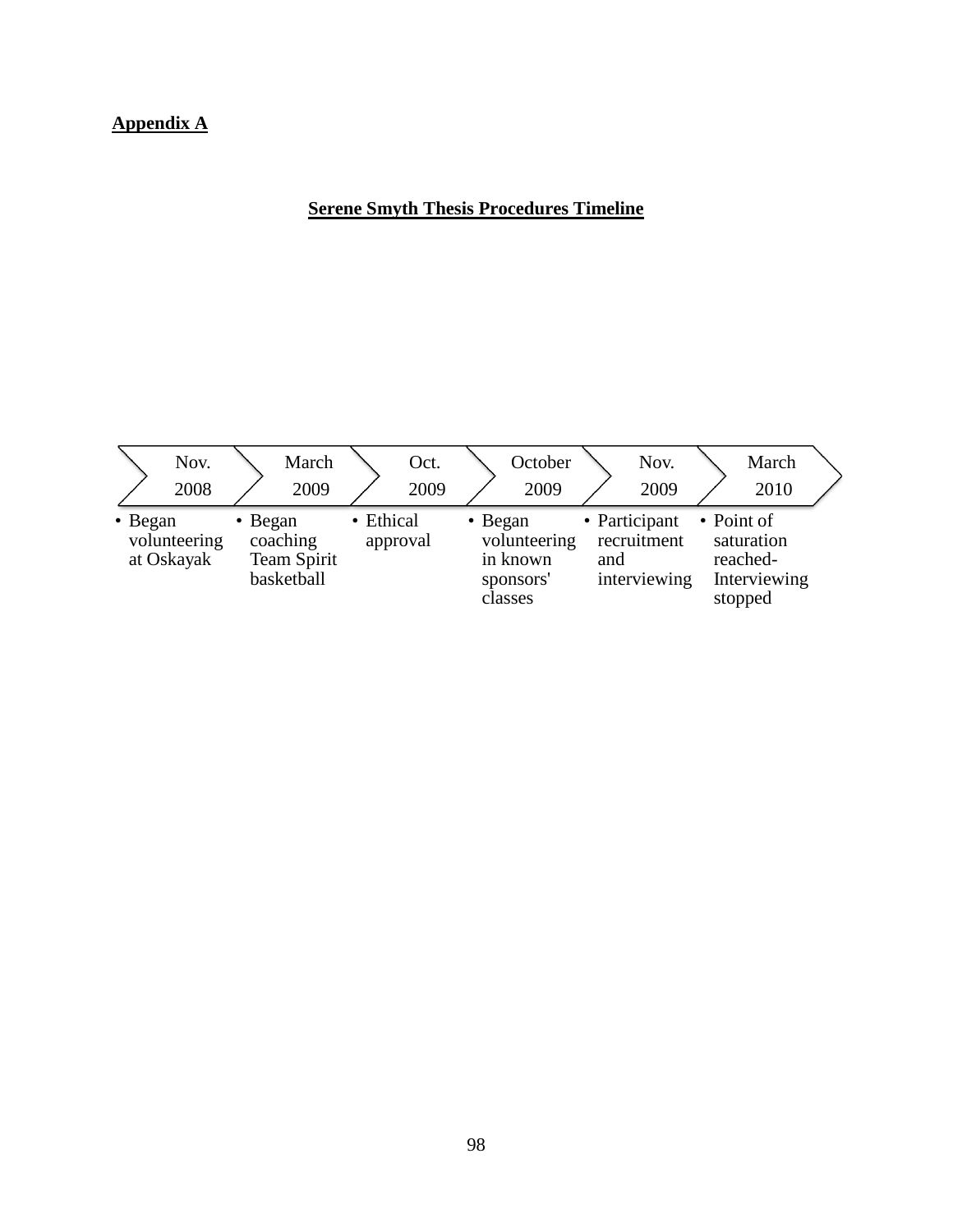**Appendix A**

**Serene Smyth Thesis Procedures Timeline**

| Nov. 2008 | March 2009 | Oct. 2009 | October 2009 | Nov. 2009 | March 2010 |
|---|---|---|---|---|---|
| • Began volunteering at Oskayak | • Began coaching Team Spirit basketball | • Ethical approval | • Began volunteering in known sponsors' classes | • Participant recruitment and interviewing | • Point of saturation reached- Interviewing stopped |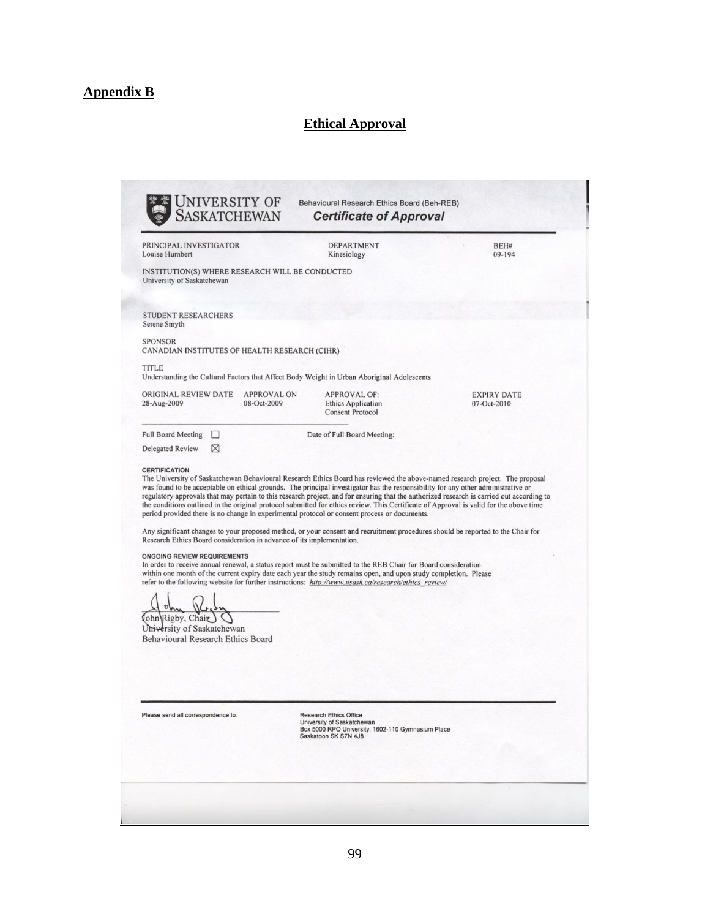## Appendix B

### Ethical Approval

**UNIVERSITY OF SASKATCHEWAN**

Behavioural Research Ethics Board (Beh-REB)

***Certificate of Approval***

| PRINCIPAL INVESTIGATOR | DEPARTMENT | BEH# |
|---|---|---|
| Louise Humbert | Kinesiology | 09-194 |

INSTITUTION(S) WHERE RESEARCH WILL BE CONDUCTED
University of Saskatchewan

STUDENT RESEARCHERS
Serene Smyth

SPONSOR
CANADIAN INSTITUTES OF HEALTH RESEARCH (CIHR)

TITLE
Understanding the Cultural Factors that Affect Body Weight in Urban Aboriginal Adolescents

| ORIGINAL REVIEW DATE | APPROVAL ON | APPROVAL OF: | EXPIRY DATE |
|---|---|---|---|
| 28-Aug-2009 | 08-Oct-2009 | Ethics Application<br>Consent Protocol | 07-Oct-2010 |

Full Board Meeting ☐ Date of Full Board Meeting:

Delegated Review ☒

**CERTIFICATION**

The University of Saskatchewan Behavioural Research Ethics Board has reviewed the above-named research project. The proposal was found to be acceptable on ethical grounds. The principal investigator has the responsibility for any other administrative or regulatory approvals that may pertain to this research project, and for ensuring that the authorized research is carried out according to the conditions outlined in the original protocol submitted for ethics review. This Certificate of Approval is valid for the above time period provided there is no change in experimental protocol or consent process or documents.

Any significant changes to your proposed method, or your consent and recruitment procedures should be reported to the Chair for Research Ethics Board consideration in advance of its implementation.

**ONGOING REVIEW REQUIREMENTS**

In order to receive annual renewal, a status report must be submitted to the REB Chair for Board consideration within one month of the current expiry date each year the study remains open, and upon study completion. Please refer to the following website for further instructions: *http://www.usask.ca/research/ethics_review/*

John Rigby, Chair
University of Saskatchewan
Behavioural Research Ethics Board

Please send all correspondence to:

Research Ethics Office
University of Saskatchewan
Box 5000 RPO University, 1602-110 Gymnasium Place
Saskatoon SK S7N 4J8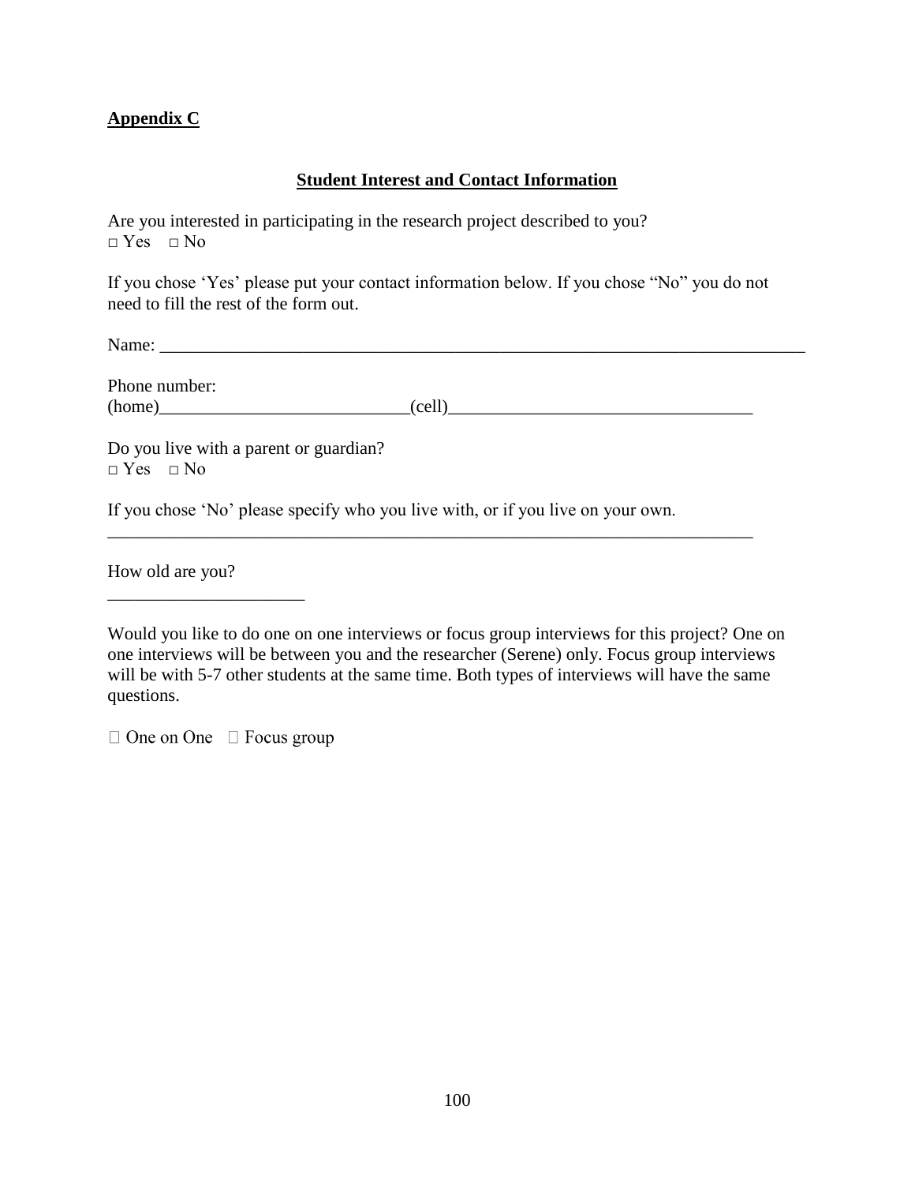**Appendix C**

**Student Interest and Contact Information**

Are you interested in participating in the research project described to you?
□ Yes □ No

If you chose 'Yes' please put your contact information below. If you chose "No" you do not need to fill the rest of the form out.

Name: ___________________________________________________________________________

Phone number:
(home)____________________________(cell)__________________________________

Do you live with a parent or guardian?
□ Yes □ No

If you chose 'No' please specify who you live with, or if you live on your own.
___________________________________________________________________________

How old are you?
______________________

Would you like to do one on one interviews or focus group interviews for this project? One on one interviews will be between you and the researcher (Serene) only. Focus group interviews will be with 5-7 other students at the same time. Both types of interviews will have the same questions.

□ One on One □ Focus group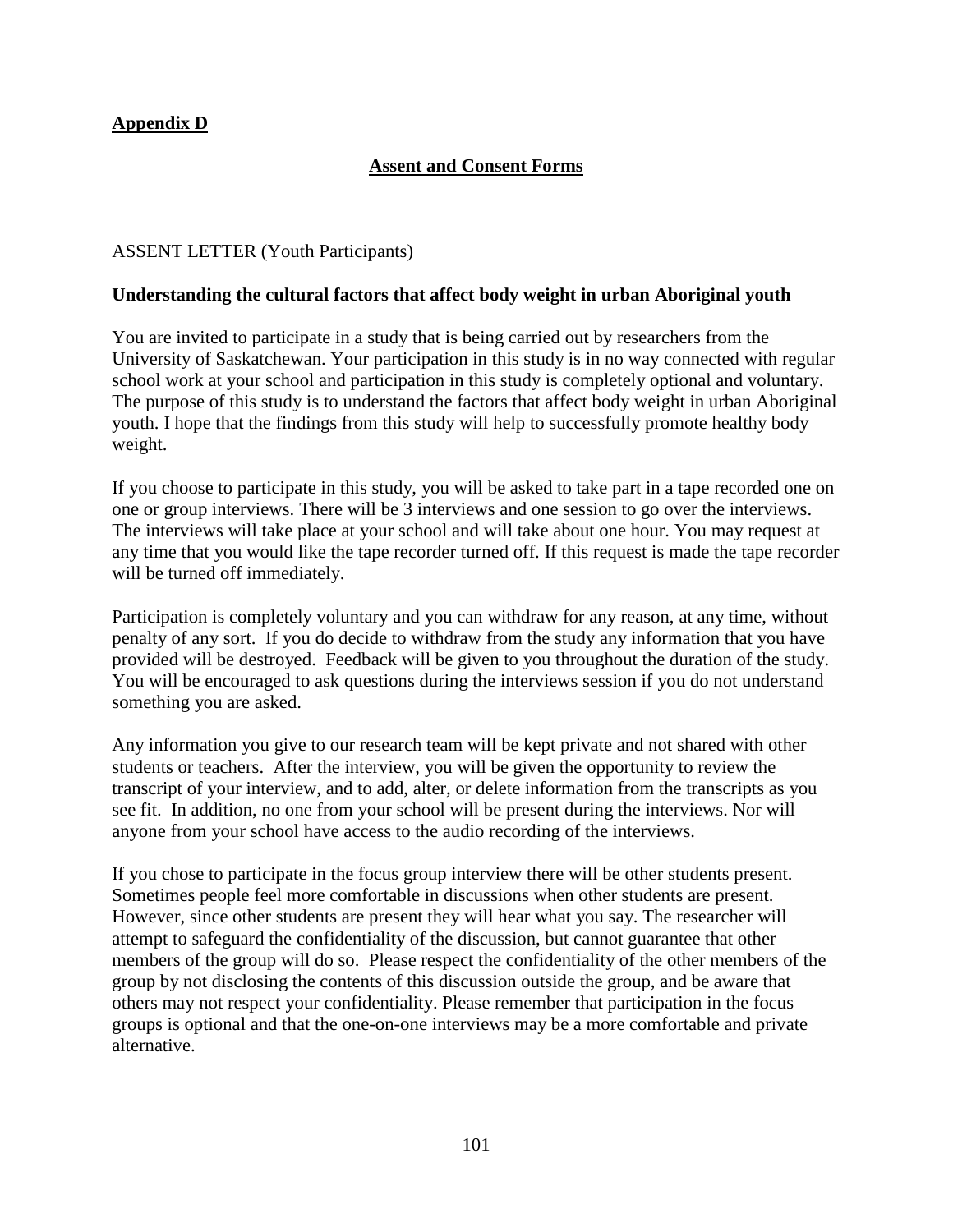**Appendix D**

## Assent and Consent Forms

ASSENT LETTER (Youth Participants)

**Understanding the cultural factors that affect body weight in urban Aboriginal youth**

You are invited to participate in a study that is being carried out by researchers from the University of Saskatchewan. Your participation in this study is in no way connected with regular school work at your school and participation in this study is completely optional and voluntary. The purpose of this study is to understand the factors that affect body weight in urban Aboriginal youth. I hope that the findings from this study will help to successfully promote healthy body weight.

If you choose to participate in this study, you will be asked to take part in a tape recorded one on one or group interviews. There will be 3 interviews and one session to go over the interviews. The interviews will take place at your school and will take about one hour. You may request at any time that you would like the tape recorder turned off. If this request is made the tape recorder will be turned off immediately.

Participation is completely voluntary and you can withdraw for any reason, at any time, without penalty of any sort. If you do decide to withdraw from the study any information that you have provided will be destroyed. Feedback will be given to you throughout the duration of the study. You will be encouraged to ask questions during the interviews session if you do not understand something you are asked.

Any information you give to our research team will be kept private and not shared with other students or teachers. After the interview, you will be given the opportunity to review the transcript of your interview, and to add, alter, or delete information from the transcripts as you see fit. In addition, no one from your school will be present during the interviews. Nor will anyone from your school have access to the audio recording of the interviews.

If you chose to participate in the focus group interview there will be other students present. Sometimes people feel more comfortable in discussions when other students are present. However, since other students are present they will hear what you say. The researcher will attempt to safeguard the confidentiality of the discussion, but cannot guarantee that other members of the group will do so. Please respect the confidentiality of the other members of the group by not disclosing the contents of this discussion outside the group, and be aware that others may not respect your confidentiality. Please remember that participation in the focus groups is optional and that the one-on-one interviews may be a more comfortable and private alternative.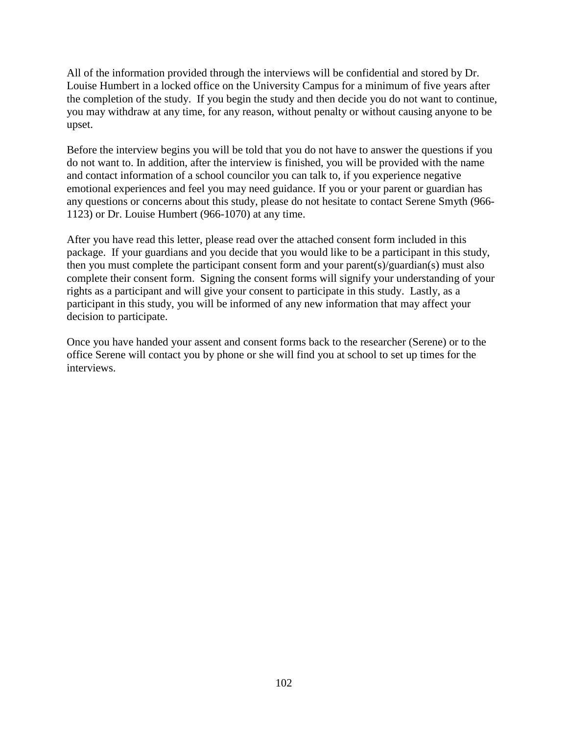All of the information provided through the interviews will be confidential and stored by Dr. Louise Humbert in a locked office on the University Campus for a minimum of five years after the completion of the study. If you begin the study and then decide you do not want to continue, you may withdraw at any time, for any reason, without penalty or without causing anyone to be upset.

Before the interview begins you will be told that you do not have to answer the questions if you do not want to. In addition, after the interview is finished, you will be provided with the name and contact information of a school councilor you can talk to, if you experience negative emotional experiences and feel you may need guidance. If you or your parent or guardian has any questions or concerns about this study, please do not hesitate to contact Serene Smyth (966-1123) or Dr. Louise Humbert (966-1070) at any time.

After you have read this letter, please read over the attached consent form included in this package. If your guardians and you decide that you would like to be a participant in this study, then you must complete the participant consent form and your parent(s)/guardian(s) must also complete their consent form. Signing the consent forms will signify your understanding of your rights as a participant and will give your consent to participate in this study. Lastly, as a participant in this study, you will be informed of any new information that may affect your decision to participate.

Once you have handed your assent and consent forms back to the researcher (Serene) or to the office Serene will contact you by phone or she will find you at school to set up times for the interviews.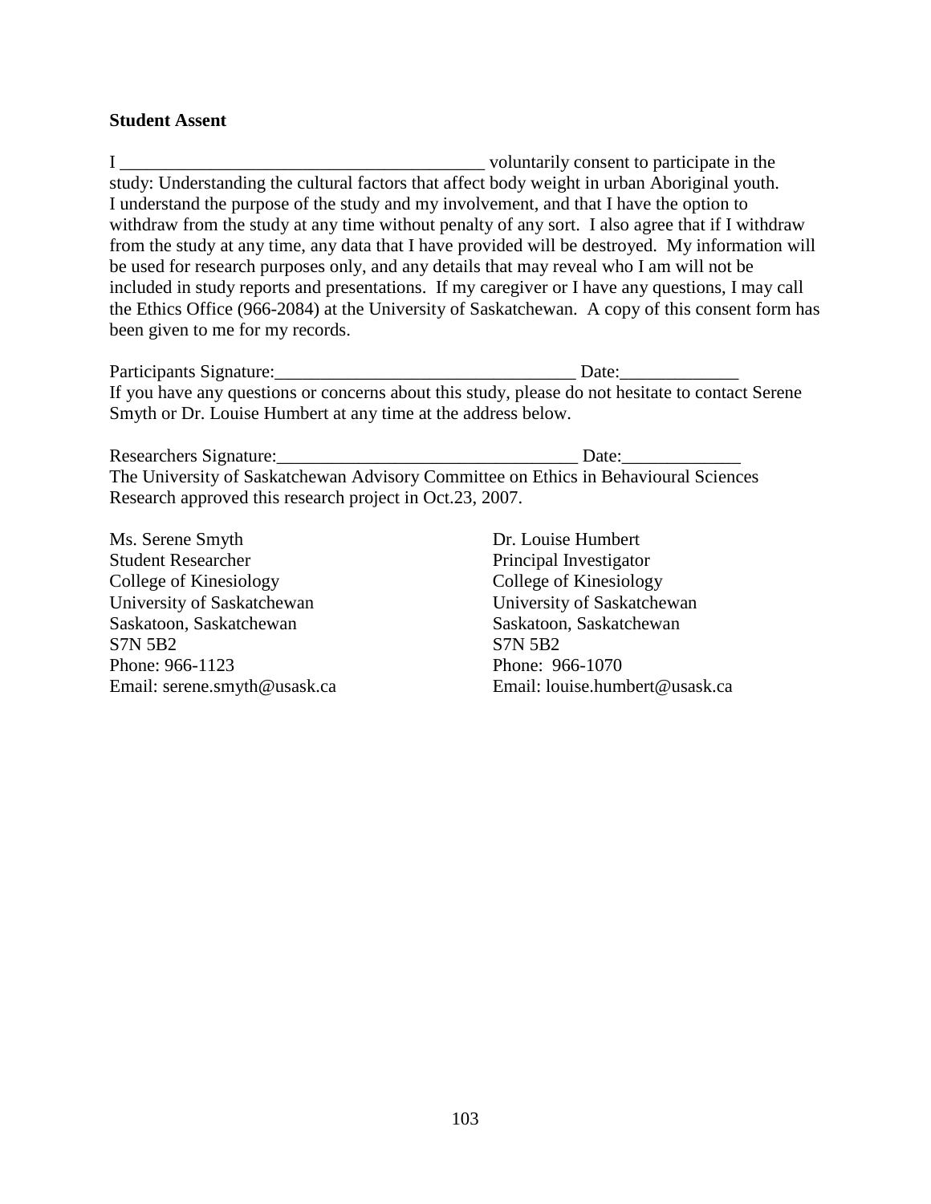**Student Assent**

I \_\_\_\_\_\_\_\_\_\_\_\_\_\_\_\_\_\_\_\_\_\_\_\_\_\_\_\_\_\_\_\_\_\_\_\_\_\_\_\_ voluntarily consent to participate in the study: Understanding the cultural factors that affect body weight in urban Aboriginal youth. I understand the purpose of the study and my involvement, and that I have the option to withdraw from the study at any time without penalty of any sort. I also agree that if I withdraw from the study at any time, any data that I have provided will be destroyed. My information will be used for research purposes only, and any details that may reveal who I am will not be included in study reports and presentations. If my caregiver or I have any questions, I may call the Ethics Office (966-2084) at the University of Saskatchewan. A copy of this consent form has been given to me for my records.

Participants Signature:\_\_\_\_\_\_\_\_\_\_\_\_\_\_\_\_\_\_\_\_\_\_\_\_\_\_\_\_\_\_\_\_\_ Date:\_\_\_\_\_\_\_\_\_\_\_\_\_

If you have any questions or concerns about this study, please do not hesitate to contact Serene Smyth or Dr. Louise Humbert at any time at the address below.

Researchers Signature:\_\_\_\_\_\_\_\_\_\_\_\_\_\_\_\_\_\_\_\_\_\_\_\_\_\_\_\_\_\_\_\_\_ Date:\_\_\_\_\_\_\_\_\_\_\_\_\_

The University of Saskatchewan Advisory Committee on Ethics in Behavioural Sciences Research approved this research project in Oct.23, 2007.

Ms. Serene Smyth
Student Researcher
College of Kinesiology
University of Saskatchewan
Saskatoon, Saskatchewan
S7N 5B2
Phone: 966-1123
Email: serene.smyth@usask.ca

Dr. Louise Humbert
Principal Investigator
College of Kinesiology
University of Saskatchewan
Saskatoon, Saskatchewan
S7N 5B2
Phone: 966-1070
Email: louise.humbert@usask.ca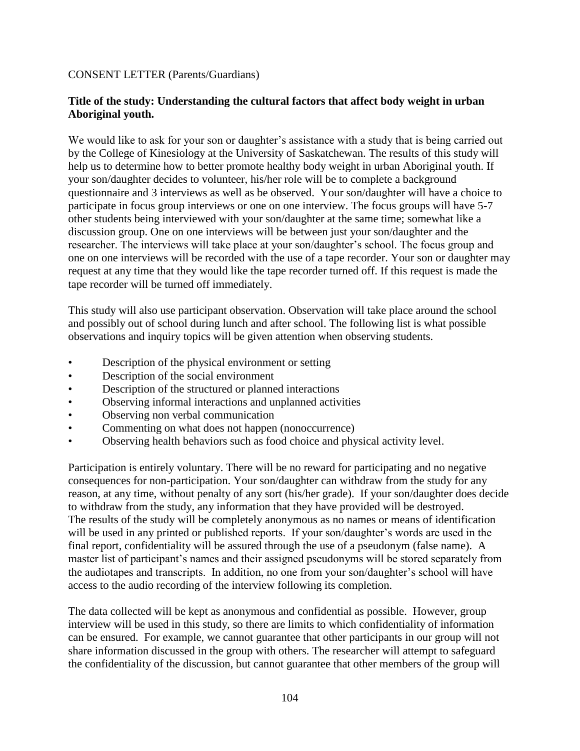CONSENT LETTER (Parents/Guardians)

**Title of the study: Understanding the cultural factors that affect body weight in urban Aboriginal youth.**

We would like to ask for your son or daughter's assistance with a study that is being carried out by the College of Kinesiology at the University of Saskatchewan. The results of this study will help us to determine how to better promote healthy body weight in urban Aboriginal youth. If your son/daughter decides to volunteer, his/her role will be to complete a background questionnaire and 3 interviews as well as be observed. Your son/daughter will have a choice to participate in focus group interviews or one on one interview. The focus groups will have 5-7 other students being interviewed with your son/daughter at the same time; somewhat like a discussion group. One on one interviews will be between just your son/daughter and the researcher. The interviews will take place at your son/daughter's school. The focus group and one on one interviews will be recorded with the use of a tape recorder. Your son or daughter may request at any time that they would like the tape recorder turned off. If this request is made the tape recorder will be turned off immediately.

This study will also use participant observation. Observation will take place around the school and possibly out of school during lunch and after school. The following list is what possible observations and inquiry topics will be given attention when observing students.

- Description of the physical environment or setting
- Description of the social environment
- Description of the structured or planned interactions
- Observing informal interactions and unplanned activities
- Observing non verbal communication
- Commenting on what does not happen (nonoccurrence)
- Observing health behaviors such as food choice and physical activity level.

Participation is entirely voluntary. There will be no reward for participating and no negative consequences for non-participation. Your son/daughter can withdraw from the study for any reason, at any time, without penalty of any sort (his/her grade). If your son/daughter does decide to withdraw from the study, any information that they have provided will be destroyed. The results of the study will be completely anonymous as no names or means of identification will be used in any printed or published reports. If your son/daughter's words are used in the final report, confidentiality will be assured through the use of a pseudonym (false name). A master list of participant's names and their assigned pseudonyms will be stored separately from the audiotapes and transcripts. In addition, no one from your son/daughter's school will have access to the audio recording of the interview following its completion.

The data collected will be kept as anonymous and confidential as possible. However, group interview will be used in this study, so there are limits to which confidentiality of information can be ensured. For example, we cannot guarantee that other participants in our group will not share information discussed in the group with others. The researcher will attempt to safeguard the confidentiality of the discussion, but cannot guarantee that other members of the group will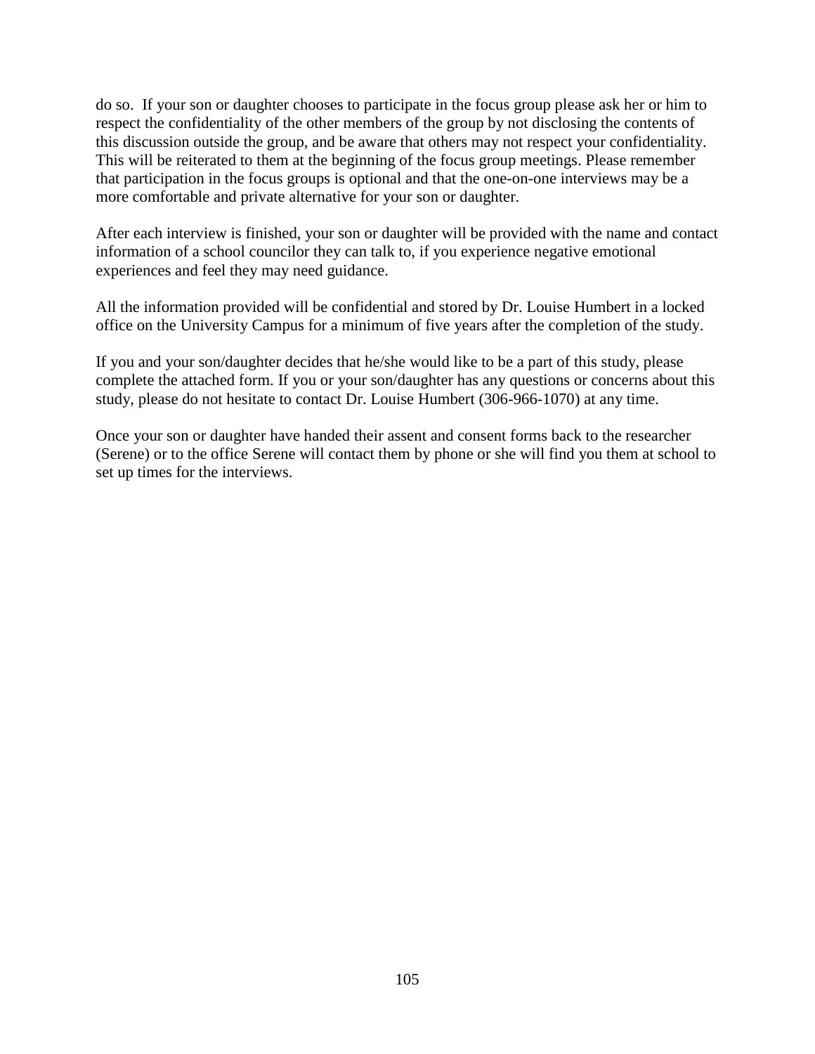do so. If your son or daughter chooses to participate in the focus group please ask her or him to respect the confidentiality of the other members of the group by not disclosing the contents of this discussion outside the group, and be aware that others may not respect your confidentiality. This will be reiterated to them at the beginning of the focus group meetings. Please remember that participation in the focus groups is optional and that the one-on-one interviews may be a more comfortable and private alternative for your son or daughter.

After each interview is finished, your son or daughter will be provided with the name and contact information of a school councilor they can talk to, if you experience negative emotional experiences and feel they may need guidance.

All the information provided will be confidential and stored by Dr. Louise Humbert in a locked office on the University Campus for a minimum of five years after the completion of the study.

If you and your son/daughter decides that he/she would like to be a part of this study, please complete the attached form. If you or your son/daughter has any questions or concerns about this study, please do not hesitate to contact Dr. Louise Humbert (306-966-1070) at any time.

Once your son or daughter have handed their assent and consent forms back to the researcher (Serene) or to the office Serene will contact them by phone or she will find you them at school to set up times for the interviews.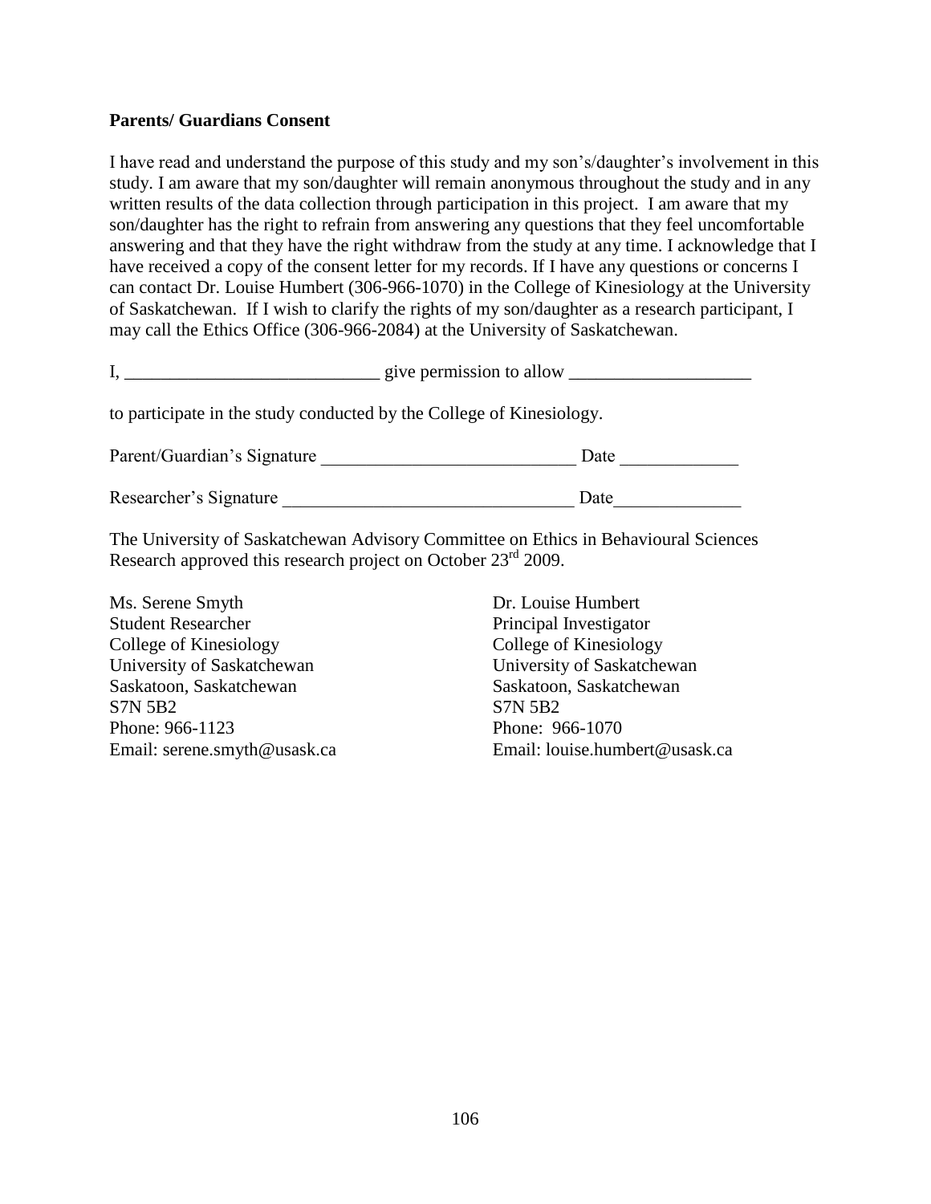**Parents/ Guardians Consent**

I have read and understand the purpose of this study and my son's/daughter's involvement in this study. I am aware that my son/daughter will remain anonymous throughout the study and in any written results of the data collection through participation in this project. I am aware that my son/daughter has the right to refrain from answering any questions that they feel uncomfortable answering and that they have the right withdraw from the study at any time. I acknowledge that I have received a copy of the consent letter for my records. If I have any questions or concerns I can contact Dr. Louise Humbert (306-966-1070) in the College of Kinesiology at the University of Saskatchewan. If I wish to clarify the rights of my son/daughter as a research participant, I may call the Ethics Office (306-966-2084) at the University of Saskatchewan.

I, ____________________________ give permission to allow ____________________

to participate in the study conducted by the College of Kinesiology.

Parent/Guardian's Signature ____________________________ Date _____________

Researcher's Signature ________________________________ Date______________

The University of Saskatchewan Advisory Committee on Ethics in Behavioural Sciences Research approved this research project on October 23rd 2009.

Ms. Serene Smyth
Student Researcher
College of Kinesiology
University of Saskatchewan
Saskatoon, Saskatchewan
S7N 5B2
Phone: 966-1123
Email: serene.smyth@usask.ca

Dr. Louise Humbert
Principal Investigator
College of Kinesiology
University of Saskatchewan
Saskatoon, Saskatchewan
S7N 5B2
Phone: 966-1070
Email: louise.humbert@usask.ca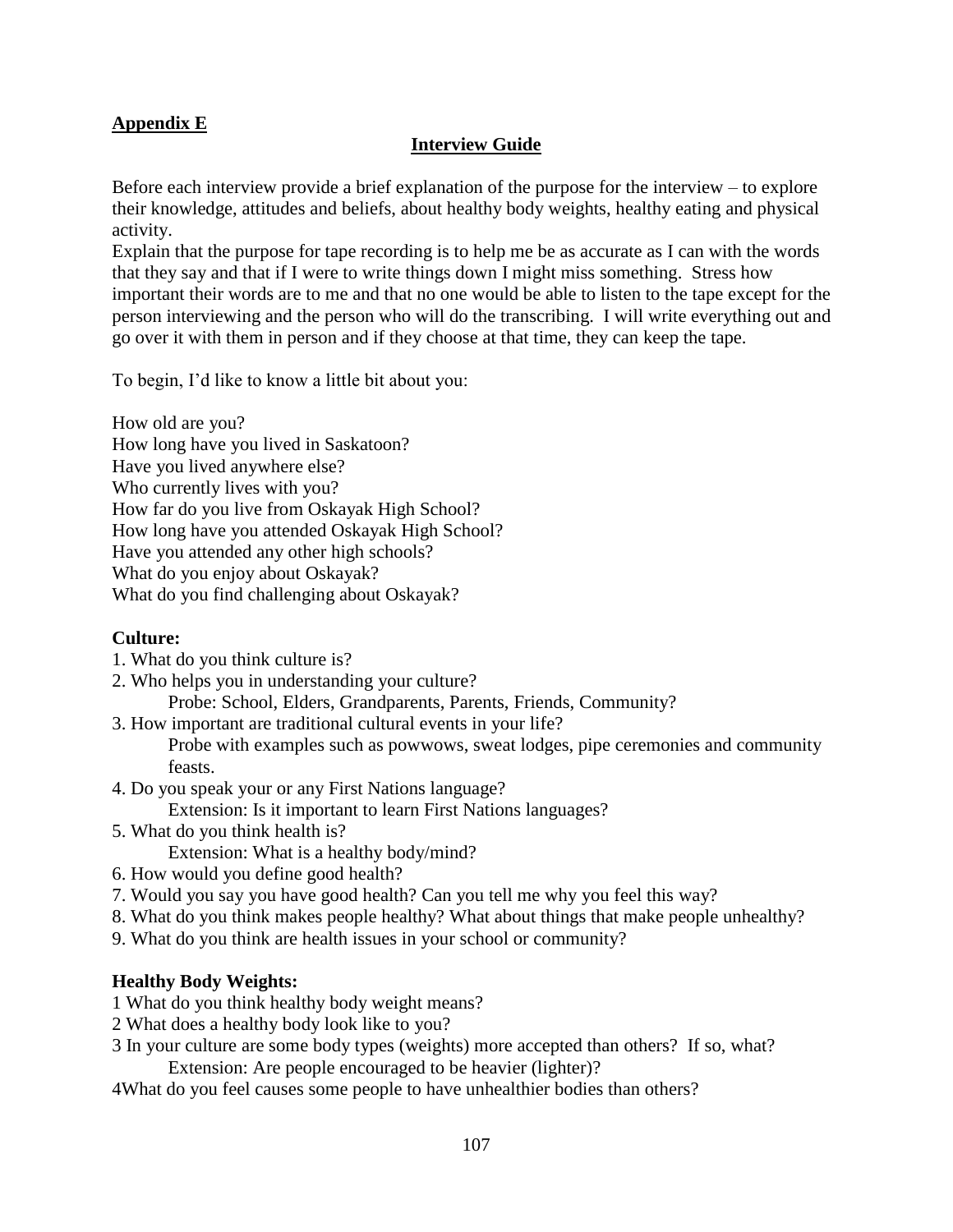## Appendix E

### Interview Guide

Before each interview provide a brief explanation of the purpose for the interview – to explore their knowledge, attitudes and beliefs, about healthy body weights, healthy eating and physical activity.

Explain that the purpose for tape recording is to help me be as accurate as I can with the words that they say and that if I were to write things down I might miss something. Stress how important their words are to me and that no one would be able to listen to the tape except for the person interviewing and the person who will do the transcribing. I will write everything out and go over it with them in person and if they choose at that time, they can keep the tape.

To begin, I'd like to know a little bit about you:

How old are you?
How long have you lived in Saskatoon?
Have you lived anywhere else?
Who currently lives with you?
How far do you live from Oskayak High School?
How long have you attended Oskayak High School?
Have you attended any other high schools?
What do you enjoy about Oskayak?
What do you find challenging about Oskayak?

**Culture:**

1. What do you think culture is?
2. Who helps you in understanding your culture?
   Probe: School, Elders, Grandparents, Parents, Friends, Community?
3. How important are traditional cultural events in your life?
   Probe with examples such as powwows, sweat lodges, pipe ceremonies and community feasts.
4. Do you speak your or any First Nations language?
   Extension: Is it important to learn First Nations languages?
5. What do you think health is?
   Extension: What is a healthy body/mind?
6. How would you define good health?
7. Would you say you have good health? Can you tell me why you feel this way?
8. What do you think makes people healthy? What about things that make people unhealthy?
9. What do you think are health issues in your school or community?

**Healthy Body Weights:**

1 What do you think healthy body weight means?
2 What does a healthy body look like to you?
3 In your culture are some body types (weights) more accepted than others? If so, what?
   Extension: Are people encouraged to be heavier (lighter)?
4What do you feel causes some people to have unhealthier bodies than others?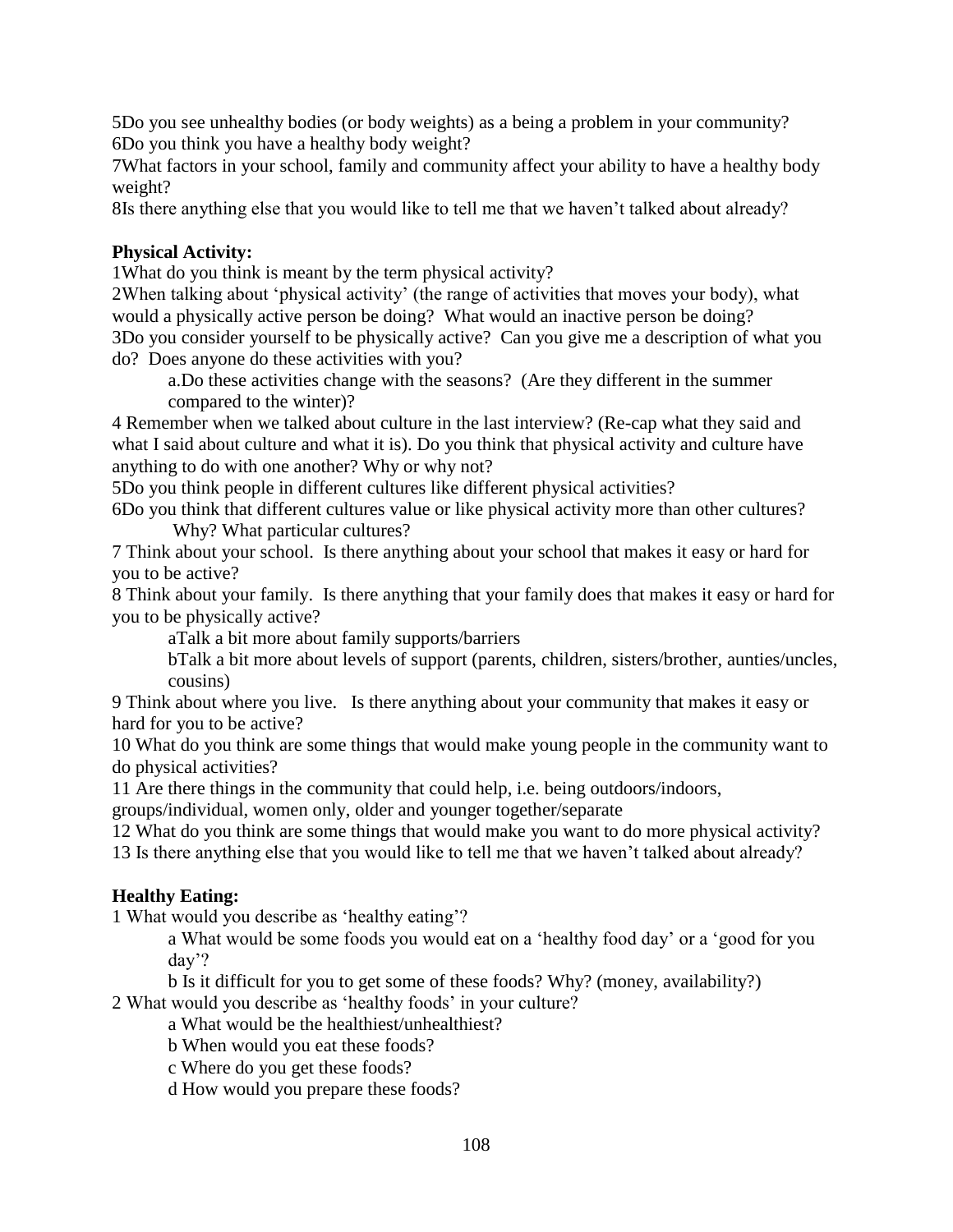5Do you see unhealthy bodies (or body weights) as a being a problem in your community?
6Do you think you have a healthy body weight?
7What factors in your school, family and community affect your ability to have a healthy body weight?
8Is there anything else that you would like to tell me that we haven't talked about already?

**Physical Activity:**

1What do you think is meant by the term physical activity?
2When talking about 'physical activity' (the range of activities that moves your body), what would a physically active person be doing? What would an inactive person be doing?
3Do you consider yourself to be physically active? Can you give me a description of what you do? Does anyone do these activities with you?

a.Do these activities change with the seasons? (Are they different in the summer compared to the winter)?

4 Remember when we talked about culture in the last interview? (Re-cap what they said and what I said about culture and what it is). Do you think that physical activity and culture have anything to do with one another? Why or why not?
5Do you think people in different cultures like different physical activities?
6Do you think that different cultures value or like physical activity more than other cultures? Why? What particular cultures?
7 Think about your school. Is there anything about your school that makes it easy or hard for you to be active?
8 Think about your family. Is there anything that your family does that makes it easy or hard for you to be physically active?

aTalk a bit more about family supports/barriers
bTalk a bit more about levels of support (parents, children, sisters/brother, aunties/uncles, cousins)

9 Think about where you live. Is there anything about your community that makes it easy or hard for you to be active?
10 What do you think are some things that would make young people in the community want to do physical activities?
11 Are there things in the community that could help, i.e. being outdoors/indoors, groups/individual, women only, older and younger together/separate
12 What do you think are some things that would make you want to do more physical activity?
13 Is there anything else that you would like to tell me that we haven't talked about already?

**Healthy Eating:**

1 What would you describe as 'healthy eating'?

a What would be some foods you would eat on a 'healthy food day' or a 'good for you day'?
b Is it difficult for you to get some of these foods? Why? (money, availability?)

2 What would you describe as 'healthy foods' in your culture?

a What would be the healthiest/unhealthiest?
b When would you eat these foods?
c Where do you get these foods?
d How would you prepare these foods?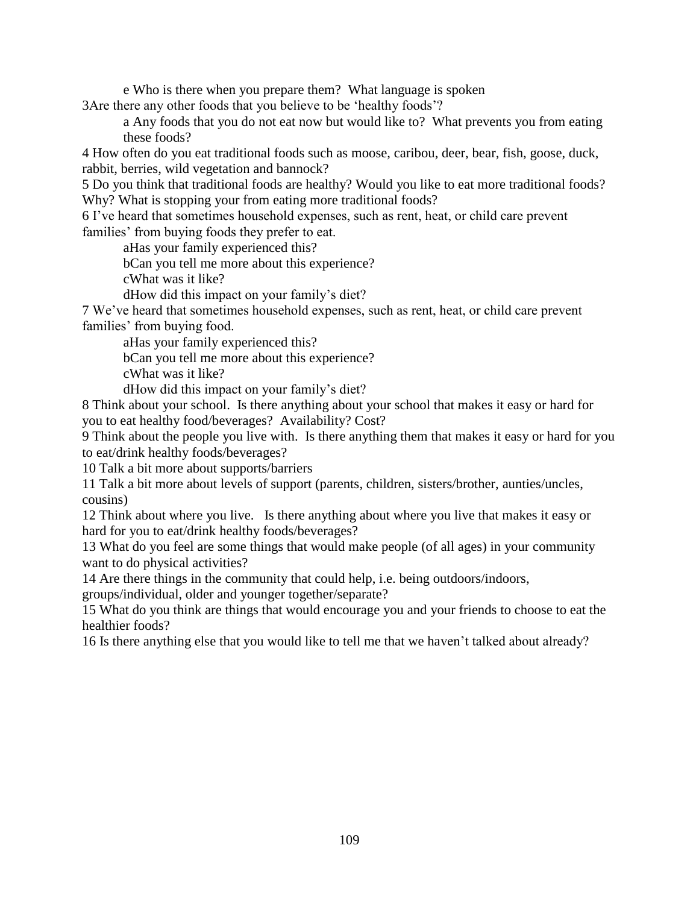e Who is there when you prepare them? What language is spoken

3Are there any other foods that you believe to be 'healthy foods'?

a Any foods that you do not eat now but would like to? What prevents you from eating these foods?

4 How often do you eat traditional foods such as moose, caribou, deer, bear, fish, goose, duck, rabbit, berries, wild vegetation and bannock?

5 Do you think that traditional foods are healthy? Would you like to eat more traditional foods? Why? What is stopping your from eating more traditional foods?

6 I've heard that sometimes household expenses, such as rent, heat, or child care prevent families' from buying foods they prefer to eat.

aHas your family experienced this?

bCan you tell me more about this experience?

cWhat was it like?

dHow did this impact on your family's diet?

7 We've heard that sometimes household expenses, such as rent, heat, or child care prevent families' from buying food.

aHas your family experienced this?

bCan you tell me more about this experience?

cWhat was it like?

dHow did this impact on your family's diet?

8 Think about your school. Is there anything about your school that makes it easy or hard for you to eat healthy food/beverages? Availability? Cost?

9 Think about the people you live with. Is there anything them that makes it easy or hard for you to eat/drink healthy foods/beverages?

10 Talk a bit more about supports/barriers

11 Talk a bit more about levels of support (parents, children, sisters/brother, aunties/uncles, cousins)

12 Think about where you live. Is there anything about where you live that makes it easy or hard for you to eat/drink healthy foods/beverages?

13 What do you feel are some things that would make people (of all ages) in your community want to do physical activities?

14 Are there things in the community that could help, i.e. being outdoors/indoors, groups/individual, older and younger together/separate?

15 What do you think are things that would encourage you and your friends to choose to eat the healthier foods?

16 Is there anything else that you would like to tell me that we haven't talked about already?